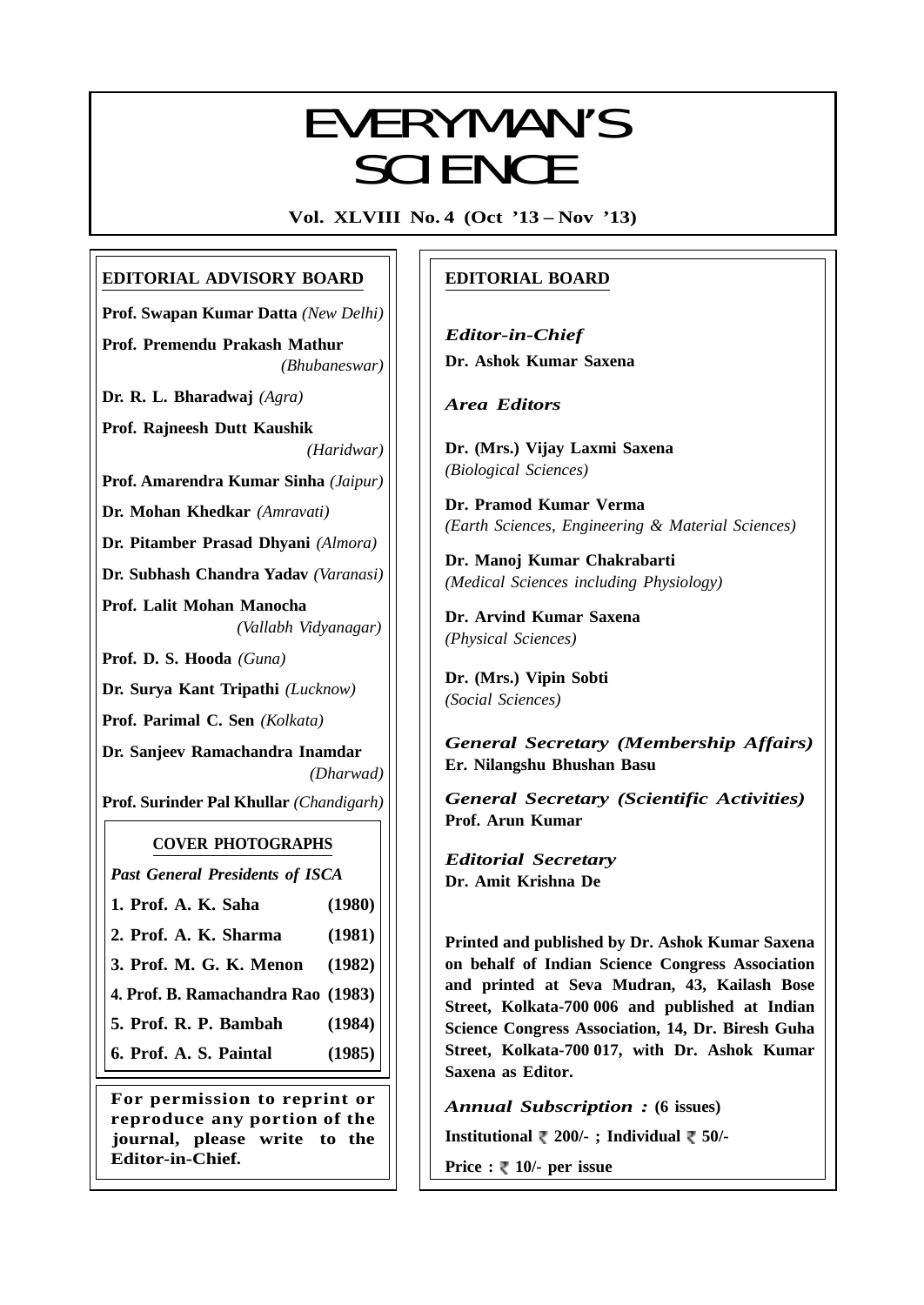# EVERYMAN'S SCIENCE

**Vol. XLVIII No. 4 (Oct '13 – Nov '13)**

## EDITORIAL ADVISORY BOARD

**Prof. Swapan Kumar Datta** *(New Delhi)*

**Prof. Premendu Prakash Mathur** *(Bhubaneswar)*

**Dr. R. L. Bharadwaj** *(Agra)*

**Prof. Rajneesh Dutt Kaushik** *(Haridwar)*

**Prof. Amarendra Kumar Sinha** *(Jaipur)*

**Dr. Mohan Khedkar** *(Amravati)*

**Dr. Pitamber Prasad Dhyani** *(Almora)*

**Dr. Subhash Chandra Yadav** *(Varanasi)*

**Prof. Lalit Mohan Manocha** *(Vallabh Vidyanagar)*

**Prof. D. S. Hooda** *(Guna)*

**Dr. Surya Kant Tripathi** *(Lucknow)*

**Prof. Parimal C. Sen** *(Kolkata)*

**Dr. Sanjeev Ramachandra Inamdar** *(Dharwad)*

**Prof. Surinder Pal Khullar** *(Chandigarh)*

### COVER PHOTOGRAPHS

*Past General Presidents of ISCA*

| | |
|---|---|
| **1. Prof. A. K. Saha** | **(1980)** |
| **2. Prof. A. K. Sharma** | **(1981)** |
| **3. Prof. M. G. K. Menon** | **(1982)** |
| **4. Prof. B. Ramachandra Rao** | **(1983)** |
| **5. Prof. R. P. Bambah** | **(1984)** |
| **6. Prof. A. S. Paintal** | **(1985)** |

**For permission to reprint or reproduce any portion of the journal, please write to the Editor-in-Chief.**

## EDITORIAL BOARD

***Editor-in-Chief***

**Dr. Ashok Kumar Saxena**

***Area Editors***

**Dr. (Mrs.) Vijay Laxmi Saxena**
*(Biological Sciences)*

**Dr. Pramod Kumar Verma**
*(Earth Sciences, Engineering & Material Sciences)*

**Dr. Manoj Kumar Chakrabarti**
*(Medical Sciences including Physiology)*

**Dr. Arvind Kumar Saxena**
*(Physical Sciences)*

**Dr. (Mrs.) Vipin Sobti**
*(Social Sciences)*

***General Secretary (Membership Affairs)***

**Er. Nilangshu Bhushan Basu**

***General Secretary (Scientific Activities)***

**Prof. Arun Kumar**

***Editorial Secretary***

**Dr. Amit Krishna De**

**Printed and published by Dr. Ashok Kumar Saxena on behalf of Indian Science Congress Association and printed at Seva Mudran, 43, Kailash Bose Street, Kolkata-700 006 and published at Indian Science Congress Association, 14, Dr. Biresh Guha Street, Kolkata-700 017, with Dr. Ashok Kumar Saxena as Editor.**

***Annual Subscription :*** **(6 issues)**

**Institutional ₹ 200/- ; Individual ₹ 50/-**

**Price : ₹ 10/- per issue**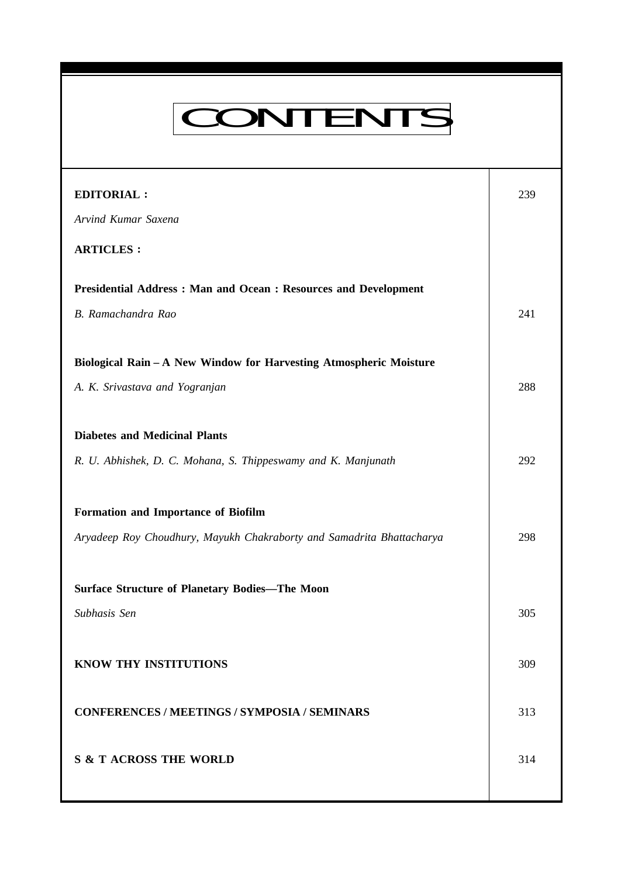# CONTENTS

| | |
|---|---|
| **EDITORIAL :** | 239 |
| *Arvind Kumar Saxena* | |
| **ARTICLES :** | |
| **Presidential Address : Man and Ocean : Resources and Development** | |
| *B. Ramachandra Rao* | 241 |
| **Biological Rain – A New Window for Harvesting Atmospheric Moisture** | |
| *A. K. Srivastava and Yogranjan* | 288 |
| **Diabetes and Medicinal Plants** | |
| *R. U. Abhishek, D. C. Mohana, S. Thippeswamy and K. Manjunath* | 292 |
| **Formation and Importance of Biofilm** | |
| *Aryadeep Roy Choudhury, Mayukh Chakraborty and Samadrita Bhattacharya* | 298 |
| **Surface Structure of Planetary Bodies—The Moon** | |
| *Subhasis Sen* | 305 |
| **KNOW THY INSTITUTIONS** | 309 |
| **CONFERENCES / MEETINGS / SYMPOSIA / SEMINARS** | 313 |
| **S & T ACROSS THE WORLD** | 314 |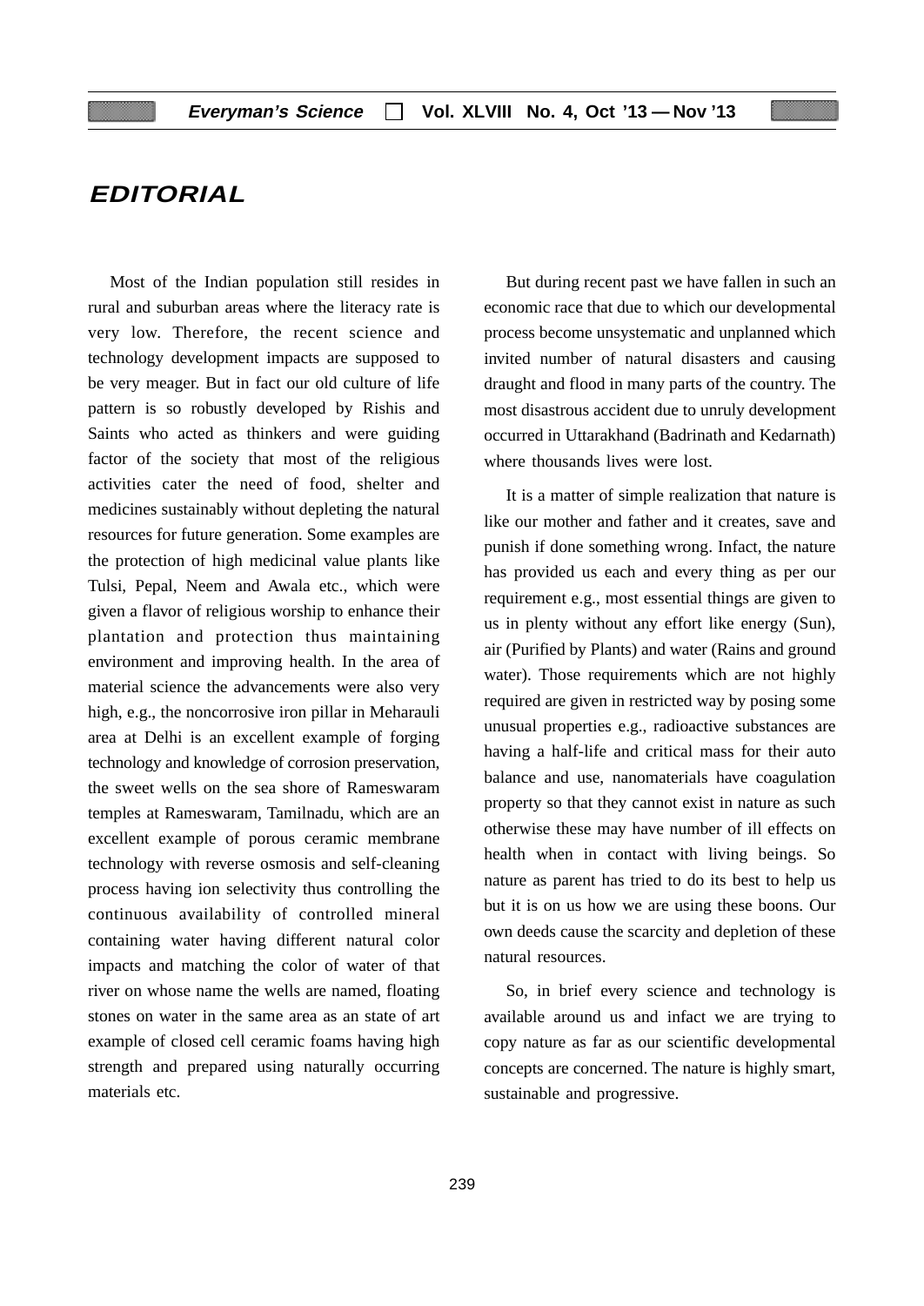# EDITORIAL

Most of the Indian population still resides in rural and suburban areas where the literacy rate is very low. Therefore, the recent science and technology development impacts are supposed to be very meager. But in fact our old culture of life pattern is so robustly developed by Rishis and Saints who acted as thinkers and were guiding factor of the society that most of the religious activities cater the need of food, shelter and medicines sustainably without depleting the natural resources for future generation. Some examples are the protection of high medicinal value plants like Tulsi, Pepal, Neem and Awala etc., which were given a flavor of religious worship to enhance their plantation and protection thus maintaining environment and improving health. In the area of material science the advancements were also very high, e.g., the noncorrosive iron pillar in Meharauli area at Delhi is an excellent example of forging technology and knowledge of corrosion preservation, the sweet wells on the sea shore of Rameswaram temples at Rameswaram, Tamilnadu, which are an excellent example of porous ceramic membrane technology with reverse osmosis and self-cleaning process having ion selectivity thus controlling the continuous availability of controlled mineral containing water having different natural color impacts and matching the color of water of that river on whose name the wells are named, floating stones on water in the same area as an state of art example of closed cell ceramic foams having high strength and prepared using naturally occurring materials etc.

But during recent past we have fallen in such an economic race that due to which our developmental process become unsystematic and unplanned which invited number of natural disasters and causing draught and flood in many parts of the country. The most disastrous accident due to unruly development occurred in Uttarakhand (Badrinath and Kedarnath) where thousands lives were lost.

It is a matter of simple realization that nature is like our mother and father and it creates, save and punish if done something wrong. Infact, the nature has provided us each and every thing as per our requirement e.g., most essential things are given to us in plenty without any effort like energy (Sun), air (Purified by Plants) and water (Rains and ground water). Those requirements which are not highly required are given in restricted way by posing some unusual properties e.g., radioactive substances are having a half-life and critical mass for their auto balance and use, nanomaterials have coagulation property so that they cannot exist in nature as such otherwise these may have number of ill effects on health when in contact with living beings. So nature as parent has tried to do its best to help us but it is on us how we are using these boons. Our own deeds cause the scarcity and depletion of these natural resources.

So, in brief every science and technology is available around us and infact we are trying to copy nature as far as our scientific developmental concepts are concerned. The nature is highly smart, sustainable and progressive.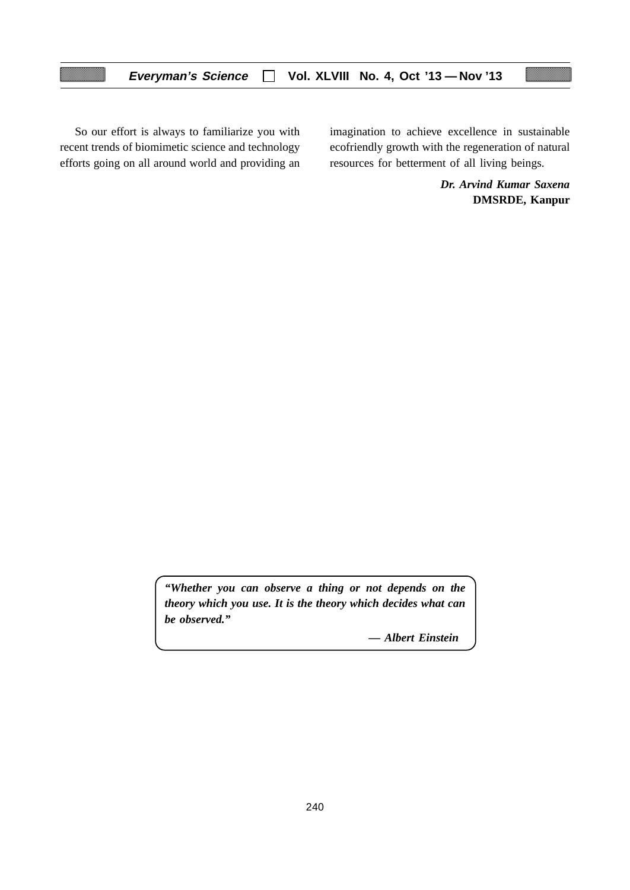So our effort is always to familiarize you with recent trends of biomimetic science and technology efforts going on all around world and providing an imagination to achieve excellence in sustainable ecofriendly growth with the regeneration of natural resources for betterment of all living beings.

***Dr. Arvind Kumar Saxena***
**DMSRDE, Kanpur**

> ***"Whether you can observe a thing or not depends on the theory which you use. It is the theory which decides what can be observed."***
>
> ***— Albert Einstein***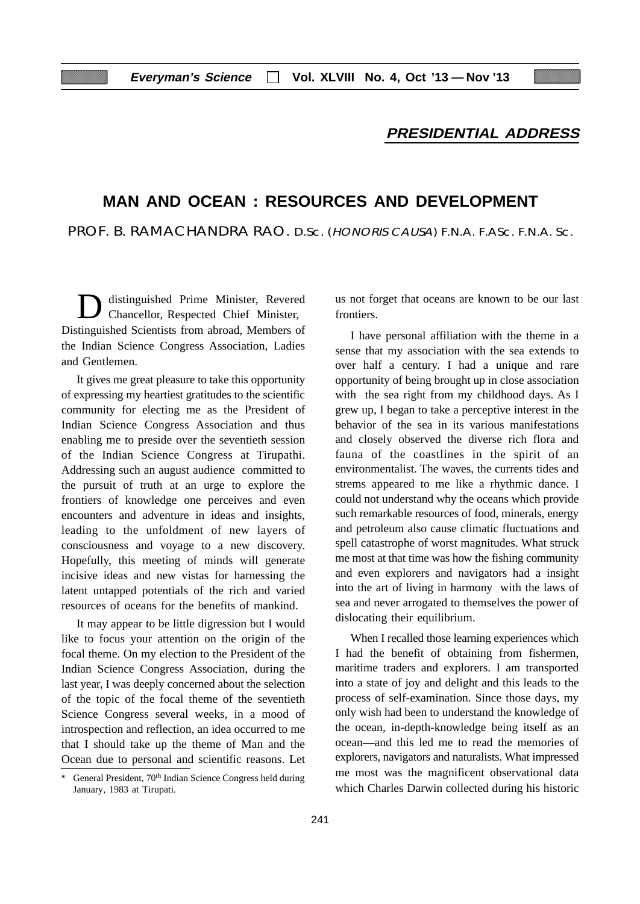**PRESIDENTIAL ADDRESS**

# MAN AND OCEAN : RESOURCES AND DEVELOPMENT

PROF. B. RAMACHANDRA RAO. D.Sc. (*HONORIS CAUSA*) F.N.A. F.ASc. F.N.A. Sc.

Distinguished Prime Minister, Revered Chancellor, Respected Chief Minister, Distinguished Scientists from abroad, Members of the Indian Science Congress Association, Ladies and Gentlemen.

It gives me great pleasure to take this opportunity of expressing my heartiest gratitudes to the scientific community for electing me as the President of Indian Science Congress Association and thus enabling me to preside over the seventieth session of the Indian Science Congress at Tirupathi. Addressing such an august audience committed to the pursuit of truth at an urge to explore the frontiers of knowledge one perceives and even encounters and adventure in ideas and insights, leading to the unfoldment of new layers of consciousness and voyage to a new discovery. Hopefully, this meeting of minds will generate incisive ideas and new vistas for harnessing the latent untapped potentials of the rich and varied resources of oceans for the benefits of mankind.

It may appear to be little digression but I would like to focus your attention on the origin of the focal theme. On my election to the President of the Indian Science Congress Association, during the last year, I was deeply concerned about the selection of the topic of the focal theme of the seventieth Science Congress several weeks, in a mood of introspection and reflection, an idea occurred to me that I should take up the theme of Man and the Ocean due to personal and scientific reasons. Let us not forget that oceans are known to be our last frontiers.

I have personal affiliation with the theme in a sense that my association with the sea extends to over half a century. I had a unique and rare opportunity of being brought up in close association with the sea right from my childhood days. As I grew up, I began to take a perceptive interest in the behavior of the sea in its various manifestations and closely observed the diverse rich flora and fauna of the coastlines in the spirit of an environmentalist. The waves, the currents tides and strems appeared to me like a rhythmic dance. I could not understand why the oceans which provide such remarkable resources of food, minerals, energy and petroleum also cause climatic fluctuations and spell catastrophe of worst magnitudes. What struck me most at that time was how the fishing community and even explorers and navigators had a insight into the art of living in harmony with the laws of sea and never arrogated to themselves the power of dislocating their equilibrium.

When I recalled those learning experiences which I had the benefit of obtaining from fishermen, maritime traders and explorers. I am transported into a state of joy and delight and this leads to the process of self-examination. Since those days, my only wish had been to understand the knowledge of the ocean, in-depth-knowledge being itself as an ocean—and this led me to read the memories of explorers, navigators and naturalists. What impressed me most was the magnificent observational data which Charles Darwin collected during his historic

---

\* General President, 70th Indian Science Congress held during January, 1983 at Tirupati.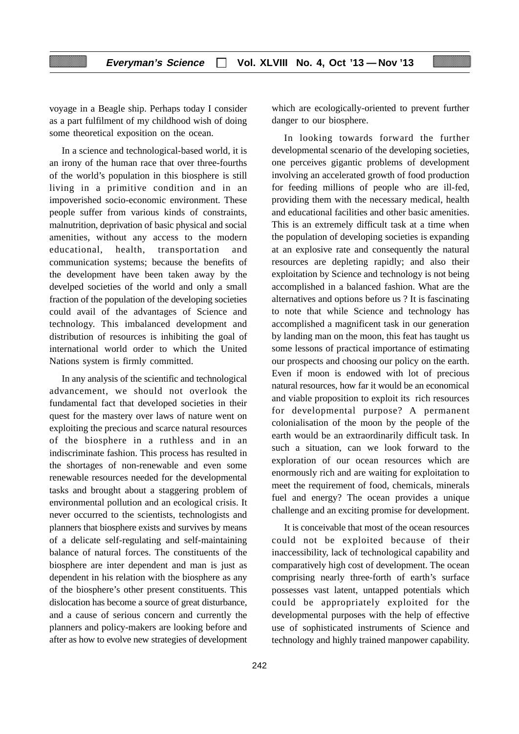voyage in a Beagle ship. Perhaps today I consider as a part fulfilment of my childhood wish of doing some theoretical exposition on the ocean.

In a science and technological-based world, it is an irony of the human race that over three-fourths of the world's population in this biosphere is still living in a primitive condition and in an impoverished socio-economic environment. These people suffer from various kinds of constraints, malnutrition, deprivation of basic physical and social amenities, without any access to the modern educational, health, transportation and communication systems; because the benefits of the development have been taken away by the develped societies of the world and only a small fraction of the population of the developing societies could avail of the advantages of Science and technology. This imbalanced development and distribution of resources is inhibiting the goal of international world order to which the United Nations system is firmly committed.

In any analysis of the scientific and technological advancement, we should not overlook the fundamental fact that developed societies in their quest for the mastery over laws of nature went on exploiting the precious and scarce natural resources of the biosphere in a ruthless and in an indiscriminate fashion. This process has resulted in the shortages of non-renewable and even some renewable resources needed for the developmental tasks and brought about a staggering problem of environmental pollution and an ecological crisis. It never occurred to the scientists, technologists and planners that biosphere exists and survives by means of a delicate self-regulating and self-maintaining balance of natural forces. The constituents of the biosphere are inter dependent and man is just as dependent in his relation with the biosphere as any of the biosphere's other present constituents. This dislocation has become a source of great disturbance, and a cause of serious concern and currently the planners and policy-makers are looking before and after as how to evolve new strategies of development which are ecologically-oriented to prevent further danger to our biosphere.

In looking towards forward the further developmental scenario of the developing societies, one perceives gigantic problems of development involving an accelerated growth of food production for feeding millions of people who are ill-fed, providing them with the necessary medical, health and educational facilities and other basic amenities. This is an extremely difficult task at a time when the population of developing societies is expanding at an explosive rate and consequently the natural resources are depleting rapidly; and also their exploitation by Science and technology is not being accomplished in a balanced fashion. What are the alternatives and options before us ? It is fascinating to note that while Science and technology has accomplished a magnificent task in our generation by landing man on the moon, this feat has taught us some lessons of practical importance of estimating our prospects and choosing our policy on the earth. Even if moon is endowed with lot of precious natural resources, how far it would be an economical and viable proposition to exploit its rich resources for developmental purpose? A permanent colonialisation of the moon by the people of the earth would be an extraordinarily difficult task. In such a situation, can we look forward to the exploration of our ocean resources which are enormously rich and are waiting for exploitation to meet the requirement of food, chemicals, minerals fuel and energy? The ocean provides a unique challenge and an exciting promise for development.

It is conceivable that most of the ocean resources could not be exploited because of their inaccessibility, lack of technological capability and comparatively high cost of development. The ocean comprising nearly three-forth of earth's surface possesses vast latent, untapped potentials which could be appropriately exploited for the developmental purposes with the help of effective use of sophisticated instruments of Science and technology and highly trained manpower capability.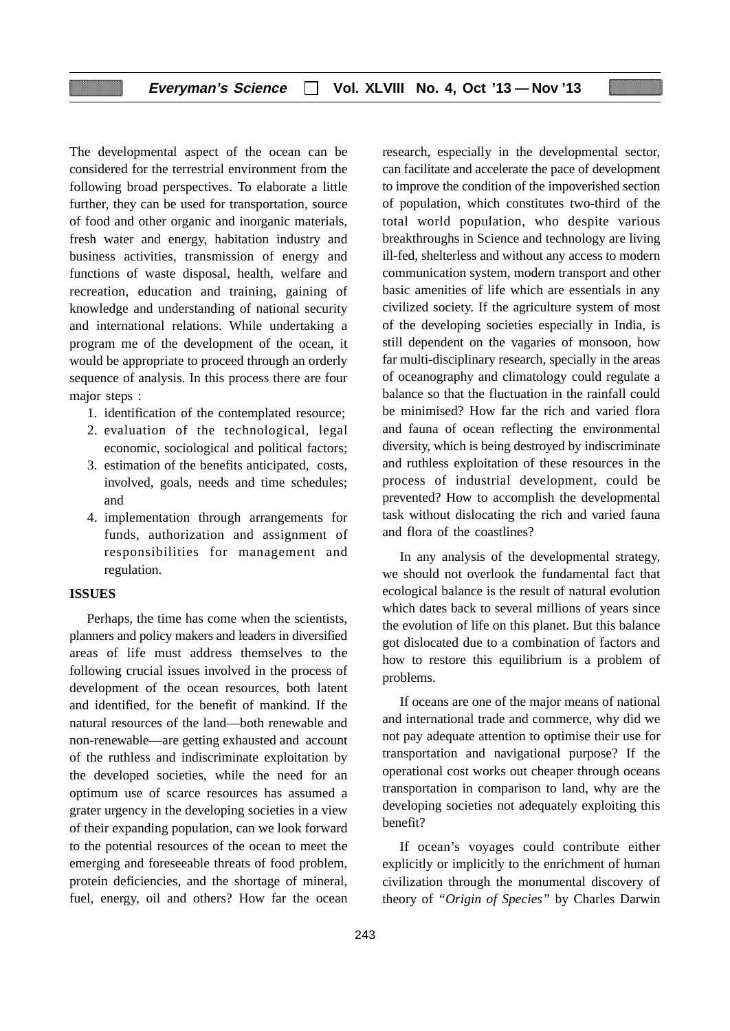The developmental aspect of the ocean can be considered for the terrestrial environment from the following broad perspectives. To elaborate a little further, they can be used for transportation, source of food and other organic and inorganic materials, fresh water and energy, habitation industry and business activities, transmission of energy and functions of waste disposal, health, welfare and recreation, education and training, gaining of knowledge and understanding of national security and international relations. While undertaking a program me of the development of the ocean, it would be appropriate to proceed through an orderly sequence of analysis. In this process there are four major steps :

1. identification of the contemplated resource;
2. evaluation of the technological, legal economic, sociological and political factors;
3. estimation of the benefits anticipated, costs, involved, goals, needs and time schedules; and
4. implementation through arrangements for funds, authorization and assignment of responsibilities for management and regulation.

**ISSUES**

Perhaps, the time has come when the scientists, planners and policy makers and leaders in diversified areas of life must address themselves to the following crucial issues involved in the process of development of the ocean resources, both latent and identified, for the benefit of mankind. If the natural resources of the land—both renewable and non-renewable—are getting exhausted and account of the ruthless and indiscriminate exploitation by the developed societies, while the need for an optimum use of scarce resources has assumed a grater urgency in the developing societies in a view of their expanding population, can we look forward to the potential resources of the ocean to meet the emerging and foreseeable threats of food problem, protein deficiencies, and the shortage of mineral, fuel, energy, oil and others? How far the ocean research, especially in the developmental sector, can facilitate and accelerate the pace of development to improve the condition of the impoverished section of population, which constitutes two-third of the total world population, who despite various breakthroughs in Science and technology are living ill-fed, shelterless and without any access to modern communication system, modern transport and other basic amenities of life which are essentials in any civilized society. If the agriculture system of most of the developing societies especially in India, is still dependent on the vagaries of monsoon, how far multi-disciplinary research, specially in the areas of oceanography and climatology could regulate a balance so that the fluctuation in the rainfall could be minimised? How far the rich and varied flora and fauna of ocean reflecting the environmental diversity, which is being destroyed by indiscriminate and ruthless exploitation of these resources in the process of industrial development, could be prevented? How to accomplish the developmental task without dislocating the rich and varied fauna and flora of the coastlines?

In any analysis of the developmental strategy, we should not overlook the fundamental fact that ecological balance is the result of natural evolution which dates back to several millions of years since the evolution of life on this planet. But this balance got dislocated due to a combination of factors and how to restore this equilibrium is a problem of problems.

If oceans are one of the major means of national and international trade and commerce, why did we not pay adequate attention to optimise their use for transportation and navigational purpose? If the operational cost works out cheaper through oceans transportation in comparison to land, why are the developing societies not adequately exploiting this benefit?

If ocean's voyages could contribute either explicitly or implicitly to the enrichment of human civilization through the monumental discovery of theory of *"Origin of Species"* by Charles Darwin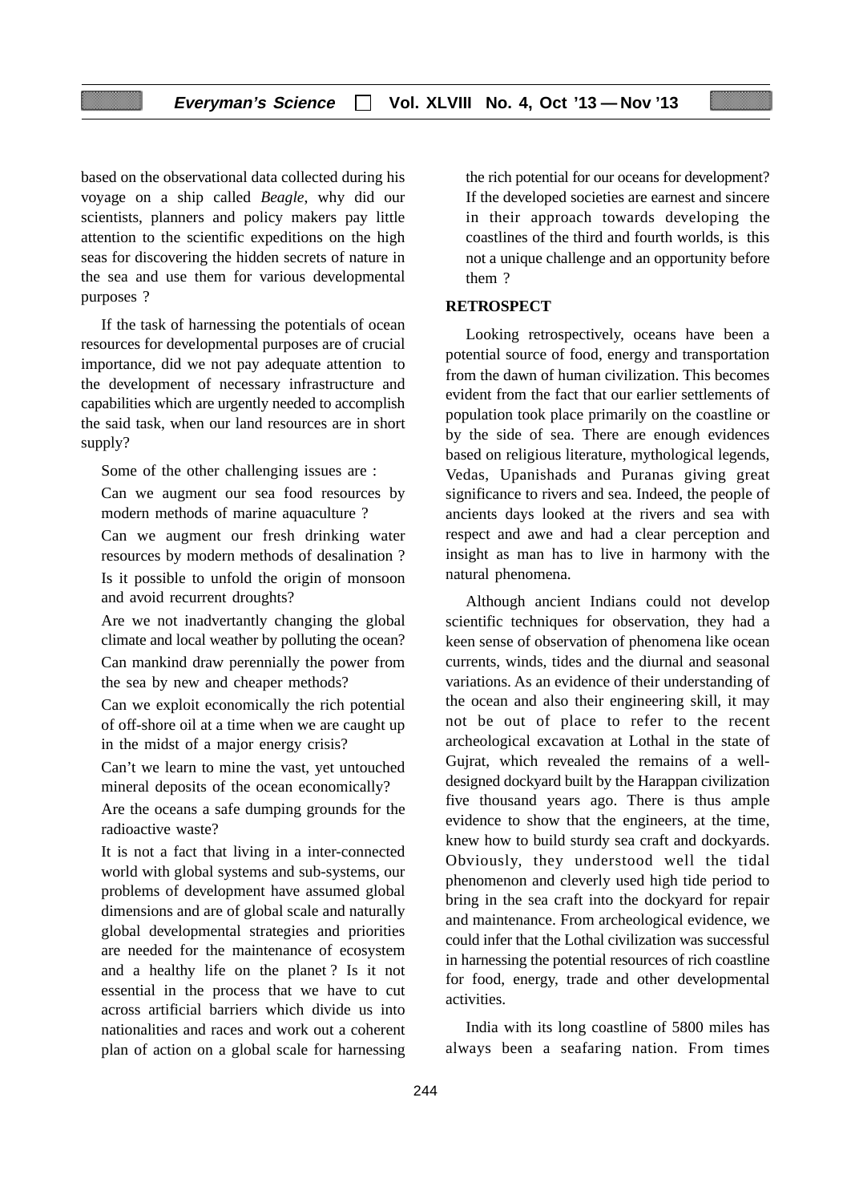based on the observational data collected during his voyage on a ship called *Beagle*, why did our scientists, planners and policy makers pay little attention to the scientific expeditions on the high seas for discovering the hidden secrets of nature in the sea and use them for various developmental purposes ?

If the task of harnessing the potentials of ocean resources for developmental purposes are of crucial importance, did we not pay adequate attention to the development of necessary infrastructure and capabilities which are urgently needed to accomplish the said task, when our land resources are in short supply?

Some of the other challenging issues are :

Can we augment our sea food resources by modern methods of marine aquaculture ?

Can we augment our fresh drinking water resources by modern methods of desalination ?

Is it possible to unfold the origin of monsoon and avoid recurrent droughts?

Are we not inadvertantly changing the global climate and local weather by polluting the ocean?

Can mankind draw perennially the power from the sea by new and cheaper methods?

Can we exploit economically the rich potential of off-shore oil at a time when we are caught up in the midst of a major energy crisis?

Can't we learn to mine the vast, yet untouched mineral deposits of the ocean economically?

Are the oceans a safe dumping grounds for the radioactive waste?

It is not a fact that living in a inter-connected world with global systems and sub-systems, our problems of development have assumed global dimensions and are of global scale and naturally global developmental strategies and priorities are needed for the maintenance of ecosystem and a healthy life on the planet ? Is it not essential in the process that we have to cut across artificial barriers which divide us into nationalities and races and work out a coherent plan of action on a global scale for harnessing the rich potential for our oceans for development? If the developed societies are earnest and sincere in their approach towards developing the coastlines of the third and fourth worlds, is this not a unique challenge and an opportunity before them ?

**RETROSPECT**

Looking retrospectively, oceans have been a potential source of food, energy and transportation from the dawn of human civilization. This becomes evident from the fact that our earlier settlements of population took place primarily on the coastline or by the side of sea. There are enough evidences based on religious literature, mythological legends, Vedas, Upanishads and Puranas giving great significance to rivers and sea. Indeed, the people of ancients days looked at the rivers and sea with respect and awe and had a clear perception and insight as man has to live in harmony with the natural phenomena.

Although ancient Indians could not develop scientific techniques for observation, they had a keen sense of observation of phenomena like ocean currents, winds, tides and the diurnal and seasonal variations. As an evidence of their understanding of the ocean and also their engineering skill, it may not be out of place to refer to the recent archeological excavation at Lothal in the state of Gujrat, which revealed the remains of a well-designed dockyard built by the Harappan civilization five thousand years ago. There is thus ample evidence to show that the engineers, at the time, knew how to build sturdy sea craft and dockyards. Obviously, they understood well the tidal phenomenon and cleverly used high tide period to bring in the sea craft into the dockyard for repair and maintenance. From archeological evidence, we could infer that the Lothal civilization was successful in harnessing the potential resources of rich coastline for food, energy, trade and other developmental activities.

India with its long coastline of 5800 miles has always been a seafaring nation. From times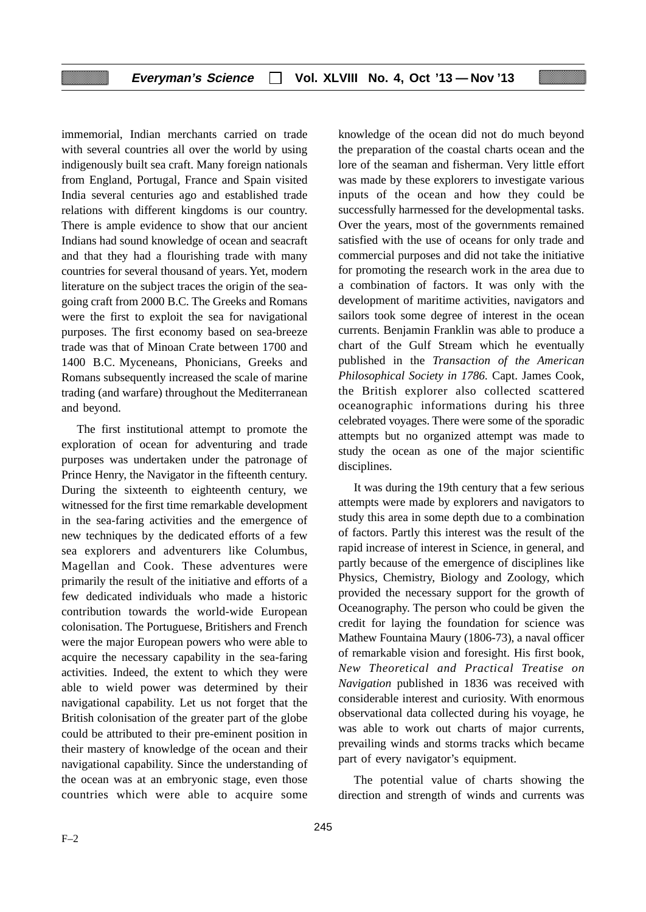immemorial, Indian merchants carried on trade with several countries all over the world by using indigenously built sea craft. Many foreign nationals from England, Portugal, France and Spain visited India several centuries ago and established trade relations with different kingdoms is our country. There is ample evidence to show that our ancient Indians had sound knowledge of ocean and seacraft and that they had a flourishing trade with many countries for several thousand of years. Yet, modern literature on the subject traces the origin of the sea-going craft from 2000 B.C. The Greeks and Romans were the first to exploit the sea for navigational purposes. The first economy based on sea-breeze trade was that of Minoan Crate between 1700 and 1400 B.C. Myceneans, Phonicians, Greeks and Romans subsequently increased the scale of marine trading (and warfare) throughout the Mediterranean and beyond.

The first institutional attempt to promote the exploration of ocean for adventuring and trade purposes was undertaken under the patronage of Prince Henry, the Navigator in the fifteenth century. During the sixteenth to eighteenth century, we witnessed for the first time remarkable development in the sea-faring activities and the emergence of new techniques by the dedicated efforts of a few sea explorers and adventurers like Columbus, Magellan and Cook. These adventures were primarily the result of the initiative and efforts of a few dedicated individuals who made a historic contribution towards the world-wide European colonisation. The Portuguese, Britishers and French were the major European powers who were able to acquire the necessary capability in the sea-faring activities. Indeed, the extent to which they were able to wield power was determined by their navigational capability. Let us not forget that the British colonisation of the greater part of the globe could be attributed to their pre-eminent position in their mastery of knowledge of the ocean and their navigational capability. Since the understanding of the ocean was at an embryonic stage, even those countries which were able to acquire some knowledge of the ocean did not do much beyond the preparation of the coastal charts ocean and the lore of the seaman and fisherman. Very little effort was made by these explorers to investigate various inputs of the ocean and how they could be successfully harrnessed for the developmental tasks. Over the years, most of the governments remained satisfied with the use of oceans for only trade and commercial purposes and did not take the initiative for promoting the research work in the area due to a combination of factors. It was only with the development of maritime activities, navigators and sailors took some degree of interest in the ocean currents. Benjamin Franklin was able to produce a chart of the Gulf Stream which he eventually published in the *Transaction of the American Philosophical Society in 1786.* Capt. James Cook, the British explorer also collected scattered oceanographic informations during his three celebrated voyages. There were some of the sporadic attempts but no organized attempt was made to study the ocean as one of the major scientific disciplines.

It was during the 19th century that a few serious attempts were made by explorers and navigators to study this area in some depth due to a combination of factors. Partly this interest was the result of the rapid increase of interest in Science, in general, and partly because of the emergence of disciplines like Physics, Chemistry, Biology and Zoology, which provided the necessary support for the growth of Oceanography. The person who could be given the credit for laying the foundation for science was Mathew Fountaina Maury (1806-73), a naval officer of remarkable vision and foresight. His first book, *New Theoretical and Practical Treatise on Navigation* published in 1836 was received with considerable interest and curiosity. With enormous observational data collected during his voyage, he was able to work out charts of major currents, prevailing winds and storms tracks which became part of every navigator's equipment.

The potential value of charts showing the direction and strength of winds and currents was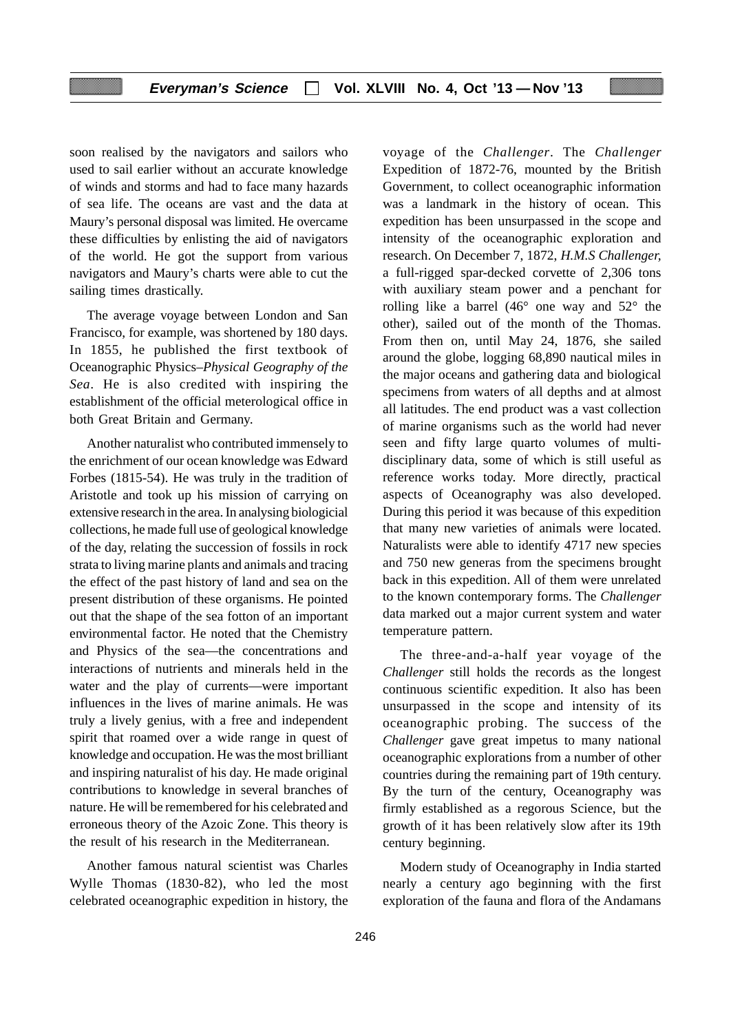soon realised by the navigators and sailors who used to sail earlier without an accurate knowledge of winds and storms and had to face many hazards of sea life. The oceans are vast and the data at Maury's personal disposal was limited. He overcame these difficulties by enlisting the aid of navigators of the world. He got the support from various navigators and Maury's charts were able to cut the sailing times drastically.

The average voyage between London and San Francisco, for example, was shortened by 180 days. In 1855, he published the first textbook of Oceanographic Physics–*Physical Geography of the Sea*. He is also credited with inspiring the establishment of the official meterological office in both Great Britain and Germany.

Another naturalist who contributed immensely to the enrichment of our ocean knowledge was Edward Forbes (1815-54). He was truly in the tradition of Aristotle and took up his mission of carrying on extensive research in the area. In analysing biologicial collections, he made full use of geological knowledge of the day, relating the succession of fossils in rock strata to living marine plants and animals and tracing the effect of the past history of land and sea on the present distribution of these organisms. He pointed out that the shape of the sea fotton of an important environmental factor. He noted that the Chemistry and Physics of the sea—the concentrations and interactions of nutrients and minerals held in the water and the play of currents—were important influences in the lives of marine animals. He was truly a lively genius, with a free and independent spirit that roamed over a wide range in quest of knowledge and occupation. He was the most brilliant and inspiring naturalist of his day. He made original contributions to knowledge in several branches of nature. He will be remembered for his celebrated and erroneous theory of the Azoic Zone. This theory is the result of his research in the Mediterranean.

Another famous natural scientist was Charles Wylle Thomas (1830-82), who led the most celebrated oceanographic expedition in history, the voyage of the *Challenger*. The *Challenger* Expedition of 1872-76, mounted by the British Government, to collect oceanographic information was a landmark in the history of ocean. This expedition has been unsurpassed in the scope and intensity of the oceanographic exploration and research. On December 7, 1872, *H.M.S Challenger*, a full-rigged spar-decked corvette of 2,306 tons with auxiliary steam power and a penchant for rolling like a barrel (46° one way and 52° the other), sailed out of the month of the Thomas. From then on, until May 24, 1876, she sailed around the globe, logging 68,890 nautical miles in the major oceans and gathering data and biological specimens from waters of all depths and at almost all latitudes. The end product was a vast collection of marine organisms such as the world had never seen and fifty large quarto volumes of multi-disciplinary data, some of which is still useful as reference works today. More directly, practical aspects of Oceanography was also developed. During this period it was because of this expedition that many new varieties of animals were located. Naturalists were able to identify 4717 new species and 750 new generas from the specimens brought back in this expedition. All of them were unrelated to the known contemporary forms. The *Challenger* data marked out a major current system and water temperature pattern.

The three-and-a-half year voyage of the *Challenger* still holds the records as the longest continuous scientific expedition. It also has been unsurpassed in the scope and intensity of its oceanographic probing. The success of the *Challenger* gave great impetus to many national oceanographic explorations from a number of other countries during the remaining part of 19th century. By the turn of the century, Oceanography was firmly established as a regorous Science, but the growth of it has been relatively slow after its 19th century beginning.

Modern study of Oceanography in India started nearly a century ago beginning with the first exploration of the fauna and flora of the Andamans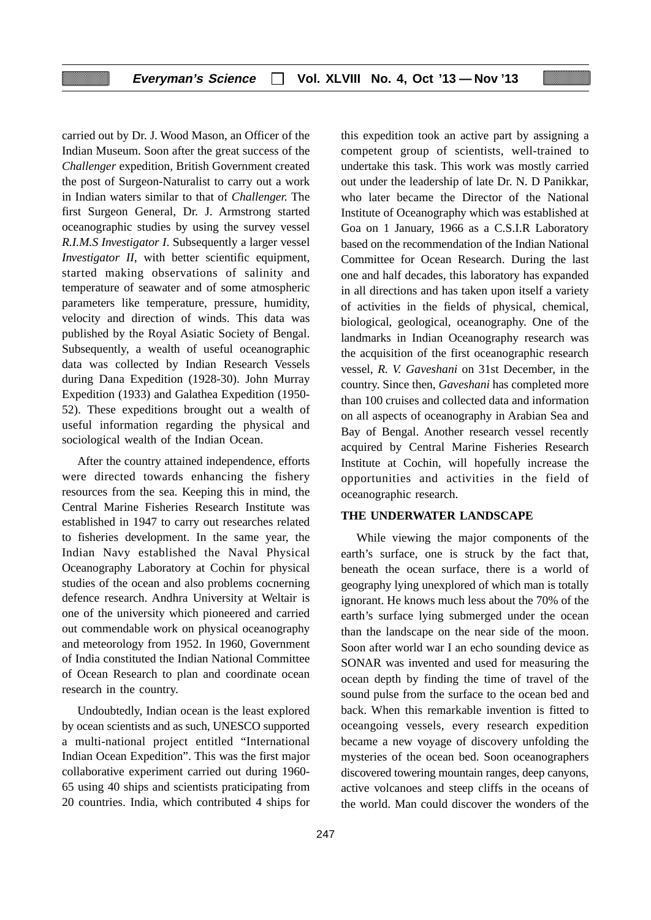carried out by Dr. J. Wood Mason, an Officer of the Indian Museum. Soon after the great success of the *Challenger* expedition, British Government created the post of Surgeon-Naturalist to carry out a work in Indian waters similar to that of *Challenger.* The first Surgeon General, Dr. J. Armstrong started oceanographic studies by using the survey vessel *R.I.M.S Investigator I*. Subsequently a larger vessel *Investigator II*, with better scientific equipment, started making observations of salinity and temperature of seawater and of some atmospheric parameters like temperature, pressure, humidity, velocity and direction of winds. This data was published by the Royal Asiatic Society of Bengal. Subsequently, a wealth of useful oceanographic data was collected by Indian Research Vessels during Dana Expedition (1928-30). John Murray Expedition (1933) and Galathea Expedition (1950-52). These expeditions brought out a wealth of useful information regarding the physical and sociological wealth of the Indian Ocean.

After the country attained independence, efforts were directed towards enhancing the fishery resources from the sea. Keeping this in mind, the Central Marine Fisheries Research Institute was established in 1947 to carry out researches related to fisheries development. In the same year, the Indian Navy established the Naval Physical Oceanography Laboratory at Cochin for physical studies of the ocean and also problems cocnerning defence research. Andhra University at Weltair is one of the university which pioneered and carried out commendable work on physical oceanography and meteorology from 1952. In 1960, Government of India constituted the Indian National Committee of Ocean Research to plan and coordinate ocean research in the country.

Undoubtedly, Indian ocean is the least explored by ocean scientists and as such, UNESCO supported a multi-national project entitled "International Indian Ocean Expedition". This was the first major collaborative experiment carried out during 1960-65 using 40 ships and scientists praticipating from 20 countries. India, which contributed 4 ships for this expedition took an active part by assigning a competent group of scientists, well-trained to undertake this task. This work was mostly carried out under the leadership of late Dr. N. D Panikkar, who later became the Director of the National Institute of Oceanography which was established at Goa on 1 January, 1966 as a C.S.I.R Laboratory based on the recommendation of the Indian National Committee for Ocean Research. During the last one and half decades, this laboratory has expanded in all directions and has taken upon itself a variety of activities in the fields of physical, chemical, biological, geological, oceanography. One of the landmarks in Indian Oceanography research was the acquisition of the first oceanographic research vessel, *R. V. Gaveshani* on 31st December, in the country. Since then, *Gaveshani* has completed more than 100 cruises and collected data and information on all aspects of oceanography in Arabian Sea and Bay of Bengal. Another research vessel recently acquired by Central Marine Fisheries Research Institute at Cochin, will hopefully increase the opportunities and activities in the field of oceanographic research.

## THE UNDERWATER LANDSCAPE

While viewing the major components of the earth's surface, one is struck by the fact that, beneath the ocean surface, there is a world of geography lying unexplored of which man is totally ignorant. He knows much less about the 70% of the earth's surface lying submerged under the ocean than the landscape on the near side of the moon. Soon after world war I an echo sounding device as SONAR was invented and used for measuring the ocean depth by finding the time of travel of the sound pulse from the surface to the ocean bed and back. When this remarkable invention is fitted to oceangoing vessels, every research expedition became a new voyage of discovery unfolding the mysteries of the ocean bed. Soon oceanographers discovered towering mountain ranges, deep canyons, active volcanoes and steep cliffs in the oceans of the world. Man could discover the wonders of the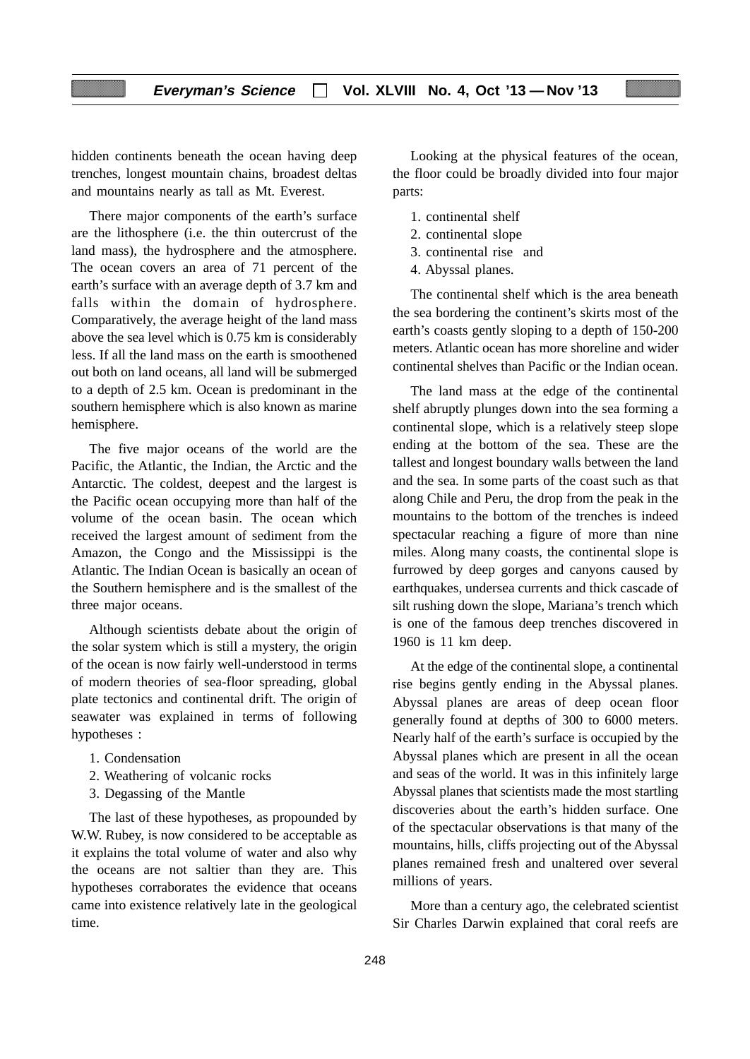hidden continents beneath the ocean having deep trenches, longest mountain chains, broadest deltas and mountains nearly as tall as Mt. Everest.

There major components of the earth's surface are the lithosphere (i.e. the thin outercrust of the land mass), the hydrosphere and the atmosphere. The ocean covers an area of 71 percent of the earth's surface with an average depth of 3.7 km and falls within the domain of hydrosphere. Comparatively, the average height of the land mass above the sea level which is 0.75 km is considerably less. If all the land mass on the earth is smoothened out both on land oceans, all land will be submerged to a depth of 2.5 km. Ocean is predominant in the southern hemisphere which is also known as marine hemisphere.

The five major oceans of the world are the Pacific, the Atlantic, the Indian, the Arctic and the Antarctic. The coldest, deepest and the largest is the Pacific ocean occupying more than half of the volume of the ocean basin. The ocean which received the largest amount of sediment from the Amazon, the Congo and the Mississippi is the Atlantic. The Indian Ocean is basically an ocean of the Southern hemisphere and is the smallest of the three major oceans.

Although scientists debate about the origin of the solar system which is still a mystery, the origin of the ocean is now fairly well-understood in terms of modern theories of sea-floor spreading, global plate tectonics and continental drift. The origin of seawater was explained in terms of following hypotheses :

1. Condensation
2. Weathering of volcanic rocks
3. Degassing of the Mantle

The last of these hypotheses, as propounded by W.W. Rubey, is now considered to be acceptable as it explains the total volume of water and also why the oceans are not saltier than they are. This hypotheses corraborates the evidence that oceans came into existence relatively late in the geological time.

Looking at the physical features of the ocean, the floor could be broadly divided into four major parts:

1. continental shelf
2. continental slope
3. continental rise and
4. Abyssal planes.

The continental shelf which is the area beneath the sea bordering the continent's skirts most of the earth's coasts gently sloping to a depth of 150-200 meters. Atlantic ocean has more shoreline and wider continental shelves than Pacific or the Indian ocean.

The land mass at the edge of the continental shelf abruptly plunges down into the sea forming a continental slope, which is a relatively steep slope ending at the bottom of the sea. These are the tallest and longest boundary walls between the land and the sea. In some parts of the coast such as that along Chile and Peru, the drop from the peak in the mountains to the bottom of the trenches is indeed spectacular reaching a figure of more than nine miles. Along many coasts, the continental slope is furrowed by deep gorges and canyons caused by earthquakes, undersea currents and thick cascade of silt rushing down the slope, Mariana's trench which is one of the famous deep trenches discovered in 1960 is 11 km deep.

At the edge of the continental slope, a continental rise begins gently ending in the Abyssal planes. Abyssal planes are areas of deep ocean floor generally found at depths of 300 to 6000 meters. Nearly half of the earth's surface is occupied by the Abyssal planes which are present in all the ocean and seas of the world. It was in this infinitely large Abyssal planes that scientists made the most startling discoveries about the earth's hidden surface. One of the spectacular observations is that many of the mountains, hills, cliffs projecting out of the Abyssal planes remained fresh and unaltered over several millions of years.

More than a century ago, the celebrated scientist Sir Charles Darwin explained that coral reefs are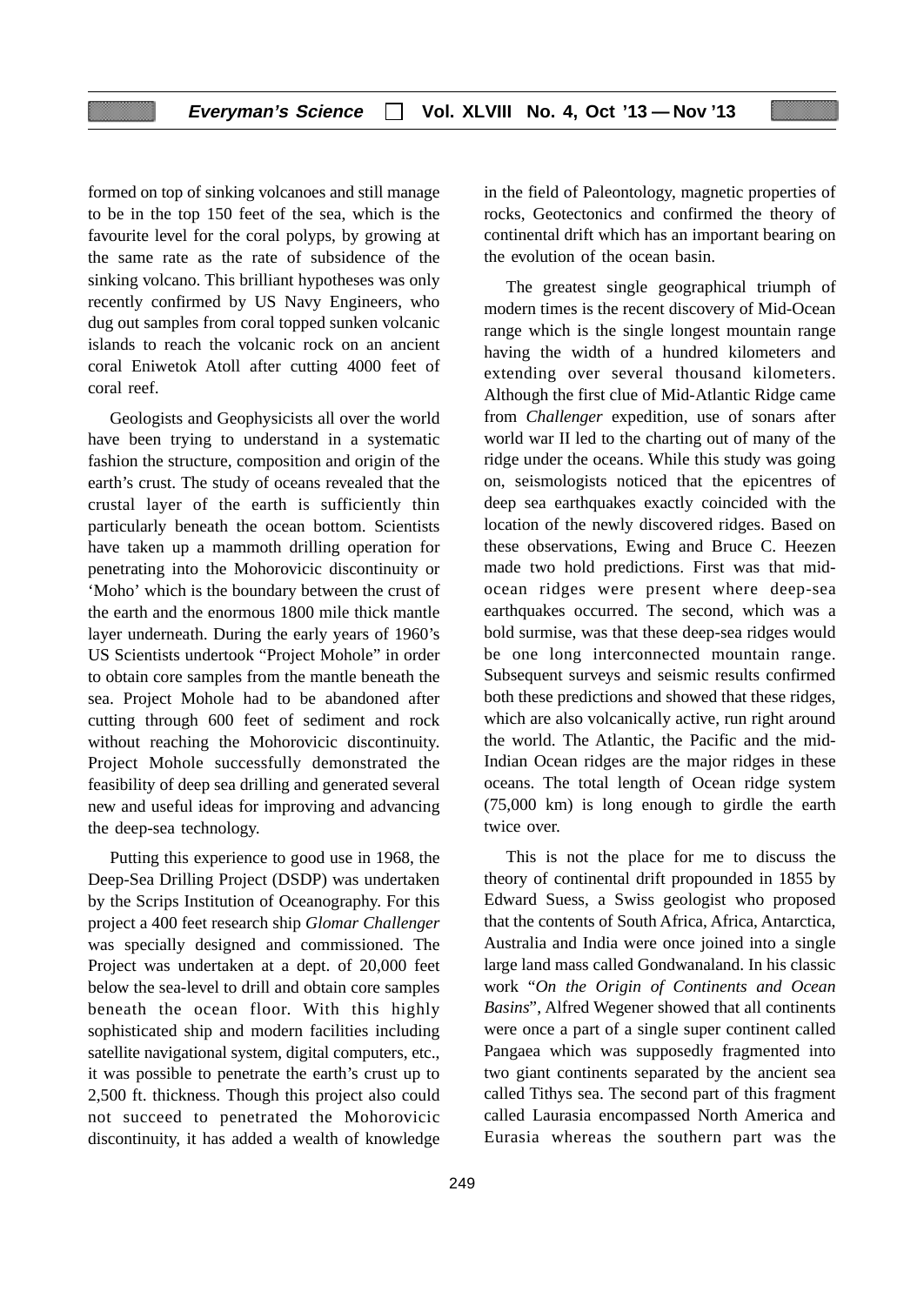formed on top of sinking volcanoes and still manage to be in the top 150 feet of the sea, which is the favourite level for the coral polyps, by growing at the same rate as the rate of subsidence of the sinking volcano. This brilliant hypotheses was only recently confirmed by US Navy Engineers, who dug out samples from coral topped sunken volcanic islands to reach the volcanic rock on an ancient coral Eniwetok Atoll after cutting 4000 feet of coral reef.

Geologists and Geophysicists all over the world have been trying to understand in a systematic fashion the structure, composition and origin of the earth's crust. The study of oceans revealed that the crustal layer of the earth is sufficiently thin particularly beneath the ocean bottom. Scientists have taken up a mammoth drilling operation for penetrating into the Mohorovicic discontinuity or 'Moho' which is the boundary between the crust of the earth and the enormous 1800 mile thick mantle layer underneath. During the early years of 1960's US Scientists undertook "Project Mohole" in order to obtain core samples from the mantle beneath the sea. Project Mohole had to be abandoned after cutting through 600 feet of sediment and rock without reaching the Mohorovicic discontinuity. Project Mohole successfully demonstrated the feasibility of deep sea drilling and generated several new and useful ideas for improving and advancing the deep-sea technology.

Putting this experience to good use in 1968, the Deep-Sea Drilling Project (DSDP) was undertaken by the Scrips Institution of Oceanography. For this project a 400 feet research ship *Glomar Challenger* was specially designed and commissioned. The Project was undertaken at a dept. of 20,000 feet below the sea-level to drill and obtain core samples beneath the ocean floor. With this highly sophisticated ship and modern facilities including satellite navigational system, digital computers, etc., it was possible to penetrate the earth's crust up to 2,500 ft. thickness. Though this project also could not succeed to penetrated the Mohorovicic discontinuity, it has added a wealth of knowledge in the field of Paleontology, magnetic properties of rocks, Geotectonics and confirmed the theory of continental drift which has an important bearing on the evolution of the ocean basin.

The greatest single geographical triumph of modern times is the recent discovery of Mid-Ocean range which is the single longest mountain range having the width of a hundred kilometers and extending over several thousand kilometers. Although the first clue of Mid-Atlantic Ridge came from *Challenger* expedition, use of sonars after world war II led to the charting out of many of the ridge under the oceans. While this study was going on, seismologists noticed that the epicentres of deep sea earthquakes exactly coincided with the location of the newly discovered ridges. Based on these observations, Ewing and Bruce C. Heezen made two hold predictions. First was that mid-ocean ridges were present where deep-sea earthquakes occurred. The second, which was a bold surmise, was that these deep-sea ridges would be one long interconnected mountain range. Subsequent surveys and seismic results confirmed both these predictions and showed that these ridges, which are also volcanically active, run right around the world. The Atlantic, the Pacific and the mid-Indian Ocean ridges are the major ridges in these oceans. The total length of Ocean ridge system (75,000 km) is long enough to girdle the earth twice over.

This is not the place for me to discuss the theory of continental drift propounded in 1855 by Edward Suess, a Swiss geologist who proposed that the contents of South Africa, Africa, Antarctica, Australia and India were once joined into a single large land mass called Gondwanaland. In his classic work "*On the Origin of Continents and Ocean Basins*", Alfred Wegener showed that all continents were once a part of a single super continent called Pangaea which was supposedly fragmented into two giant continents separated by the ancient sea called Tithys sea. The second part of this fragment called Laurasia encompassed North America and Eurasia whereas the southern part was the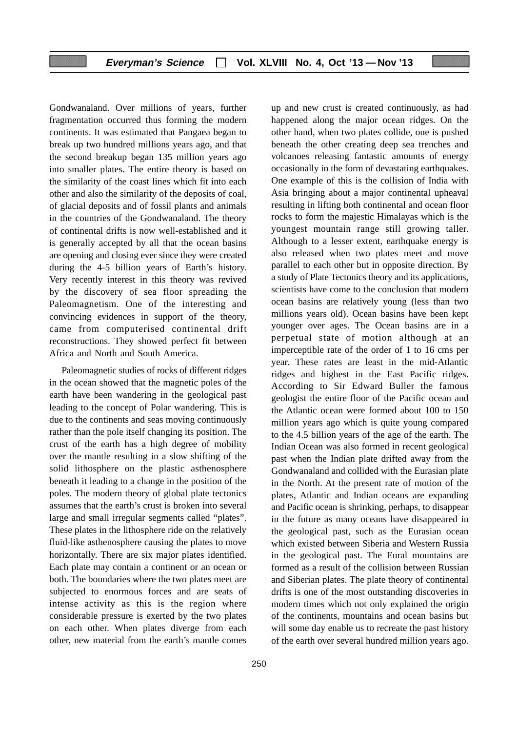Gondwanaland. Over millions of years, further fragmentation occurred thus forming the modern continents. It was estimated that Pangaea began to break up two hundred millions years ago, and that the second breakup began 135 million years ago into smaller plates. The entire theory is based on the similarity of the coast lines which fit into each other and also the similarity of the deposits of coal, of glacial deposits and of fossil plants and animals in the countries of the Gondwanaland. The theory of continental drifts is now well-established and it is generally accepted by all that the ocean basins are opening and closing ever since they were created during the 4-5 billion years of Earth's history. Very recently interest in this theory was revived by the discovery of sea floor spreading the Paleomagnetism. One of the interesting and convincing evidences in support of the theory, came from computerised continental drift reconstructions. They showed perfect fit between Africa and North and South America.

Paleomagnetic studies of rocks of different ridges in the ocean showed that the magnetic poles of the earth have been wandering in the geological past leading to the concept of Polar wandering. This is due to the continents and seas moving continuously rather than the pole itself changing its position. The crust of the earth has a high degree of mobility over the mantle resulting in a slow shifting of the solid lithosphere on the plastic asthenosphere beneath it leading to a change in the position of the poles. The modern theory of global plate tectonics assumes that the earth's crust is broken into several large and small irregular segments called "plates". These plates in the lithosphere ride on the relatively fluid-like asthenosphere causing the plates to move horizontally. There are six major plates identified. Each plate may contain a continent or an ocean or both. The boundaries where the two plates meet are subjected to enormous forces and are seats of intense activity as this is the region where considerable pressure is exerted by the two plates on each other. When plates diverge from each other, new material from the earth's mantle comes up and new crust is created continuously, as had happened along the major ocean ridges. On the other hand, when two plates collide, one is pushed beneath the other creating deep sea trenches and volcanoes releasing fantastic amounts of energy occasionally in the form of devastating earthquakes. One example of this is the collision of India with Asia bringing about a major continental upheaval resulting in lifting both continental and ocean floor rocks to form the majestic Himalayas which is the youngest mountain range still growing taller. Although to a lesser extent, earthquake energy is also released when two plates meet and move parallel to each other but in opposite direction. By a study of Plate Tectonics theory and its applications, scientists have come to the conclusion that modern ocean basins are relatively young (less than two millions years old). Ocean basins have been kept younger over ages. The Ocean basins are in a perpetual state of motion although at an imperceptible rate of the order of 1 to 16 cms per year. These rates are least in the mid-Atlantic ridges and highest in the East Pacific ridges. According to Sir Edward Buller the famous geologist the entire floor of the Pacific ocean and the Atlantic ocean were formed about 100 to 150 million years ago which is quite young compared to the 4.5 billion years of the age of the earth. The Indian Ocean was also formed in recent geological past when the Indian plate drifted away from the Gondwanaland and collided with the Eurasian plate in the North. At the present rate of motion of the plates, Atlantic and Indian oceans are expanding and Pacific ocean is shrinking, perhaps, to disappear in the future as many oceans have disappeared in the geological past, such as the Eurasian ocean which existed between Siberia and Western Russia in the geological past. The Eural mountains are formed as a result of the collision between Russian and Siberian plates. The plate theory of continental drifts is one of the most outstanding discoveries in modern times which not only explained the origin of the continents, mountains and ocean basins but will some day enable us to recreate the past history of the earth over several hundred million years ago.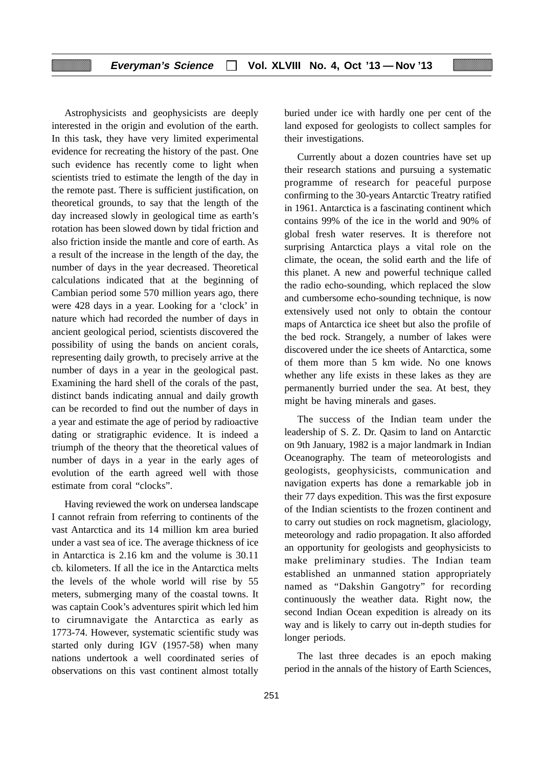Astrophysicists and geophysicists are deeply interested in the origin and evolution of the earth. In this task, they have very limited experimental evidence for recreating the history of the past. One such evidence has recently come to light when scientists tried to estimate the length of the day in the remote past. There is sufficient justification, on theoretical grounds, to say that the length of the day increased slowly in geological time as earth's rotation has been slowed down by tidal friction and also friction inside the mantle and core of earth. As a result of the increase in the length of the day, the number of days in the year decreased. Theoretical calculations indicated that at the beginning of Cambian period some 570 million years ago, there were 428 days in a year. Looking for a 'clock' in nature which had recorded the number of days in ancient geological period, scientists discovered the possibility of using the bands on ancient corals, representing daily growth, to precisely arrive at the number of days in a year in the geological past. Examining the hard shell of the corals of the past, distinct bands indicating annual and daily growth can be recorded to find out the number of days in a year and estimate the age of period by radioactive dating or stratigraphic evidence. It is indeed a triumph of the theory that the theoretical values of number of days in a year in the early ages of evolution of the earth agreed well with those estimate from coral "clocks".

Having reviewed the work on undersea landscape I cannot refrain from referring to continents of the vast Antarctica and its 14 million km area buried under a vast sea of ice. The average thickness of ice in Antarctica is 2.16 km and the volume is 30.11 cb. kilometers. If all the ice in the Antarctica melts the levels of the whole world will rise by 55 meters, submerging many of the coastal towns. It was captain Cook's adventures spirit which led him to cirumnavigate the Antarctica as early as 1773-74. However, systematic scientific study was started only during IGV (1957-58) when many nations undertook a well coordinated series of observations on this vast continent almost totally buried under ice with hardly one per cent of the land exposed for geologists to collect samples for their investigations.

Currently about a dozen countries have set up their research stations and pursuing a systematic programme of research for peaceful purpose confirming to the 30-years Antarctic Treaty ratified in 1961. Antarctica is a fascinating continent which contains 99% of the ice in the world and 90% of global fresh water reserves. It is therefore not surprising Antarctica plays a vital role on the climate, the ocean, the solid earth and the life of this planet. A new and powerful technique called the radio echo-sounding, which replaced the slow and cumbersome echo-sounding technique, is now extensively used not only to obtain the contour maps of Antarctica ice sheet but also the profile of the bed rock. Strangely, a number of lakes were discovered under the ice sheets of Antarctica, some of them more than 5 km wide. No one knows whether any life exists in these lakes as they are permanently burried under the sea. At best, they might be having minerals and gases.

The success of the Indian team under the leadership of S. Z. Dr. Qasim to land on Antarctic on 9th January, 1982 is a major landmark in Indian Oceanography. The team of meteorologists and geologists, geophysicists, communication and navigation experts has done a remarkable job in their 77 days expedition. This was the first exposure of the Indian scientists to the frozen continent and to carry out studies on rock magnetism, glaciology, meteorology and radio propagation. It also afforded an opportunity for geologists and geophysicists to make preliminary studies. The Indian team established an unmanned station appropriately named as "Dakshin Gangotry" for recording continuously the weather data. Right now, the second Indian Ocean expedition is already on its way and is likely to carry out in-depth studies for longer periods.

The last three decades is an epoch making period in the annals of the history of Earth Sciences,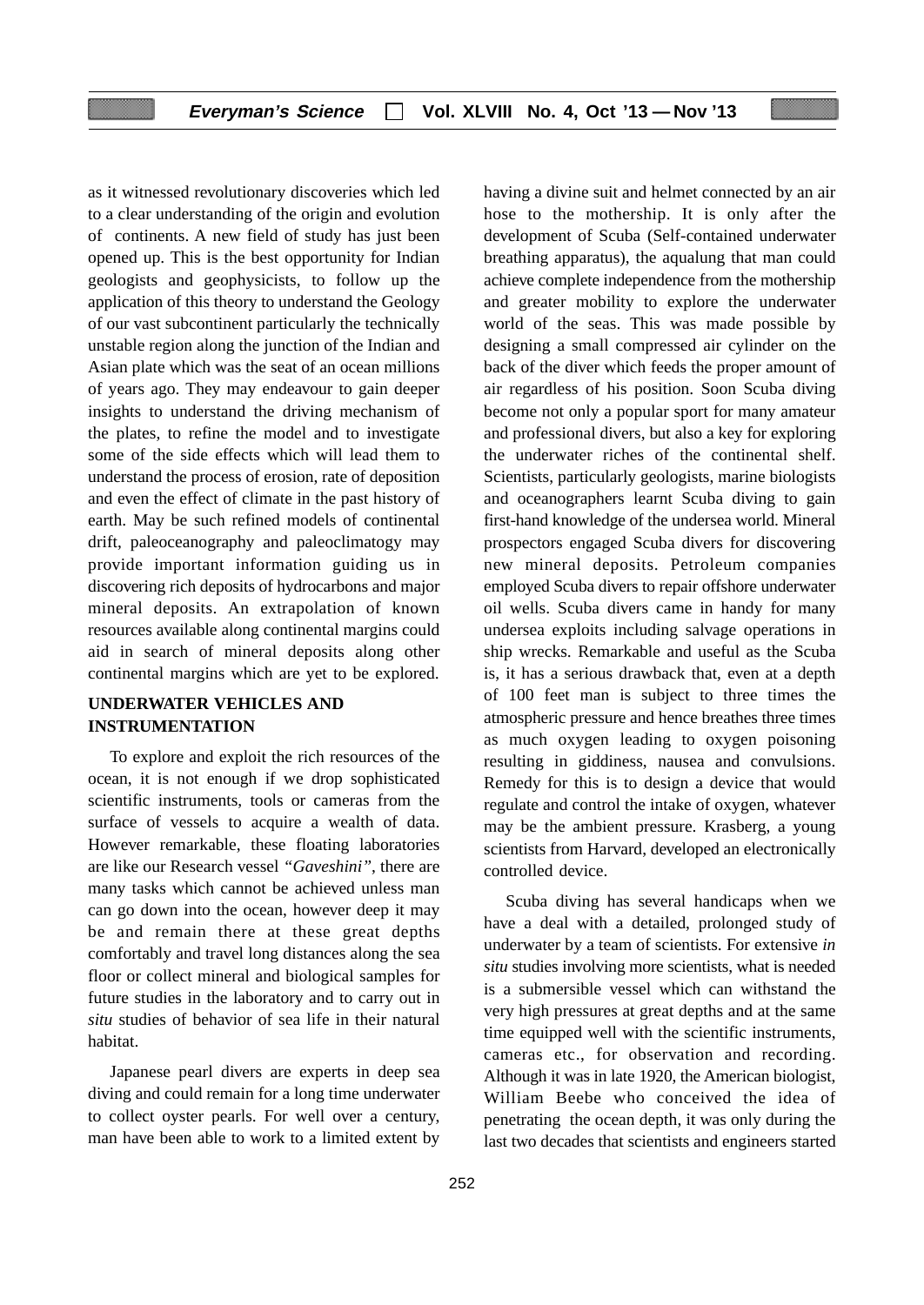as it witnessed revolutionary discoveries which led to a clear understanding of the origin and evolution of continents. A new field of study has just been opened up. This is the best opportunity for Indian geologists and geophysicists, to follow up the application of this theory to understand the Geology of our vast subcontinent particularly the technically unstable region along the junction of the Indian and Asian plate which was the seat of an ocean millions of years ago. They may endeavour to gain deeper insights to understand the driving mechanism of the plates, to refine the model and to investigate some of the side effects which will lead them to understand the process of erosion, rate of deposition and even the effect of climate in the past history of earth. May be such refined models of continental drift, paleoceanography and paleoclimatogy may provide important information guiding us in discovering rich deposits of hydrocarbons and major mineral deposits. An extrapolation of known resources available along continental margins could aid in search of mineral deposits along other continental margins which are yet to be explored.

## UNDERWATER VEHICLES AND INSTRUMENTATION

To explore and exploit the rich resources of the ocean, it is not enough if we drop sophisticated scientific instruments, tools or cameras from the surface of vessels to acquire a wealth of data. However remarkable, these floating laboratories are like our Research vessel *"Gaveshini"*, there are many tasks which cannot be achieved unless man can go down into the ocean, however deep it may be and remain there at these great depths comfortably and travel long distances along the sea floor or collect mineral and biological samples for future studies in the laboratory and to carry out in *situ* studies of behavior of sea life in their natural habitat.

Japanese pearl divers are experts in deep sea diving and could remain for a long time underwater to collect oyster pearls. For well over a century, man have been able to work to a limited extent by having a divine suit and helmet connected by an air hose to the mothership. It is only after the development of Scuba (Self-contained underwater breathing apparatus), the aqualung that man could achieve complete independence from the mothership and greater mobility to explore the underwater world of the seas. This was made possible by designing a small compressed air cylinder on the back of the diver which feeds the proper amount of air regardless of his position. Soon Scuba diving become not only a popular sport for many amateur and professional divers, but also a key for exploring the underwater riches of the continental shelf. Scientists, particularly geologists, marine biologists and oceanographers learnt Scuba diving to gain first-hand knowledge of the undersea world. Mineral prospectors engaged Scuba divers for discovering new mineral deposits. Petroleum companies employed Scuba divers to repair offshore underwater oil wells. Scuba divers came in handy for many undersea exploits including salvage operations in ship wrecks. Remarkable and useful as the Scuba is, it has a serious drawback that, even at a depth of 100 feet man is subject to three times the atmospheric pressure and hence breathes three times as much oxygen leading to oxygen poisoning resulting in giddiness, nausea and convulsions. Remedy for this is to design a device that would regulate and control the intake of oxygen, whatever may be the ambient pressure. Krasberg, a young scientists from Harvard, developed an electronically controlled device.

Scuba diving has several handicaps when we have a deal with a detailed, prolonged study of underwater by a team of scientists. For extensive *in situ* studies involving more scientists, what is needed is a submersible vessel which can withstand the very high pressures at great depths and at the same time equipped well with the scientific instruments, cameras etc., for observation and recording. Although it was in late 1920, the American biologist, William Beebe who conceived the idea of penetrating the ocean depth, it was only during the last two decades that scientists and engineers started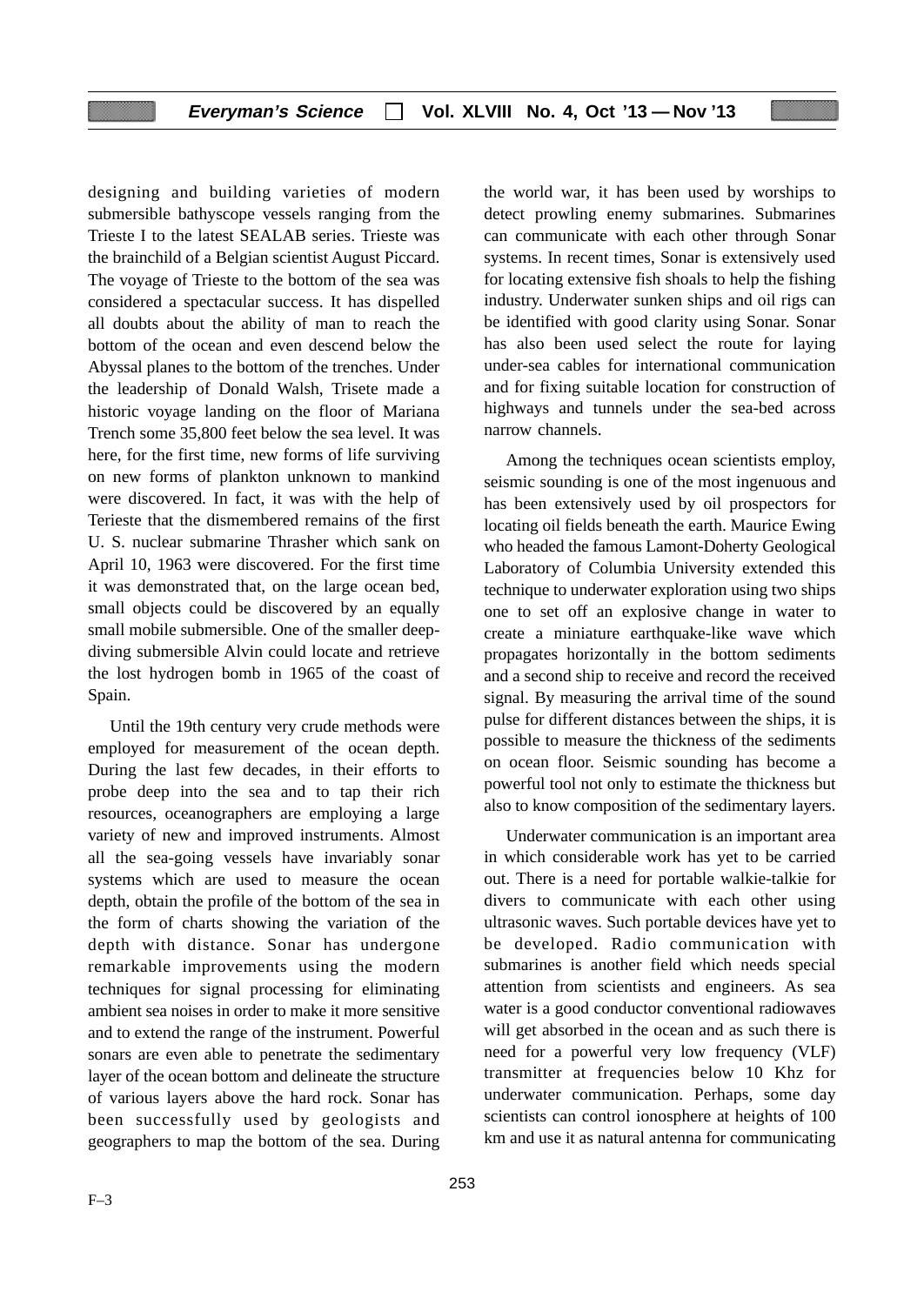designing and building varieties of modern submersible bathyscope vessels ranging from the Trieste I to the latest SEALAB series. Trieste was the brainchild of a Belgian scientist August Piccard. The voyage of Trieste to the bottom of the sea was considered a spectacular success. It has dispelled all doubts about the ability of man to reach the bottom of the ocean and even descend below the Abyssal planes to the bottom of the trenches. Under the leadership of Donald Walsh, Trisete made a historic voyage landing on the floor of Mariana Trench some 35,800 feet below the sea level. It was here, for the first time, new forms of life surviving on new forms of plankton unknown to mankind were discovered. In fact, it was with the help of Terieste that the dismembered remains of the first U. S. nuclear submarine Thrasher which sank on April 10, 1963 were discovered. For the first time it was demonstrated that, on the large ocean bed, small objects could be discovered by an equally small mobile submersible. One of the smaller deep-diving submersible Alvin could locate and retrieve the lost hydrogen bomb in 1965 of the coast of Spain.

Until the 19th century very crude methods were employed for measurement of the ocean depth. During the last few decades, in their efforts to probe deep into the sea and to tap their rich resources, oceanographers are employing a large variety of new and improved instruments. Almost all the sea-going vessels have invariably sonar systems which are used to measure the ocean depth, obtain the profile of the bottom of the sea in the form of charts showing the variation of the depth with distance. Sonar has undergone remarkable improvements using the modern techniques for signal processing for eliminating ambient sea noises in order to make it more sensitive and to extend the range of the instrument. Powerful sonars are even able to penetrate the sedimentary layer of the ocean bottom and delineate the structure of various layers above the hard rock. Sonar has been successfully used by geologists and geographers to map the bottom of the sea. During the world war, it has been used by worships to detect prowling enemy submarines. Submarines can communicate with each other through Sonar systems. In recent times, Sonar is extensively used for locating extensive fish shoals to help the fishing industry. Underwater sunken ships and oil rigs can be identified with good clarity using Sonar. Sonar has also been used select the route for laying under-sea cables for international communication and for fixing suitable location for construction of highways and tunnels under the sea-bed across narrow channels.

Among the techniques ocean scientists employ, seismic sounding is one of the most ingenuous and has been extensively used by oil prospectors for locating oil fields beneath the earth. Maurice Ewing who headed the famous Lamont-Doherty Geological Laboratory of Columbia University extended this technique to underwater exploration using two ships one to set off an explosive change in water to create a miniature earthquake-like wave which propagates horizontally in the bottom sediments and a second ship to receive and record the received signal. By measuring the arrival time of the sound pulse for different distances between the ships, it is possible to measure the thickness of the sediments on ocean floor. Seismic sounding has become a powerful tool not only to estimate the thickness but also to know composition of the sedimentary layers.

Underwater communication is an important area in which considerable work has yet to be carried out. There is a need for portable walkie-talkie for divers to communicate with each other using ultrasonic waves. Such portable devices have yet to be developed. Radio communication with submarines is another field which needs special attention from scientists and engineers. As sea water is a good conductor conventional radiowaves will get absorbed in the ocean and as such there is need for a powerful very low frequency (VLF) transmitter at frequencies below 10 Khz for underwater communication. Perhaps, some day scientists can control ionosphere at heights of 100 km and use it as natural antenna for communicating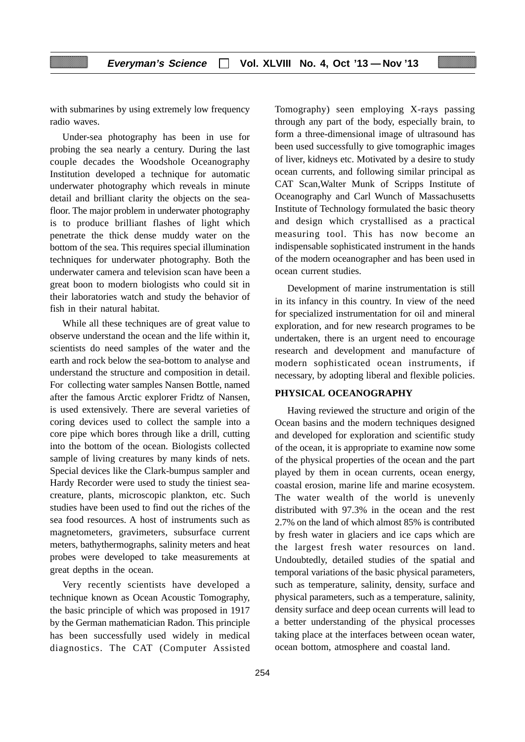with submarines by using extremely low frequency radio waves.

Under-sea photography has been in use for probing the sea nearly a century. During the last couple decades the Woodshole Oceanography Institution developed a technique for automatic underwater photography which reveals in minute detail and brilliant clarity the objects on the sea-floor. The major problem in underwater photography is to produce brilliant flashes of light which penetrate the thick dense muddy water on the bottom of the sea. This requires special illumination techniques for underwater photography. Both the underwater camera and television scan have been a great boon to modern biologists who could sit in their laboratories watch and study the behavior of fish in their natural habitat.

While all these techniques are of great value to observe understand the ocean and the life within it, scientists do need samples of the water and the earth and rock below the sea-bottom to analyse and understand the structure and composition in detail. For collecting water samples Nansen Bottle, named after the famous Arctic explorer Fridtz of Nansen, is used extensively. There are several varieties of coring devices used to collect the sample into a core pipe which bores through like a drill, cutting into the bottom of the ocean. Biologists collected sample of living creatures by many kinds of nets. Special devices like the Clark-bumpus sampler and Hardy Recorder were used to study the tiniest sea-creature, plants, microscopic plankton, etc. Such studies have been used to find out the riches of the sea food resources. A host of instruments such as magnetometers, gravimeters, subsurface current meters, bathythermographs, salinity meters and heat probes were developed to take measurements at great depths in the ocean.

Very recently scientists have developed a technique known as Ocean Acoustic Tomography, the basic principle of which was proposed in 1917 by the German mathematician Radon. This principle has been successfully used widely in medical diagnostics. The CAT (Computer Assisted Tomography) seen employing X-rays passing through any part of the body, especially brain, to form a three-dimensional image of ultrasound has been used successfully to give tomographic images of liver, kidneys etc. Motivated by a desire to study ocean currents, and following similar principal as CAT Scan,Walter Munk of Scripps Institute of Oceanography and Carl Wunch of Massachusetts Institute of Technology formulated the basic theory and design which crystallised as a practical measuring tool. This has now become an indispensable sophisticated instrument in the hands of the modern oceanographer and has been used in ocean current studies.

Development of marine instrumentation is still in its infancy in this country. In view of the need for specialized instrumentation for oil and mineral exploration, and for new research programes to be undertaken, there is an urgent need to encourage research and development and manufacture of modern sophisticated ocean instruments, if necessary, by adopting liberal and flexible policies.

## PHYSICAL OCEANOGRAPHY

Having reviewed the structure and origin of the Ocean basins and the modern techniques designed and developed for exploration and scientific study of the ocean, it is appropriate to examine now some of the physical properties of the ocean and the part played by them in ocean currents, ocean energy, coastal erosion, marine life and marine ecosystem. The water wealth of the world is unevenly distributed with 97.3% in the ocean and the rest 2.7% on the land of which almost 85% is contributed by fresh water in glaciers and ice caps which are the largest fresh water resources on land. Undoubtedly, detailed studies of the spatial and temporal variations of the basic physical parameters, such as temperature, salinity, density, surface and physical parameters, such as a temperature, salinity, density surface and deep ocean currents will lead to a better understanding of the physical processes taking place at the interfaces between ocean water, ocean bottom, atmosphere and coastal land.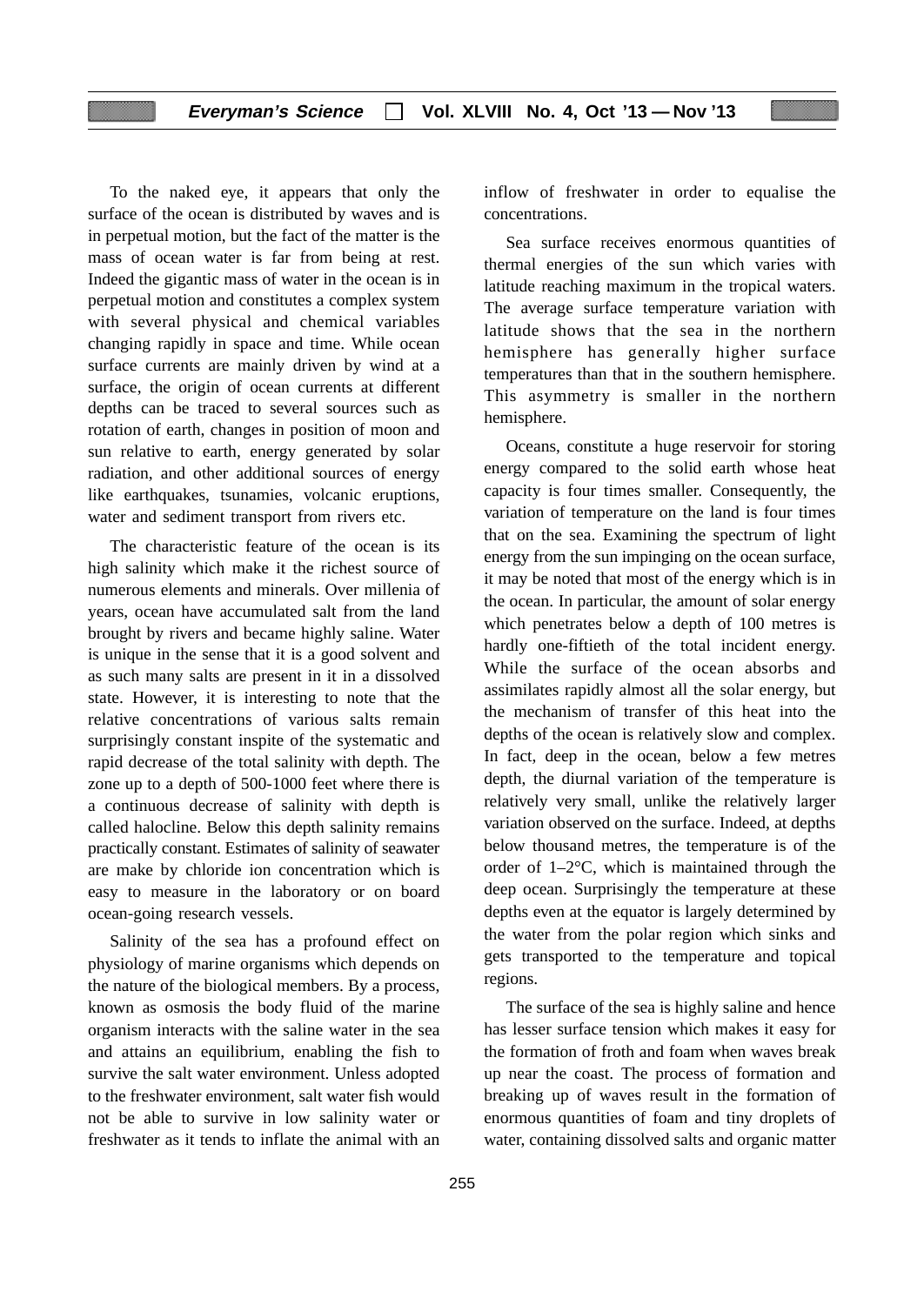To the naked eye, it appears that only the surface of the ocean is distributed by waves and is in perpetual motion, but the fact of the matter is the mass of ocean water is far from being at rest. Indeed the gigantic mass of water in the ocean is in perpetual motion and constitutes a complex system with several physical and chemical variables changing rapidly in space and time. While ocean surface currents are mainly driven by wind at a surface, the origin of ocean currents at different depths can be traced to several sources such as rotation of earth, changes in position of moon and sun relative to earth, energy generated by solar radiation, and other additional sources of energy like earthquakes, tsunamies, volcanic eruptions, water and sediment transport from rivers etc.

The characteristic feature of the ocean is its high salinity which make it the richest source of numerous elements and minerals. Over millenia of years, ocean have accumulated salt from the land brought by rivers and became highly saline. Water is unique in the sense that it is a good solvent and as such many salts are present in it in a dissolved state. However, it is interesting to note that the relative concentrations of various salts remain surprisingly constant inspite of the systematic and rapid decrease of the total salinity with depth. The zone up to a depth of 500-1000 feet where there is a continuous decrease of salinity with depth is called halocline. Below this depth salinity remains practically constant. Estimates of salinity of seawater are make by chloride ion concentration which is easy to measure in the laboratory or on board ocean-going research vessels.

Salinity of the sea has a profound effect on physiology of marine organisms which depends on the nature of the biological members. By a process, known as osmosis the body fluid of the marine organism interacts with the saline water in the sea and attains an equilibrium, enabling the fish to survive the salt water environment. Unless adopted to the freshwater environment, salt water fish would not be able to survive in low salinity water or freshwater as it tends to inflate the animal with an inflow of freshwater in order to equalise the concentrations.

Sea surface receives enormous quantities of thermal energies of the sun which varies with latitude reaching maximum in the tropical waters. The average surface temperature variation with latitude shows that the sea in the northern hemisphere has generally higher surface temperatures than that in the southern hemisphere. This asymmetry is smaller in the northern hemisphere.

Oceans, constitute a huge reservoir for storing energy compared to the solid earth whose heat capacity is four times smaller. Consequently, the variation of temperature on the land is four times that on the sea. Examining the spectrum of light energy from the sun impinging on the ocean surface, it may be noted that most of the energy which is in the ocean. In particular, the amount of solar energy which penetrates below a depth of 100 metres is hardly one-fiftieth of the total incident energy. While the surface of the ocean absorbs and assimilates rapidly almost all the solar energy, but the mechanism of transfer of this heat into the depths of the ocean is relatively slow and complex. In fact, deep in the ocean, below a few metres depth, the diurnal variation of the temperature is relatively very small, unlike the relatively larger variation observed on the surface. Indeed, at depths below thousand metres, the temperature is of the order of 1–2°C, which is maintained through the deep ocean. Surprisingly the temperature at these depths even at the equator is largely determined by the water from the polar region which sinks and gets transported to the temperature and topical regions.

The surface of the sea is highly saline and hence has lesser surface tension which makes it easy for the formation of froth and foam when waves break up near the coast. The process of formation and breaking up of waves result in the formation of enormous quantities of foam and tiny droplets of water, containing dissolved salts and organic matter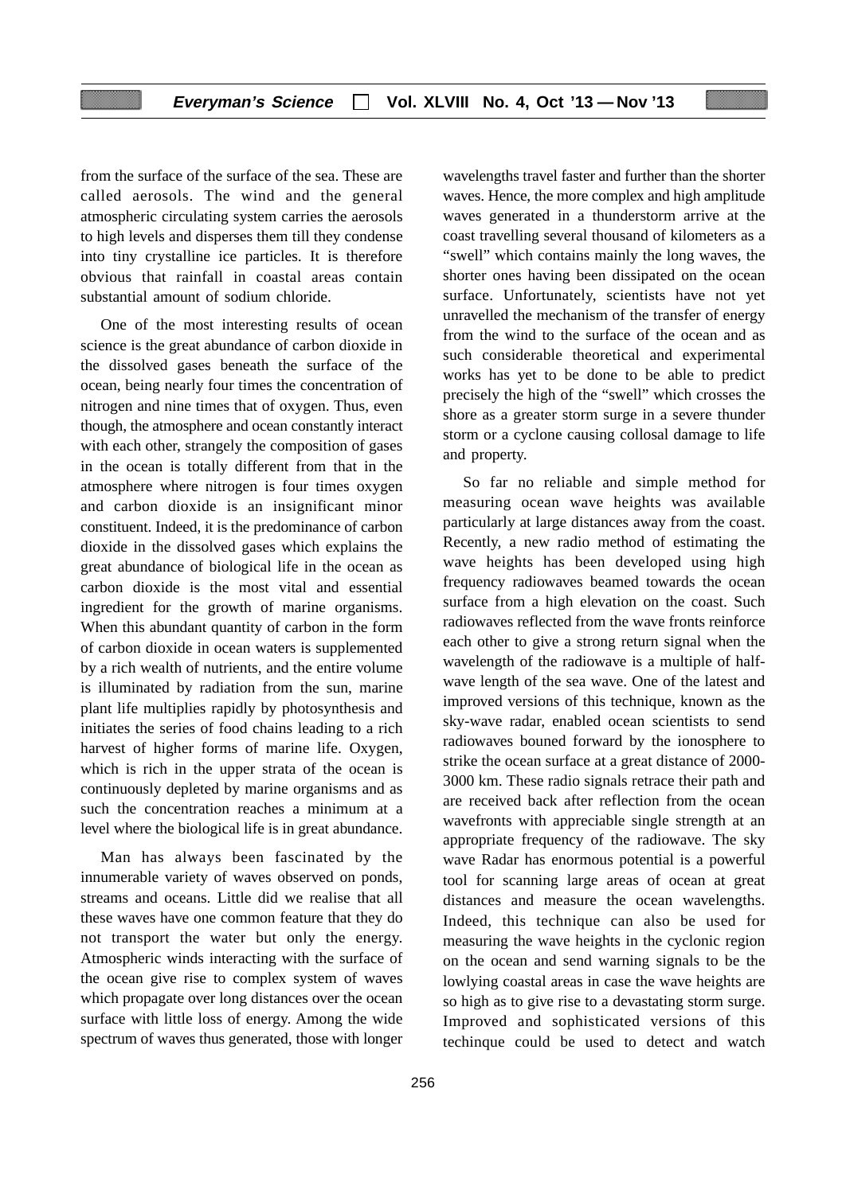from the surface of the surface of the sea. These are called aerosols. The wind and the general atmospheric circulating system carries the aerosols to high levels and disperses them till they condense into tiny crystalline ice particles. It is therefore obvious that rainfall in coastal areas contain substantial amount of sodium chloride.

One of the most interesting results of ocean science is the great abundance of carbon dioxide in the dissolved gases beneath the surface of the ocean, being nearly four times the concentration of nitrogen and nine times that of oxygen. Thus, even though, the atmosphere and ocean constantly interact with each other, strangely the composition of gases in the ocean is totally different from that in the atmosphere where nitrogen is four times oxygen and carbon dioxide is an insignificant minor constituent. Indeed, it is the predominance of carbon dioxide in the dissolved gases which explains the great abundance of biological life in the ocean as carbon dioxide is the most vital and essential ingredient for the growth of marine organisms. When this abundant quantity of carbon in the form of carbon dioxide in ocean waters is supplemented by a rich wealth of nutrients, and the entire volume is illuminated by radiation from the sun, marine plant life multiplies rapidly by photosynthesis and initiates the series of food chains leading to a rich harvest of higher forms of marine life. Oxygen, which is rich in the upper strata of the ocean is continuously depleted by marine organisms and as such the concentration reaches a minimum at a level where the biological life is in great abundance.

Man has always been fascinated by the innumerable variety of waves observed on ponds, streams and oceans. Little did we realise that all these waves have one common feature that they do not transport the water but only the energy. Atmospheric winds interacting with the surface of the ocean give rise to complex system of waves which propagate over long distances over the ocean surface with little loss of energy. Among the wide spectrum of waves thus generated, those with longer wavelengths travel faster and further than the shorter waves. Hence, the more complex and high amplitude waves generated in a thunderstorm arrive at the coast travelling several thousand of kilometers as a "swell" which contains mainly the long waves, the shorter ones having been dissipated on the ocean surface. Unfortunately, scientists have not yet unravelled the mechanism of the transfer of energy from the wind to the surface of the ocean and as such considerable theoretical and experimental works has yet to be done to be able to predict precisely the high of the "swell" which crosses the shore as a greater storm surge in a severe thunder storm or a cyclone causing collosal damage to life and property.

So far no reliable and simple method for measuring ocean wave heights was available particularly at large distances away from the coast. Recently, a new radio method of estimating the wave heights has been developed using high frequency radiowaves beamed towards the ocean surface from a high elevation on the coast. Such radiowaves reflected from the wave fronts reinforce each other to give a strong return signal when the wavelength of the radiowave is a multiple of half-wave length of the sea wave. One of the latest and improved versions of this technique, known as the sky-wave radar, enabled ocean scientists to send radiowaves bouned forward by the ionosphere to strike the ocean surface at a great distance of 2000-3000 km. These radio signals retrace their path and are received back after reflection from the ocean wavefronts with appreciable single strength at an appropriate frequency of the radiowave. The sky wave Radar has enormous potential is a powerful tool for scanning large areas of ocean at great distances and measure the ocean wavelengths. Indeed, this technique can also be used for measuring the wave heights in the cyclonic region on the ocean and send warning signals to be the lowlying coastal areas in case the wave heights are so high as to give rise to a devastating storm surge. Improved and sophisticated versions of this techinque could be used to detect and watch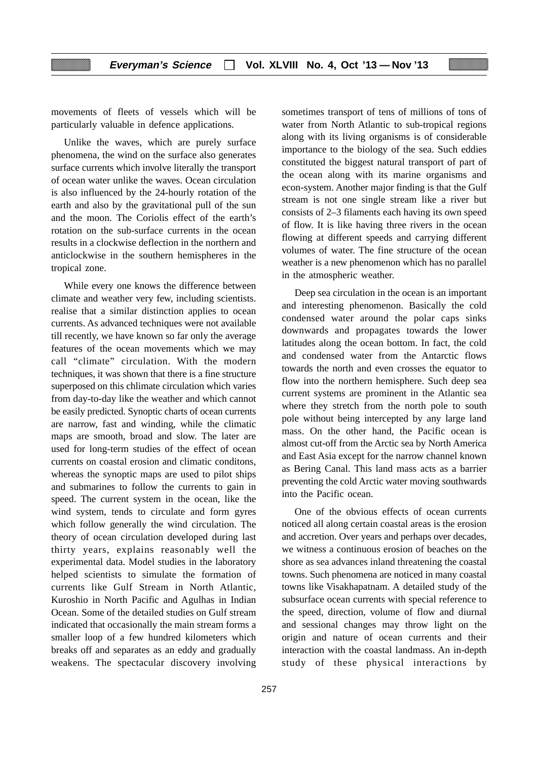movements of fleets of vessels which will be particularly valuable in defence applications.

Unlike the waves, which are purely surface phenomena, the wind on the surface also generates surface currents which involve literally the transport of ocean water unlike the waves. Ocean circulation is also influenced by the 24-hourly rotation of the earth and also by the gravitational pull of the sun and the moon. The Coriolis effect of the earth's rotation on the sub-surface currents in the ocean results in a clockwise deflection in the northern and anticlockwise in the southern hemispheres in the tropical zone.

While every one knows the difference between climate and weather very few, including scientists. realise that a similar distinction applies to ocean currents. As advanced techniques were not available till recently, we have known so far only the average features of the ocean movements which we may call "climate" circulation. With the modern techniques, it was shown that there is a fine structure superposed on this chlimate circulation which varies from day-to-day like the weather and which cannot be easily predicted. Synoptic charts of ocean currents are narrow, fast and winding, while the climatic maps are smooth, broad and slow. The later are used for long-term studies of the effect of ocean currents on coastal erosion and climatic conditons, whereas the synoptic maps are used to pilot ships and submarines to follow the currents to gain in speed. The current system in the ocean, like the wind system, tends to circulate and form gyres which follow generally the wind circulation. The theory of ocean circulation developed during last thirty years, explains reasonably well the experimental data. Model studies in the laboratory helped scientists to simulate the formation of currents like Gulf Stream in North Atlantic, Kuroshio in North Pacific and Agulhas in Indian Ocean. Some of the detailed studies on Gulf stream indicated that occasionally the main stream forms a smaller loop of a few hundred kilometers which breaks off and separates as an eddy and gradually weakens. The spectacular discovery involving sometimes transport of tens of millions of tons of water from North Atlantic to sub-tropical regions along with its living organisms is of considerable importance to the biology of the sea. Such eddies constituted the biggest natural transport of part of the ocean along with its marine organisms and econ-system. Another major finding is that the Gulf stream is not one single stream like a river but consists of 2–3 filaments each having its own speed of flow. It is like having three rivers in the ocean flowing at different speeds and carrying different volumes of water. The fine structure of the ocean weather is a new phenomenon which has no parallel in the atmospheric weather.

Deep sea circulation in the ocean is an important and interesting phenomenon. Basically the cold condensed water around the polar caps sinks downwards and propagates towards the lower latitudes along the ocean bottom. In fact, the cold and condensed water from the Antarctic flows towards the north and even crosses the equator to flow into the northern hemisphere. Such deep sea current systems are prominent in the Atlantic sea where they stretch from the north pole to south pole without being intercepted by any large land mass. On the other hand, the Pacific ocean is almost cut-off from the Arctic sea by North America and East Asia except for the narrow channel known as Bering Canal. This land mass acts as a barrier preventing the cold Arctic water moving southwards into the Pacific ocean.

One of the obvious effects of ocean currents noticed all along certain coastal areas is the erosion and accretion. Over years and perhaps over decades, we witness a continuous erosion of beaches on the shore as sea advances inland threatening the coastal towns. Such phenomena are noticed in many coastal towns like Visakhapatnam. A detailed study of the subsurface ocean currents with special reference to the speed, direction, volume of flow and diurnal and sessional changes may throw light on the origin and nature of ocean currents and their interaction with the coastal landmass. An in-depth study of these physical interactions by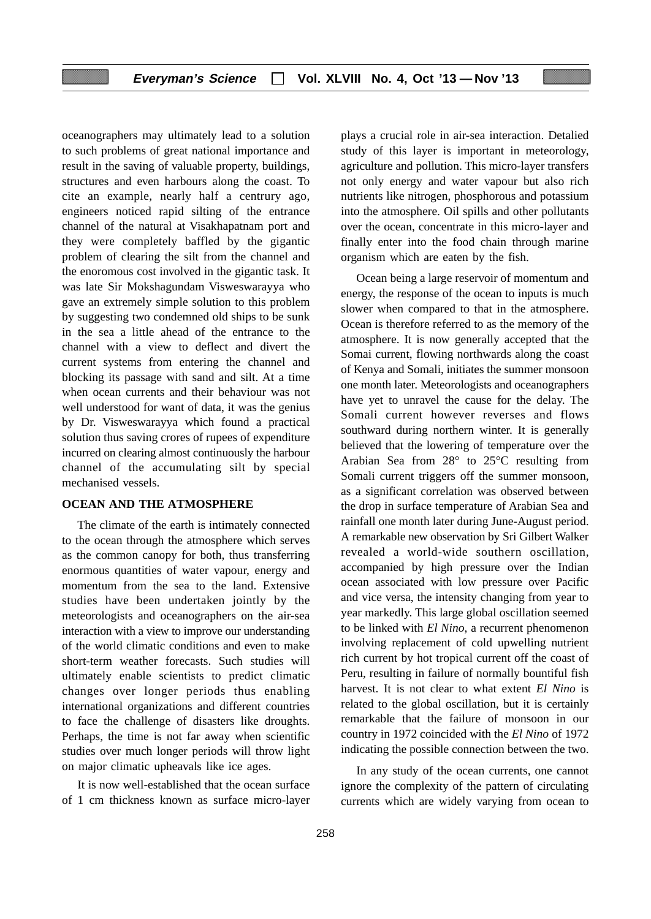oceanographers may ultimately lead to a solution to such problems of great national importance and result in the saving of valuable property, buildings, structures and even harbours along the coast. To cite an example, nearly half a centrury ago, engineers noticed rapid silting of the entrance channel of the natural at Visakhapatnam port and they were completely baffled by the gigantic problem of clearing the silt from the channel and the enoromous cost involved in the gigantic task. It was late Sir Mokshagundam Visweswarayya who gave an extremely simple solution to this problem by suggesting two condemned old ships to be sunk in the sea a little ahead of the entrance to the channel with a view to deflect and divert the current systems from entering the channel and blocking its passage with sand and silt. At a time when ocean currents and their behaviour was not well understood for want of data, it was the genius by Dr. Visweswarayya which found a practical solution thus saving crores of rupees of expenditure incurred on clearing almost continuously the harbour channel of the accumulating silt by special mechanised vessels.

## OCEAN AND THE ATMOSPHERE

The climate of the earth is intimately connected to the ocean through the atmosphere which serves as the common canopy for both, thus transferring enormous quantities of water vapour, energy and momentum from the sea to the land. Extensive studies have been undertaken jointly by the meteorologists and oceanographers on the air-sea interaction with a view to improve our understanding of the world climatic conditions and even to make short-term weather forecasts. Such studies will ultimately enable scientists to predict climatic changes over longer periods thus enabling international organizations and different countries to face the challenge of disasters like droughts. Perhaps, the time is not far away when scientific studies over much longer periods will throw light on major climatic upheavals like ice ages.

It is now well-established that the ocean surface of 1 cm thickness known as surface micro-layer plays a crucial role in air-sea interaction. Detalied study of this layer is important in meteorology, agriculture and pollution. This micro-layer transfers not only energy and water vapour but also rich nutrients like nitrogen, phosphorous and potassium into the atmosphere. Oil spills and other pollutants over the ocean, concentrate in this micro-layer and finally enter into the food chain through marine organism which are eaten by the fish.

Ocean being a large reservoir of momentum and energy, the response of the ocean to inputs is much slower when compared to that in the atmosphere. Ocean is therefore referred to as the memory of the atmosphere. It is now generally accepted that the Somai current, flowing northwards along the coast of Kenya and Somali, initiates the summer monsoon one month later. Meteorologists and oceanographers have yet to unravel the cause for the delay. The Somali current however reverses and flows southward during northern winter. It is generally believed that the lowering of temperature over the Arabian Sea from 28° to 25°C resulting from Somali current triggers off the summer monsoon, as a significant correlation was observed between the drop in surface temperature of Arabian Sea and rainfall one month later during June-August period. A remarkable new observation by Sri Gilbert Walker revealed a world-wide southern oscillation, accompanied by high pressure over the Indian ocean associated with low pressure over Pacific and vice versa, the intensity changing from year to year markedly. This large global oscillation seemed to be linked with *El Nino*, a recurrent phenomenon involving replacement of cold upwelling nutrient rich current by hot tropical current off the coast of Peru, resulting in failure of normally bountiful fish harvest. It is not clear to what extent *El Nino* is related to the global oscillation, but it is certainly remarkable that the failure of monsoon in our country in 1972 coincided with the *El Nino* of 1972 indicating the possible connection between the two.

In any study of the ocean currents, one cannot ignore the complexity of the pattern of circulating currents which are widely varying from ocean to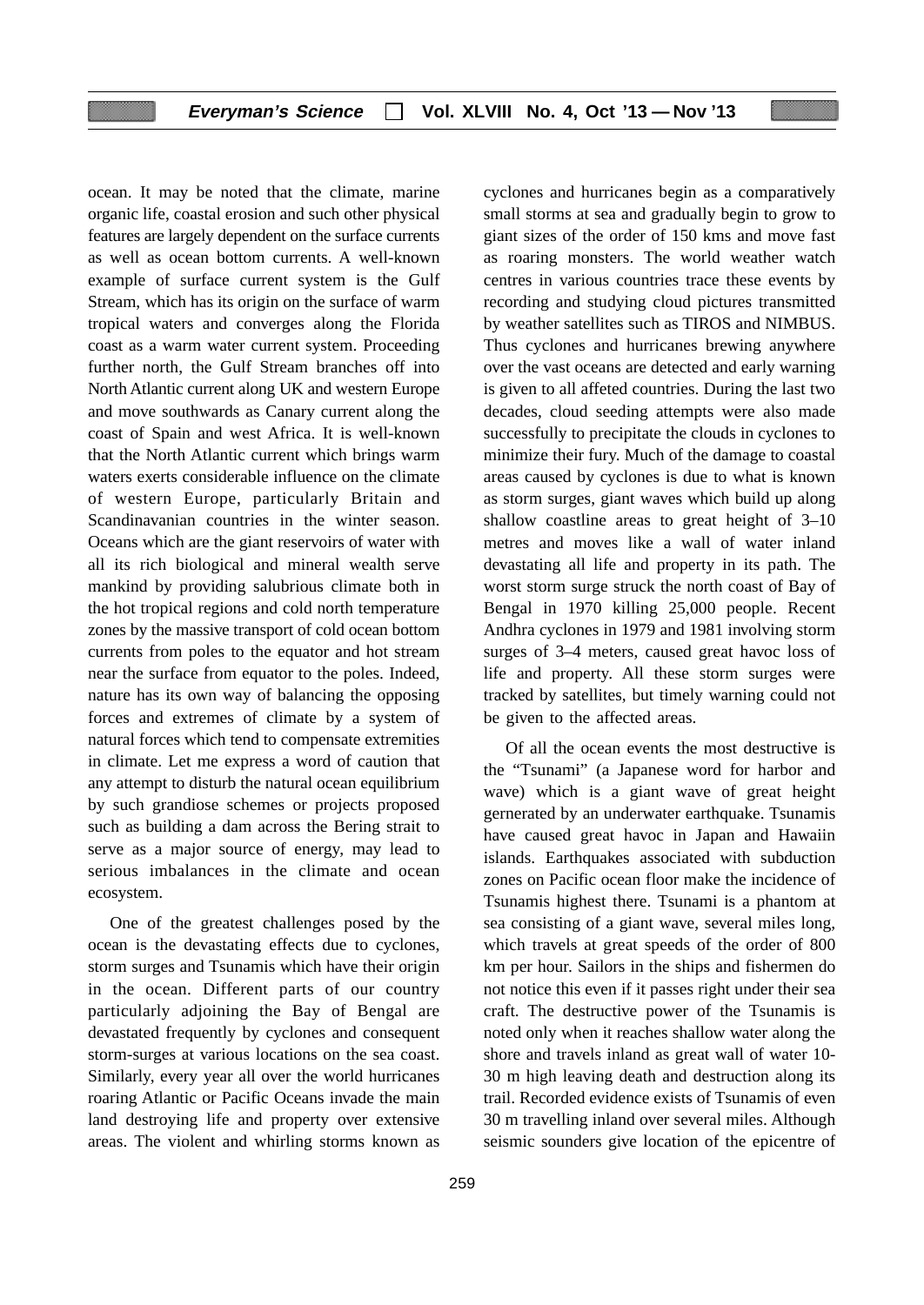ocean. It may be noted that the climate, marine organic life, coastal erosion and such other physical features are largely dependent on the surface currents as well as ocean bottom currents. A well-known example of surface current system is the Gulf Stream, which has its origin on the surface of warm tropical waters and converges along the Florida coast as a warm water current system. Proceeding further north, the Gulf Stream branches off into North Atlantic current along UK and western Europe and move southwards as Canary current along the coast of Spain and west Africa. It is well-known that the North Atlantic current which brings warm waters exerts considerable influence on the climate of western Europe, particularly Britain and Scandinavanian countries in the winter season. Oceans which are the giant reservoirs of water with all its rich biological and mineral wealth serve mankind by providing salubrious climate both in the hot tropical regions and cold north temperature zones by the massive transport of cold ocean bottom currents from poles to the equator and hot stream near the surface from equator to the poles. Indeed, nature has its own way of balancing the opposing forces and extremes of climate by a system of natural forces which tend to compensate extremities in climate. Let me express a word of caution that any attempt to disturb the natural ocean equilibrium by such grandiose schemes or projects proposed such as building a dam across the Bering strait to serve as a major source of energy, may lead to serious imbalances in the climate and ocean ecosystem.

One of the greatest challenges posed by the ocean is the devastating effects due to cyclones, storm surges and Tsunamis which have their origin in the ocean. Different parts of our country particularly adjoining the Bay of Bengal are devastated frequently by cyclones and consequent storm-surges at various locations on the sea coast. Similarly, every year all over the world hurricanes roaring Atlantic or Pacific Oceans invade the main land destroying life and property over extensive areas. The violent and whirling storms known as cyclones and hurricanes begin as a comparatively small storms at sea and gradually begin to grow to giant sizes of the order of 150 kms and move fast as roaring monsters. The world weather watch centres in various countries trace these events by recording and studying cloud pictures transmitted by weather satellites such as TIROS and NIMBUS. Thus cyclones and hurricanes brewing anywhere over the vast oceans are detected and early warning is given to all affeted countries. During the last two decades, cloud seeding attempts were also made successfully to precipitate the clouds in cyclones to minimize their fury. Much of the damage to coastal areas caused by cyclones is due to what is known as storm surges, giant waves which build up along shallow coastline areas to great height of 3–10 metres and moves like a wall of water inland devastating all life and property in its path. The worst storm surge struck the north coast of Bay of Bengal in 1970 killing 25,000 people. Recent Andhra cyclones in 1979 and 1981 involving storm surges of 3–4 meters, caused great havoc loss of life and property. All these storm surges were tracked by satellites, but timely warning could not be given to the affected areas.

Of all the ocean events the most destructive is the "Tsunami" (a Japanese word for harbor and wave) which is a giant wave of great height gernerated by an underwater earthquake. Tsunamis have caused great havoc in Japan and Hawaiin islands. Earthquakes associated with subduction zones on Pacific ocean floor make the incidence of Tsunamis highest there. Tsunami is a phantom at sea consisting of a giant wave, several miles long, which travels at great speeds of the order of 800 km per hour. Sailors in the ships and fishermen do not notice this even if it passes right under their sea craft. The destructive power of the Tsunamis is noted only when it reaches shallow water along the shore and travels inland as great wall of water 10-30 m high leaving death and destruction along its trail. Recorded evidence exists of Tsunamis of even 30 m travelling inland over several miles. Although seismic sounders give location of the epicentre of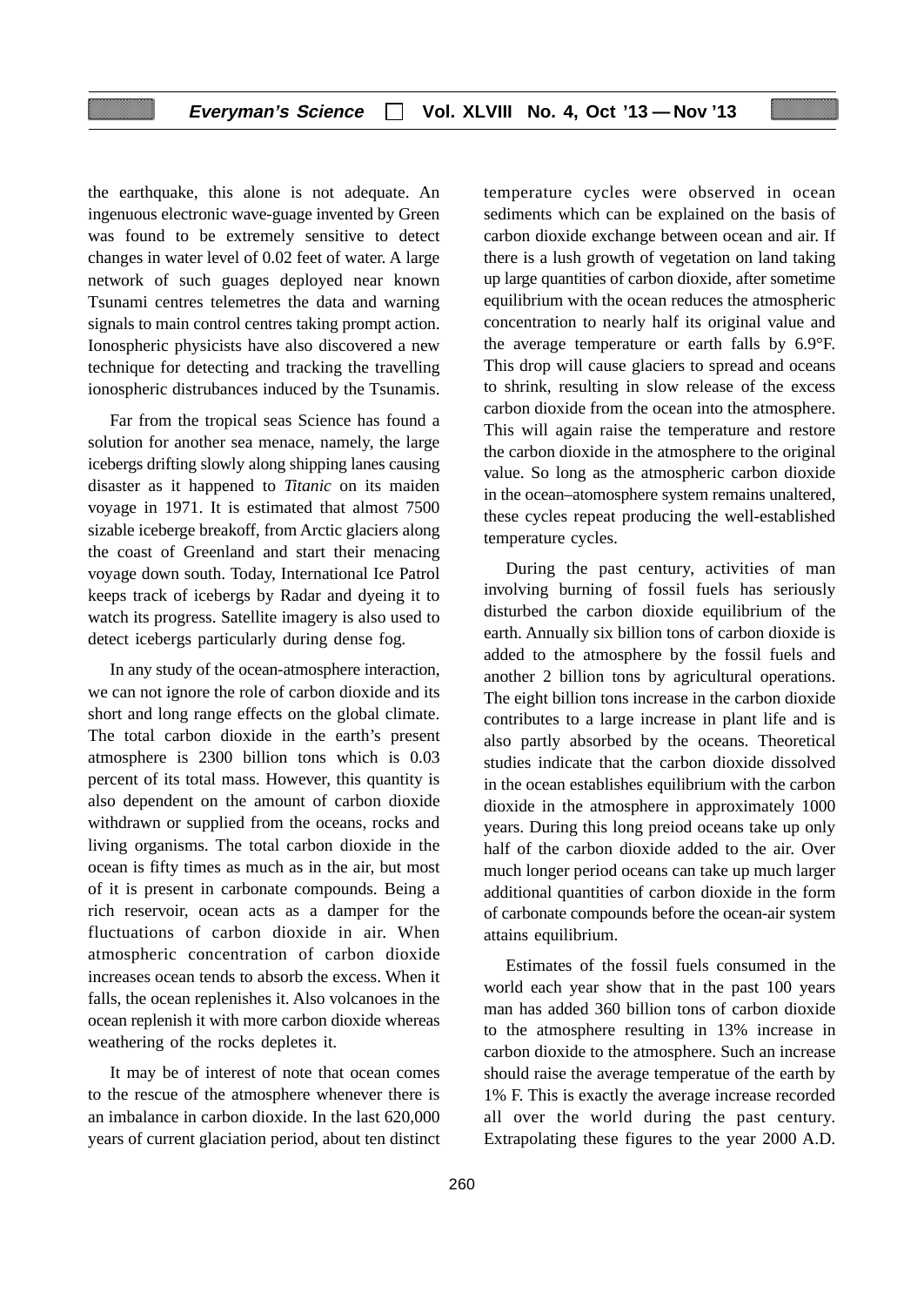the earthquake, this alone is not adequate. An ingenuous electronic wave-guage invented by Green was found to be extremely sensitive to detect changes in water level of 0.02 feet of water. A large network of such guages deployed near known Tsunami centres telemetres the data and warning signals to main control centres taking prompt action. Ionospheric physicists have also discovered a new technique for detecting and tracking the travelling ionospheric distrubances induced by the Tsunamis.

Far from the tropical seas Science has found a solution for another sea menace, namely, the large icebergs drifting slowly along shipping lanes causing disaster as it happened to *Titanic* on its maiden voyage in 1971. It is estimated that almost 7500 sizable iceberge breakoff, from Arctic glaciers along the coast of Greenland and start their menacing voyage down south. Today, International Ice Patrol keeps track of icebergs by Radar and dyeing it to watch its progress. Satellite imagery is also used to detect icebergs particularly during dense fog.

In any study of the ocean-atmosphere interaction, we can not ignore the role of carbon dioxide and its short and long range effects on the global climate. The total carbon dioxide in the earth's present atmosphere is 2300 billion tons which is 0.03 percent of its total mass. However, this quantity is also dependent on the amount of carbon dioxide withdrawn or supplied from the oceans, rocks and living organisms. The total carbon dioxide in the ocean is fifty times as much as in the air, but most of it is present in carbonate compounds. Being a rich reservoir, ocean acts as a damper for the fluctuations of carbon dioxide in air. When atmospheric concentration of carbon dioxide increases ocean tends to absorb the excess. When it falls, the ocean replenishes it. Also volcanoes in the ocean replenish it with more carbon dioxide whereas weathering of the rocks depletes it.

It may be of interest of note that ocean comes to the rescue of the atmosphere whenever there is an imbalance in carbon dioxide. In the last 620,000 years of current glaciation period, about ten distinct temperature cycles were observed in ocean sediments which can be explained on the basis of carbon dioxide exchange between ocean and air. If there is a lush growth of vegetation on land taking up large quantities of carbon dioxide, after sometime equilibrium with the ocean reduces the atmospheric concentration to nearly half its original value and the average temperature or earth falls by 6.9°F. This drop will cause glaciers to spread and oceans to shrink, resulting in slow release of the excess carbon dioxide from the ocean into the atmosphere. This will again raise the temperature and restore the carbon dioxide in the atmosphere to the original value. So long as the atmospheric carbon dioxide in the ocean–atomosphere system remains unaltered, these cycles repeat producing the well-established temperature cycles.

During the past century, activities of man involving burning of fossil fuels has seriously disturbed the carbon dioxide equilibrium of the earth. Annually six billion tons of carbon dioxide is added to the atmosphere by the fossil fuels and another 2 billion tons by agricultural operations. The eight billion tons increase in the carbon dioxide contributes to a large increase in plant life and is also partly absorbed by the oceans. Theoretical studies indicate that the carbon dioxide dissolved in the ocean establishes equilibrium with the carbon dioxide in the atmosphere in approximately 1000 years. During this long preiod oceans take up only half of the carbon dioxide added to the air. Over much longer period oceans can take up much larger additional quantities of carbon dioxide in the form of carbonate compounds before the ocean-air system attains equilibrium.

Estimates of the fossil fuels consumed in the world each year show that in the past 100 years man has added 360 billion tons of carbon dioxide to the atmosphere resulting in 13% increase in carbon dioxide to the atmosphere. Such an increase should raise the average temperatue of the earth by 1% F. This is exactly the average increase recorded all over the world during the past century. Extrapolating these figures to the year 2000 A.D.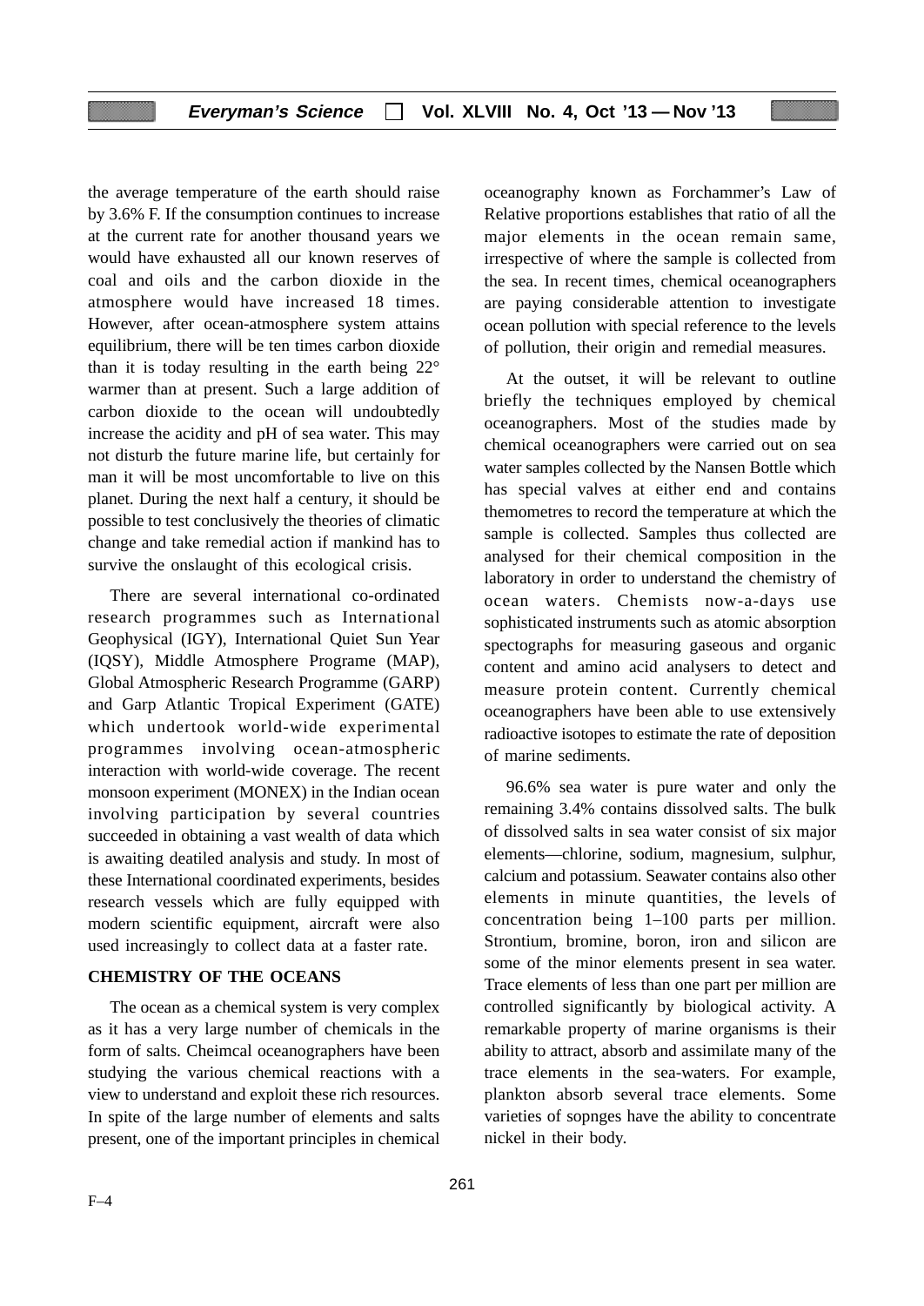the average temperature of the earth should raise by 3.6% F. If the consumption continues to increase at the current rate for another thousand years we would have exhausted all our known reserves of coal and oils and the carbon dioxide in the atmosphere would have increased 18 times. However, after ocean-atmosphere system attains equilibrium, there will be ten times carbon dioxide than it is today resulting in the earth being 22° warmer than at present. Such a large addition of carbon dioxide to the ocean will undoubtedly increase the acidity and pH of sea water. This may not disturb the future marine life, but certainly for man it will be most uncomfortable to live on this planet. During the next half a century, it should be possible to test conclusively the theories of climatic change and take remedial action if mankind has to survive the onslaught of this ecological crisis.

There are several international co-ordinated research programmes such as International Geophysical (IGY), International Quiet Sun Year (IQSY), Middle Atmosphere Programe (MAP), Global Atmospheric Research Programme (GARP) and Garp Atlantic Tropical Experiment (GATE) which undertook world-wide experimental programmes involving ocean-atmospheric interaction with world-wide coverage. The recent monsoon experiment (MONEX) in the Indian ocean involving participation by several countries succeeded in obtaining a vast wealth of data which is awaiting deatiled analysis and study. In most of these International coordinated experiments, besides research vessels which are fully equipped with modern scientific equipment, aircraft were also used increasingly to collect data at a faster rate.

## CHEMISTRY OF THE OCEANS

The ocean as a chemical system is very complex as it has a very large number of chemicals in the form of salts. Cheimcal oceanographers have been studying the various chemical reactions with a view to understand and exploit these rich resources. In spite of the large number of elements and salts present, one of the important principles in chemical oceanography known as Forchammer's Law of Relative proportions establishes that ratio of all the major elements in the ocean remain same, irrespective of where the sample is collected from the sea. In recent times, chemical oceanographers are paying considerable attention to investigate ocean pollution with special reference to the levels of pollution, their origin and remedial measures.

At the outset, it will be relevant to outline briefly the techniques employed by chemical oceanographers. Most of the studies made by chemical oceanographers were carried out on sea water samples collected by the Nansen Bottle which has special valves at either end and contains themometres to record the temperature at which the sample is collected. Samples thus collected are analysed for their chemical composition in the laboratory in order to understand the chemistry of ocean waters. Chemists now-a-days use sophisticated instruments such as atomic absorption spectographs for measuring gaseous and organic content and amino acid analysers to detect and measure protein content. Currently chemical oceanographers have been able to use extensively radioactive isotopes to estimate the rate of deposition of marine sediments.

96.6% sea water is pure water and only the remaining 3.4% contains dissolved salts. The bulk of dissolved salts in sea water consist of six major elements—chlorine, sodium, magnesium, sulphur, calcium and potassium. Seawater contains also other elements in minute quantities, the levels of concentration being 1–100 parts per million. Strontium, bromine, boron, iron and silicon are some of the minor elements present in sea water. Trace elements of less than one part per million are controlled significantly by biological activity. A remarkable property of marine organisms is their ability to attract, absorb and assimilate many of the trace elements in the sea-waters. For example, plankton absorb several trace elements. Some varieties of sopnges have the ability to concentrate nickel in their body.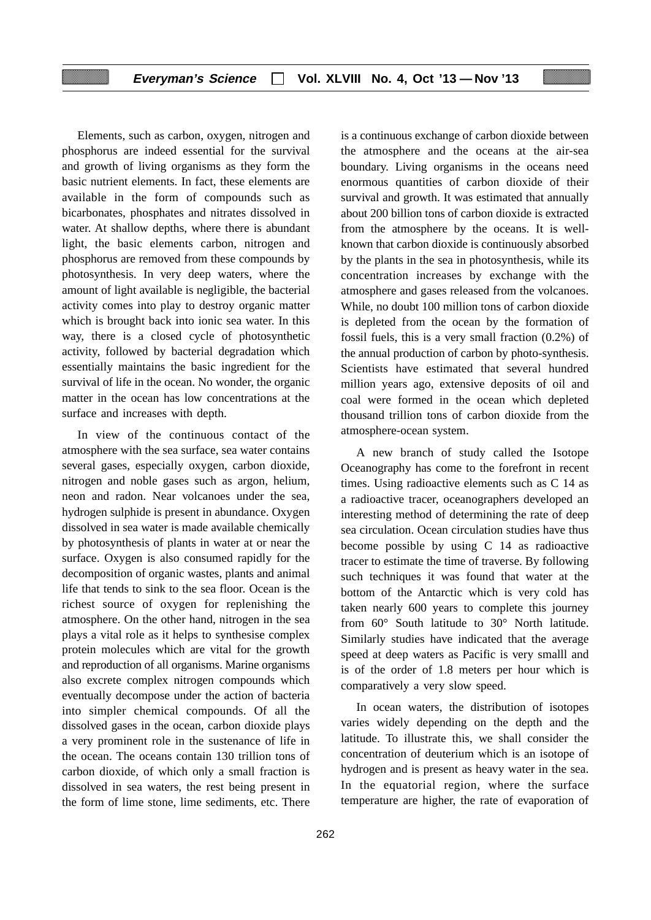Elements, such as carbon, oxygen, nitrogen and phosphorus are indeed essential for the survival and growth of living organisms as they form the basic nutrient elements. In fact, these elements are available in the form of compounds such as bicarbonates, phosphates and nitrates dissolved in water. At shallow depths, where there is abundant light, the basic elements carbon, nitrogen and phosphorus are removed from these compounds by photosynthesis. In very deep waters, where the amount of light available is negligible, the bacterial activity comes into play to destroy organic matter which is brought back into ionic sea water. In this way, there is a closed cycle of photosynthetic activity, followed by bacterial degradation which essentially maintains the basic ingredient for the survival of life in the ocean. No wonder, the organic matter in the ocean has low concentrations at the surface and increases with depth.

In view of the continuous contact of the atmosphere with the sea surface, sea water contains several gases, especially oxygen, carbon dioxide, nitrogen and noble gases such as argon, helium, neon and radon. Near volcanoes under the sea, hydrogen sulphide is present in abundance. Oxygen dissolved in sea water is made available chemically by photosynthesis of plants in water at or near the surface. Oxygen is also consumed rapidly for the decomposition of organic wastes, plants and animal life that tends to sink to the sea floor. Ocean is the richest source of oxygen for replenishing the atmosphere. On the other hand, nitrogen in the sea plays a vital role as it helps to synthesise complex protein molecules which are vital for the growth and reproduction of all organisms. Marine organisms also excrete complex nitrogen compounds which eventually decompose under the action of bacteria into simpler chemical compounds. Of all the dissolved gases in the ocean, carbon dioxide plays a very prominent role in the sustenance of life in the ocean. The oceans contain 130 trillion tons of carbon dioxide, of which only a small fraction is dissolved in sea waters, the rest being present in the form of lime stone, lime sediments, etc. There is a continuous exchange of carbon dioxide between the atmosphere and the oceans at the air-sea boundary. Living organisms in the oceans need enormous quantities of carbon dioxide of their survival and growth. It was estimated that annually about 200 billion tons of carbon dioxide is extracted from the atmosphere by the oceans. It is well-known that carbon dioxide is continuously absorbed by the plants in the sea in photosynthesis, while its concentration increases by exchange with the atmosphere and gases released from the volcanoes. While, no doubt 100 million tons of carbon dioxide is depleted from the ocean by the formation of fossil fuels, this is a very small fraction (0.2%) of the annual production of carbon by photo-synthesis. Scientists have estimated that several hundred million years ago, extensive deposits of oil and coal were formed in the ocean which depleted thousand trillion tons of carbon dioxide from the atmosphere-ocean system.

A new branch of study called the Isotope Oceanography has come to the forefront in recent times. Using radioactive elements such as C 14 as a radioactive tracer, oceanographers developed an interesting method of determining the rate of deep sea circulation. Ocean circulation studies have thus become possible by using C 14 as radioactive tracer to estimate the time of traverse. By following such techniques it was found that water at the bottom of the Antarctic which is very cold has taken nearly 600 years to complete this journey from 60° South latitude to 30° North latitude. Similarly studies have indicated that the average speed at deep waters as Pacific is very smalll and is of the order of 1.8 meters per hour which is comparatively a very slow speed.

In ocean waters, the distribution of isotopes varies widely depending on the depth and the latitude. To illustrate this, we shall consider the concentration of deuterium which is an isotope of hydrogen and is present as heavy water in the sea. In the equatorial region, where the surface temperature are higher, the rate of evaporation of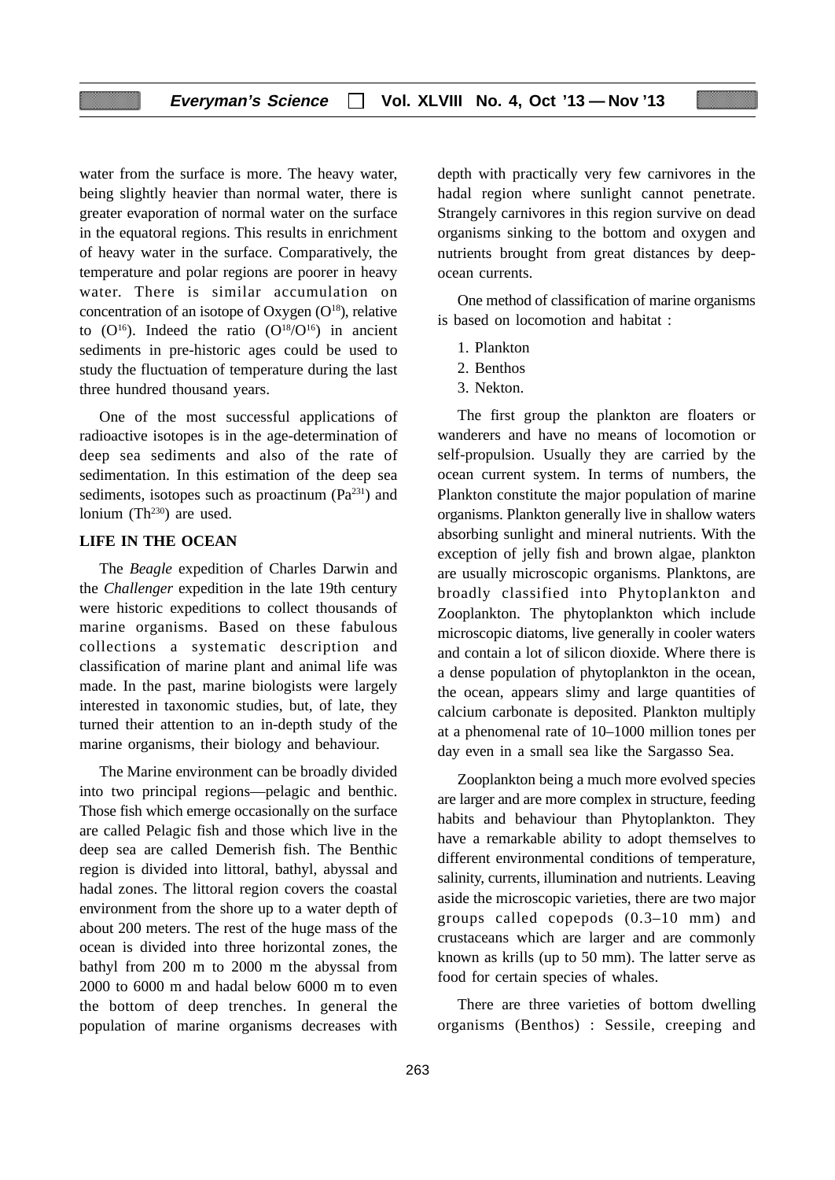water from the surface is more. The heavy water, being slightly heavier than normal water, there is greater evaporation of normal water on the surface in the equatoral regions. This results in enrichment of heavy water in the surface. Comparatively, the temperature and polar regions are poorer in heavy water. There is similar accumulation on concentration of an isotope of Oxygen ($O^{18}$), relative to ($O^{16}$). Indeed the ratio ($O^{18}/O^{16}$) in ancient sediments in pre-historic ages could be used to study the fluctuation of temperature during the last three hundred thousand years.

One of the most successful applications of radioactive isotopes is in the age-determination of deep sea sediments and also of the rate of sedimentation. In this estimation of the deep sea sediments, isotopes such as proactinum ($Pa^{231}$) and lonium ($Th^{230}$) are used.

## LIFE IN THE OCEAN

The *Beagle* expedition of Charles Darwin and the *Challenger* expedition in the late 19th century were historic expeditions to collect thousands of marine organisms. Based on these fabulous collections a systematic description and classification of marine plant and animal life was made. In the past, marine biologists were largely interested in taxonomic studies, but, of late, they turned their attention to an in-depth study of the marine organisms, their biology and behaviour.

The Marine environment can be broadly divided into two principal regions—pelagic and benthic. Those fish which emerge occasionally on the surface are called Pelagic fish and those which live in the deep sea are called Demerish fish. The Benthic region is divided into littoral, bathyl, abyssal and hadal zones. The littoral region covers the coastal environment from the shore up to a water depth of about 200 meters. The rest of the huge mass of the ocean is divided into three horizontal zones, the bathyl from 200 m to 2000 m the abyssal from 2000 to 6000 m and hadal below 6000 m to even the bottom of deep trenches. In general the population of marine organisms decreases with depth with practically very few carnivores in the hadal region where sunlight cannot penetrate. Strangely carnivores in this region survive on dead organisms sinking to the bottom and oxygen and nutrients brought from great distances by deep-ocean currents.

One method of classification of marine organisms is based on locomotion and habitat :

1. Plankton
2. Benthos
3. Nekton.

The first group the plankton are floaters or wanderers and have no means of locomotion or self-propulsion. Usually they are carried by the ocean current system. In terms of numbers, the Plankton constitute the major population of marine organisms. Plankton generally live in shallow waters absorbing sunlight and mineral nutrients. With the exception of jelly fish and brown algae, plankton are usually microscopic organisms. Planktons, are broadly classified into Phytoplankton and Zooplankton. The phytoplankton which include microscopic diatoms, live generally in cooler waters and contain a lot of silicon dioxide. Where there is a dense population of phytoplankton in the ocean, the ocean, appears slimy and large quantities of calcium carbonate is deposited. Plankton multiply at a phenomenal rate of 10–1000 million tones per day even in a small sea like the Sargasso Sea.

Zooplankton being a much more evolved species are larger and are more complex in structure, feeding habits and behaviour than Phytoplankton. They have a remarkable ability to adopt themselves to different environmental conditions of temperature, salinity, currents, illumination and nutrients. Leaving aside the microscopic varieties, there are two major groups called copepods (0.3–10 mm) and crustaceans which are larger and are commonly known as krills (up to 50 mm). The latter serve as food for certain species of whales.

There are three varieties of bottom dwelling organisms (Benthos) : Sessile, creeping and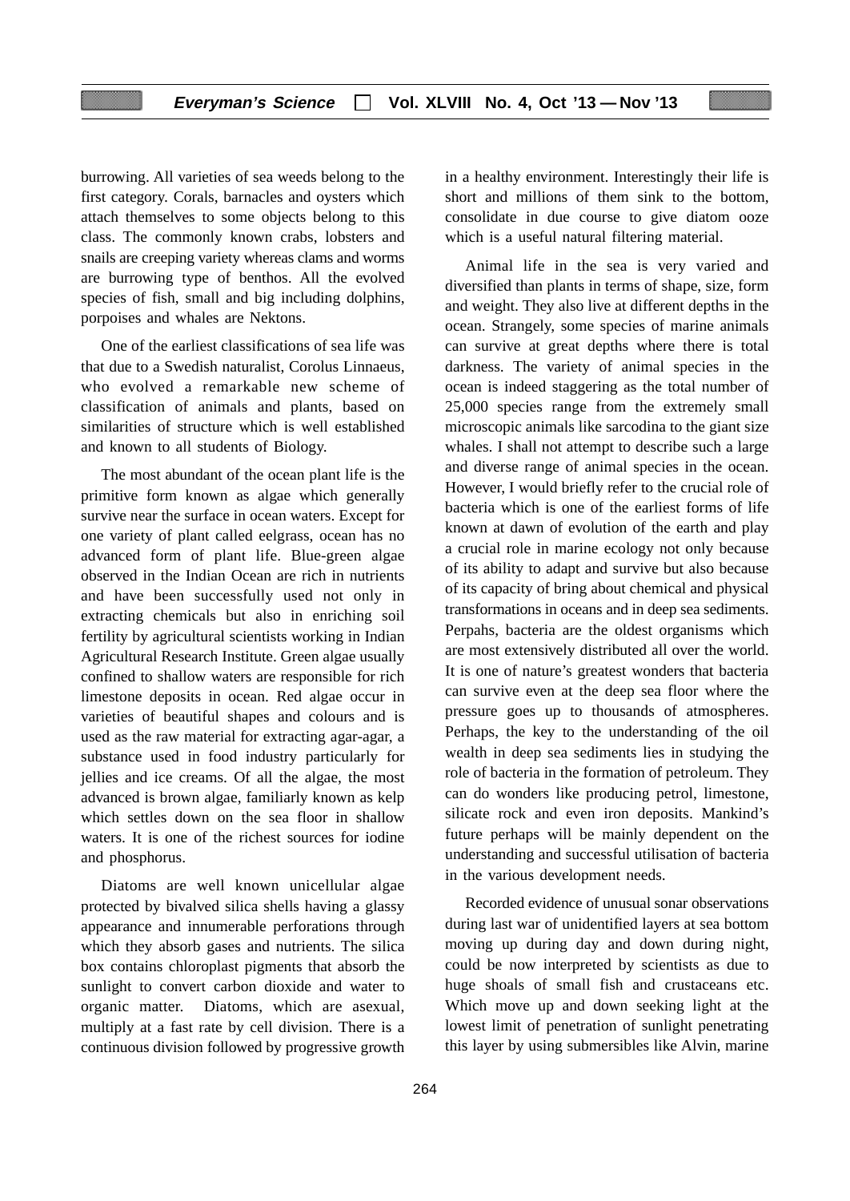burrowing. All varieties of sea weeds belong to the first category. Corals, barnacles and oysters which attach themselves to some objects belong to this class. The commonly known crabs, lobsters and snails are creeping variety whereas clams and worms are burrowing type of benthos. All the evolved species of fish, small and big including dolphins, porpoises and whales are Nektons.

One of the earliest classifications of sea life was that due to a Swedish naturalist, Corolus Linnaeus, who evolved a remarkable new scheme of classification of animals and plants, based on similarities of structure which is well established and known to all students of Biology.

The most abundant of the ocean plant life is the primitive form known as algae which generally survive near the surface in ocean waters. Except for one variety of plant called eelgrass, ocean has no advanced form of plant life. Blue-green algae observed in the Indian Ocean are rich in nutrients and have been successfully used not only in extracting chemicals but also in enriching soil fertility by agricultural scientists working in Indian Agricultural Research Institute. Green algae usually confined to shallow waters are responsible for rich limestone deposits in ocean. Red algae occur in varieties of beautiful shapes and colours and is used as the raw material for extracting agar-agar, a substance used in food industry particularly for jellies and ice creams. Of all the algae, the most advanced is brown algae, familiarly known as kelp which settles down on the sea floor in shallow waters. It is one of the richest sources for iodine and phosphorus.

Diatoms are well known unicellular algae protected by bivalved silica shells having a glassy appearance and innumerable perforations through which they absorb gases and nutrients. The silica box contains chloroplast pigments that absorb the sunlight to convert carbon dioxide and water to organic matter. Diatoms, which are asexual, multiply at a fast rate by cell division. There is a continuous division followed by progressive growth in a healthy environment. Interestingly their life is short and millions of them sink to the bottom, consolidate in due course to give diatom ooze which is a useful natural filtering material.

Animal life in the sea is very varied and diversified than plants in terms of shape, size, form and weight. They also live at different depths in the ocean. Strangely, some species of marine animals can survive at great depths where there is total darkness. The variety of animal species in the ocean is indeed staggering as the total number of 25,000 species range from the extremely small microscopic animals like sarcodina to the giant size whales. I shall not attempt to describe such a large and diverse range of animal species in the ocean. However, I would briefly refer to the crucial role of bacteria which is one of the earliest forms of life known at dawn of evolution of the earth and play a crucial role in marine ecology not only because of its ability to adapt and survive but also because of its capacity of bring about chemical and physical transformations in oceans and in deep sea sediments. Perpahs, bacteria are the oldest organisms which are most extensively distributed all over the world. It is one of nature's greatest wonders that bacteria can survive even at the deep sea floor where the pressure goes up to thousands of atmospheres. Perhaps, the key to the understanding of the oil wealth in deep sea sediments lies in studying the role of bacteria in the formation of petroleum. They can do wonders like producing petrol, limestone, silicate rock and even iron deposits. Mankind's future perhaps will be mainly dependent on the understanding and successful utilisation of bacteria in the various development needs.

Recorded evidence of unusual sonar observations during last war of unidentified layers at sea bottom moving up during day and down during night, could be now interpreted by scientists as due to huge shoals of small fish and crustaceans etc. Which move up and down seeking light at the lowest limit of penetration of sunlight penetrating this layer by using submersibles like Alvin, marine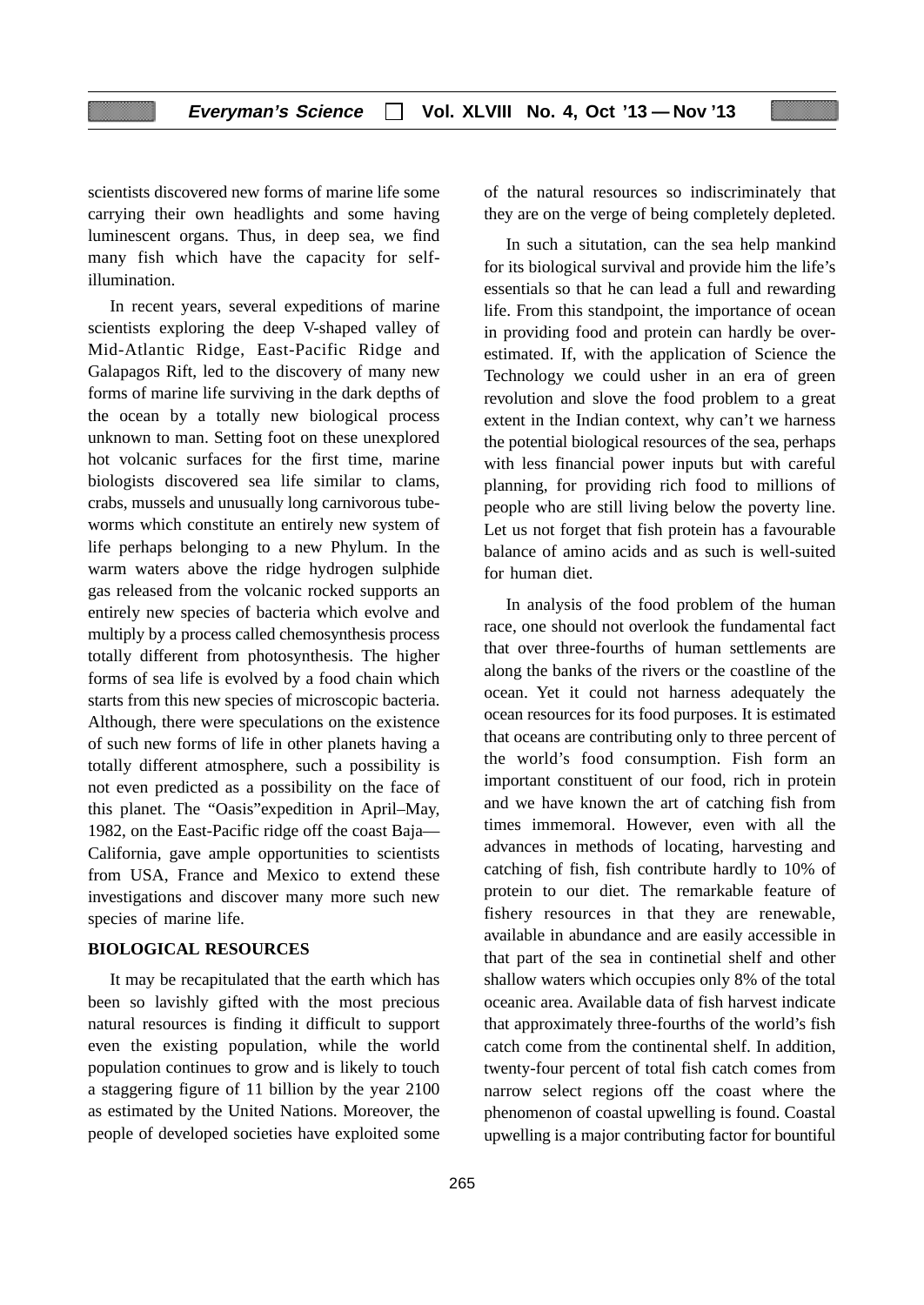scientists discovered new forms of marine life some carrying their own headlights and some having luminescent organs. Thus, in deep sea, we find many fish which have the capacity for self-illumination.

In recent years, several expeditions of marine scientists exploring the deep V-shaped valley of Mid-Atlantic Ridge, East-Pacific Ridge and Galapagos Rift, led to the discovery of many new forms of marine life surviving in the dark depths of the ocean by a totally new biological process unknown to man. Setting foot on these unexplored hot volcanic surfaces for the first time, marine biologists discovered sea life similar to clams, crabs, mussels and unusually long carnivorous tube-worms which constitute an entirely new system of life perhaps belonging to a new Phylum. In the warm waters above the ridge hydrogen sulphide gas released from the volcanic rocked supports an entirely new species of bacteria which evolve and multiply by a process called chemosynthesis process totally different from photosynthesis. The higher forms of sea life is evolved by a food chain which starts from this new species of microscopic bacteria. Although, there were speculations on the existence of such new forms of life in other planets having a totally different atmosphere, such a possibility is not even predicted as a possibility on the face of this planet. The "Oasis"expedition in April–May, 1982, on the East-Pacific ridge off the coast Baja—California, gave ample opportunities to scientists from USA, France and Mexico to extend these investigations and discover many more such new species of marine life.

**BIOLOGICAL RESOURCES**

It may be recapitulated that the earth which has been so lavishly gifted with the most precious natural resources is finding it difficult to support even the existing population, while the world population continues to grow and is likely to touch a staggering figure of 11 billion by the year 2100 as estimated by the United Nations. Moreover, the people of developed societies have exploited some of the natural resources so indiscriminately that they are on the verge of being completely depleted.

In such a situtation, can the sea help mankind for its biological survival and provide him the life's essentials so that he can lead a full and rewarding life. From this standpoint, the importance of ocean in providing food and protein can hardly be over-estimated. If, with the application of Science the Technology we could usher in an era of green revolution and slove the food problem to a great extent in the Indian context, why can't we harness the potential biological resources of the sea, perhaps with less financial power inputs but with careful planning, for providing rich food to millions of people who are still living below the poverty line. Let us not forget that fish protein has a favourable balance of amino acids and as such is well-suited for human diet.

In analysis of the food problem of the human race, one should not overlook the fundamental fact that over three-fourths of human settlements are along the banks of the rivers or the coastline of the ocean. Yet it could not harness adequately the ocean resources for its food purposes. It is estimated that oceans are contributing only to three percent of the world's food consumption. Fish form an important constituent of our food, rich in protein and we have known the art of catching fish from times immemoral. However, even with all the advances in methods of locating, harvesting and catching of fish, fish contribute hardly to 10% of protein to our diet. The remarkable feature of fishery resources in that they are renewable, available in abundance and are easily accessible in that part of the sea in continetial shelf and other shallow waters which occupies only 8% of the total oceanic area. Available data of fish harvest indicate that approximately three-fourths of the world's fish catch come from the continental shelf. In addition, twenty-four percent of total fish catch comes from narrow select regions off the coast where the phenomenon of coastal upwelling is found. Coastal upwelling is a major contributing factor for bountiful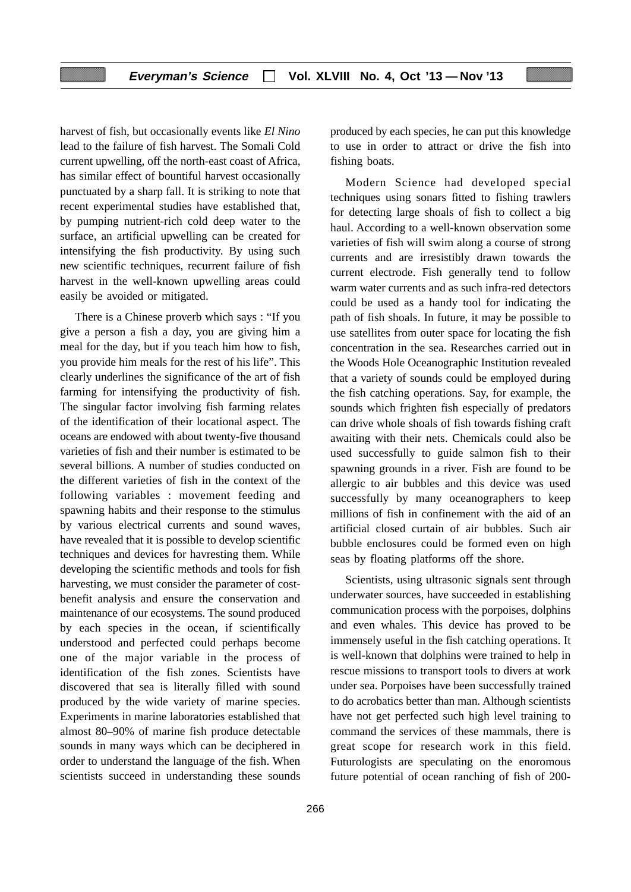harvest of fish, but occasionally events like *El Nino* lead to the failure of fish harvest. The Somali Cold current upwelling, off the north-east coast of Africa, has similar effect of bountiful harvest occasionally punctuated by a sharp fall. It is striking to note that recent experimental studies have established that, by pumping nutrient-rich cold deep water to the surface, an artificial upwelling can be created for intensifying the fish productivity. By using such new scientific techniques, recurrent failure of fish harvest in the well-known upwelling areas could easily be avoided or mitigated.

There is a Chinese proverb which says : "If you give a person a fish a day, you are giving him a meal for the day, but if you teach him how to fish, you provide him meals for the rest of his life". This clearly underlines the significance of the art of fish farming for intensifying the productivity of fish. The singular factor involving fish farming relates of the identification of their locational aspect. The oceans are endowed with about twenty-five thousand varieties of fish and their number is estimated to be several billions. A number of studies conducted on the different varieties of fish in the context of the following variables : movement feeding and spawning habits and their response to the stimulus by various electrical currents and sound waves, have revealed that it is possible to develop scientific techniques and devices for havresting them. While developing the scientific methods and tools for fish harvesting, we must consider the parameter of cost-benefit analysis and ensure the conservation and maintenance of our ecosystems. The sound produced by each species in the ocean, if scientifically understood and perfected could perhaps become one of the major variable in the process of identification of the fish zones. Scientists have discovered that sea is literally filled with sound produced by the wide variety of marine species. Experiments in marine laboratories established that almost 80–90% of marine fish produce detectable sounds in many ways which can be deciphered in order to understand the language of the fish. When scientists succeed in understanding these sounds produced by each species, he can put this knowledge to use in order to attract or drive the fish into fishing boats.

Modern Science had developed special techniques using sonars fitted to fishing trawlers for detecting large shoals of fish to collect a big haul. According to a well-known observation some varieties of fish will swim along a course of strong currents and are irresistibly drawn towards the current electrode. Fish generally tend to follow warm water currents and as such infra-red detectors could be used as a handy tool for indicating the path of fish shoals. In future, it may be possible to use satellites from outer space for locating the fish concentration in the sea. Researches carried out in the Woods Hole Oceanographic Institution revealed that a variety of sounds could be employed during the fish catching operations. Say, for example, the sounds which frighten fish especially of predators can drive whole shoals of fish towards fishing craft awaiting with their nets. Chemicals could also be used successfully to guide salmon fish to their spawning grounds in a river. Fish are found to be allergic to air bubbles and this device was used successfully by many oceanographers to keep millions of fish in confinement with the aid of an artificial closed curtain of air bubbles. Such air bubble enclosures could be formed even on high seas by floating platforms off the shore.

Scientists, using ultrasonic signals sent through underwater sources, have succeeded in establishing communication process with the porpoises, dolphins and even whales. This device has proved to be immensely useful in the fish catching operations. It is well-known that dolphins were trained to help in rescue missions to transport tools to divers at work under sea. Porpoises have been successfully trained to do acrobatics better than man. Although scientists have not get perfected such high level training to command the services of these mammals, there is great scope for research work in this field. Futurologists are speculating on the enoromous future potential of ocean ranching of fish of 200-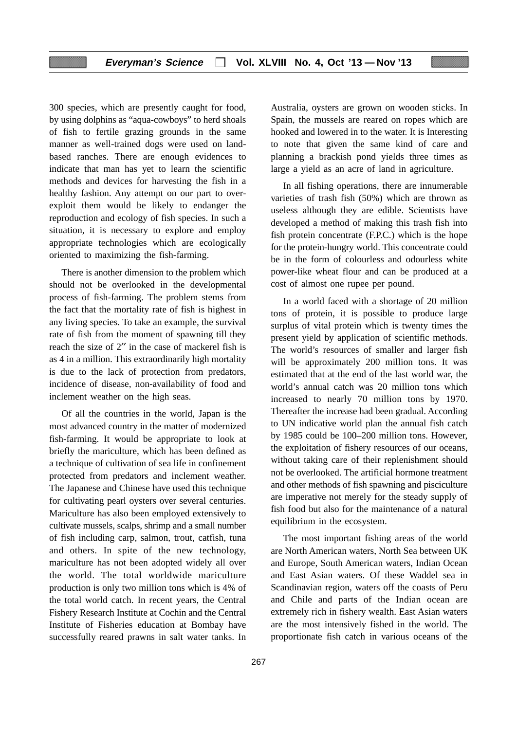300 species, which are presently caught for food, by using dolphins as "aqua-cowboys" to herd shoals of fish to fertile grazing grounds in the same manner as well-trained dogs were used on land-based ranches. There are enough evidences to indicate that man has yet to learn the scientific methods and devices for harvesting the fish in a healthy fashion. Any attempt on our part to over-exploit them would be likely to endanger the reproduction and ecology of fish species. In such a situation, it is necessary to explore and employ appropriate technologies which are ecologically oriented to maximizing the fish-farming.

There is another dimension to the problem which should not be overlooked in the developmental process of fish-farming. The problem stems from the fact that the mortality rate of fish is highest in any living species. To take an example, the survival rate of fish from the moment of spawning till they reach the size of 2″ in the case of mackerel fish is as 4 in a million. This extraordinarily high mortality is due to the lack of protection from predators, incidence of disease, non-availability of food and inclement weather on the high seas.

Of all the countries in the world, Japan is the most advanced country in the matter of modernized fish-farming. It would be appropriate to look at briefly the mariculture, which has been defined as a technique of cultivation of sea life in confinement protected from predators and inclement weather. The Japanese and Chinese have used this technique for cultivating pearl oysters over several centuries. Mariculture has also been employed extensively to cultivate mussels, scalps, shrimp and a small number of fish including carp, salmon, trout, catfish, tuna and others. In spite of the new technology, mariculture has not been adopted widely all over the world. The total worldwide mariculture production is only two million tons which is 4% of the total world catch. In recent years, the Central Fishery Research Institute at Cochin and the Central Institute of Fisheries education at Bombay have successfully reared prawns in salt water tanks. In Australia, oysters are grown on wooden sticks. In Spain, the mussels are reared on ropes which are hooked and lowered in to the water. It is Interesting to note that given the same kind of care and planning a brackish pond yields three times as large a yield as an acre of land in agriculture.

In all fishing operations, there are innumerable varieties of trash fish (50%) which are thrown as useless although they are edible. Scientists have developed a method of making this trash fish into fish protein concentrate (F.P.C.) which is the hope for the protein-hungry world. This concentrate could be in the form of colourless and odourless white power-like wheat flour and can be produced at a cost of almost one rupee per pound.

In a world faced with a shortage of 20 million tons of protein, it is possible to produce large surplus of vital protein which is twenty times the present yield by application of scientific methods. The world's resources of smaller and larger fish will be approximately 200 million tons. It was estimated that at the end of the last world war, the world's annual catch was 20 million tons which increased to nearly 70 million tons by 1970. Thereafter the increase had been gradual. According to UN indicative world plan the annual fish catch by 1985 could be 100–200 million tons. However, the exploitation of fishery resources of our oceans, without taking care of their replenishment should not be overlooked. The artificial hormone treatment and other methods of fish spawning and pisciculture are imperative not merely for the steady supply of fish food but also for the maintenance of a natural equilibrium in the ecosystem.

The most important fishing areas of the world are North American waters, North Sea between UK and Europe, South American waters, Indian Ocean and East Asian waters. Of these Waddel sea in Scandinavian region, waters off the coasts of Peru and Chile and parts of the Indian ocean are extremely rich in fishery wealth. East Asian waters are the most intensively fished in the world. The proportionate fish catch in various oceans of the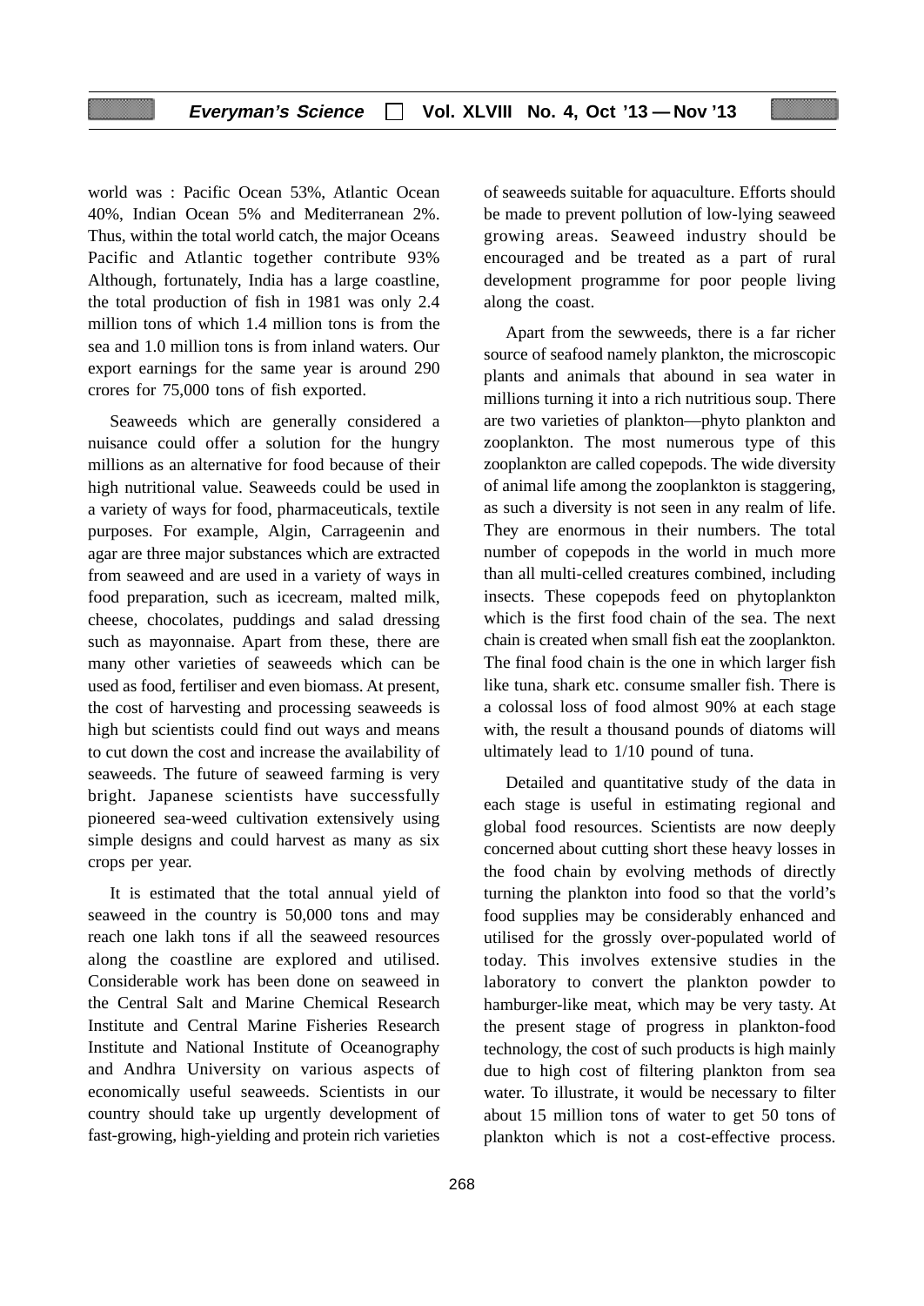world was : Pacific Ocean 53%, Atlantic Ocean 40%, Indian Ocean 5% and Mediterranean 2%. Thus, within the total world catch, the major Oceans Pacific and Atlantic together contribute 93% Although, fortunately, India has a large coastline, the total production of fish in 1981 was only 2.4 million tons of which 1.4 million tons is from the sea and 1.0 million tons is from inland waters. Our export earnings for the same year is around 290 crores for 75,000 tons of fish exported.

Seaweeds which are generally considered a nuisance could offer a solution for the hungry millions as an alternative for food because of their high nutritional value. Seaweeds could be used in a variety of ways for food, pharmaceuticals, textile purposes. For example, Algin, Carrageenin and agar are three major substances which are extracted from seaweed and are used in a variety of ways in food preparation, such as icecream, malted milk, cheese, chocolates, puddings and salad dressing such as mayonnaise. Apart from these, there are many other varieties of seaweeds which can be used as food, fertiliser and even biomass. At present, the cost of harvesting and processing seaweeds is high but scientists could find out ways and means to cut down the cost and increase the availability of seaweeds. The future of seaweed farming is very bright. Japanese scientists have successfully pioneered sea-weed cultivation extensively using simple designs and could harvest as many as six crops per year.

It is estimated that the total annual yield of seaweed in the country is 50,000 tons and may reach one lakh tons if all the seaweed resources along the coastline are explored and utilised. Considerable work has been done on seaweed in the Central Salt and Marine Chemical Research Institute and Central Marine Fisheries Research Institute and National Institute of Oceanography and Andhra University on various aspects of economically useful seaweeds. Scientists in our country should take up urgently development of fast-growing, high-yielding and protein rich varieties of seaweeds suitable for aquaculture. Efforts should be made to prevent pollution of low-lying seaweed growing areas. Seaweed industry should be encouraged and be treated as a part of rural development programme for poor people living along the coast.

Apart from the sewweeds, there is a far richer source of seafood namely plankton, the microscopic plants and animals that abound in sea water in millions turning it into a rich nutritious soup. There are two varieties of plankton—phyto plankton and zooplankton. The most numerous type of this zooplankton are called copepods. The wide diversity of animal life among the zooplankton is staggering, as such a diversity is not seen in any realm of life. They are enormous in their numbers. The total number of copepods in the world in much more than all multi-celled creatures combined, including insects. These copepods feed on phytoplankton which is the first food chain of the sea. The next chain is created when small fish eat the zooplankton. The final food chain is the one in which larger fish like tuna, shark etc. consume smaller fish. There is a colossal loss of food almost 90% at each stage with, the result a thousand pounds of diatoms will ultimately lead to 1/10 pound of tuna.

Detailed and quantitative study of the data in each stage is useful in estimating regional and global food resources. Scientists are now deeply concerned about cutting short these heavy losses in the food chain by evolving methods of directly turning the plankton into food so that the vorld's food supplies may be considerably enhanced and utilised for the grossly over-populated world of today. This involves extensive studies in the laboratory to convert the plankton powder to hamburger-like meat, which may be very tasty. At the present stage of progress in plankton-food technology, the cost of such products is high mainly due to high cost of filtering plankton from sea water. To illustrate, it would be necessary to filter about 15 million tons of water to get 50 tons of plankton which is not a cost-effective process.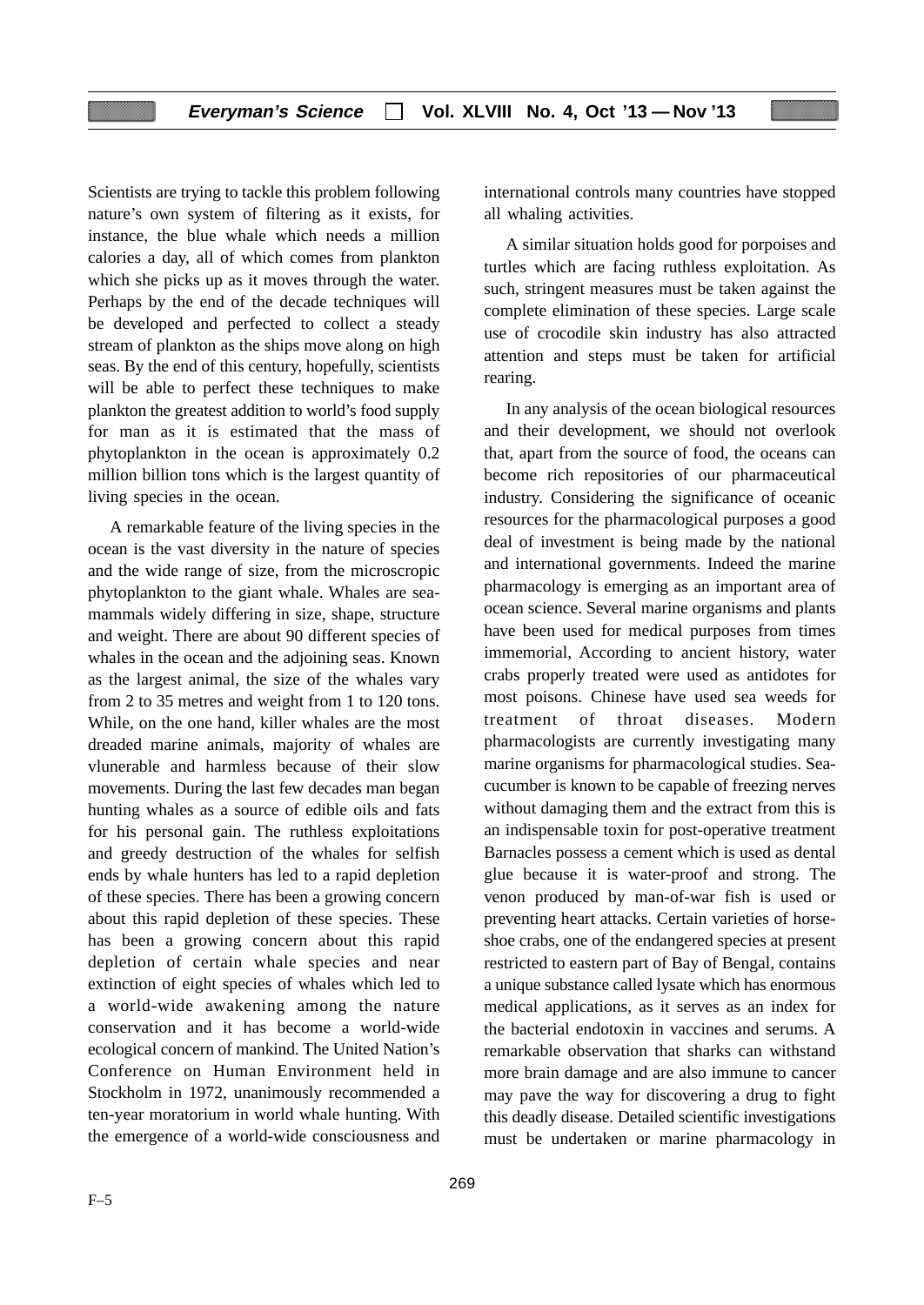Scientists are trying to tackle this problem following nature's own system of filtering as it exists, for instance, the blue whale which needs a million calories a day, all of which comes from plankton which she picks up as it moves through the water. Perhaps by the end of the decade techniques will be developed and perfected to collect a steady stream of plankton as the ships move along on high seas. By the end of this century, hopefully, scientists will be able to perfect these techniques to make plankton the greatest addition to world's food supply for man as it is estimated that the mass of phytoplankton in the ocean is approximately 0.2 million billion tons which is the largest quantity of living species in the ocean.

A remarkable feature of the living species in the ocean is the vast diversity in the nature of species and the wide range of size, from the microscropic phytoplankton to the giant whale. Whales are sea-mammals widely differing in size, shape, structure and weight. There are about 90 different species of whales in the ocean and the adjoining seas. Known as the largest animal, the size of the whales vary from 2 to 35 metres and weight from 1 to 120 tons. While, on the one hand, killer whales are the most dreaded marine animals, majority of whales are vlunerable and harmless because of their slow movements. During the last few decades man began hunting whales as a source of edible oils and fats for his personal gain. The ruthless exploitaions and greedy destruction of the whales for selfish ends by whale hunters has led to a rapid depletion of these species. There has been a growing concern about this rapid depletion of these species. These has been a growing concern about this rapid depletion of certain whale species and near extinction of eight species of whales which led to a world-wide awakening among the nature conservation and it has become a world-wide ecological concern of mankind. The United Nation's Conference on Human Environment held in Stockholm in 1972, unanimously recommended a ten-year moratorium in world whale hunting. With the emergence of a world-wide consciousness and international controls many countries have stopped all whaling activities.

A similar situation holds good for porpoises and turtles which are facing ruthless exploitation. As such, stringent measures must be taken against the complete elimination of these species. Large scale use of crocodile skin industry has also attracted attention and steps must be taken for artificial rearing.

In any analysis of the ocean biological resources and their development, we should not overlook that, apart from the source of food, the oceans can become rich repositories of our pharmaceutical industry. Considering the significance of oceanic resources for the pharmacological purposes a good deal of investment is being made by the national and international governments. Indeed the marine pharmacology is emerging as an important area of ocean science. Several marine organisms and plants have been used for medical purposes from times immemorial, According to ancient history, water crabs properly treated were used as antidotes for most poisons. Chinese have used sea weeds for treatment of throat diseases. Modern pharmacologists are currently investigating many marine organisms for pharmacological studies. Sea-cucumber is known to be capable of freezing nerves without damaging them and the extract from this is an indispensable toxin for post-operative treatment Barnacles possess a cement which is used as dental glue because it is water-proof and strong. The venon produced by man-of-war fish is used or preventing heart attacks. Certain varieties of horse-shoe crabs, one of the endangered species at present restricted to eastern part of Bay of Bengal, contains a unique substance called lysate which has enormous medical applications, as it serves as an index for the bacterial endotoxin in vaccines and serums. A remarkable observation that sharks can withstand more brain damage and are also immune to cancer may pave the way for discovering a drug to fight this deadly disease. Detailed scientific investigations must be undertaken or marine pharmacology in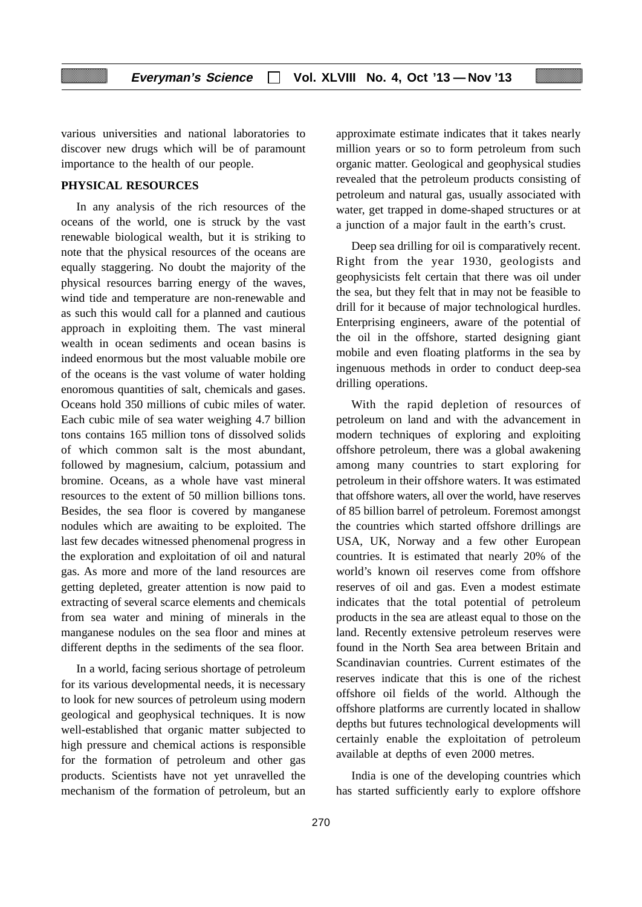various universities and national laboratories to discover new drugs which will be of paramount importance to the health of our people.

## PHYSICAL RESOURCES

In any analysis of the rich resources of the oceans of the world, one is struck by the vast renewable biological wealth, but it is striking to note that the physical resources of the oceans are equally staggering. No doubt the majority of the physical resources barring energy of the waves, wind tide and temperature are non-renewable and as such this would call for a planned and cautious approach in exploiting them. The vast mineral wealth in ocean sediments and ocean basins is indeed enormous but the most valuable mobile ore of the oceans is the vast volume of water holding enoromous quantities of salt, chemicals and gases. Oceans hold 350 millions of cubic miles of water. Each cubic mile of sea water weighing 4.7 billion tons contains 165 million tons of dissolved solids of which common salt is the most abundant, followed by magnesium, calcium, potassium and bromine. Oceans, as a whole have vast mineral resources to the extent of 50 million billions tons. Besides, the sea floor is covered by manganese nodules which are awaiting to be exploited. The last few decades witnessed phenomenal progress in the exploration and exploitation of oil and natural gas. As more and more of the land resources are getting depleted, greater attention is now paid to extracting of several scarce elements and chemicals from sea water and mining of minerals in the manganese nodules on the sea floor and mines at different depths in the sediments of the sea floor.

In a world, facing serious shortage of petroleum for its various developmental needs, it is necessary to look for new sources of petroleum using modern geological and geophysical techniques. It is now well-established that organic matter subjected to high pressure and chemical actions is responsible for the formation of petroleum and other gas products. Scientists have not yet unravelled the mechanism of the formation of petroleum, but an approximate estimate indicates that it takes nearly million years or so to form petroleum from such organic matter. Geological and geophysical studies revealed that the petroleum products consisting of petroleum and natural gas, usually associated with water, get trapped in dome-shaped structures or at a junction of a major fault in the earth's crust.

Deep sea drilling for oil is comparatively recent. Right from the year 1930, geologists and geophysicists felt certain that there was oil under the sea, but they felt that in may not be feasible to drill for it because of major technological hurdles. Enterprising engineers, aware of the potential of the oil in the offshore, started designing giant mobile and even floating platforms in the sea by ingenuous methods in order to conduct deep-sea drilling operations.

With the rapid depletion of resources of petroleum on land and with the advancement in modern techniques of exploring and exploiting offshore petroleum, there was a global awakening among many countries to start exploring for petroleum in their offshore waters. It was estimated that offshore waters, all over the world, have reserves of 85 billion barrel of petroleum. Foremost amongst the countries which started offshore drillings are USA, UK, Norway and a few other European countries. It is estimated that nearly 20% of the world's known oil reserves come from offshore reserves of oil and gas. Even a modest estimate indicates that the total potential of petroleum products in the sea are atleast equal to those on the land. Recently extensive petroleum reserves were found in the North Sea area between Britain and Scandinavian countries. Current estimates of the reserves indicate that this is one of the richest offshore oil fields of the world. Although the offshore platforms are currently located in shallow depths but futures technological developments will certainly enable the exploitation of petroleum available at depths of even 2000 metres.

India is one of the developing countries which has started sufficiently early to explore offshore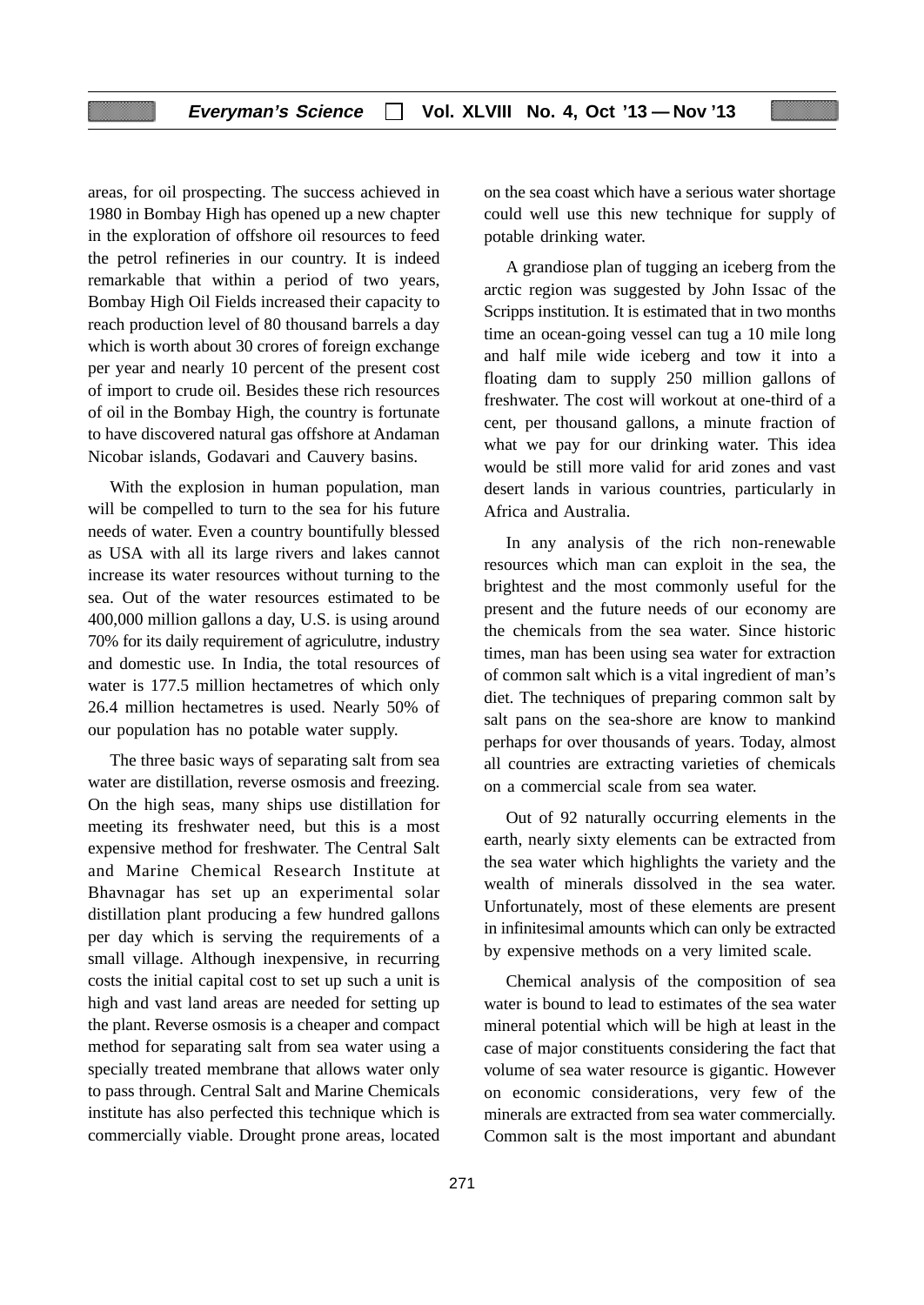areas, for oil prospecting. The success achieved in 1980 in Bombay High has opened up a new chapter in the exploration of offshore oil resources to feed the petrol refineries in our country. It is indeed remarkable that within a period of two years, Bombay High Oil Fields increased their capacity to reach production level of 80 thousand barrels a day which is worth about 30 crores of foreign exchange per year and nearly 10 percent of the present cost of import to crude oil. Besides these rich resources of oil in the Bombay High, the country is fortunate to have discovered natural gas offshore at Andaman Nicobar islands, Godavari and Cauvery basins.

With the explosion in human population, man will be compelled to turn to the sea for his future needs of water. Even a country bountifully blessed as USA with all its large rivers and lakes cannot increase its water resources without turning to the sea. Out of the water resources estimated to be 400,000 million gallons a day, U.S. is using around 70% for its daily requirement of agriculutre, industry and domestic use. In India, the total resources of water is 177.5 million hectametres of which only 26.4 million hectametres is used. Nearly 50% of our population has no potable water supply.

The three basic ways of separating salt from sea water are distillation, reverse osmosis and freezing. On the high seas, many ships use distillation for meeting its freshwater need, but this is a most expensive method for freshwater. The Central Salt and Marine Chemical Research Institute at Bhavnagar has set up an experimental solar distillation plant producing a few hundred gallons per day which is serving the requirements of a small village. Although inexpensive, in recurring costs the initial capital cost to set up such a unit is high and vast land areas are needed for setting up the plant. Reverse osmosis is a cheaper and compact method for separating salt from sea water using a specially treated membrane that allows water only to pass through. Central Salt and Marine Chemicals institute has also perfected this technique which is commercially viable. Drought prone areas, located on the sea coast which have a serious water shortage could well use this new technique for supply of potable drinking water.

A grandiose plan of tugging an iceberg from the arctic region was suggested by John Issac of the Scripps institution. It is estimated that in two months time an ocean-going vessel can tug a 10 mile long and half mile wide iceberg and tow it into a floating dam to supply 250 million gallons of freshwater. The cost will workout at one-third of a cent, per thousand gallons, a minute fraction of what we pay for our drinking water. This idea would be still more valid for arid zones and vast desert lands in various countries, particularly in Africa and Australia.

In any analysis of the rich non-renewable resources which man can exploit in the sea, the brightest and the most commonly useful for the present and the future needs of our economy are the chemicals from the sea water. Since historic times, man has been using sea water for extraction of common salt which is a vital ingredient of man's diet. The techniques of preparing common salt by salt pans on the sea-shore are know to mankind perhaps for over thousands of years. Today, almost all countries are extracting varieties of chemicals on a commercial scale from sea water.

Out of 92 naturally occurring elements in the earth, nearly sixty elements can be extracted from the sea water which highlights the variety and the wealth of minerals dissolved in the sea water. Unfortunately, most of these elements are present in infinitesimal amounts which can only be extracted by expensive methods on a very limited scale.

Chemical analysis of the composition of sea water is bound to lead to estimates of the sea water mineral potential which will be high at least in the case of major constituents considering the fact that volume of sea water resource is gigantic. However on economic considerations, very few of the minerals are extracted from sea water commercially. Common salt is the most important and abundant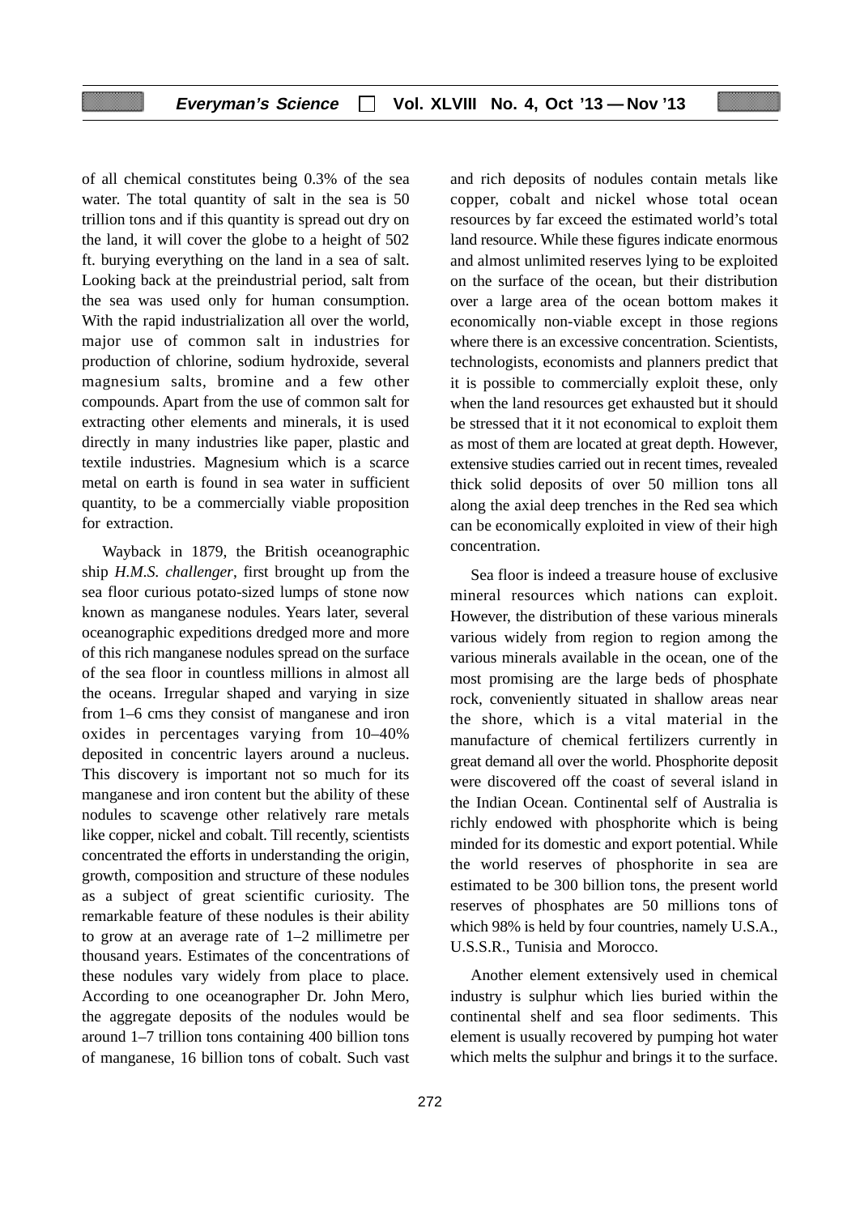of all chemical constitutes being 0.3% of the sea water. The total quantity of salt in the sea is 50 trillion tons and if this quantity is spread out dry on the land, it will cover the globe to a height of 502 ft. burying everything on the land in a sea of salt. Looking back at the preindustrial period, salt from the sea was used only for human consumption. With the rapid industrialization all over the world, major use of common salt in industries for production of chlorine, sodium hydroxide, several magnesium salts, bromine and a few other compounds. Apart from the use of common salt for extracting other elements and minerals, it is used directly in many industries like paper, plastic and textile industries. Magnesium which is a scarce metal on earth is found in sea water in sufficient quantity, to be a commercially viable proposition for extraction.

Wayback in 1879, the British oceanographic ship *H.M.S. challenger*, first brought up from the sea floor curious potato-sized lumps of stone now known as manganese nodules. Years later, several oceanographic expeditions dredged more and more of this rich manganese nodules spread on the surface of the sea floor in countless millions in almost all the oceans. Irregular shaped and varying in size from 1–6 cms they consist of manganese and iron oxides in percentages varying from 10–40% deposited in concentric layers around a nucleus. This discovery is important not so much for its manganese and iron content but the ability of these nodules to scavenge other relatively rare metals like copper, nickel and cobalt. Till recently, scientists concentrated the efforts in understanding the origin, growth, composition and structure of these nodules as a subject of great scientific curiosity. The remarkable feature of these nodules is their ability to grow at an average rate of 1–2 millimetre per thousand years. Estimates of the concentrations of these nodules vary widely from place to place. According to one oceanographer Dr. John Mero, the aggregate deposits of the nodules would be around 1–7 trillion tons containing 400 billion tons of manganese, 16 billion tons of cobalt. Such vast and rich deposits of nodules contain metals like copper, cobalt and nickel whose total ocean resources by far exceed the estimated world's total land resource. While these figures indicate enormous and almost unlimited reserves lying to be exploited on the surface of the ocean, but their distribution over a large area of the ocean bottom makes it economically non-viable except in those regions where there is an excessive concentration. Scientists, technologists, economists and planners predict that it is possible to commercially exploit these, only when the land resources get exhausted but it should be stressed that it it not economical to exploit them as most of them are located at great depth. However, extensive studies carried out in recent times, revealed thick solid deposits of over 50 million tons all along the axial deep trenches in the Red sea which can be economically exploited in view of their high concentration.

Sea floor is indeed a treasure house of exclusive mineral resources which nations can exploit. However, the distribution of these various minerals various widely from region to region among the various minerals available in the ocean, one of the most promising are the large beds of phosphate rock, conveniently situated in shallow areas near the shore, which is a vital material in the manufacture of chemical fertilizers currently in great demand all over the world. Phosphorite deposit were discovered off the coast of several island in the Indian Ocean. Continental self of Australia is richly endowed with phosphorite which is being minded for its domestic and export potential. While the world reserves of phosphorite in sea are estimated to be 300 billion tons, the present world reserves of phosphates are 50 millions tons of which 98% is held by four countries, namely U.S.A., U.S.S.R., Tunisia and Morocco.

Another element extensively used in chemical industry is sulphur which lies buried within the continental shelf and sea floor sediments. This element is usually recovered by pumping hot water which melts the sulphur and brings it to the surface.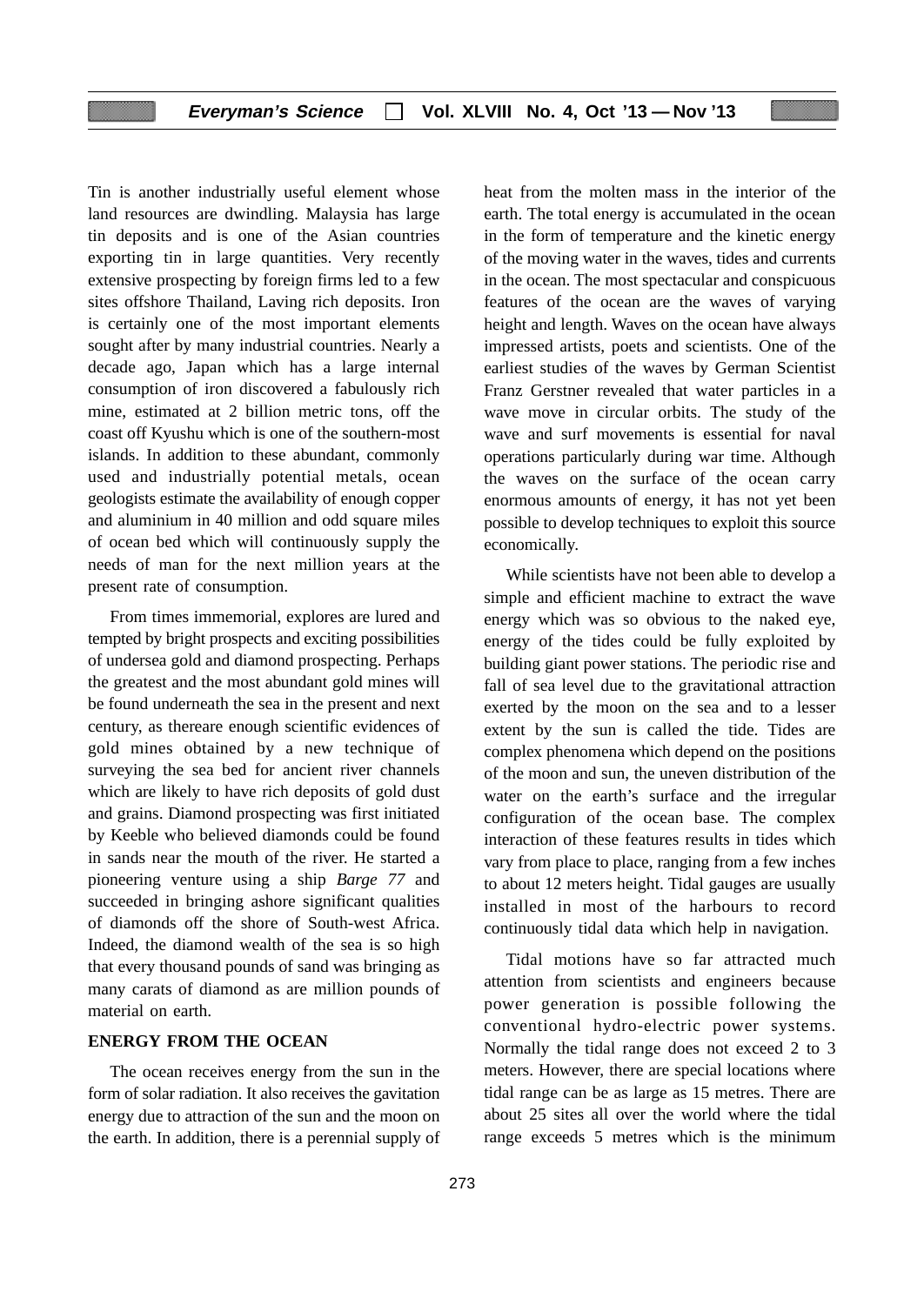Tin is another industrially useful element whose land resources are dwindling. Malaysia has large tin deposits and is one of the Asian countries exporting tin in large quantities. Very recently extensive prospecting by foreign firms led to a few sites offshore Thailand, Laving rich deposits. Iron is certainly one of the most important elements sought after by many industrial countries. Nearly a decade ago, Japan which has a large internal consumption of iron discovered a fabulously rich mine, estimated at 2 billion metric tons, off the coast off Kyushu which is one of the southern-most islands. In addition to these abundant, commonly used and industrially potential metals, ocean geologists estimate the availability of enough copper and aluminium in 40 million and odd square miles of ocean bed which will continuously supply the needs of man for the next million years at the present rate of consumption.

From times immemorial, explores are lured and tempted by bright prospects and exciting possibilities of undersea gold and diamond prospecting. Perhaps the greatest and the most abundant gold mines will be found underneath the sea in the present and next century, as thereare enough scientific evidences of gold mines obtained by a new technique of surveying the sea bed for ancient river channels which are likely to have rich deposits of gold dust and grains. Diamond prospecting was first initiated by Keeble who believed diamonds could be found in sands near the mouth of the river. He started a pioneering venture using a ship *Barge 77* and succeeded in bringing ashore significant qualities of diamonds off the shore of South-west Africa. Indeed, the diamond wealth of the sea is so high that every thousand pounds of sand was bringing as many carats of diamond as are million pounds of material on earth.

## ENERGY FROM THE OCEAN

The ocean receives energy from the sun in the form of solar radiation. It also receives the gavitation energy due to attraction of the sun and the moon on the earth. In addition, there is a perennial supply of heat from the molten mass in the interior of the earth. The total energy is accumulated in the ocean in the form of temperature and the kinetic energy of the moving water in the waves, tides and currents in the ocean. The most spectacular and conspicuous features of the ocean are the waves of varying height and length. Waves on the ocean have always impressed artists, poets and scientists. One of the earliest studies of the waves by German Scientist Franz Gerstner revealed that water particles in a wave move in circular orbits. The study of the wave and surf movements is essential for naval operations particularly during war time. Although the waves on the surface of the ocean carry enormous amounts of energy, it has not yet been possible to develop techniques to exploit this source economically.

While scientists have not been able to develop a simple and efficient machine to extract the wave energy which was so obvious to the naked eye, energy of the tides could be fully exploited by building giant power stations. The periodic rise and fall of sea level due to the gravitational attraction exerted by the moon on the sea and to a lesser extent by the sun is called the tide. Tides are complex phenomena which depend on the positions of the moon and sun, the uneven distribution of the water on the earth's surface and the irregular configuration of the ocean base. The complex interaction of these features results in tides which vary from place to place, ranging from a few inches to about 12 meters height. Tidal gauges are usually installed in most of the harbours to record continuously tidal data which help in navigation.

Tidal motions have so far attracted much attention from scientists and engineers because power generation is possible following the conventional hydro-electric power systems. Normally the tidal range does not exceed 2 to 3 meters. However, there are special locations where tidal range can be as large as 15 metres. There are about 25 sites all over the world where the tidal range exceeds 5 metres which is the minimum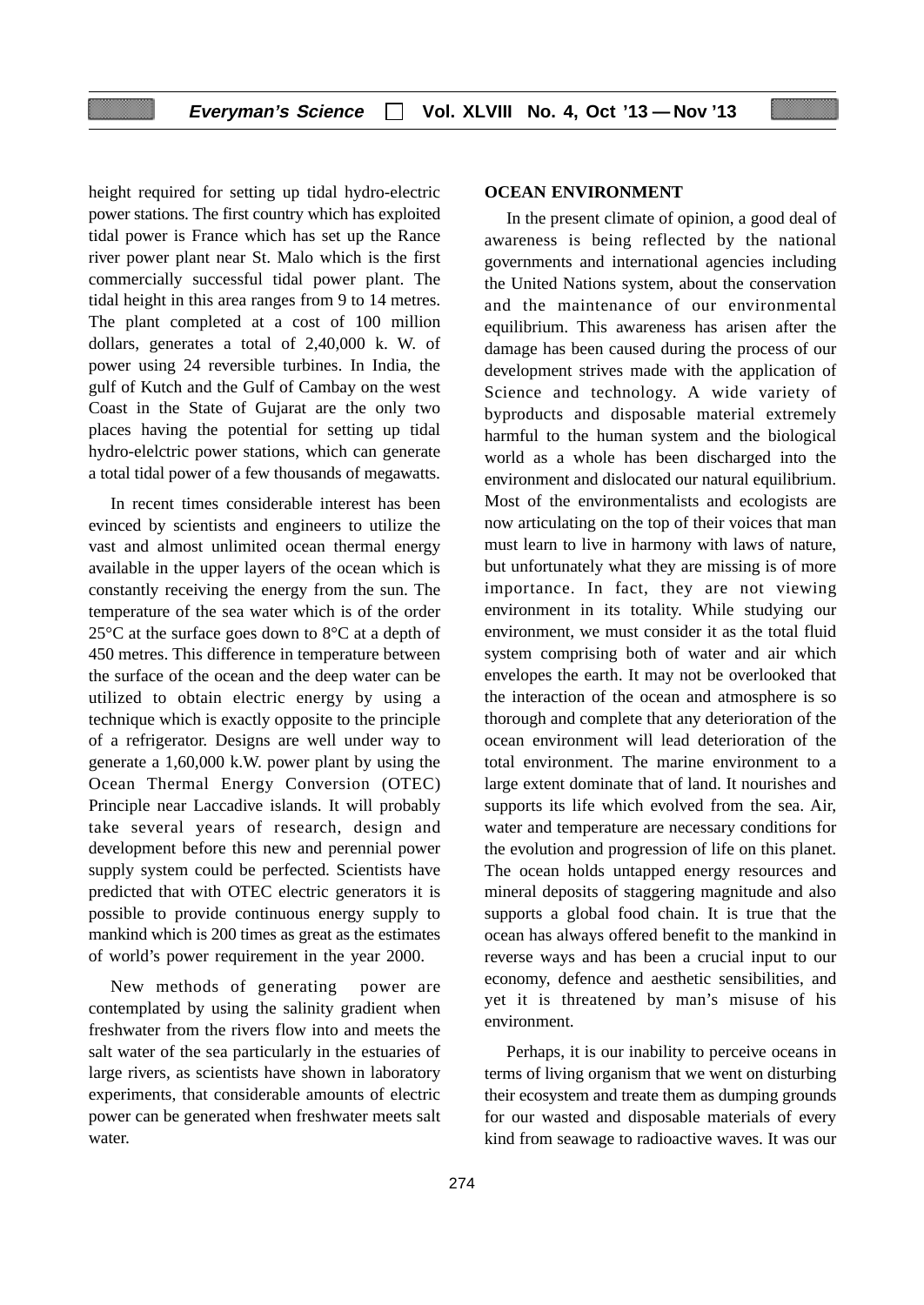height required for setting up tidal hydro-electric power stations. The first country which has exploited tidal power is France which has set up the Rance river power plant near St. Malo which is the first commercially successful tidal power plant. The tidal height in this area ranges from 9 to 14 metres. The plant completed at a cost of 100 million dollars, generates a total of 2,40,000 k. W. of power using 24 reversible turbines. In India, the gulf of Kutch and the Gulf of Cambay on the west Coast in the State of Gujarat are the only two places having the potential for setting up tidal hydro-elelctric power stations, which can generate a total tidal power of a few thousands of megawatts.

In recent times considerable interest has been evinced by scientists and engineers to utilize the vast and almost unlimited ocean thermal energy available in the upper layers of the ocean which is constantly receiving the energy from the sun. The temperature of the sea water which is of the order 25°C at the surface goes down to 8°C at a depth of 450 metres. This difference in temperature between the surface of the ocean and the deep water can be utilized to obtain electric energy by using a technique which is exactly opposite to the principle of a refrigerator. Designs are well under way to generate a 1,60,000 k.W. power plant by using the Ocean Thermal Energy Conversion (OTEC) Principle near Laccadive islands. It will probably take several years of research, design and development before this new and perennial power supply system could be perfected. Scientists have predicted that with OTEC electric generators it is possible to provide continuous energy supply to mankind which is 200 times as great as the estimates of world's power requirement in the year 2000.

New methods of generating power are contemplated by using the salinity gradient when freshwater from the rivers flow into and meets the salt water of the sea particularly in the estuaries of large rivers, as scientists have shown in laboratory experiments, that considerable amounts of electric power can be generated when freshwater meets salt water.

**OCEAN ENVIRONMENT**

In the present climate of opinion, a good deal of awareness is being reflected by the national governments and international agencies including the United Nations system, about the conservation and the maintenance of our environmental equilibrium. This awareness has arisen after the damage has been caused during the process of our development strives made with the application of Science and technology. A wide variety of byproducts and disposable material extremely harmful to the human system and the biological world as a whole has been discharged into the environment and dislocated our natural equilibrium. Most of the environmentalists and ecologists are now articulating on the top of their voices that man must learn to live in harmony with laws of nature, but unfortunately what they are missing is of more importance. In fact, they are not viewing environment in its totality. While studying our environment, we must consider it as the total fluid system comprising both of water and air which envelopes the earth. It may not be overlooked that the interaction of the ocean and atmosphere is so thorough and complete that any deterioration of the ocean environment will lead deterioration of the total environment. The marine environment to a large extent dominate that of land. It nourishes and supports its life which evolved from the sea. Air, water and temperature are necessary conditions for the evolution and progression of life on this planet. The ocean holds untapped energy resources and mineral deposits of staggering magnitude and also supports a global food chain. It is true that the ocean has always offered benefit to the mankind in reverse ways and has been a crucial input to our economy, defence and aesthetic sensibilities, and yet it is threatened by man's misuse of his environment.

Perhaps, it is our inability to perceive oceans in terms of living organism that we went on disturbing their ecosystem and treate them as dumping grounds for our wasted and disposable materials of every kind from seawage to radioactive waves. It was our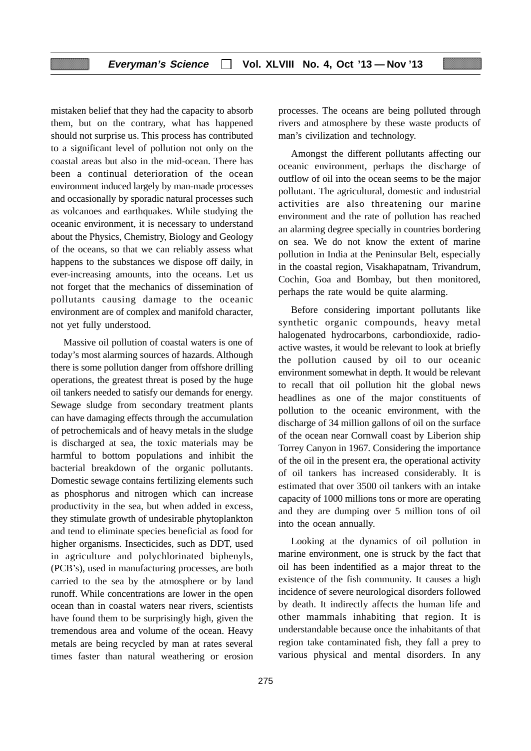mistaken belief that they had the capacity to absorb them, but on the contrary, what has happened should not surprise us. This process has contributed to a significant level of pollution not only on the coastal areas but also in the mid-ocean. There has been a continual deterioration of the ocean environment induced largely by man-made processes and occasionally by sporadic natural processes such as volcanoes and earthquakes. While studying the oceanic environment, it is necessary to understand about the Physics, Chemistry, Biology and Geology of the oceans, so that we can reliably assess what happens to the substances we dispose off daily, in ever-increasing amounts, into the oceans. Let us not forget that the mechanics of dissemination of pollutants causing damage to the oceanic environment are of complex and manifold character, not yet fully understood.

Massive oil pollution of coastal waters is one of today's most alarming sources of hazards. Although there is some pollution danger from offshore drilling operations, the greatest threat is posed by the huge oil tankers needed to satisfy our demands for energy. Sewage sludge from secondary treatment plants can have damaging effects through the accumulation of petrochemicals and of heavy metals in the sludge is discharged at sea, the toxic materials may be harmful to bottom populations and inhibit the bacterial breakdown of the organic pollutants. Domestic sewage contains fertilizing elements such as phosphorus and nitrogen which can increase productivity in the sea, but when added in excess, they stimulate growth of undesirable phytoplankton and tend to eliminate species beneficial as food for higher organisms. Insecticides, such as DDT, used in agriculture and polychlorinated biphenyls, (PCB's), used in manufacturing processes, are both carried to the sea by the atmosphere or by land runoff. While concentrations are lower in the open ocean than in coastal waters near rivers, scientists have found them to be surprisingly high, given the tremendous area and volume of the ocean. Heavy metals are being recycled by man at rates several times faster than natural weathering or erosion processes. The oceans are being polluted through rivers and atmosphere by these waste products of man's civilization and technology.

Amongst the different pollutants affecting our oceanic environment, perhaps the discharge of outflow of oil into the ocean seems to be the major pollutant. The agricultural, domestic and industrial activities are also threatening our marine environment and the rate of pollution has reached an alarming degree specially in countries bordering on sea. We do not know the extent of marine pollution in India at the Peninsular Belt, especially in the coastal region, Visakhapatnam, Trivandrum, Cochin, Goa and Bombay, but then monitored, perhaps the rate would be quite alarming.

Before considering important pollutants like synthetic organic compounds, heavy metal halogenated hydrocarbons, carbondioxide, radio-active wastes, it would be relevant to look at briefly the pollution caused by oil to our oceanic environment somewhat in depth. It would be relevant to recall that oil pollution hit the global news headlines as one of the major constituents of pollution to the oceanic environment, with the discharge of 34 million gallons of oil on the surface of the ocean near Cornwall coast by Liberion ship Torrey Canyon in 1967. Considering the importance of the oil in the present era, the operational activity of oil tankers has increased considerably. It is estimated that over 3500 oil tankers with an intake capacity of 1000 millions tons or more are operating and they are dumping over 5 million tons of oil into the ocean annually.

Looking at the dynamics of oil pollution in marine environment, one is struck by the fact that oil has been indentified as a major threat to the existence of the fish community. It causes a high incidence of severe neurological disorders followed by death. It indirectly affects the human life and other mammals inhabiting that region. It is understandable because once the inhabitants of that region take contaminated fish, they fall a prey to various physical and mental disorders. In any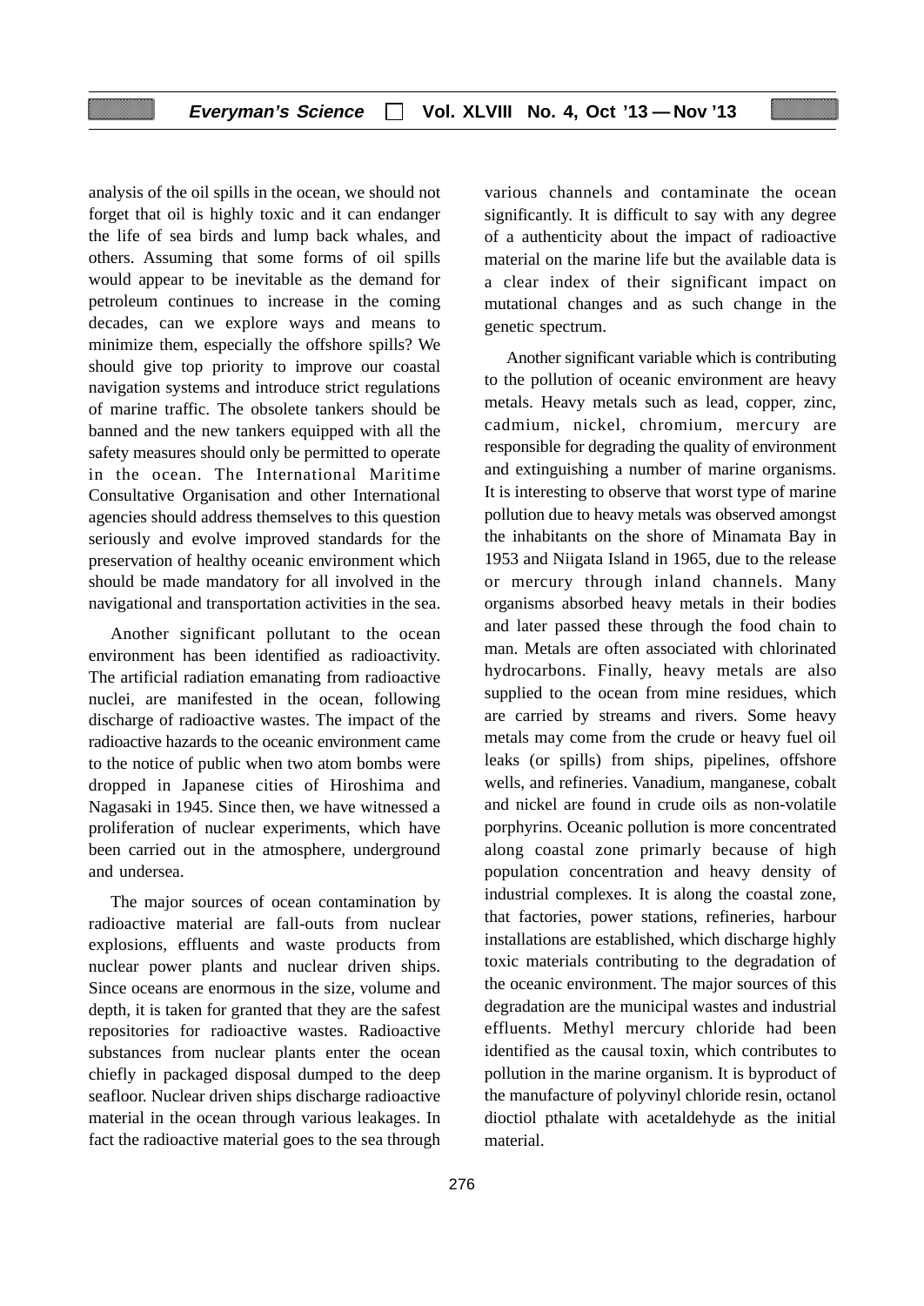analysis of the oil spills in the ocean, we should not forget that oil is highly toxic and it can endanger the life of sea birds and lump back whales, and others. Assuming that some forms of oil spills would appear to be inevitable as the demand for petroleum continues to increase in the coming decades, can we explore ways and means to minimize them, especially the offshore spills? We should give top priority to improve our coastal navigation systems and introduce strict regulations of marine traffic. The obsolete tankers should be banned and the new tankers equipped with all the safety measures should only be permitted to operate in the ocean. The International Maritime Consultative Organisation and other International agencies should address themselves to this question seriously and evolve improved standards for the preservation of healthy oceanic environment which should be made mandatory for all involved in the navigational and transportation activities in the sea.

Another significant pollutant to the ocean environment has been identified as radioactivity. The artificial radiation emanating from radioactive nuclei, are manifested in the ocean, following discharge of radioactive wastes. The impact of the radioactive hazards to the oceanic environment came to the notice of public when two atom bombs were dropped in Japanese cities of Hiroshima and Nagasaki in 1945. Since then, we have witnessed a proliferation of nuclear experiments, which have been carried out in the atmosphere, underground and undersea.

The major sources of ocean contamination by radioactive material are fall-outs from nuclear explosions, effluents and waste products from nuclear power plants and nuclear driven ships. Since oceans are enormous in the size, volume and depth, it is taken for granted that they are the safest repositories for radioactive wastes. Radioactive substances from nuclear plants enter the ocean chiefly in packaged disposal dumped to the deep seafloor. Nuclear driven ships discharge radioactive material in the ocean through various leakages. In fact the radioactive material goes to the sea through various channels and contaminate the ocean significantly. It is difficult to say with any degree of a authenticity about the impact of radioactive material on the marine life but the available data is a clear index of their significant impact on mutational changes and as such change in the genetic spectrum.

Another significant variable which is contributing to the pollution of oceanic environment are heavy metals. Heavy metals such as lead, copper, zinc, cadmium, nickel, chromium, mercury are responsible for degrading the quality of environment and extinguishing a number of marine organisms. It is interesting to observe that worst type of marine pollution due to heavy metals was observed amongst the inhabitants on the shore of Minamata Bay in 1953 and Niigata Island in 1965, due to the release or mercury through inland channels. Many organisms absorbed heavy metals in their bodies and later passed these through the food chain to man. Metals are often associated with chlorinated hydrocarbons. Finally, heavy metals are also supplied to the ocean from mine residues, which are carried by streams and rivers. Some heavy metals may come from the crude or heavy fuel oil leaks (or spills) from ships, pipelines, offshore wells, and refineries. Vanadium, manganese, cobalt and nickel are found in crude oils as non-volatile porphyrins. Oceanic pollution is more concentrated along coastal zone primarly because of high population concentration and heavy density of industrial complexes. It is along the coastal zone, that factories, power stations, refineries, harbour installations are established, which discharge highly toxic materials contributing to the degradation of the oceanic environment. The major sources of this degradation are the municipal wastes and industrial effluents. Methyl mercury chloride had been identified as the causal toxin, which contributes to pollution in the marine organism. It is byproduct of the manufacture of polyvinyl chloride resin, octanol dioctiol pthalate with acetaldehyde as the initial material.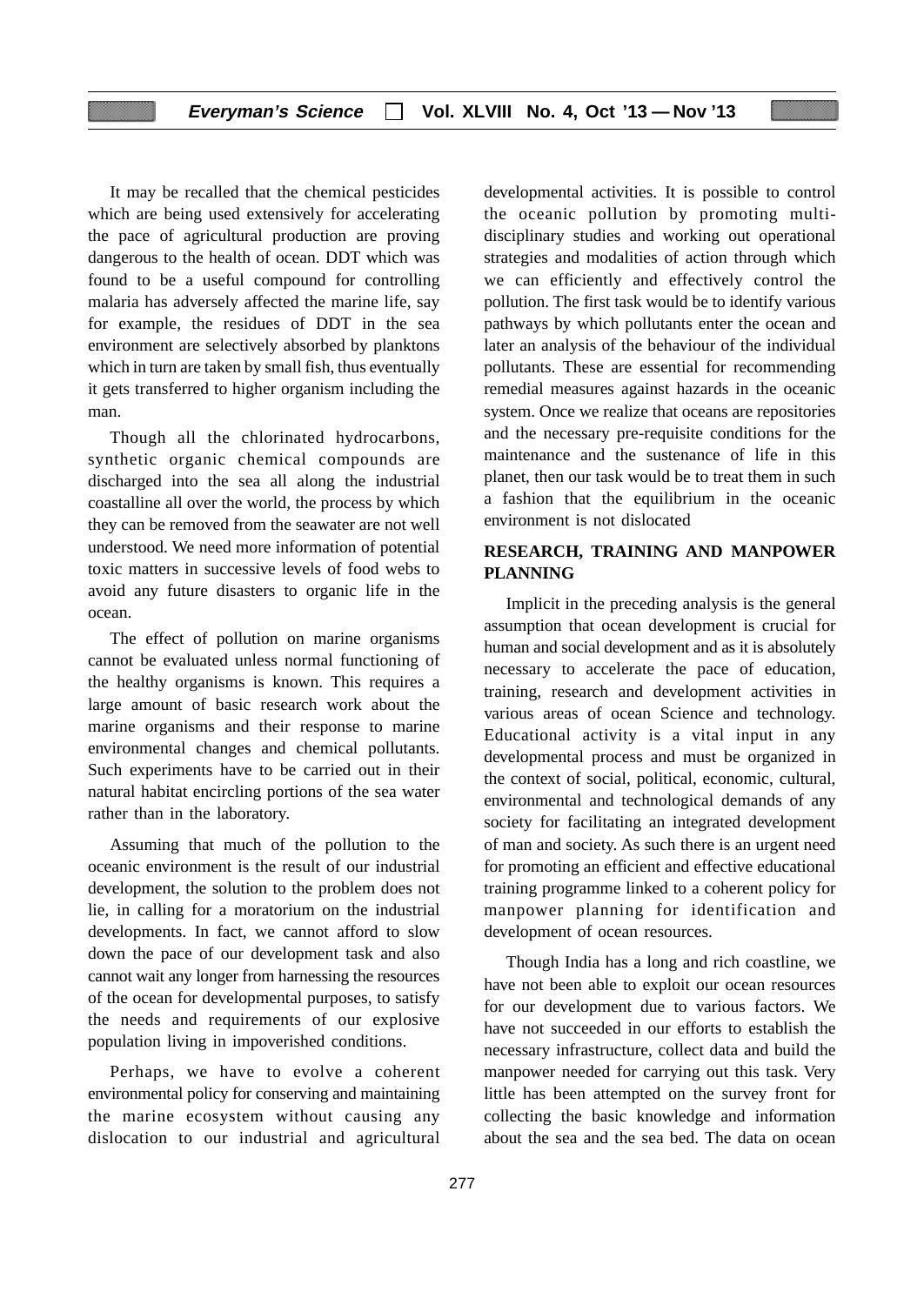It may be recalled that the chemical pesticides which are being used extensively for accelerating the pace of agricultural production are proving dangerous to the health of ocean. DDT which was found to be a useful compound for controlling malaria has adversely affected the marine life, say for example, the residues of DDT in the sea environment are selectively absorbed by planktons which in turn are taken by small fish, thus eventually it gets transferred to higher organism including the man.

Though all the chlorinated hydrocarbons, synthetic organic chemical compounds are discharged into the sea all along the industrial coastalline all over the world, the process by which they can be removed from the seawater are not well understood. We need more information of potential toxic matters in successive levels of food webs to avoid any future disasters to organic life in the ocean.

The effect of pollution on marine organisms cannot be evaluated unless normal functioning of the healthy organisms is known. This requires a large amount of basic research work about the marine organisms and their response to marine environmental changes and chemical pollutants. Such experiments have to be carried out in their natural habitat encircling portions of the sea water rather than in the laboratory.

Assuming that much of the pollution to the oceanic environment is the result of our industrial development, the solution to the problem does not lie, in calling for a moratorium on the industrial developments. In fact, we cannot afford to slow down the pace of our development task and also cannot wait any longer from harnessing the resources of the ocean for developmental purposes, to satisfy the needs and requirements of our explosive population living in impoverished conditions.

Perhaps, we have to evolve a coherent environmental policy for conserving and maintaining the marine ecosystem without causing any dislocation to our industrial and agricultural developmental activities. It is possible to control the oceanic pollution by promoting multi-disciplinary studies and working out operational strategies and modalities of action through which we can efficiently and effectively control the pollution. The first task would be to identify various pathways by which pollutants enter the ocean and later an analysis of the behaviour of the individual pollutants. These are essential for recommending remedial measures against hazards in the oceanic system. Once we realize that oceans are repositories and the necessary pre-requisite conditions for the maintenance and the sustenance of life in this planet, then our task would be to treat them in such a fashion that the equilibrium in the oceanic environment is not dislocated

## RESEARCH, TRAINING AND MANPOWER PLANNING

Implicit in the preceding analysis is the general assumption that ocean development is crucial for human and social development and as it is absolutely necessary to accelerate the pace of education, training, research and development activities in various areas of ocean Science and technology. Educational activity is a vital input in any developmental process and must be organized in the context of social, political, economic, cultural, environmental and technological demands of any society for facilitating an integrated development of man and society. As such there is an urgent need for promoting an efficient and effective educational training programme linked to a coherent policy for manpower planning for identification and development of ocean resources.

Though India has a long and rich coastline, we have not been able to exploit our ocean resources for our development due to various factors. We have not succeeded in our efforts to establish the necessary infrastructure, collect data and build the manpower needed for carrying out this task. Very little has been attempted on the survey front for collecting the basic knowledge and information about the sea and the sea bed. The data on ocean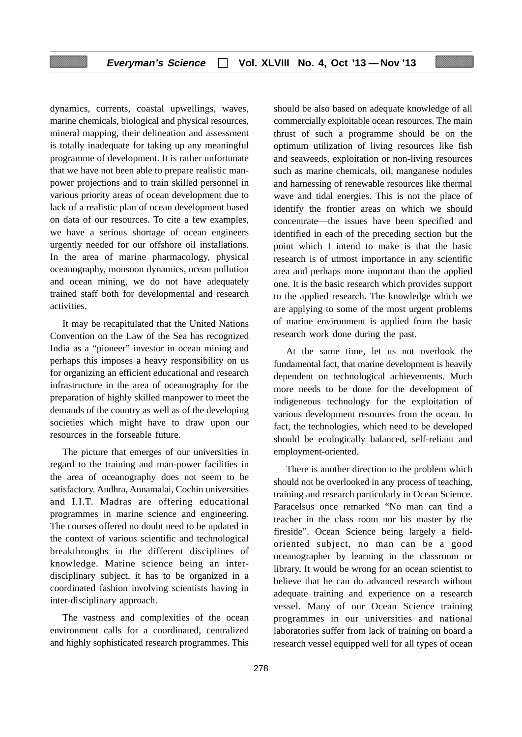dynamics, currents, coastal upwellings, waves, marine chemicals, biological and physical resources, mineral mapping, their delineation and assessment is totally inadequate for taking up any meaningful programme of development. It is rather unfortunate that we have not been able to prepare realistic man-power projections and to train skilled personnel in various priority areas of ocean development due to lack of a realistic plan of ocean development based on data of our resources. To cite a few examples, we have a serious shortage of ocean engineers urgently needed for our offshore oil installations. In the area of marine pharmacology, physical oceanography, monsoon dynamics, ocean pollution and ocean mining, we do not have adequately trained staff both for developmental and research activities.

It may be recapitulated that the United Nations Convention on the Law of the Sea has recognized India as a "pioneer" investor in ocean mining and perhaps this imposes a heavy responsibility on us for organizing an efficient educational and research infrastructure in the area of oceanography for the preparation of highly skilled manpower to meet the demands of the country as well as of the developing societies which might have to draw upon our resources in the forseable future.

The picture that emerges of our universities in regard to the training and man-power facilities in the area of oceanography does not seem to be satisfactory. Andhra, Annamalai, Cochin universities and I.I.T. Madras are offering educational programmes in marine science and engineering. The courses offered no doubt need to be updated in the context of various scientific and technological breakthroughs in the different disciplines of knowledge. Marine science being an inter-disciplinary subject, it has to be organized in a coordinated fashion involving scientists having in inter-disciplinary approach.

The vastness and complexities of the ocean environment calls for a coordinated, centralized and highly sophisticated research programmes. This should be also based on adequate knowledge of all commercially exploitable ocean resources. The main thrust of such a programme should be on the optimum utilization of living resources like fish and seaweeds, exploitation or non-living resources such as marine chemicals, oil, manganese nodules and harnessing of renewable resources like thermal wave and tidal energies. This is not the place of identify the frontier areas on which we should concentrate—the issues have been specified and identified in each of the preceding section but the point which I intend to make is that the basic research is of utmost importance in any scientific area and perhaps more important than the applied one. It is the basic research which provides support to the applied research. The knowledge which we are applying to some of the most urgent problems of marine environment is applied from the basic research work done during the past.

At the same time, let us not overlook the fundamental fact, that marine development is heavily dependent on technological achievements. Much more needs to be done for the development of indigeneous technology for the exploitation of various development resources from the ocean. In fact, the technologies, which need to be developed should be ecologically balanced, self-reliant and employment-oriented.

There is another direction to the problem which should not be overlooked in any process of teaching, training and research particularly in Ocean Science. Paracelsus once remarked "No man can find a teacher in the class room nor his master by the fireside". Ocean Science being largely a field-oriented subject, no man can be a good oceanographer by learning in the classroom or library. It would be wrong for an ocean scientist to believe that he can do advanced research without adequate training and experience on a research vessel. Many of our Ocean Science training programmes in our universities and national laboratories suffer from lack of training on board a research vessel equipped well for all types of ocean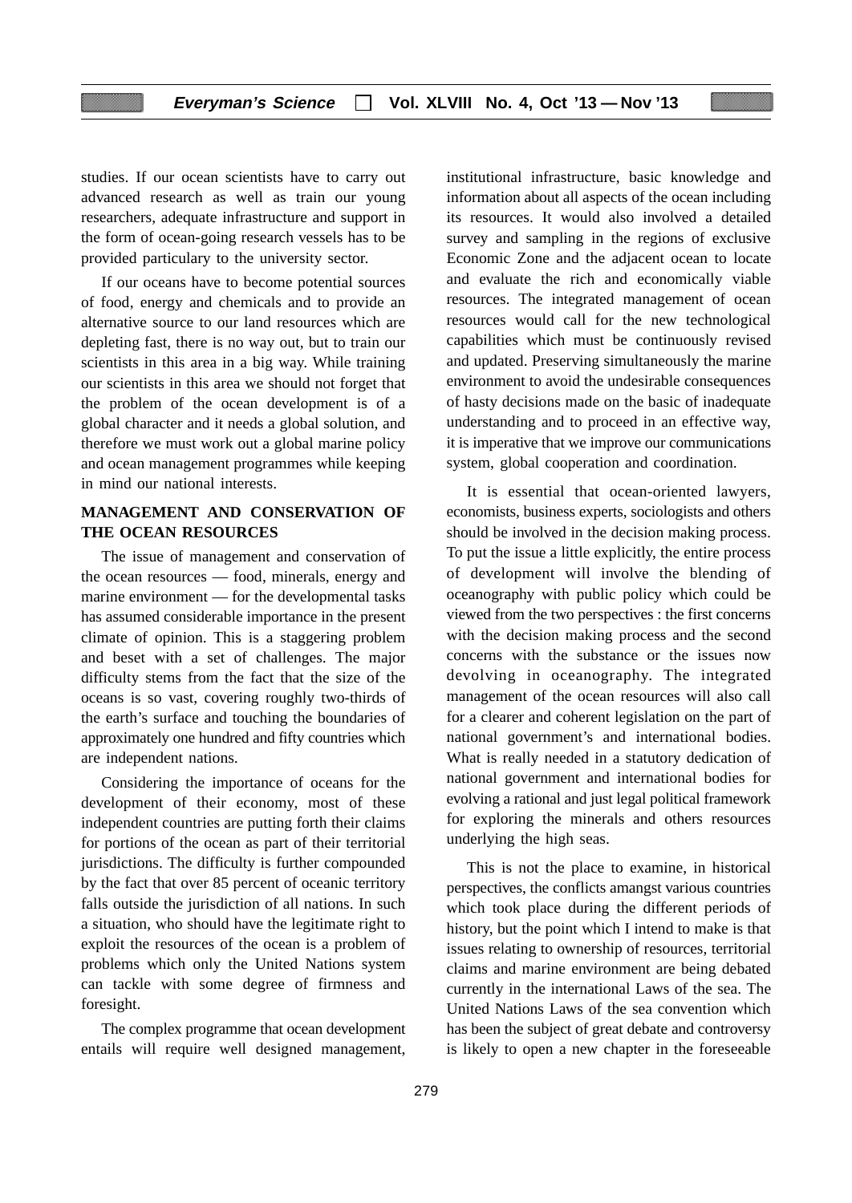studies. If our ocean scientists have to carry out advanced research as well as train our young researchers, adequate infrastructure and support in the form of ocean-going research vessels has to be provided particulary to the university sector.

If our oceans have to become potential sources of food, energy and chemicals and to provide an alternative source to our land resources which are depleting fast, there is no way out, but to train our scientists in this area in a big way. While training our scientists in this area we should not forget that the problem of the ocean development is of a global character and it needs a global solution, and therefore we must work out a global marine policy and ocean management programmes while keeping in mind our national interests.

## MANAGEMENT AND CONSERVATION OF THE OCEAN RESOURCES

The issue of management and conservation of the ocean resources — food, minerals, energy and marine environment — for the developmental tasks has assumed considerable importance in the present climate of opinion. This is a staggering problem and beset with a set of challenges. The major difficulty stems from the fact that the size of the oceans is so vast, covering roughly two-thirds of the earth's surface and touching the boundaries of approximately one hundred and fifty countries which are independent nations.

Considering the importance of oceans for the development of their economy, most of these independent countries are putting forth their claims for portions of the ocean as part of their territorial jurisdictions. The difficulty is further compounded by the fact that over 85 percent of oceanic territory falls outside the jurisdiction of all nations. In such a situation, who should have the legitimate right to exploit the resources of the ocean is a problem of problems which only the United Nations system can tackle with some degree of firmness and foresight.

The complex programme that ocean development entails will require well designed management, institutional infrastructure, basic knowledge and information about all aspects of the ocean including its resources. It would also involved a detailed survey and sampling in the regions of exclusive Economic Zone and the adjacent ocean to locate and evaluate the rich and economically viable resources. The integrated management of ocean resources would call for the new technological capabilities which must be continuously revised and updated. Preserving simultaneously the marine environment to avoid the undesirable consequences of hasty decisions made on the basic of inadequate understanding and to proceed in an effective way, it is imperative that we improve our communications system, global cooperation and coordination.

It is essential that ocean-oriented lawyers, economists, business experts, sociologists and others should be involved in the decision making process. To put the issue a little explicitly, the entire process of development will involve the blending of oceanography with public policy which could be viewed from the two perspectives : the first concerns with the decision making process and the second concerns with the substance or the issues now devolving in oceanography. The integrated management of the ocean resources will also call for a clearer and coherent legislation on the part of national government's and international bodies. What is really needed in a statutory dedication of national government and international bodies for evolving a rational and just legal political framework for exploring the minerals and others resources underlying the high seas.

This is not the place to examine, in historical perspectives, the conflicts amangst various countries which took place during the different periods of history, but the point which I intend to make is that issues relating to ownership of resources, territorial claims and marine environment are being debated currently in the international Laws of the sea. The United Nations Laws of the sea convention which has been the subject of great debate and controversy is likely to open a new chapter in the foreseeable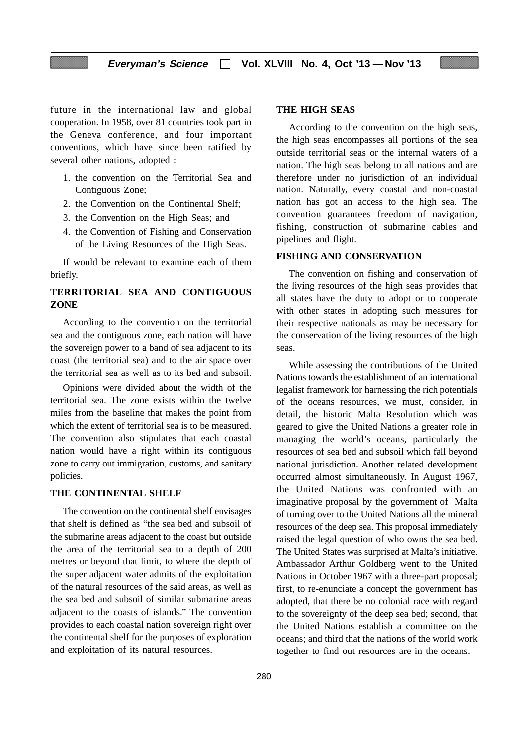future in the international law and global cooperation. In 1958, over 81 countries took part in the Geneva conference, and four important conventions, which have since been ratified by several other nations, adopted :

1. the convention on the Territorial Sea and Contiguous Zone;
2. the Convention on the Continental Shelf;
3. the Convention on the High Seas; and
4. the Convention of Fishing and Conservation of the Living Resources of the High Seas.

If would be relevant to examine each of them briefly.

## TERRITORIAL SEA AND CONTIGUOUS ZONE

According to the convention on the territorial sea and the contiguous zone, each nation will have the sovereign power to a band of sea adjacent to its coast (the territorial sea) and to the air space over the territorial sea as well as to its bed and subsoil.

Opinions were divided about the width of the territorial sea. The zone exists within the twelve miles from the baseline that makes the point from which the extent of territorial sea is to be measured. The convention also stipulates that each coastal nation would have a right within its contiguous zone to carry out immigration, customs, and sanitary policies.

## THE CONTINENTAL SHELF

The convention on the continental shelf envisages that shelf is defined as "the sea bed and subsoil of the submarine areas adjacent to the coast but outside the area of the territorial sea to a depth of 200 metres or beyond that limit, to where the depth of the super adjacent water admits of the exploitation of the natural resources of the said areas, as well as the sea bed and subsoil of similar submarine areas adjacent to the coasts of islands." The convention provides to each coastal nation sovereign right over the continental shelf for the purposes of exploration and exploitation of its natural resources.

## THE HIGH SEAS

According to the convention on the high seas, the high seas encompasses all portions of the sea outside territorial seas or the internal waters of a nation. The high seas belong to all nations and are therefore under no jurisdiction of an individual nation. Naturally, every coastal and non-coastal nation has got an access to the high sea. The convention guarantees freedom of navigation, fishing, construction of submarine cables and pipelines and flight.

## FISHING AND CONSERVATION

The convention on fishing and conservation of the living resources of the high seas provides that all states have the duty to adopt or to cooperate with other states in adopting such measures for their respective nationals as may be necessary for the conservation of the living resources of the high seas.

While assessing the contributions of the United Nations towards the establishment of an international legalist framework for harnessing the rich potentials of the oceans resources, we must, consider, in detail, the historic Malta Resolution which was geared to give the United Nations a greater role in managing the world's oceans, particularly the resources of sea bed and subsoil which fall beyond national jurisdiction. Another related development occurred almost simultaneously. In August 1967, the United Nations was confronted with an imaginative proposal by the government of Malta of turning over to the United Nations all the mineral resources of the deep sea. This proposal immediately raised the legal question of who owns the sea bed. The United States was surprised at Malta's initiative. Ambassador Arthur Goldberg went to the United Nations in October 1967 with a three-part proposal; first, to re-enunciate a concept the government has adopted, that there be no colonial race with regard to the sovereignty of the deep sea bed; second, that the United Nations establish a committee on the oceans; and third that the nations of the world work together to find out resources are in the oceans.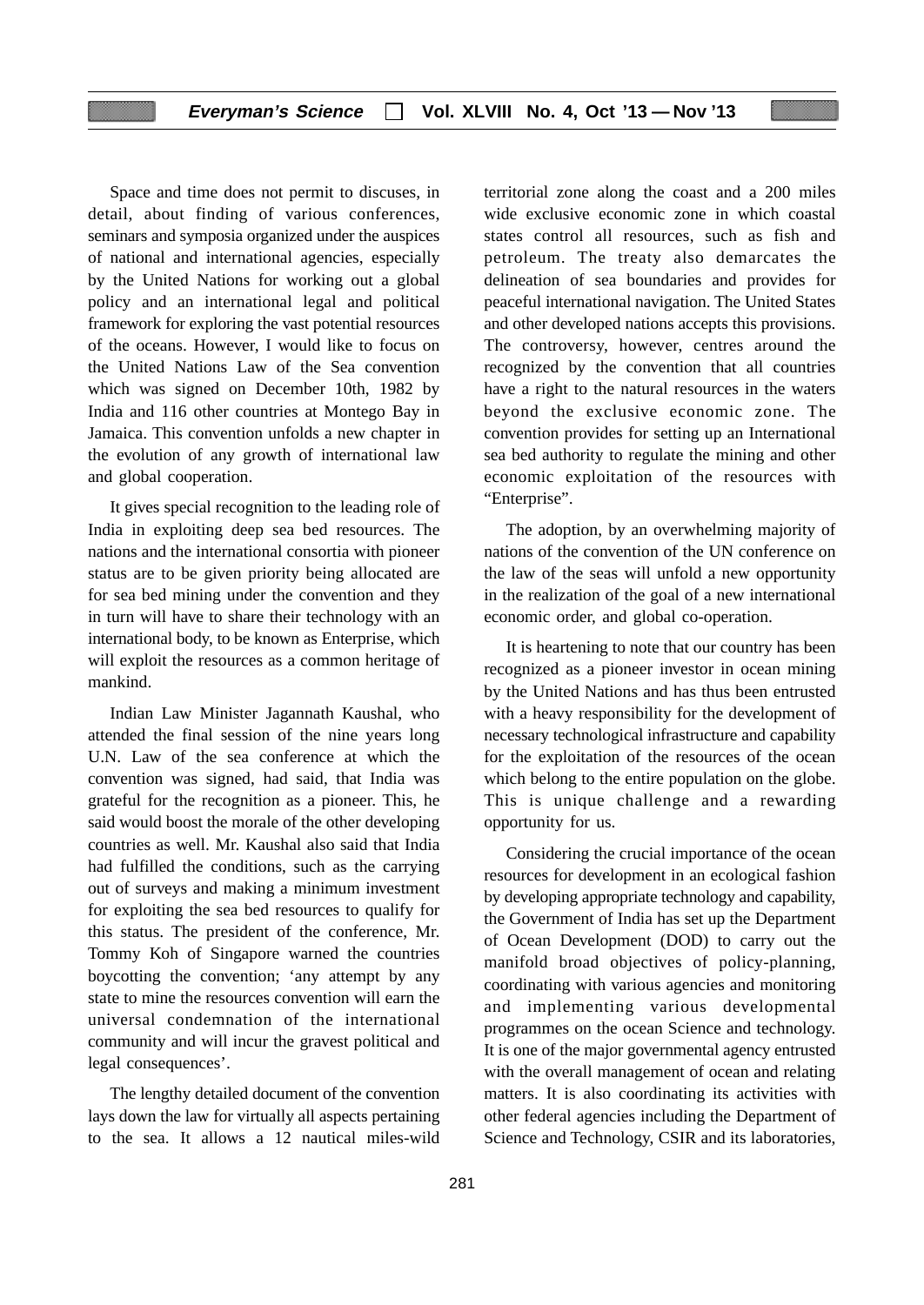Space and time does not permit to discuses, in detail, about finding of various conferences, seminars and symposia organized under the auspices of national and international agencies, especially by the United Nations for working out a global policy and an international legal and political framework for exploring the vast potential resources of the oceans. However, I would like to focus on the United Nations Law of the Sea convention which was signed on December 10th, 1982 by India and 116 other countries at Montego Bay in Jamaica. This convention unfolds a new chapter in the evolution of any growth of international law and global cooperation.

It gives special recognition to the leading role of India in exploiting deep sea bed resources. The nations and the international consortia with pioneer status are to be given priority being allocated are for sea bed mining under the convention and they in turn will have to share their technology with an international body, to be known as Enterprise, which will exploit the resources as a common heritage of mankind.

Indian Law Minister Jagannath Kaushal, who attended the final session of the nine years long U.N. Law of the sea conference at which the convention was signed, had said, that India was grateful for the recognition as a pioneer. This, he said would boost the morale of the other developing countries as well. Mr. Kaushal also said that India had fulfilled the conditions, such as the carrying out of surveys and making a minimum investment for exploiting the sea bed resources to qualify for this status. The president of the conference, Mr. Tommy Koh of Singapore warned the countries boycotting the convention; 'any attempt by any state to mine the resources convention will earn the universal condemnation of the international community and will incur the gravest political and legal consequences'.

The lengthy detailed document of the convention lays down the law for virtually all aspects pertaining to the sea. It allows a 12 nautical miles-wild territorial zone along the coast and a 200 miles wide exclusive economic zone in which coastal states control all resources, such as fish and petroleum. The treaty also demarcates the delineation of sea boundaries and provides for peaceful international navigation. The United States and other developed nations accepts this provisions. The controversy, however, centres around the recognized by the convention that all countries have a right to the natural resources in the waters beyond the exclusive economic zone. The convention provides for setting up an International sea bed authority to regulate the mining and other economic exploitation of the resources with "Enterprise".

The adoption, by an overwhelming majority of nations of the convention of the UN conference on the law of the seas will unfold a new opportunity in the realization of the goal of a new international economic order, and global co-operation.

It is heartening to note that our country has been recognized as a pioneer investor in ocean mining by the United Nations and has thus been entrusted with a heavy responsibility for the development of necessary technological infrastructure and capability for the exploitation of the resources of the ocean which belong to the entire population on the globe. This is unique challenge and a rewarding opportunity for us.

Considering the crucial importance of the ocean resources for development in an ecological fashion by developing appropriate technology and capability, the Government of India has set up the Department of Ocean Development (DOD) to carry out the manifold broad objectives of policy-planning, coordinating with various agencies and monitoring and implementing various developmental programmes on the ocean Science and technology. It is one of the major governmental agency entrusted with the overall management of ocean and relating matters. It is also coordinating its activities with other federal agencies including the Department of Science and Technology, CSIR and its laboratories,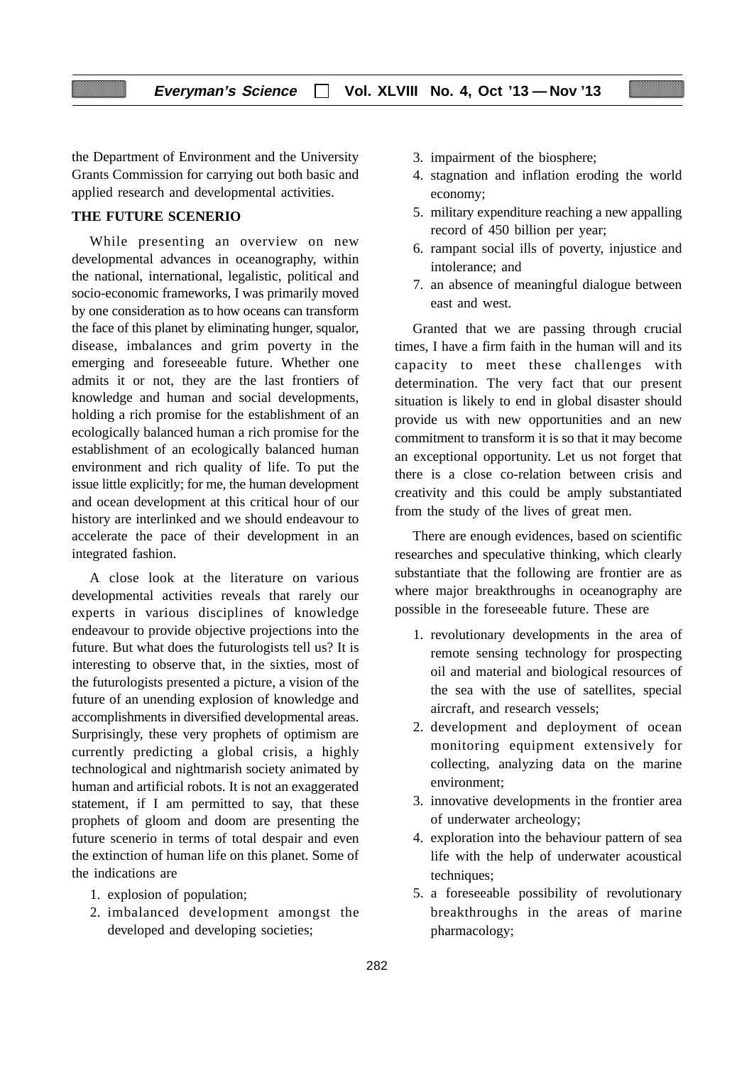the Department of Environment and the University Grants Commission for carrying out both basic and applied research and developmental activities.

**THE FUTURE SCENERIO**

While presenting an overview on new developmental advances in oceanography, within the national, international, legalistic, political and socio-economic frameworks, I was primarily moved by one consideration as to how oceans can transform the face of this planet by eliminating hunger, squalor, disease, imbalances and grim poverty in the emerging and foreseeable future. Whether one admits it or not, they are the last frontiers of knowledge and human and social developments, holding a rich promise for the establishment of an ecologically balanced human a rich promise for the establishment of an ecologically balanced human environment and rich quality of life. To put the issue little explicitly; for me, the human development and ocean development at this critical hour of our history are interlinked and we should endeavour to accelerate the pace of their development in an integrated fashion.

A close look at the literature on various developmental activities reveals that rarely our experts in various disciplines of knowledge endeavour to provide objective projections into the future. But what does the futurologists tell us? It is interesting to observe that, in the sixties, most of the futurologists presented a picture, a vision of the future of an unending explosion of knowledge and accomplishments in diversified developmental areas. Surprisingly, these very prophets of optimism are currently predicting a global crisis, a highly technological and nightmarish society animated by human and artificial robots. It is not an exaggerated statement, if I am permitted to say, that these prophets of gloom and doom are presenting the future scenerio in terms of total despair and even the extinction of human life on this planet. Some of the indications are

1. explosion of population;
2. imbalanced development amongst the developed and developing societies;
3. impairment of the biosphere;
4. stagnation and inflation eroding the world economy;
5. military expenditure reaching a new appalling record of 450 billion per year;
6. rampant social ills of poverty, injustice and intolerance; and
7. an absence of meaningful dialogue between east and west.

Granted that we are passing through crucial times, I have a firm faith in the human will and its capacity to meet these challenges with determination. The very fact that our present situation is likely to end in global disaster should provide us with new opportunities and an new commitment to transform it is so that it may become an exceptional opportunity. Let us not forget that there is a close co-relation between crisis and creativity and this could be amply substantiated from the study of the lives of great men.

There are enough evidences, based on scientific researches and speculative thinking, which clearly substantiate that the following are frontier are as where major breakthroughs in oceanography are possible in the foreseeable future. These are

1. revolutionary developments in the area of remote sensing technology for prospecting oil and material and biological resources of the sea with the use of satellites, special aircraft, and research vessels;
2. development and deployment of ocean monitoring equipment extensively for collecting, analyzing data on the marine environment;
3. innovative developments in the frontier area of underwater archeology;
4. exploration into the behaviour pattern of sea life with the help of underwater acoustical techniques;
5. a foreseeable possibility of revolutionary breakthroughs in the areas of marine pharmacology;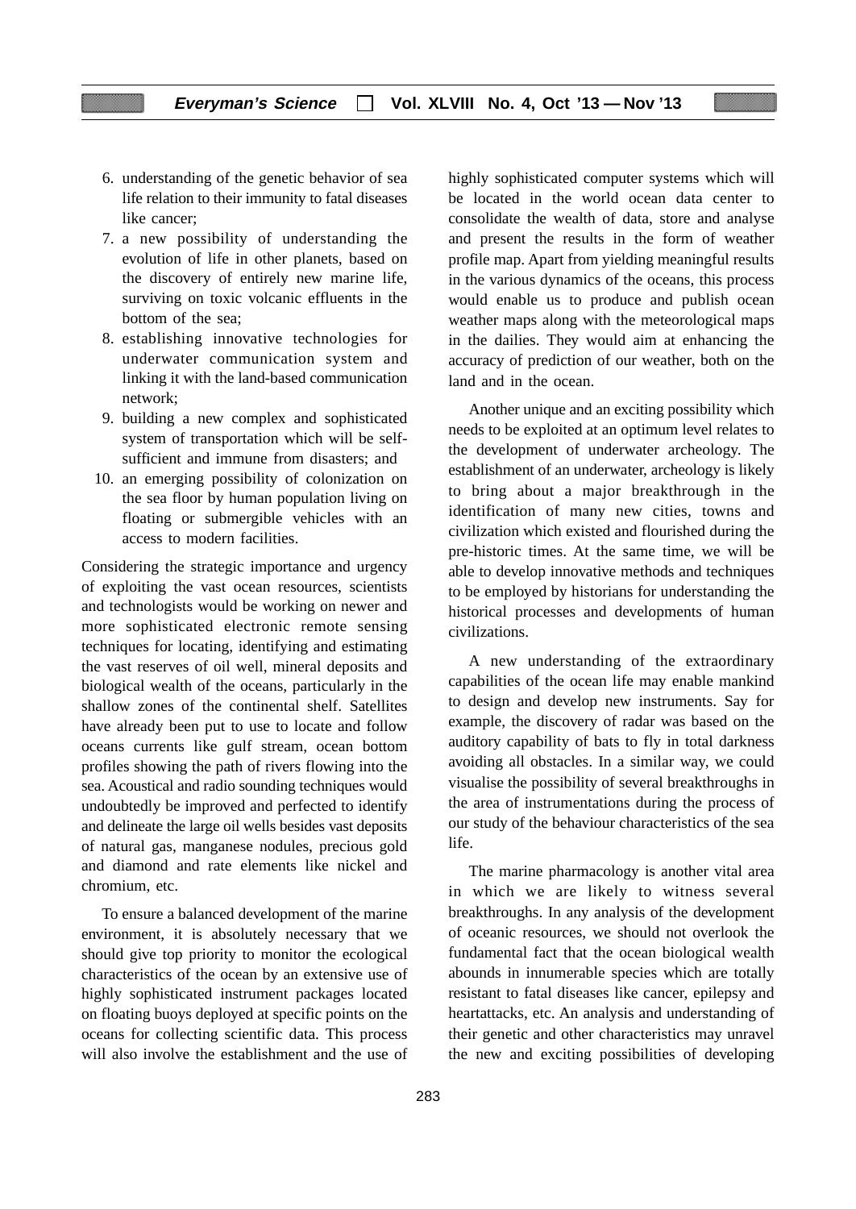6. understanding of the genetic behavior of sea life relation to their immunity to fatal diseases like cancer;
7. a new possibility of understanding the evolution of life in other planets, based on the discovery of entirely new marine life, surviving on toxic volcanic effluents in the bottom of the sea;
8. establishing innovative technologies for underwater communication system and linking it with the land-based communication network;
9. building a new complex and sophisticated system of transportation which will be self-sufficient and immune from disasters; and
10. an emerging possibility of colonization on the sea floor by human population living on floating or submergible vehicles with an access to modern facilities.

Considering the strategic importance and urgency of exploiting the vast ocean resources, scientists and technologists would be working on newer and more sophisticated electronic remote sensing techniques for locating, identifying and estimating the vast reserves of oil well, mineral deposits and biological wealth of the oceans, particularly in the shallow zones of the continental shelf. Satellites have already been put to use to locate and follow oceans currents like gulf stream, ocean bottom profiles showing the path of rivers flowing into the sea. Acoustical and radio sounding techniques would undoubtedly be improved and perfected to identify and delineate the large oil wells besides vast deposits of natural gas, manganese nodules, precious gold and diamond and rate elements like nickel and chromium, etc.

To ensure a balanced development of the marine environment, it is absolutely necessary that we should give top priority to monitor the ecological characteristics of the ocean by an extensive use of highly sophisticated instrument packages located on floating buoys deployed at specific points on the oceans for collecting scientific data. This process will also involve the establishment and the use of highly sophisticated computer systems which will be located in the world ocean data center to consolidate the wealth of data, store and analyse and present the results in the form of weather profile map. Apart from yielding meaningful results in the various dynamics of the oceans, this process would enable us to produce and publish ocean weather maps along with the meteorological maps in the dailies. They would aim at enhancing the accuracy of prediction of our weather, both on the land and in the ocean.

Another unique and an exciting possibility which needs to be exploited at an optimum level relates to the development of underwater archeology. The establishment of an underwater, archeology is likely to bring about a major breakthrough in the identification of many new cities, towns and civilization which existed and flourished during the pre-historic times. At the same time, we will be able to develop innovative methods and techniques to be employed by historians for understanding the historical processes and developments of human civilizations.

A new understanding of the extraordinary capabilities of the ocean life may enable mankind to design and develop new instruments. Say for example, the discovery of radar was based on the auditory capability of bats to fly in total darkness avoiding all obstacles. In a similar way, we could visualise the possibility of several breakthroughs in the area of instrumentations during the process of our study of the behaviour characteristics of the sea life.

The marine pharmacology is another vital area in which we are likely to witness several breakthroughs. In any analysis of the development of oceanic resources, we should not overlook the fundamental fact that the ocean biological wealth abounds in innumerable species which are totally resistant to fatal diseases like cancer, epilepsy and heartattacks, etc. An analysis and understanding of their genetic and other characteristics may unravel the new and exciting possibilities of developing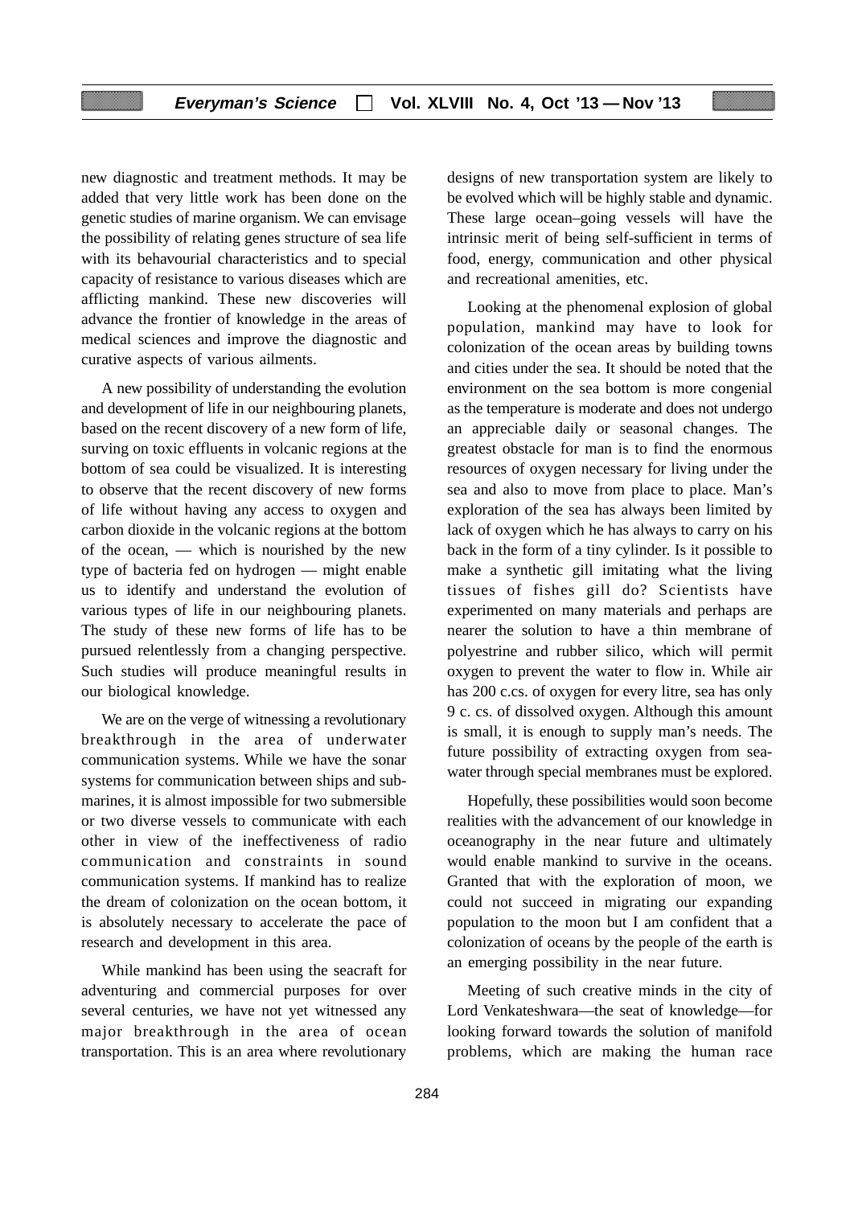new diagnostic and treatment methods. It may be added that very little work has been done on the genetic studies of marine organism. We can envisage the possibility of relating genes structure of sea life with its behavourial characteristics and to special capacity of resistance to various diseases which are afflicting mankind. These new discoveries will advance the frontier of knowledge in the areas of medical sciences and improve the diagnostic and curative aspects of various ailments.

A new possibility of understanding the evolution and development of life in our neighbouring planets, based on the recent discovery of a new form of life, surving on toxic effluents in volcanic regions at the bottom of sea could be visualized. It is interesting to observe that the recent discovery of new forms of life without having any access to oxygen and carbon dioxide in the volcanic regions at the bottom of the ocean, — which is nourished by the new type of bacteria fed on hydrogen — might enable us to identify and understand the evolution of various types of life in our neighbouring planets. The study of these new forms of life has to be pursued relentlessly from a changing perspective. Such studies will produce meaningful results in our biological knowledge.

We are on the verge of witnessing a revolutionary breakthrough in the area of underwater communication systems. While we have the sonar systems for communication between ships and submarines, it is almost impossible for two submersible or two diverse vessels to communicate with each other in view of the ineffectiveness of radio communication and constraints in sound communication systems. If mankind has to realize the dream of colonization on the ocean bottom, it is absolutely necessary to accelerate the pace of research and development in this area.

While mankind has been using the seacraft for adventuring and commercial purposes for over several centuries, we have not yet witnessed any major breakthrough in the area of ocean transportation. This is an area where revolutionary designs of new transportation system are likely to be evolved which will be highly stable and dynamic. These large ocean–going vessels will have the intrinsic merit of being self-sufficient in terms of food, energy, communication and other physical and recreational amenities, etc.

Looking at the phenomenal explosion of global population, mankind may have to look for colonization of the ocean areas by building towns and cities under the sea. It should be noted that the environment on the sea bottom is more congenial as the temperature is moderate and does not undergo an appreciable daily or seasonal changes. The greatest obstacle for man is to find the enormous resources of oxygen necessary for living under the sea and also to move from place to place. Man's exploration of the sea has always been limited by lack of oxygen which he has always to carry on his back in the form of a tiny cylinder. Is it possible to make a synthetic gill imitating what the living tissues of fishes gill do? Scientists have experimented on many materials and perhaps are nearer the solution to have a thin membrane of polyestrine and rubber silico, which will permit oxygen to prevent the water to flow in. While air has 200 c.cs. of oxygen for every litre, sea has only 9 c. cs. of dissolved oxygen. Although this amount is small, it is enough to supply man's needs. The future possibility of extracting oxygen from sea-water through special membranes must be explored.

Hopefully, these possibilities would soon become realities with the advancement of our knowledge in oceanography in the near future and ultimately would enable mankind to survive in the oceans. Granted that with the exploration of moon, we could not succeed in migrating our expanding population to the moon but I am confident that a colonization of oceans by the people of the earth is an emerging possibility in the near future.

Meeting of such creative minds in the city of Lord Venkateshwara—the seat of knowledge—for looking forward towards the solution of manifold problems, which are making the human race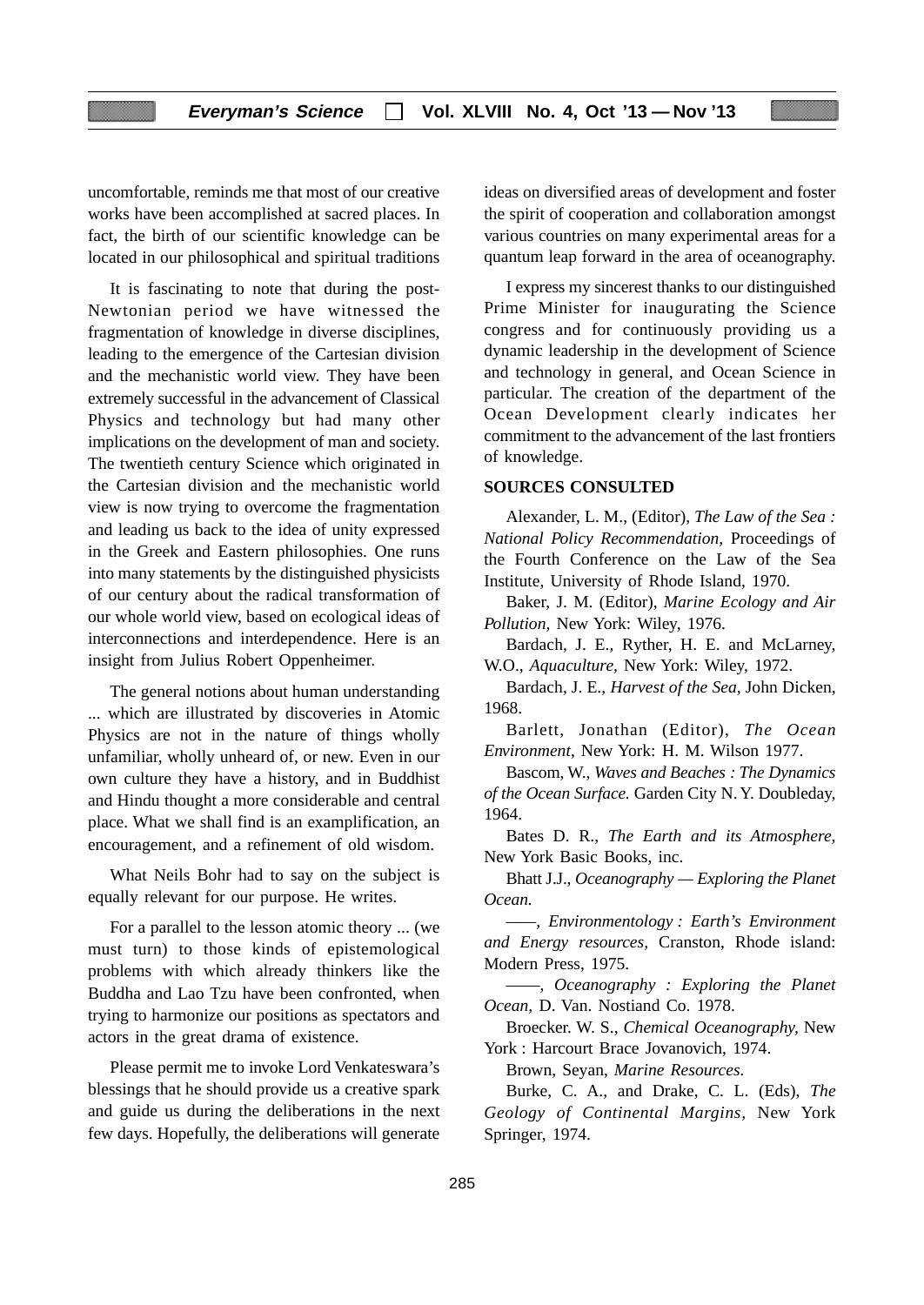uncomfortable, reminds me that most of our creative works have been accomplished at sacred places. In fact, the birth of our scientific knowledge can be located in our philosophical and spiritual traditions

It is fascinating to note that during the post-Newtonian period we have witnessed the fragmentation of knowledge in diverse disciplines, leading to the emergence of the Cartesian division and the mechanistic world view. They have been extremely successful in the advancement of Classical Physics and technology but had many other implications on the development of man and society. The twentieth century Science which originated in the Cartesian division and the mechanistic world view is now trying to overcome the fragmentation and leading us back to the idea of unity expressed in the Greek and Eastern philosophies. One runs into many statements by the distinguished physicists of our century about the radical transformation of our whole world view, based on ecological ideas of interconnections and interdependence. Here is an insight from Julius Robert Oppenheimer.

The general notions about human understanding ... which are illustrated by discoveries in Atomic Physics are not in the nature of things wholly unfamiliar, wholly unheard of, or new. Even in our own culture they have a history, and in Buddhist and Hindu thought a more considerable and central place. What we shall find is an examplification, an encouragement, and a refinement of old wisdom.

What Neils Bohr had to say on the subject is equally relevant for our purpose. He writes.

For a parallel to the lesson atomic theory ... (we must turn) to those kinds of epistemological problems with which already thinkers like the Buddha and Lao Tzu have been confronted, when trying to harmonize our positions as spectators and actors in the great drama of existence.

Please permit me to invoke Lord Venkateswara's blessings that he should provide us a creative spark and guide us during the deliberations in the next few days. Hopefully, the deliberations will generate ideas on diversified areas of development and foster the spirit of cooperation and collaboration amongst various countries on many experimental areas for a quantum leap forward in the area of oceanography.

I express my sincerest thanks to our distinguished Prime Minister for inaugurating the Science congress and for continuously providing us a dynamic leadership in the development of Science and technology in general, and Ocean Science in particular. The creation of the department of the Ocean Development clearly indicates her commitment to the advancement of the last frontiers of knowledge.

## SOURCES CONSULTED

Alexander, L. M., (Editor), *The Law of the Sea : National Policy Recommendation,* Proceedings of the Fourth Conference on the Law of the Sea Institute, University of Rhode Island, 1970.

Baker, J. M. (Editor), *Marine Ecology and Air Pollution,* New York: Wiley, 1976.

Bardach, J. E., Ryther, H. E. and McLarney, W.O., *Aquaculture,* New York: Wiley, 1972.

Bardach, J. E., *Harvest of the Sea,* John Dicken, 1968.

Barlett, Jonathan (Editor), *The Ocean Environment,* New York: H. M. Wilson 1977.

Bascom, W., *Waves and Beaches : The Dynamics of the Ocean Surface.* Garden City N. Y. Doubleday, 1964.

Bates D. R., *The Earth and its Atmosphere,* New York Basic Books, inc.

Bhatt J.J., *Oceanography — Exploring the Planet Ocean.*

——, *Environmentology : Earth's Environment and Energy resources,* Cranston, Rhode island: Modern Press, 1975.

——, *Oceanography : Exploring the Planet Ocean,* D. Van. Nostiand Co. 1978.

Broecker. W. S., *Chemical Oceanography,* New York : Harcourt Brace Jovanovich, 1974.

Brown, Seyan, *Marine Resources.*

Burke, C. A., and Drake, C. L. (Eds), *The Geology of Continental Margins,* New York Springer, 1974.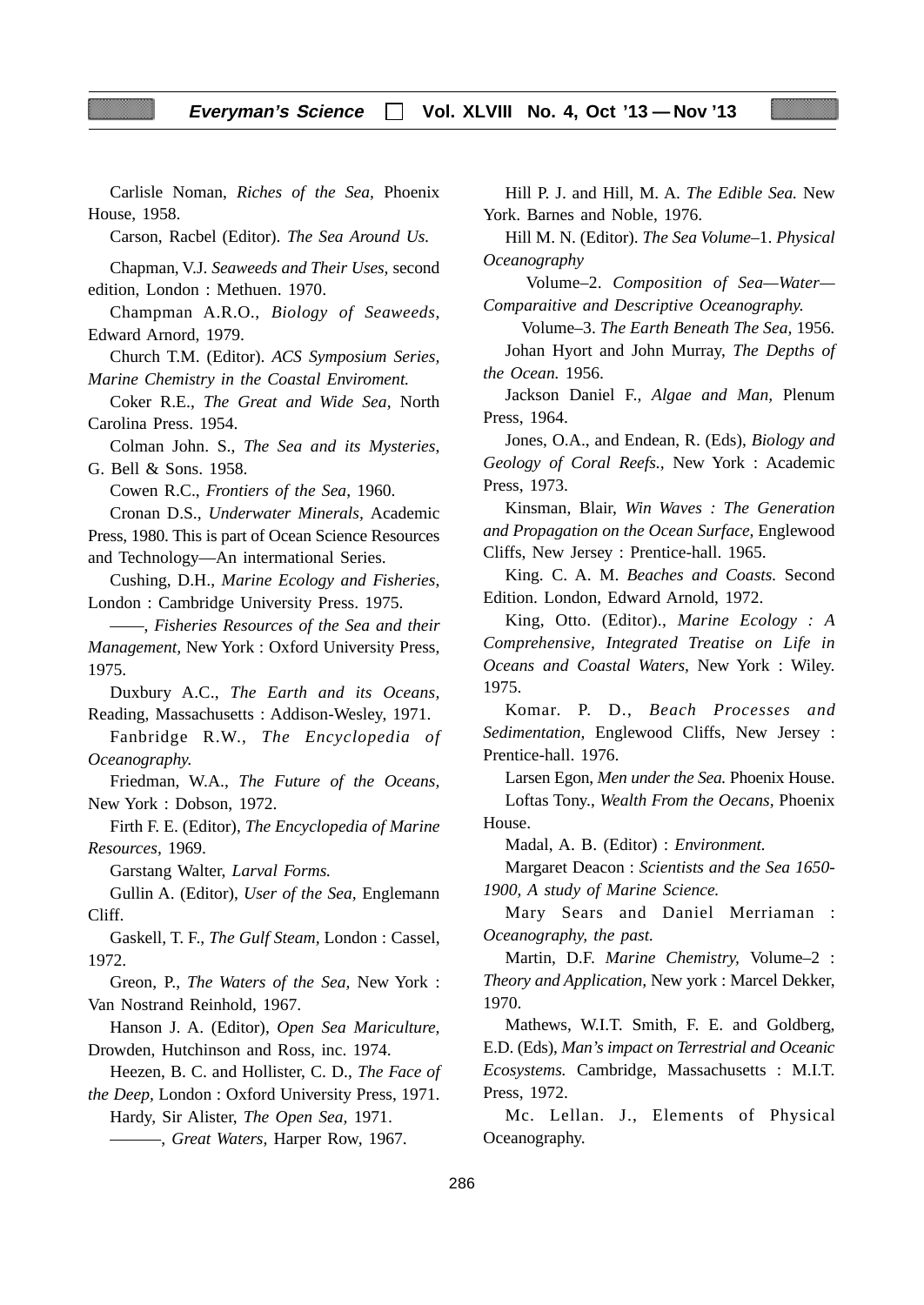Carlisle Noman, *Riches of the Sea,* Phoenix House, 1958.

Carson, Racbel (Editor). *The Sea Around Us.*

Chapman, V.J. *Seaweeds and Their Uses,* second edition, London : Methuen. 1970.

Champman A.R.O., *Biology of Seaweeds,* Edward Arnord, 1979.

Church T.M. (Editor). *ACS Symposium Series, Marine Chemistry in the Coastal Enviroment.*

Coker R.E., *The Great and Wide Sea,* North Carolina Press. 1954.

Colman John. S., *The Sea and its Mysteries,* G. Bell & Sons. 1958.

Cowen R.C., *Frontiers of the Sea*, 1960.

Cronan D.S., *Underwater Minerals,* Academic Press, 1980. This is part of Ocean Science Resources and Technology—An international Series.

Cushing, D.H., *Marine Ecology and Fisheries,* London : Cambridge University Press. 1975.

——, *Fisheries Resources of the Sea and their Management,* New York : Oxford University Press, 1975.

Duxbury A.C., *The Earth and its Oceans,* Reading, Massachusetts : Addison-Wesley, 1971.

Fanbridge R.W., *The Encyclopedia of Oceanography.*

Friedman, W.A., *The Future of the Oceans,* New York : Dobson, 1972.

Firth F. E. (Editor), *The Encyclopedia of Marine Resources,* 1969.

Garstang Walter, *Larval Forms.*

Gullin A. (Editor), *User of the Sea,* Englemann Cliff.

Gaskell, T. F., *The Gulf Steam,* London : Cassel, 1972.

Greon, P., *The Waters of the Sea,* New York : Van Nostrand Reinhold, 1967.

Hanson J. A. (Editor), *Open Sea Mariculture,* Drowden, Hutchinson and Ross, inc. 1974.

Heezen, B. C. and Hollister, C. D., *The Face of the Deep,* London : Oxford University Press, 1971.

Hardy, Sir Alister, *The Open Sea,* 1971.

———, *Great Waters,* Harper Row, 1967.

Hill P. J. and Hill, M. A. *The Edible Sea.* New York. Barnes and Noble, 1976.

Hill M. N. (Editor). *The Sea Volume–1. Physical Oceanography*

Volume–2. *Composition of Sea—Water—Comparaitive and Descriptive Oceanography.*

Volume–3. *The Earth Beneath The Sea,* 1956.

Johan Hyort and John Murray, *The Depths of the Ocean.* 1956.

Jackson Daniel F., *Algae and Man*, Plenum Press, 1964.

Jones, O.A., and Endean, R. (Eds), *Biology and Geology of Coral Reefs.*, New York : Academic Press, 1973.

Kinsman, Blair, *Win Waves : The Generation and Propagation on the Ocean Surface,* Englewood Cliffs, New Jersey : Prentice-hall. 1965.

King. C. A. M. *Beaches and Coasts.* Second Edition. London, Edward Arnold, 1972.

King, Otto. (Editor)., *Marine Ecology : A Comprehensive, Integrated Treatise on Life in Oceans and Coastal Waters,* New York : Wiley. 1975.

Komar. P. D., *Beach Processes and Sedimentation,* Englewood Cliffs, New Jersey : Prentice-hall. 1976.

Larsen Egon, *Men under the Sea.* Phoenix House.

Loftas Tony., *Wealth From the Oecans,* Phoenix House.

Madal, A. B. (Editor) : *Environment.*

Margaret Deacon : *Scientists and the Sea 1650-1900, A study of Marine Science.*

Mary Sears and Daniel Merriaman : *Oceanography, the past.*

Martin, D.F. *Marine Chemistry,* Volume–2 : *Theory and Application,* New york : Marcel Dekker, 1970.

Mathews, W.I.T. Smith, F. E. and Goldberg, E.D. (Eds), *Man's impact on Terrestrial and Oceanic Ecosystems.* Cambridge, Massachusetts : M.I.T. Press, 1972.

Mc. Lellan. J., Elements of Physical Oceanography.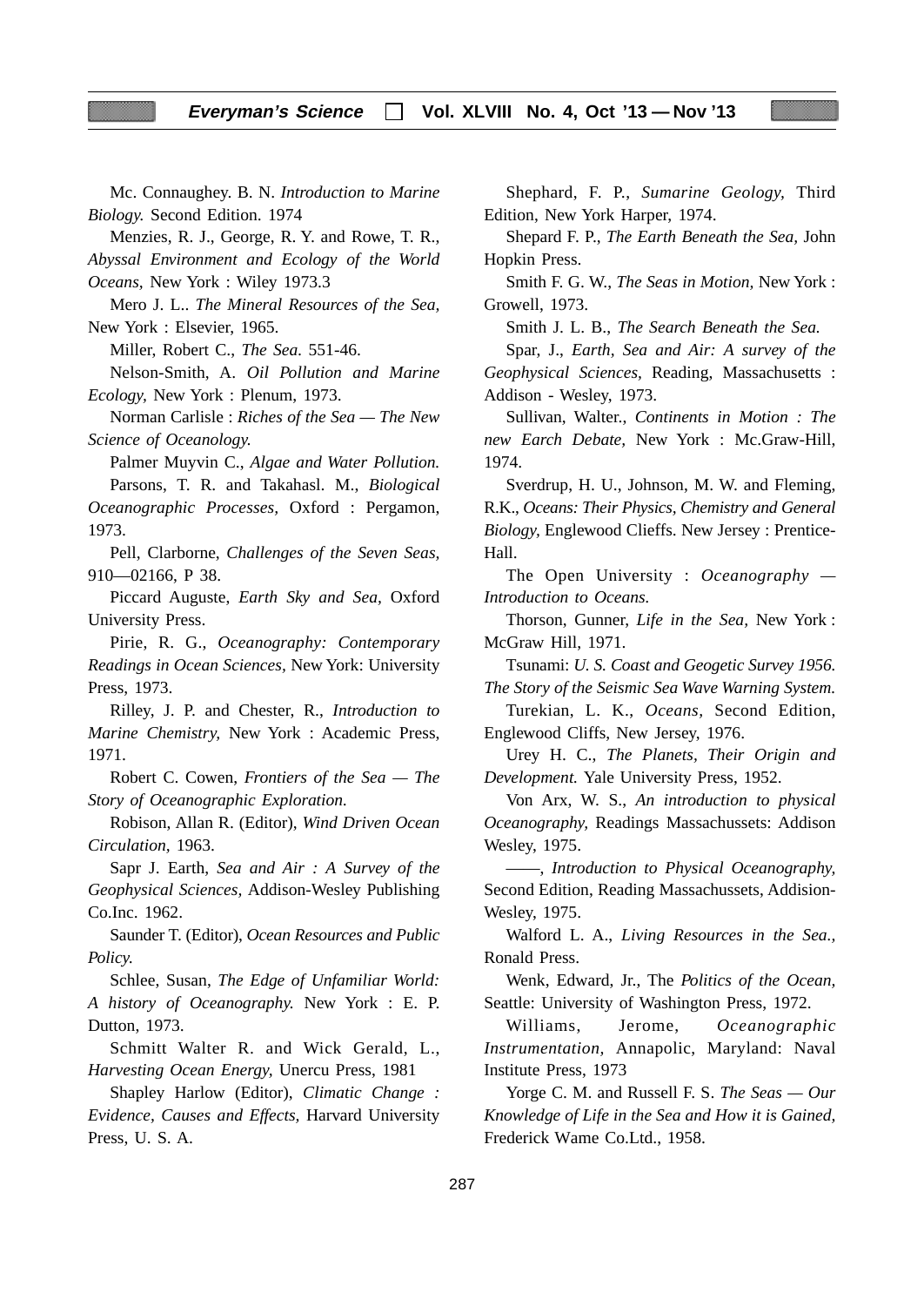Mc. Connaughey. B. N. *Introduction to Marine Biology.* Second Edition. 1974

Menzies, R. J., George, R. Y. and Rowe, T. R., *Abyssal Environment and Ecology of the World Oceans,* New York : Wiley 1973.3

Mero J. L.. *The Mineral Resources of the Sea,* New York : Elsevier, 1965.

Miller, Robert C., *The Sea.* 551-46.

Nelson-Smith, A. *Oil Pollution and Marine Ecology,* New York : Plenum, 1973.

Norman Carlisle : *Riches of the Sea — The New Science of Oceanology.*

Palmer Muyvin C., *Algae and Water Pollution.*

Parsons, T. R. and Takahasl. M., *Biological Oceanographic Processes,* Oxford : Pergamon, 1973.

Pell, Clarborne, *Challenges of the Seven Seas,* 910—02166, P 38.

Piccard Auguste, *Earth Sky and Sea,* Oxford University Press.

Pirie, R. G., *Oceanography: Contemporary Readings in Ocean Sciences,* New York: University Press, 1973.

Rilley, J. P. and Chester, R., *Introduction to Marine Chemistry,* New York : Academic Press, 1971.

Robert C. Cowen, *Frontiers of the Sea — The Story of Oceanographic Exploration.*

Robison, Allan R. (Editor), *Wind Driven Ocean Circulation,* 1963.

Sapr J. Earth, *Sea and Air : A Survey of the Geophysical Sciences,* Addison-Wesley Publishing Co.Inc. 1962.

Saunder T. (Editor), *Ocean Resources and Public Policy.*

Schlee, Susan, *The Edge of Unfamiliar World: A history of Oceanography.* New York : E. P. Dutton, 1973.

Schmitt Walter R. and Wick Gerald, L., *Harvesting Ocean Energy,* Unercu Press, 1981

Shapley Harlow (Editor), *Climatic Change : Evidence, Causes and Effects,* Harvard University Press, U. S. A.

Shephard, F. P., *Sumarine Geology,* Third Edition, New York Harper, 1974.

Shepard F. P., *The Earth Beneath the Sea,* John Hopkin Press.

Smith F. G. W., *The Seas in Motion,* New York : Growell, 1973.

Smith J. L. B., *The Search Beneath the Sea.*

Spar, J., *Earth, Sea and Air: A survey of the Geophysical Sciences,* Reading, Massachusetts : Addison - Wesley, 1973.

Sullivan, Walter., *Continents in Motion : The new Earch Debate,* New York : Mc.Graw-Hill, 1974.

Sverdrup, H. U., Johnson, M. W. and Fleming, R.K., *Oceans: Their Physics, Chemistry and General Biology,* Englewood Clieffs. New Jersey : Prentice-Hall.

The Open University : *Oceanography — Introduction to Oceans.*

Thorson, Gunner, *Life in the Sea,* New York : McGraw Hill, 1971.

Tsunami: *U. S. Coast and Geogetic Survey 1956. The Story of the Seismic Sea Wave Warning System.*

Turekian, L. K., *Oceans,* Second Edition, Englewood Cliffs, New Jersey, 1976.

Urey H. C., *The Planets, Their Origin and Development.* Yale University Press, 1952.

Von Arx, W. S., *An introduction to physical Oceanography,* Readings Massachussets: Addison Wesley, 1975.

——, *Introduction to Physical Oceanography,* Second Edition, Reading Massachussets, Addision-Wesley, 1975.

Walford L. A., *Living Resources in the Sea.,* Ronald Press.

Wenk, Edward, Jr., The *Politics of the Ocean,* Seattle: University of Washington Press, 1972.

Williams, Jerome, *Oceanographic Instrumentation,* Annapolic, Maryland: Naval Institute Press, 1973

Yorge C. M. and Russell F. S. *The Seas — Our Knowledge of Life in the Sea and How it is Gained,* Frederick Wame Co.Ltd., 1958.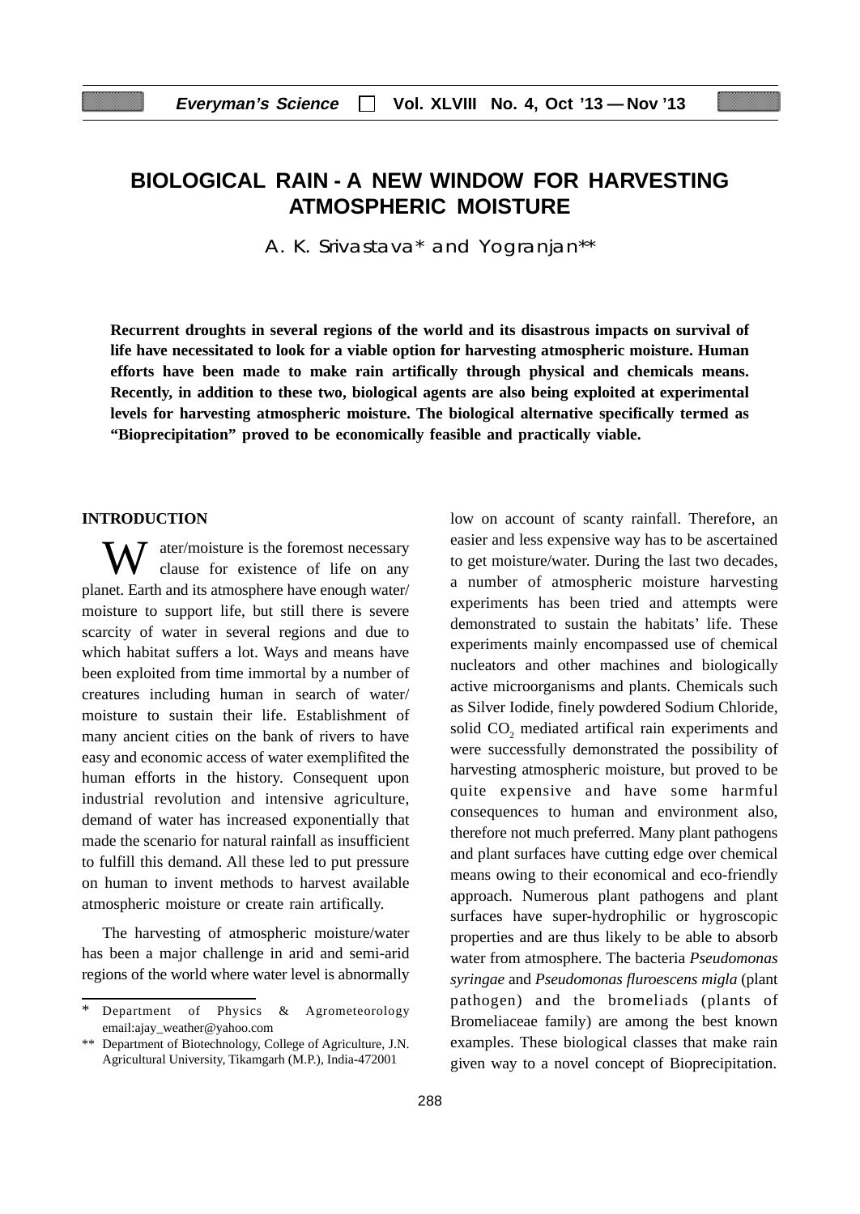# BIOLOGICAL RAIN - A NEW WINDOW FOR HARVESTING ATMOSPHERIC MOISTURE

A. K. Srivastava* and Yogranjan**

**Recurrent droughts in several regions of the world and its disastrous impacts on survival of life have necessitated to look for a viable option for harvesting atmospheric moisture. Human efforts have been made to make rain artifically through physical and chemicals means. Recently, in addition to these two, biological agents are also being exploited at experimental levels for harvesting atmospheric moisture. The biological alternative specifically termed as "Bioprecipitation" proved to be economically feasible and practically viable.**

## INTRODUCTION

Water/moisture is the foremost necessary clause for existence of life on any planet. Earth and its atmosphere have enough water/ moisture to support life, but still there is severe scarcity of water in several regions and due to which habitat suffers a lot. Ways and means have been exploited from time immortal by a number of creatures including human in search of water/ moisture to sustain their life. Establishment of many ancient cities on the bank of rivers to have easy and economic access of water exemplifited the human efforts in the history. Consequent upon industrial revolution and intensive agriculture, demand of water has increased exponentially that made the scenario for natural rainfall as insufficient to fulfill this demand. All these led to put pressure on human to invent methods to harvest available atmospheric moisture or create rain artifically.

The harvesting of atmospheric moisture/water has been a major challenge in arid and semi-arid regions of the world where water level is abnormally low on account of scanty rainfall. Therefore, an easier and less expensive way has to be ascertained to get moisture/water. During the last two decades, a number of atmospheric moisture harvesting experiments has been tried and attempts were demonstrated to sustain the habitats' life. These experiments mainly encompassed use of chemical nucleators and other machines and biologically active microorganisms and plants. Chemicals such as Silver Iodide, finely powdered Sodium Chloride, solid $CO_2$ mediated artifical rain experiments and were successfully demonstrated the possibility of harvesting atmospheric moisture, but proved to be quite expensive and have some harmful consequences to human and environment also, therefore not much preferred. Many plant pathogens and plant surfaces have cutting edge over chemical means owing to their economical and eco-friendly approach. Numerous plant pathogens and plant surfaces have super-hydrophilic or hygroscopic properties and are thus likely to be able to absorb water from atmosphere. The bacteria *Pseudomonas syringae* and *Pseudomonas fluroescens migla* (plant pathogen) and the bromeliads (plants of Bromeliaceae family) are among the best known examples. These biological classes that make rain given way to a novel concept of Bioprecipitation.

---

\* Department of Physics & Agrometeorology email:ajay_weather@yahoo.com

\*\* Department of Biotechnology, College of Agriculture, J.N. Agricultural University, Tikamgarh (M.P.), India-472001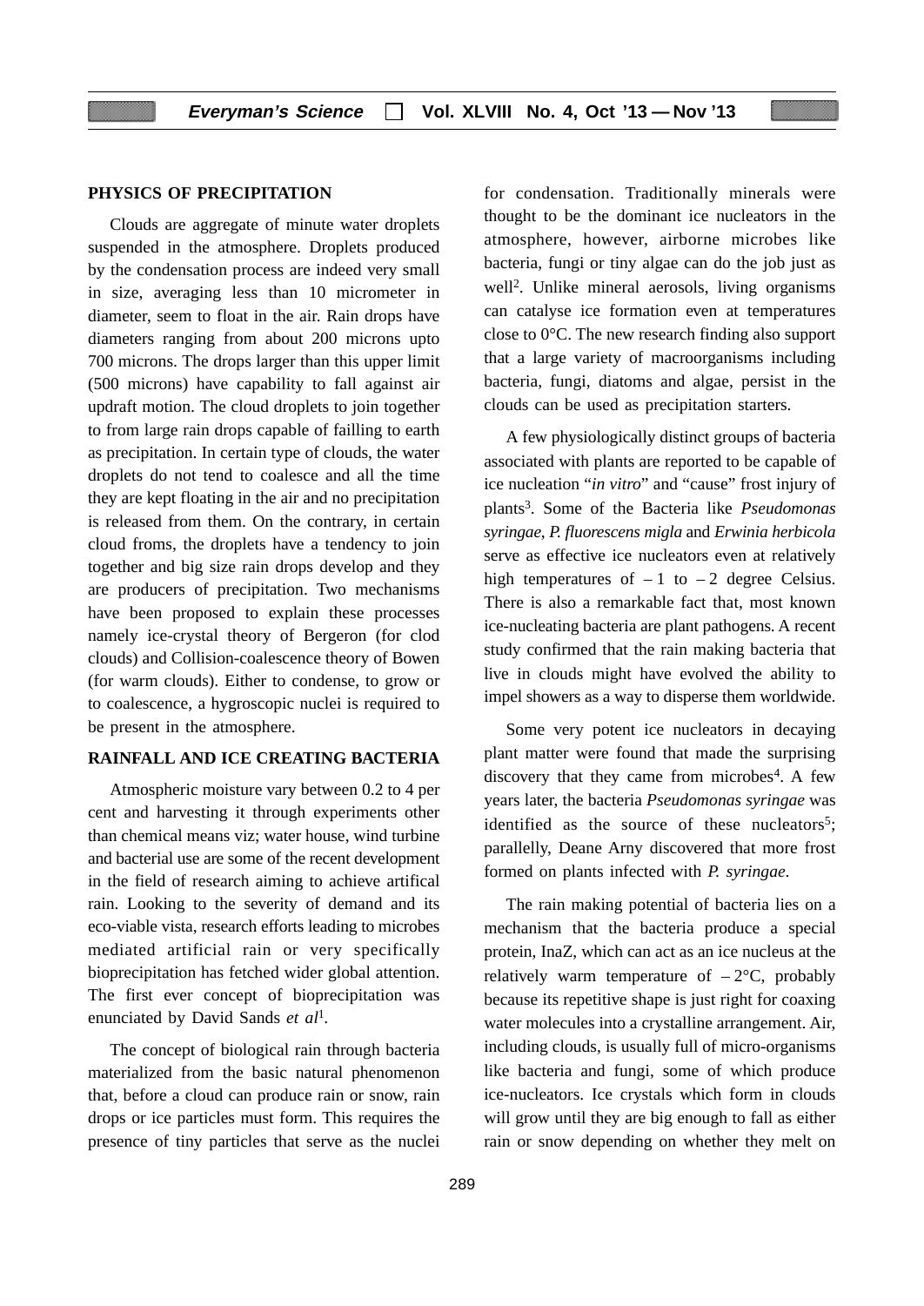## PHYSICS OF PRECIPITATION

Clouds are aggregate of minute water droplets suspended in the atmosphere. Droplets produced by the condensation process are indeed very small in size, averaging less than 10 micrometer in diameter, seem to float in the air. Rain drops have diameters ranging from about 200 microns upto 700 microns. The drops larger than this upper limit (500 microns) have capability to fall against air updraft motion. The cloud droplets to join together to from large rain drops capable of failling to earth as precipitation. In certain type of clouds, the water droplets do not tend to coalesce and all the time they are kept floating in the air and no precipitation is released from them. On the contrary, in certain cloud froms, the droplets have a tendency to join together and big size rain drops develop and they are producers of precipitation. Two mechanisms have been proposed to explain these processes namely ice-crystal theory of Bergeron (for clod clouds) and Collision-coalescence theory of Bowen (for warm clouds). Either to condense, to grow or to coalescence, a hygroscopic nuclei is required to be present in the atmosphere.

## RAINFALL AND ICE CREATING BACTERIA

Atmospheric moisture vary between 0.2 to 4 per cent and harvesting it through experiments other than chemical means viz; water house, wind turbine and bacterial use are some of the recent development in the field of research aiming to achieve artifical rain. Looking to the severity of demand and its eco-viable vista, research efforts leading to microbes mediated artificial rain or very specifically bioprecipitation has fetched wider global attention. The first ever concept of bioprecipitation was enunciated by David Sands *et al*[1].

The concept of biological rain through bacteria materialized from the basic natural phenomenon that, before a cloud can produce rain or snow, rain drops or ice particles must form. This requires the presence of tiny particles that serve as the nuclei for condensation. Traditionally minerals were thought to be the dominant ice nucleators in the atmosphere, however, airborne microbes like bacteria, fungi or tiny algae can do the job just as well[2]. Unlike mineral aerosols, living organisms can catalyse ice formation even at temperatures close to 0°C. The new research finding also support that a large variety of macroorganisms including bacteria, fungi, diatoms and algae, persist in the clouds can be used as precipitation starters.

A few physiologically distinct groups of bacteria associated with plants are reported to be capable of ice nucleation "*in vitro*" and "cause" frost injury of plants[3]. Some of the Bacteria like *Pseudomonas syringae*, *P. fluorescens migla* and *Erwinia herbicola* serve as effective ice nucleators even at relatively high temperatures of – 1 to – 2 degree Celsius. There is also a remarkable fact that, most known ice-nucleating bacteria are plant pathogens. A recent study confirmed that the rain making bacteria that live in clouds might have evolved the ability to impel showers as a way to disperse them worldwide.

Some very potent ice nucleators in decaying plant matter were found that made the surprising discovery that they came from microbes[4]. A few years later, the bacteria *Pseudomonas syringae* was identified as the source of these nucleators[5]; parallelly, Deane Arny discovered that more frost formed on plants infected with *P. syringae*.

The rain making potential of bacteria lies on a mechanism that the bacteria produce a special protein, InaZ, which can act as an ice nucleus at the relatively warm temperature of – 2°C, probably because its repetitive shape is just right for coaxing water molecules into a crystalline arrangement. Air, including clouds, is usually full of micro-organisms like bacteria and fungi, some of which produce ice-nucleators. Ice crystals which form in clouds will grow until they are big enough to fall as either rain or snow depending on whether they melt on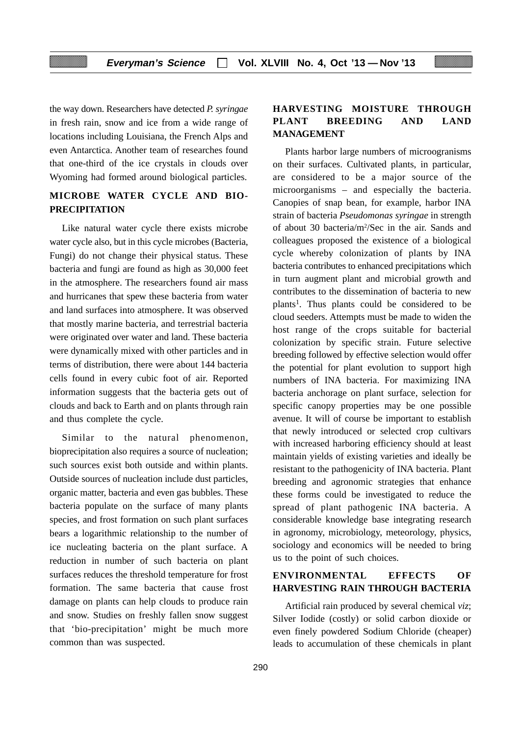the way down. Researchers have detected *P. syringae* in fresh rain, snow and ice from a wide range of locations including Louisiana, the French Alps and even Antarctica. Another team of researches found that one-third of the ice crystals in clouds over Wyoming had formed around biological particles.

## MICROBE WATER CYCLE AND BIO-PRECIPITATION

Like natural water cycle there exists microbe water cycle also, but in this cycle microbes (Bacteria, Fungi) do not change their physical status. These bacteria and fungi are found as high as 30,000 feet in the atmosphere. The researchers found air mass and hurricanes that spew these bacteria from water and land surfaces into atmosphere. It was observed that mostly marine bacteria, and terrestrial bacteria were originated over water and land. These bacteria were dynamically mixed with other particles and in terms of distribution, there were about 144 bacteria cells found in every cubic foot of air. Reported information suggests that the bacteria gets out of clouds and back to Earth and on plants through rain and thus complete the cycle.

Similar to the natural phenomenon, bioprecipitation also requires a source of nucleation; such sources exist both outside and within plants. Outside sources of nucleation include dust particles, organic matter, bacteria and even gas bubbles. These bacteria populate on the surface of many plants species, and frost formation on such plant surfaces bears a logarithmic relationship to the number of ice nucleating bacteria on the plant surface. A reduction in number of such bacteria on plant surfaces reduces the threshold temperature for frost formation. The same bacteria that cause frost damage on plants can help clouds to produce rain and snow. Studies on freshly fallen snow suggest that 'bio-precipitation' might be much more common than was suspected.

## HARVESTING MOISTURE THROUGH PLANT BREEDING AND LAND MANAGEMENT

Plants harbor large numbers of microogranisms on their surfaces. Cultivated plants, in particular, are considered to be a major source of the microorganisms – and especially the bacteria. Canopies of snap bean, for example, harbor INA strain of bacteria *Pseudomonas syringae* in strength of about 30 bacteria/$m^2$/Sec in the air. Sands and colleagues proposed the existence of a biological cycle whereby colonization of plants by INA bacteria contributes to enhanced precipitations which in turn augment plant and microbial growth and contributes to the dissemination of bacteria to new plants[1]. Thus plants could be considered to be cloud seeders. Attempts must be made to widen the host range of the crops suitable for bacterial colonization by specific strain. Future selective breeding followed by effective selection would offer the potential for plant evolution to support high numbers of INA bacteria. For maximizing INA bacteria anchorage on plant surface, selection for specific canopy properties may be one possible avenue. It will of course be important to establish that newly introduced or selected crop cultivars with increased harboring efficiency should at least maintain yields of existing varieties and ideally be resistant to the pathogenicity of INA bacteria. Plant breeding and agronomic strategies that enhance these forms could be investigated to reduce the spread of plant pathogenic INA bacteria. A considerable knowledge base integrating research in agronomy, microbiology, meteorology, physics, sociology and economics will be needed to bring us to the point of such choices.

## ENVIRONMENTAL EFFECTS OF HARVESTING RAIN THROUGH BACTERIA

Artificial rain produced by several chemical *viz*; Silver Iodide (costly) or solid carbon dioxide or even finely powdered Sodium Chloride (cheaper) leads to accumulation of these chemicals in plant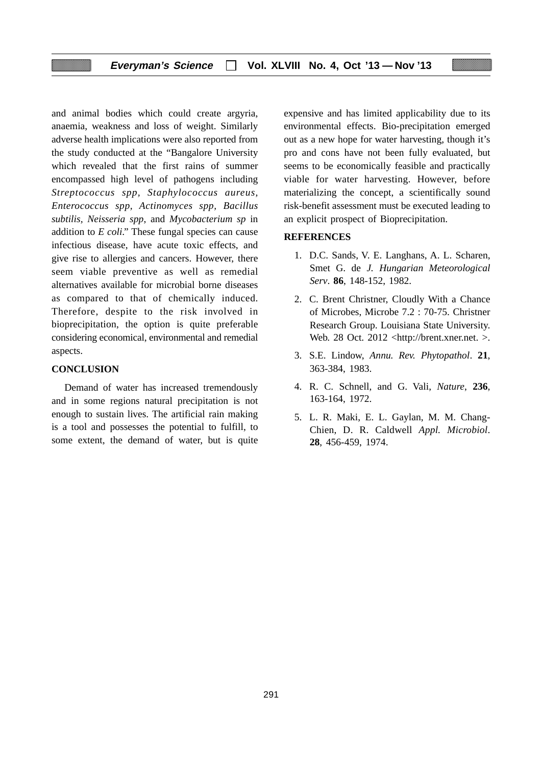and animal bodies which could create argyria, anaemia, weakness and loss of weight. Similarly adverse health implications were also reported from the study conducted at the "Bangalore University which revealed that the first rains of summer encompassed high level of pathogens including *Streptococcus spp, Staphylococcus aureus, Enterococcus spp, Actinomyces spp, Bacillus subtilis, Neisseria spp,* and *Mycobacterium sp* in addition to *E coli*." These fungal species can cause infectious disease, have acute toxic effects, and give rise to allergies and cancers. However, there seem viable preventive as well as remedial alternatives available for microbial borne diseases as compared to that of chemically induced. Therefore, despite to the risk involved in bioprecipitation, the option is quite preferable considering economical, environmental and remedial aspects.

## CONCLUSION

Demand of water has increased tremendously and in some regions natural precipitation is not enough to sustain lives. The artificial rain making is a tool and possesses the potential to fulfill, to some extent, the demand of water, but is quite expensive and has limited applicability due to its environmental effects. Bio-precipitation emerged out as a new hope for water harvesting, though it's pro and cons have not been fully evaluated, but seems to be economically feasible and practically viable for water harvesting. However, before materializing the concept, a scientifically sound risk-benefit assessment must be executed leading to an explicit prospect of Bioprecipitation.

## REFERENCES

1. D.C. Sands, V. E. Langhans, A. L. Scharen, Smet G. de *J. Hungarian Meteorological Serv*. **86**, 148-152, 1982.
2. C. Brent Christner, Cloudly With a Chance of Microbes, Microbe 7.2 : 70-75. Christner Research Group. Louisiana State University. Web. 28 Oct. 2012 <http://brent.xner.net. >.
3. S.E. Lindow, *Annu. Rev. Phytopathol*. **21**, 363-384, 1983.
4. R. C. Schnell, and G. Vali, *Nature*, **236**, 163-164, 1972.
5. L. R. Maki, E. L. Gaylan, M. M. Chang-Chien, D. R. Caldwell *Appl. Microbiol*. **28**, 456-459, 1974.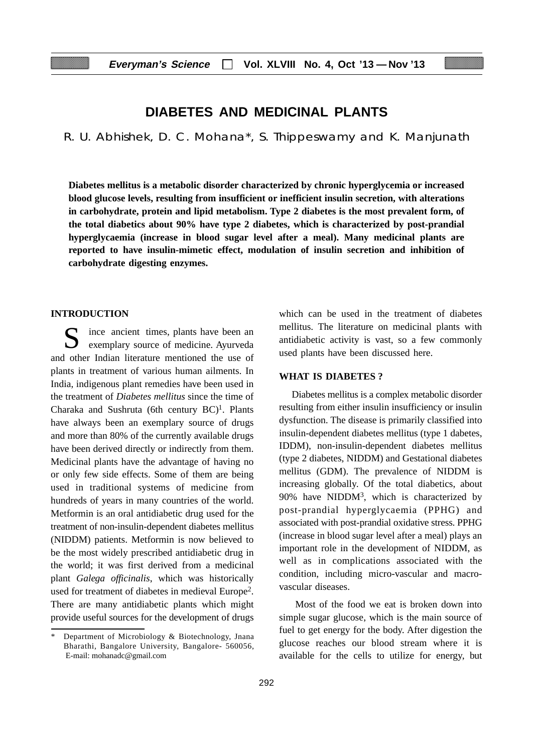# DIABETES AND MEDICINAL PLANTS

R. U. Abhishek, D. C. Mohana*, S. Thippeswamy and K. Manjunath

**Diabetes mellitus is a metabolic disorder characterized by chronic hyperglycemia or increased blood glucose levels, resulting from insufficient or inefficient insulin secretion, with alterations in carbohydrate, protein and lipid metabolism. Type 2 diabetes is the most prevalent form, of the total diabetics about 90% have type 2 diabetes, which is characterized by post-prandial hyperglycaemia (increase in blood sugar level after a meal). Many medicinal plants are reported to have insulin-mimetic effect, modulation of insulin secretion and inhibition of carbohydrate digesting enzymes.**

## INTRODUCTION

Since ancient times, plants have been an exemplary source of medicine. Ayurveda and other Indian literature mentioned the use of plants in treatment of various human ailments. In India, indigenous plant remedies have been used in the treatment of *Diabetes mellitus* since the time of Charaka and Sushruta (6th century BC)[1]. Plants have always been an exemplary source of drugs and more than 80% of the currently available drugs have been derived directly or indirectly from them. Medicinal plants have the advantage of having no or only few side effects. Some of them are being used in traditional systems of medicine from hundreds of years in many countries of the world. Metformin is an oral antidiabetic drug used for the treatment of non-insulin-dependent diabetes mellitus (NIDDM) patients. Metformin is now believed to be the most widely prescribed antidiabetic drug in the world; it was first derived from a medicinal plant *Galega officinalis*, which was historically used for treatment of diabetes in medieval Europe[2]. There are many antidiabetic plants which might provide useful sources for the development of drugs which can be used in the treatment of diabetes mellitus. The literature on medicinal plants with antidiabetic activity is vast, so a few commonly used plants have been discussed here.

## WHAT IS DIABETES ?

Diabetes mellitus is a complex metabolic disorder resulting from either insulin insufficiency or insulin dysfunction. The disease is primarily classified into insulin-dependent diabetes mellitus (type 1 dabetes, IDDM), non-insulin-dependent diabetes mellitus (type 2 diabetes, NIDDM) and Gestational diabetes mellitus (GDM). The prevalence of NIDDM is increasing globally. Of the total diabetics, about 90% have NIDDM[3], which is characterized by post-prandial hyperglycaemia (PPHG) and associated with post-prandial oxidative stress. PPHG (increase in blood sugar level after a meal) plays an important role in the development of NIDDM, as well as in complications associated with the condition, including micro-vascular and macro-vascular diseases.

Most of the food we eat is broken down into simple sugar glucose, which is the main source of fuel to get energy for the body. After digestion the glucose reaches our blood stream where it is available for the cells to utilize for energy, but

\* Department of Microbiology & Biotechnology, Jnana Bharathi, Bangalore University, Bangalore- 560056, E-mail: mohanadc@gmail.com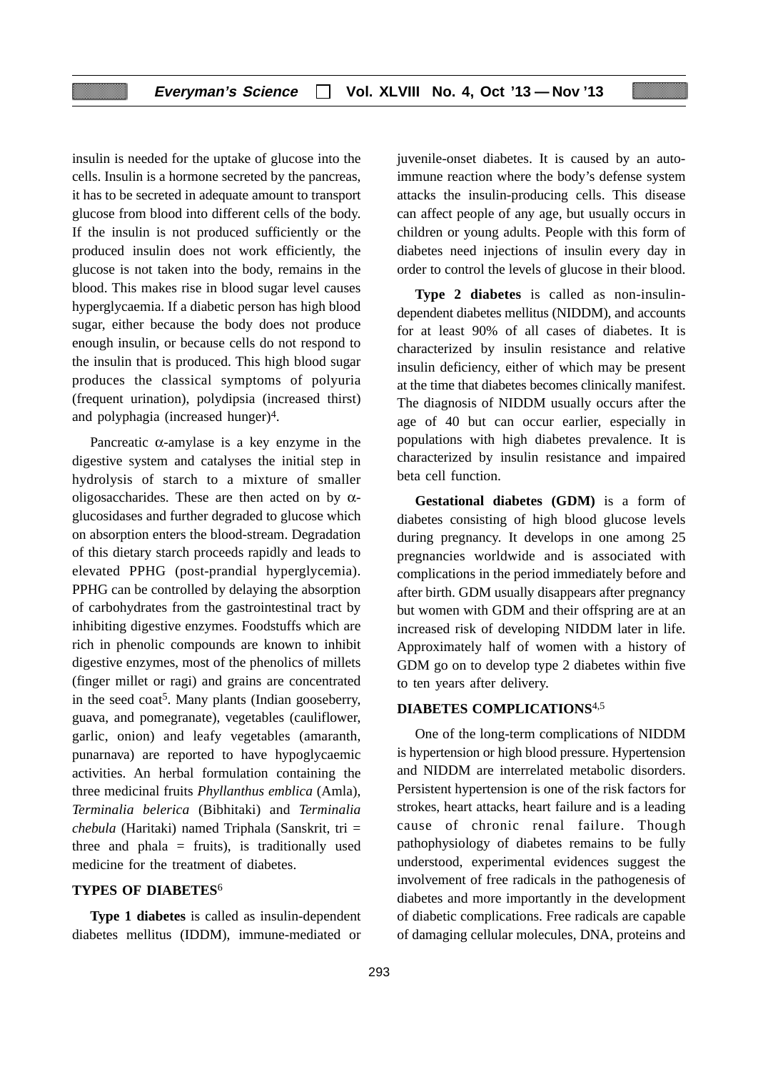insulin is needed for the uptake of glucose into the cells. Insulin is a hormone secreted by the pancreas, it has to be secreted in adequate amount to transport glucose from blood into different cells of the body. If the insulin is not produced sufficiently or the produced insulin does not work efficiently, the glucose is not taken into the body, remains in the blood. This makes rise in blood sugar level causes hyperglycaemia. If a diabetic person has high blood sugar, either because the body does not produce enough insulin, or because cells do not respond to the insulin that is produced. This high blood sugar produces the classical symptoms of polyuria (frequent urination), polydipsia (increased thirst) and polyphagia (increased hunger)[4].

Pancreatic α-amylase is a key enzyme in the digestive system and catalyses the initial step in hydrolysis of starch to a mixture of smaller oligosaccharides. These are then acted on by α-glucosidases and further degraded to glucose which on absorption enters the blood-stream. Degradation of this dietary starch proceeds rapidly and leads to elevated PPHG (post-prandial hyperglycemia). PPHG can be controlled by delaying the absorption of carbohydrates from the gastrointestinal tract by inhibiting digestive enzymes. Foodstuffs which are rich in phenolic compounds are known to inhibit digestive enzymes, most of the phenolics of millets (finger millet or ragi) and grains are concentrated in the seed coat[5]. Many plants (Indian gooseberry, guava, and pomegranate), vegetables (cauliflower, garlic, onion) and leafy vegetables (amaranth, punarnava) are reported to have hypoglycaemic activities. An herbal formulation containing the three medicinal fruits *Phyllanthus emblica* (Amla), *Terminalia belerica* (Bibhitaki) and *Terminalia chebula* (Haritaki) named Triphala (Sanskrit, tri = three and phala = fruits), is traditionally used medicine for the treatment of diabetes.

## TYPES OF DIABETES[6]

**Type 1 diabetes** is called as insulin-dependent diabetes mellitus (IDDM), immune-mediated or juvenile-onset diabetes. It is caused by an auto-immune reaction where the body's defense system attacks the insulin-producing cells. This disease can affect people of any age, but usually occurs in children or young adults. People with this form of diabetes need injections of insulin every day in order to control the levels of glucose in their blood.

**Type 2 diabetes** is called as non-insulin-dependent diabetes mellitus (NIDDM), and accounts for at least 90% of all cases of diabetes. It is characterized by insulin resistance and relative insulin deficiency, either of which may be present at the time that diabetes becomes clinically manifest. The diagnosis of NIDDM usually occurs after the age of 40 but can occur earlier, especially in populations with high diabetes prevalence. It is characterized by insulin resistance and impaired beta cell function.

**Gestational diabetes (GDM)** is a form of diabetes consisting of high blood glucose levels during pregnancy. It develops in one among 25 pregnancies worldwide and is associated with complications in the period immediately before and after birth. GDM usually disappears after pregnancy but women with GDM and their offspring are at an increased risk of developing NIDDM later in life. Approximately half of women with a history of GDM go on to develop type 2 diabetes within five to ten years after delivery.

## DIABETES COMPLICATIONS[4,5]

One of the long-term complications of NIDDM is hypertension or high blood pressure. Hypertension and NIDDM are interrelated metabolic disorders. Persistent hypertension is one of the risk factors for strokes, heart attacks, heart failure and is a leading cause of chronic renal failure. Though pathophysiology of diabetes remains to be fully understood, experimental evidences suggest the involvement of free radicals in the pathogenesis of diabetes and more importantly in the development of diabetic complications. Free radicals are capable of damaging cellular molecules, DNA, proteins and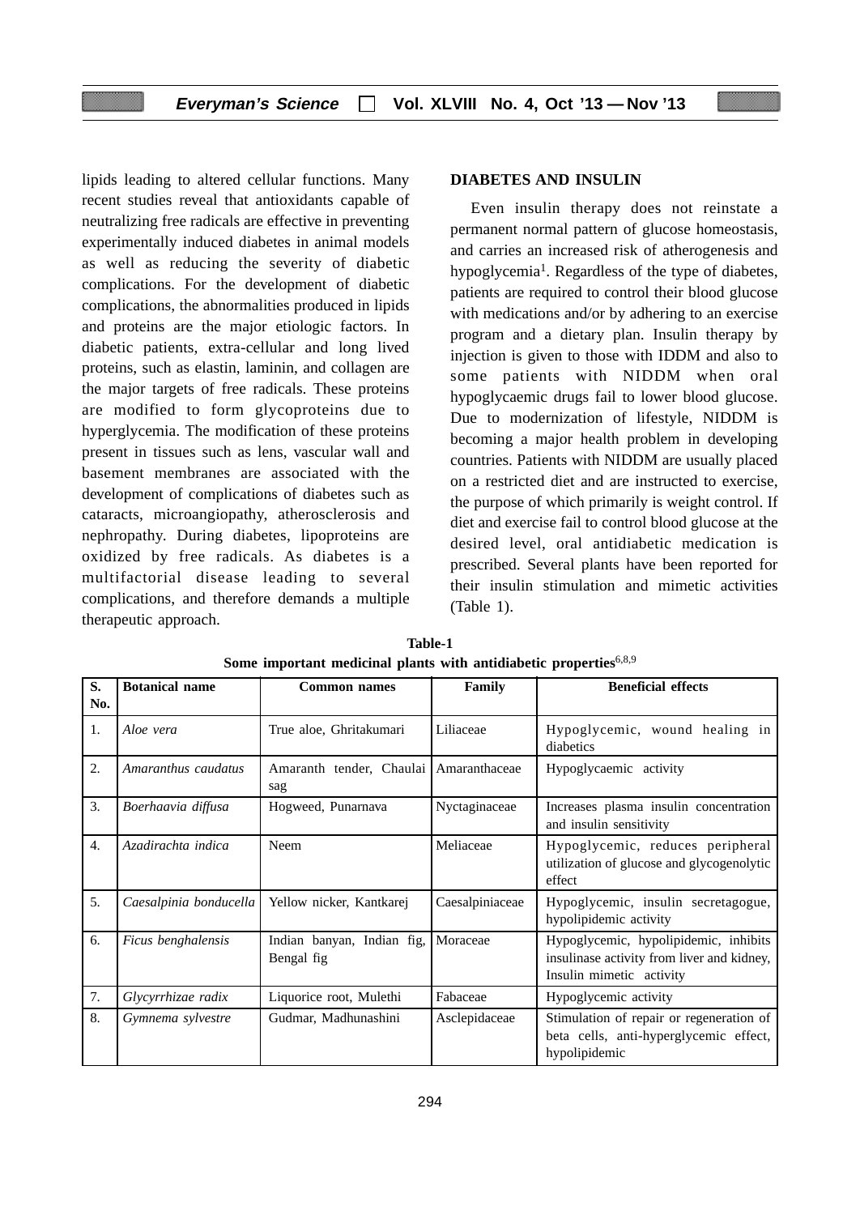lipids leading to altered cellular functions. Many recent studies reveal that antioxidants capable of neutralizing free radicals are effective in preventing experimentally induced diabetes in animal models as well as reducing the severity of diabetic complications. For the development of diabetic complications, the abnormalities produced in lipids and proteins are the major etiologic factors. In diabetic patients, extra-cellular and long lived proteins, such as elastin, laminin, and collagen are the major targets of free radicals. These proteins are modified to form glycoproteins due to hyperglycemia. The modification of these proteins present in tissues such as lens, vascular wall and basement membranes are associated with the development of complications of diabetes such as cataracts, microangiopathy, atherosclerosis and nephropathy. During diabetes, lipoproteins are oxidized by free radicals. As diabetes is a multifactorial disease leading to several complications, and therefore demands a multiple therapeutic approach.

## DIABETES AND INSULIN

Even insulin therapy does not reinstate a permanent normal pattern of glucose homeostasis, and carries an increased risk of atherogenesis and hypoglycemia[1]. Regardless of the type of diabetes, patients are required to control their blood glucose with medications and/or by adhering to an exercise program and a dietary plan. Insulin therapy by injection is given to those with IDDM and also to some patients with NIDDM when oral hypoglycaemic drugs fail to lower blood glucose. Due to modernization of lifestyle, NIDDM is becoming a major health problem in developing countries. Patients with NIDDM are usually placed on a restricted diet and are instructed to exercise, the purpose of which primarily is weight control. If diet and exercise fail to control blood glucose at the desired level, oral antidiabetic medication is prescribed. Several plants have been reported for their insulin stimulation and mimetic activities (Table 1).

**Table-1**
**Some important medicinal plants with antidiabetic properties[6,8,9]**

| S. No. | Botanical name | Common names | Family | Beneficial effects |
|---|---|---|---|---|
| 1. | *Aloe vera* | True aloe, Ghritakumari | Liliaceae | Hypoglycemic, wound healing in diabetics |
| 2. | *Amaranthus caudatus* | Amaranth tender, Chaulai sag | Amaranthaceae | Hypoglycaemic activity |
| 3. | *Boerhaavia diffusa* | Hogweed, Punarnava | Nyctaginaceae | Increases plasma insulin concentration and insulin sensitivity |
| 4. | *Azadirachta indica* | Neem | Meliaceae | Hypoglycemic, reduces peripheral utilization of glucose and glycogenolytic effect |
| 5. | *Caesalpinia bonducella* | Yellow nicker, Kantkarej | Caesalpiniaceae | Hypoglycemic, insulin secretagogue, hypolipidemic activity |
| 6. | *Ficus benghalensis* | Indian banyan, Indian fig, Bengal fig | Moraceae | Hypoglycemic, hypolipidemic, inhibits insulinase activity from liver and kidney, Insulin mimetic activity |
| 7. | *Glycyrrhizae radix* | Liquorice root, Mulethi | Fabaceae | Hypoglycemic activity |
| 8. | *Gymnema sylvestre* | Gudmar, Madhunashini | Asclepidaceae | Stimulation of repair or regeneration of beta cells, anti-hyperglycemic effect, hypolipidemic |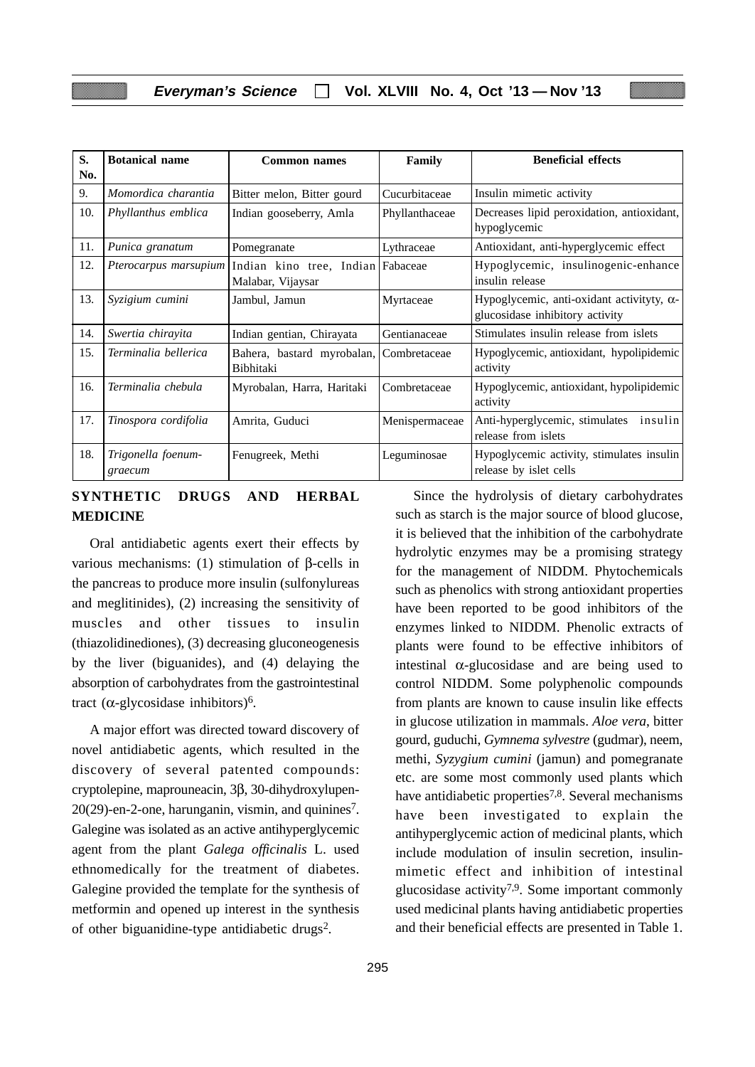| S. No. | Botanical name | Common names | Family | Beneficial effects |
|---|---|---|---|---|
| 9. | *Momordica charantia* | Bitter melon, Bitter gourd | Cucurbitaceae | Insulin mimetic activity |
| 10. | *Phyllanthus emblica* | Indian gooseberry, Amla | Phyllanthaceae | Decreases lipid peroxidation, antioxidant, hypoglycemic |
| 11. | *Punica granatum* | Pomegranate | Lythraceae | Antioxidant, anti-hyperglycemic effect |
| 12. | *Pterocarpus marsupium* | Indian kino tree, Indian Malabar, Vijaysar | Fabaceae | Hypoglycemic, insulinogenic-enhance insulin release |
| 13. | *Syzigium cumini* | Jambul, Jamun | Myrtaceae | Hypoglycemic, anti-oxidant activityty, α-glucosidase inhibitory activity |
| 14. | *Swertia chirayita* | Indian gentian, Chirayata | Gentianaceae | Stimulates insulin release from islets |
| 15. | *Terminalia bellerica* | Bahera, bastard myrobalan, Bibhitaki | Combretaceae | Hypoglycemic, antioxidant, hypolipidemic activity |
| 16. | *Terminalia chebula* | Myrobalan, Harra, Haritaki | Combretaceae | Hypoglycemic, antioxidant, hypolipidemic activity |
| 17. | *Tinospora cordifolia* | Amrita, Guduci | Menispermaceae | Anti-hyperglycemic, stimulates insulin release from islets |
| 18. | *Trigonella foenum-graecum* | Fenugreek, Methi | Leguminosae | Hypoglycemic activity, stimulates insulin release by islet cells |

## SYNTHETIC DRUGS AND HERBAL MEDICINE

Oral antidiabetic agents exert their effects by various mechanisms: (1) stimulation of β-cells in the pancreas to produce more insulin (sulfonylureas and meglitinides), (2) increasing the sensitivity of muscles and other tissues to insulin (thiazolidinediones), (3) decreasing gluconeogenesis by the liver (biguanides), and (4) delaying the absorption of carbohydrates from the gastrointestinal tract (α-glycosidase inhibitors)[6].

A major effort was directed toward discovery of novel antidiabetic agents, which resulted in the discovery of several patented compounds: cryptolepine, maprouneacin, 3β, 30-dihydroxylupen-20(29)-en-2-one, harunganin, vismin, and quinines[7]. Galegine was isolated as an active antihyperglycemic agent from the plant *Galega officinalis* L. used ethnomedically for the treatment of diabetes. Galegine provided the template for the synthesis of metformin and opened up interest in the synthesis of other biguanidine-type antidiabetic drugs[2].

Since the hydrolysis of dietary carbohydrates such as starch is the major source of blood glucose, it is believed that the inhibition of the carbohydrate hydrolytic enzymes may be a promising strategy for the management of NIDDM. Phytochemicals such as phenolics with strong antioxidant properties have been reported to be good inhibitors of the enzymes linked to NIDDM. Phenolic extracts of plants were found to be effective inhibitors of intestinal α-glucosidase and are being used to control NIDDM. Some polyphenolic compounds from plants are known to cause insulin like effects in glucose utilization in mammals. *Aloe vera*, bitter gourd, guduchi, *Gymnema sylvestre* (gudmar), neem, methi, *Syzygium cumini* (jamun) and pomegranate etc. are some most commonly used plants which have antidiabetic properties[7,8]. Several mechanisms have been investigated to explain the antihyperglycemic action of medicinal plants, which include modulation of insulin secretion, insulin-mimetic effect and inhibition of intestinal glucosidase activity[7,9]. Some important commonly used medicinal plants having antidiabetic properties and their beneficial effects are presented in Table 1.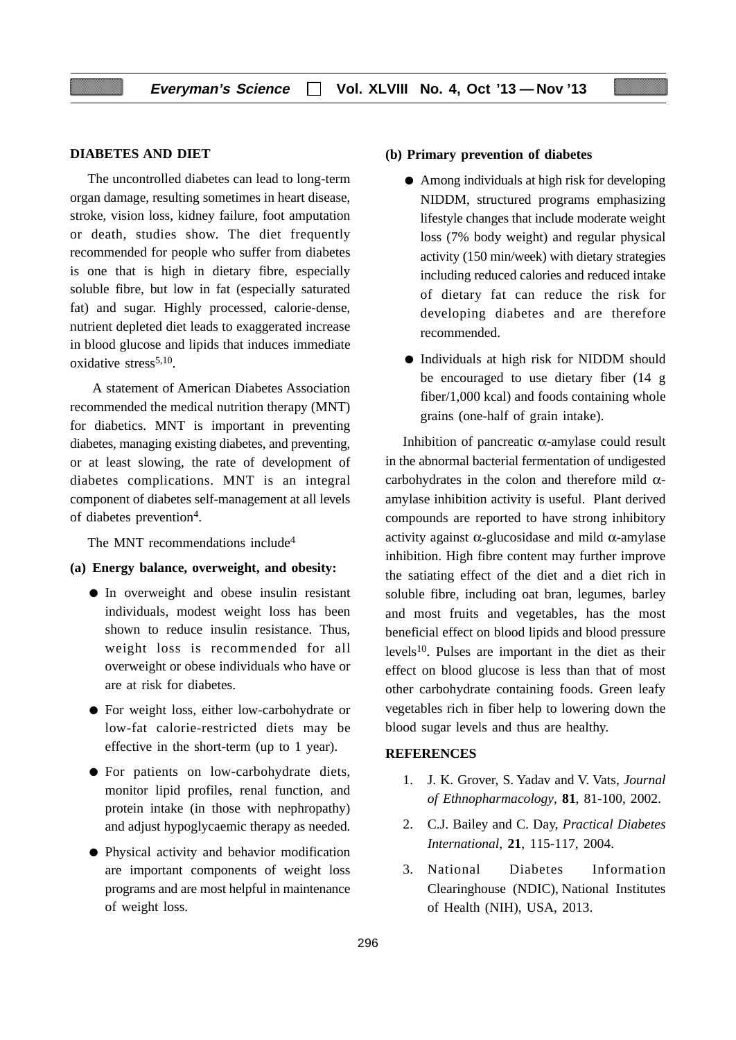## DIABETES AND DIET

The uncontrolled diabetes can lead to long-term organ damage, resulting sometimes in heart disease, stroke, vision loss, kidney failure, foot amputation or death, studies show. The diet frequently recommended for people who suffer from diabetes is one that is high in dietary fibre, especially soluble fibre, but low in fat (especially saturated fat) and sugar. Highly processed, calorie-dense, nutrient depleted diet leads to exaggerated increase in blood glucose and lipids that induces immediate oxidative stress[5,10].

A statement of American Diabetes Association recommended the medical nutrition therapy (MNT) for diabetics. MNT is important in preventing diabetes, managing existing diabetes, and preventing, or at least slowing, the rate of development of diabetes complications. MNT is an integral component of diabetes self-management at all levels of diabetes prevention[4].

The MNT recommendations include[4]

**(a) Energy balance, overweight, and obesity:**

- In overweight and obese insulin resistant individuals, modest weight loss has been shown to reduce insulin resistance. Thus, weight loss is recommended for all overweight or obese individuals who have or are at risk for diabetes.
- For weight loss, either low-carbohydrate or low-fat calorie-restricted diets may be effective in the short-term (up to 1 year).
- For patients on low-carbohydrate diets, monitor lipid profiles, renal function, and protein intake (in those with nephropathy) and adjust hypoglycaemic therapy as needed.
- Physical activity and behavior modification are important components of weight loss programs and are most helpful in maintenance of weight loss.

**(b) Primary prevention of diabetes**

- Among individuals at high risk for developing NIDDM, structured programs emphasizing lifestyle changes that include moderate weight loss (7% body weight) and regular physical activity (150 min/week) with dietary strategies including reduced calories and reduced intake of dietary fat can reduce the risk for developing diabetes and are therefore recommended.
- Individuals at high risk for NIDDM should be encouraged to use dietary fiber (14 g fiber/1,000 kcal) and foods containing whole grains (one-half of grain intake).

Inhibition of pancreatic $\alpha$-amylase could result in the abnormal bacterial fermentation of undigested carbohydrates in the colon and therefore mild $\alpha$-amylase inhibition activity is useful. Plant derived compounds are reported to have strong inhibitory activity against $\alpha$-glucosidase and mild $\alpha$-amylase inhibition. High fibre content may further improve the satiating effect of the diet and a diet rich in soluble fibre, including oat bran, legumes, barley and most fruits and vegetables, has the most beneficial effect on blood lipids and blood pressure levels[10]. Pulses are important in the diet as their effect on blood glucose is less than that of most other carbohydrate containing foods. Green leafy vegetables rich in fiber help to lowering down the blood sugar levels and thus are healthy.

## REFERENCES

1. J. K. Grover, S. Yadav and V. Vats, *Journal of Ethnopharmacology*, **81**, 81-100, 2002.
2. C.J. Bailey and C. Day, *Practical Diabetes International*, **21**, 115-117, 2004.
3. National Diabetes Information Clearinghouse (NDIC), National Institutes of Health (NIH), USA, 2013.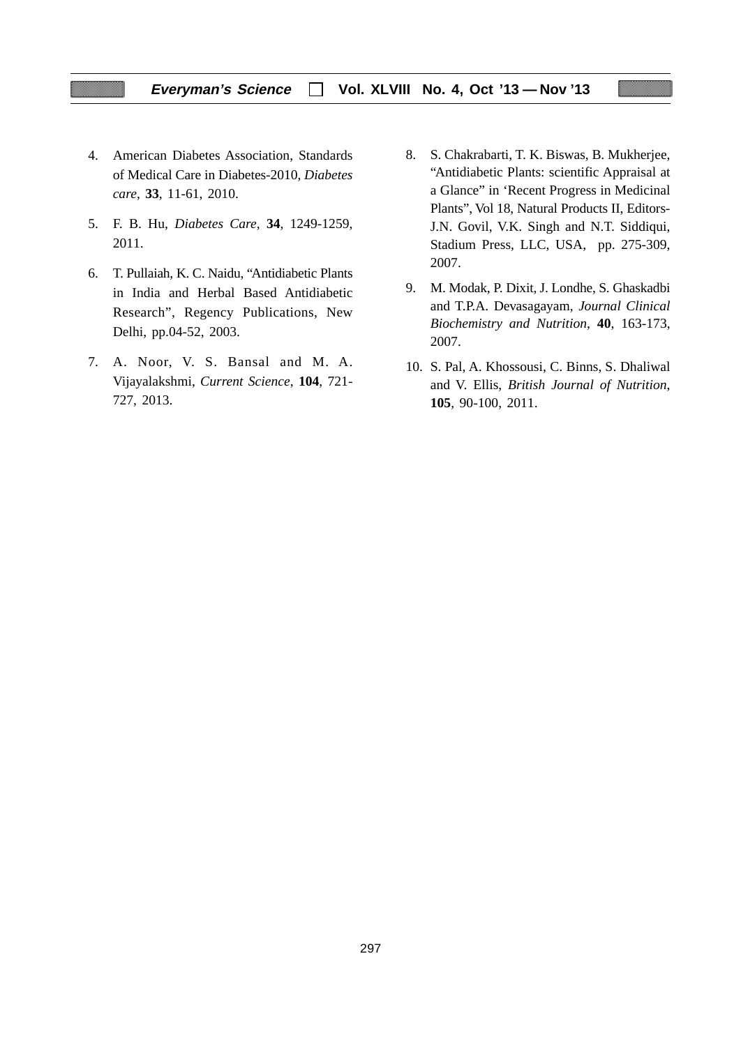4. American Diabetes Association, Standards of Medical Care in Diabetes-2010, *Diabetes care*, **33**, 11-61, 2010.

5. F. B. Hu, *Diabetes Care*, **34**, 1249-1259, 2011.

6. T. Pullaiah, K. C. Naidu, "Antidiabetic Plants in India and Herbal Based Antidiabetic Research", Regency Publications, New Delhi, pp.04-52, 2003.

7. A. Noor, V. S. Bansal and M. A. Vijayalakshmi, *Current Science*, **104**, 721-727, 2013.

8. S. Chakrabarti, T. K. Biswas, B. Mukherjee, "Antidiabetic Plants: scientific Appraisal at a Glance" in 'Recent Progress in Medicinal Plants", Vol 18, Natural Products II, Editors- J.N. Govil, V.K. Singh and N.T. Siddiqui, Stadium Press, LLC, USA, pp. 275-309, 2007.

9. M. Modak, P. Dixit, J. Londhe, S. Ghaskadbi and T.P.A. Devasagayam, *Journal Clinical Biochemistry and Nutrition*, **40**, 163-173, 2007.

10. S. Pal, A. Khossousi, C. Binns, S. Dhaliwal and V. Ellis, *British Journal of Nutrition*, **105**, 90-100, 2011.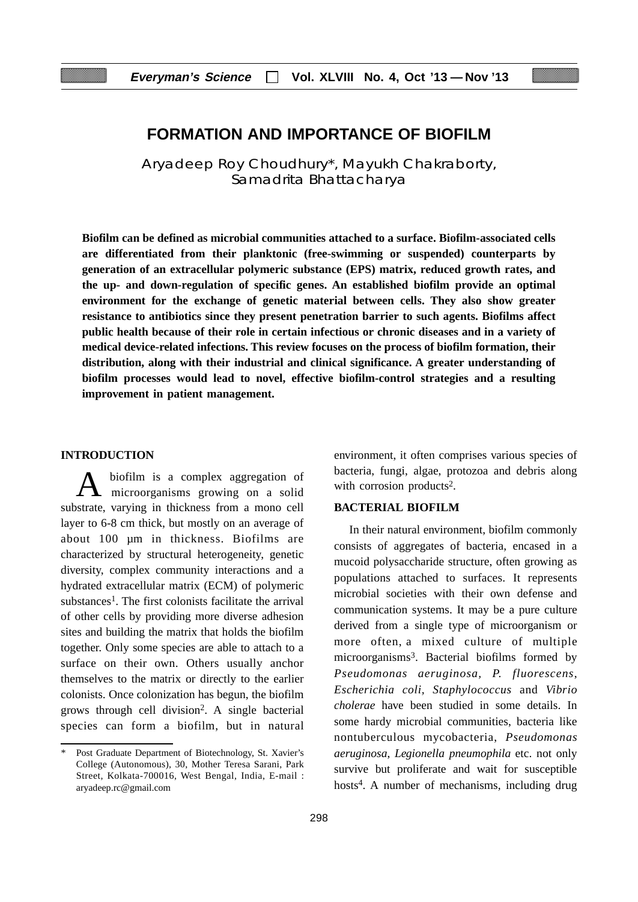# FORMATION AND IMPORTANCE OF BIOFILM

Aryadeep Roy Choudhury*, Mayukh Chakraborty, Samadrita Bhattacharya

**Biofilm can be defined as microbial communities attached to a surface. Biofilm-associated cells are differentiated from their planktonic (free-swimming or suspended) counterparts by generation of an extracellular polymeric substance (EPS) matrix, reduced growth rates, and the up- and down-regulation of specific genes. An established biofilm provide an optimal environment for the exchange of genetic material between cells. They also show greater resistance to antibiotics since they present penetration barrier to such agents. Biofilms affect public health because of their role in certain infectious or chronic diseases and in a variety of medical device-related infections. This review focuses on the process of biofilm formation, their distribution, along with their industrial and clinical significance. A greater understanding of biofilm processes would lead to novel, effective biofilm-control strategies and a resulting improvement in patient management.**

## INTRODUCTION

A biofilm is a complex aggregation of microorganisms growing on a solid substrate, varying in thickness from a mono cell layer to 6-8 cm thick, but mostly on an average of about 100 µm in thickness. Biofilms are characterized by structural heterogeneity, genetic diversity, complex community interactions and a hydrated extracellular matrix (ECM) of polymeric substances[1]. The first colonists facilitate the arrival of other cells by providing more diverse adhesion sites and building the matrix that holds the biofilm together. Only some species are able to attach to a surface on their own. Others usually anchor themselves to the matrix or directly to the earlier colonists. Once colonization has begun, the biofilm grows through cell division[2]. A single bacterial species can form a biofilm, but in natural environment, it often comprises various species of bacteria, fungi, algae, protozoa and debris along with corrosion products[2].

## BACTERIAL BIOFILM

In their natural environment, biofilm commonly consists of aggregates of bacteria, encased in a mucoid polysaccharide structure, often growing as populations attached to surfaces. It represents microbial societies with their own defense and communication systems. It may be a pure culture derived from a single type of microorganism or more often, a mixed culture of multiple microorganisms[3]. Bacterial biofilms formed by *Pseudomonas aeruginosa, P. fluorescens*, *Escherichia coli, Staphylococcus* and *Vibrio cholerae* have been studied in some details. In some hardy microbial communities, bacteria like nontuberculous mycobacteria, *Pseudomonas aeruginosa*, *Legionella pneumophila* etc. not only survive but proliferate and wait for susceptible hosts[4]. A number of mechanisms, including drug

---

\* Post Graduate Department of Biotechnology, St. Xavier's College (Autonomous), 30, Mother Teresa Sarani, Park Street, Kolkata-700016, West Bengal, India, E-mail : aryadeep.rc@gmail.com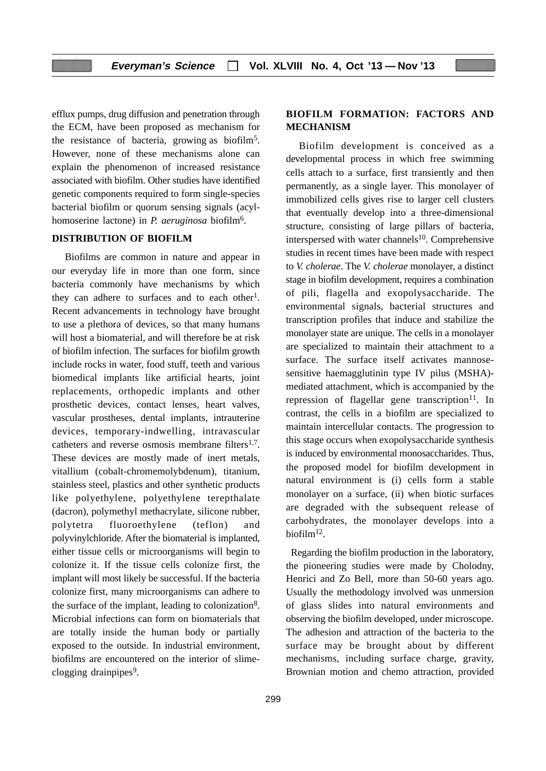efflux pumps, drug diffusion and penetration through the ECM, have been proposed as mechanism for the resistance of bacteria, growing as biofilm[5]. However, none of these mechanisms alone can explain the phenomenon of increased resistance associated with biofilm. Other studies have identified genetic components required to form single-species bacterial biofilm or quorum sensing signals (acyl-homoserine lactone) in *P. aeruginosa* biofilm[6].

## DISTRIBUTION OF BIOFILM

Biofilms are common in nature and appear in our everyday life in more than one form, since bacteria commonly have mechanisms by which they can adhere to surfaces and to each other[1]. Recent advancements in technology have brought to use a plethora of devices, so that many humans will host a biomaterial, and will therefore be at risk of biofilm infection. The surfaces for biofilm growth include rocks in water, food stuff, teeth and various biomedical implants like artificial hearts, joint replacements, orthopedic implants and other prosthetic devices, contact lenses, heart valves, vascular prostheses, dental implants, intrauterine devices, temporary-indwelling, intravascular catheters and reverse osmosis membrane filters[1,7]. These devices are mostly made of inert metals, vitallium (cobalt-chromemolybdenum), titanium, stainless steel, plastics and other synthetic products like polyethylene, polyethylene terepthalate (dacron), polymethyl methacrylate, silicone rubber, polytetra fluoroethylene (teflon) and polyvinylchloride. After the biomaterial is implanted, either tissue cells or microorganisms will begin to colonize it. If the tissue cells colonize first, the implant will most likely be successful. If the bacteria colonize first, many microorganisms can adhere to the surface of the implant, leading to colonization[8]. Microbial infections can form on biomaterials that are totally inside the human body or partially exposed to the outside. In industrial environment, biofilms are encountered on the interior of slime-clogging drainpipes[9].

## BIOFILM FORMATION: FACTORS AND MECHANISM

Biofilm development is conceived as a developmental process in which free swimming cells attach to a surface, first transiently and then permanently, as a single layer. This monolayer of immobilized cells gives rise to larger cell clusters that eventually develop into a three-dimensional structure, consisting of large pillars of bacteria, interspersed with water channels[10]. Comprehensive studies in recent times have been made with respect to *V. cholerae*. The *V. cholerae* monolayer, a distinct stage in biofilm development, requires a combination of pili, flagella and exopolysaccharide. The environmental signals, bacterial structures and transcription profiles that induce and stabilize the monolayer state are unique. The cells in a monolayer are specialized to maintain their attachment to a surface. The surface itself activates mannose-sensitive haemagglutinin type IV pilus (MSHA)-mediated attachment, which is accompanied by the repression of flagellar gene transcription[11]. In contrast, the cells in a biofilm are specialized to maintain intercellular contacts. The progression to this stage occurs when exopolysaccharide synthesis is induced by environmental monosaccharides. Thus, the proposed model for biofilm development in natural environment is (i) cells form a stable monolayer on a surface, (ii) when biotic surfaces are degraded with the subsequent release of carbohydrates, the monolayer develops into a biofilm[12].

Regarding the biofilm production in the laboratory, the pioneering studies were made by Cholodny, Henrici and Zo Bell, more than 50-60 years ago. Usually the methodology involved was unmersion of glass slides into natural environments and observing the biofilm developed, under microscope. The adhesion and attraction of the bacteria to the surface may be brought about by different mechanisms, including surface charge, gravity, Brownian motion and chemo attraction, provided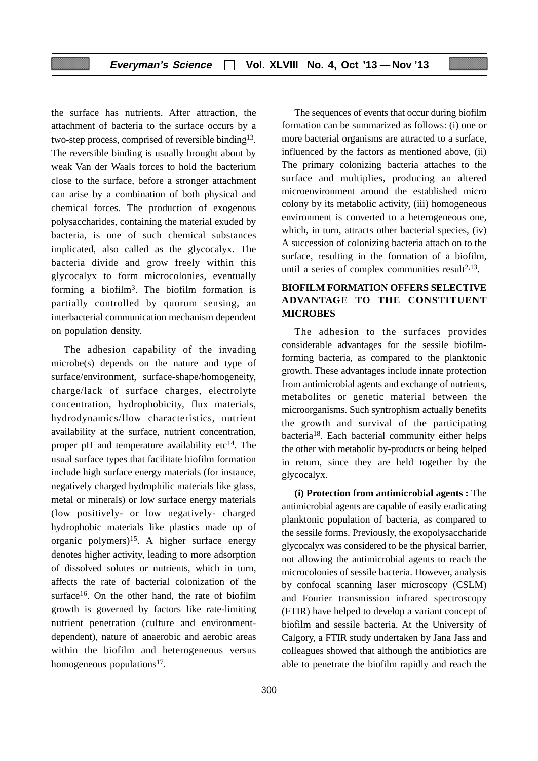the surface has nutrients. After attraction, the attachment of bacteria to the surface occurs by a two-step process, comprised of reversible binding[13]. The reversible binding is usually brought about by weak Van der Waals forces to hold the bacterium close to the surface, before a stronger attachment can arise by a combination of both physical and chemical forces. The production of exogenous polysaccharides, containing the material exuded by bacteria, is one of such chemical substances implicated, also called as the glycocalyx. The bacteria divide and grow freely within this glycocalyx to form microcolonies, eventually forming a biofilm[3]. The biofilm formation is partially controlled by quorum sensing, an interbacterial communication mechanism dependent on population density.

The adhesion capability of the invading microbe(s) depends on the nature and type of surface/environment, surface-shape/homogeneity, charge/lack of surface charges, electrolyte concentration, hydrophobicity, flux materials, hydrodynamics/flow characteristics, nutrient availability at the surface, nutrient concentration, proper pH and temperature availability etc[14]. The usual surface types that facilitate biofilm formation include high surface energy materials (for instance, negatively charged hydrophilic materials like glass, metal or minerals) or low surface energy materials (low positively- or low negatively- charged hydrophobic materials like plastics made up of organic polymers)[15]. A higher surface energy denotes higher activity, leading to more adsorption of dissolved solutes or nutrients, which in turn, affects the rate of bacterial colonization of the surface[16]. On the other hand, the rate of biofilm growth is governed by factors like rate-limiting nutrient penetration (culture and environment-dependent), nature of anaerobic and aerobic areas within the biofilm and heterogeneous versus homogeneous populations[17].

The sequences of events that occur during biofilm formation can be summarized as follows: (i) one or more bacterial organisms are attracted to a surface, influenced by the factors as mentioned above, (ii) The primary colonizing bacteria attaches to the surface and multiplies, producing an altered microenvironment around the established micro colony by its metabolic activity, (iii) homogeneous environment is converted to a heterogeneous one, which, in turn, attracts other bacterial species, (iv) A succession of colonizing bacteria attach on to the surface, resulting in the formation of a biofilm, until a series of complex communities result[2,13].

## BIOFILM FORMATION OFFERS SELECTIVE ADVANTAGE TO THE CONSTITUENT MICROBES

The adhesion to the surfaces provides considerable advantages for the sessile biofilm-forming bacteria, as compared to the planktonic growth. These advantages include innate protection from antimicrobial agents and exchange of nutrients, metabolites or genetic material between the microorganisms. Such syntrophism actually benefits the growth and survival of the participating bacteria[18]. Each bacterial community either helps the other with metabolic by-products or being helped in return, since they are held together by the glycocalyx.

**(i) Protection from antimicrobial agents :** The antimicrobial agents are capable of easily eradicating planktonic population of bacteria, as compared to the sessile forms. Previously, the exopolysaccharide glycocalyx was considered to be the physical barrier, not allowing the antimicrobial agents to reach the microcolonies of sessile bacteria. However, analysis by confocal scanning laser microscopy (CSLM) and Fourier transmission infrared spectroscopy (FTIR) have helped to develop a variant concept of biofilm and sessile bacteria. At the University of Calgory, a FTIR study undertaken by Jana Jass and colleagues showed that although the antibiotics are able to penetrate the biofilm rapidly and reach the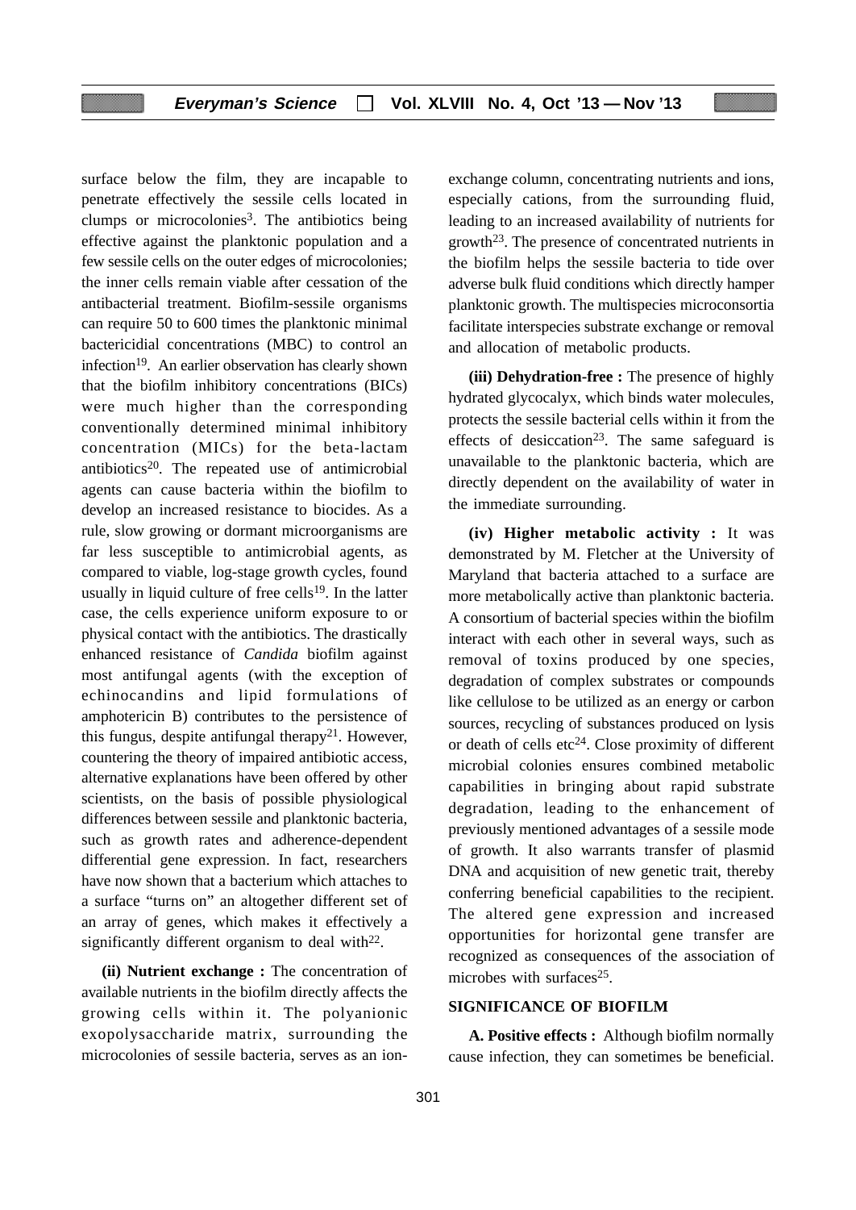surface below the film, they are incapable to penetrate effectively the sessile cells located in clumps or microcolonies[3]. The antibiotics being effective against the planktonic population and a few sessile cells on the outer edges of microcolonies; the inner cells remain viable after cessation of the antibacterial treatment. Biofilm-sessile organisms can require 50 to 600 times the planktonic minimal bactericidial concentrations (MBC) to control an infection[19]. An earlier observation has clearly shown that the biofilm inhibitory concentrations (BICs) were much higher than the corresponding conventionally determined minimal inhibitory concentration (MICs) for the beta-lactam antibiotics[20]. The repeated use of antimicrobial agents can cause bacteria within the biofilm to develop an increased resistance to biocides. As a rule, slow growing or dormant microorganisms are far less susceptible to antimicrobial agents, as compared to viable, log-stage growth cycles, found usually in liquid culture of free cells[19]. In the latter case, the cells experience uniform exposure to or physical contact with the antibiotics. The drastically enhanced resistance of *Candida* biofilm against most antifungal agents (with the exception of echinocandins and lipid formulations of amphotericin B) contributes to the persistence of this fungus, despite antifungal therapy[21]. However, countering the theory of impaired antibiotic access, alternative explanations have been offered by other scientists, on the basis of possible physiological differences between sessile and planktonic bacteria, such as growth rates and adherence-dependent differential gene expression. In fact, researchers have now shown that a bacterium which attaches to a surface "turns on" an altogether different set of an array of genes, which makes it effectively a significantly different organism to deal with[22].

**(ii) Nutrient exchange :** The concentration of available nutrients in the biofilm directly affects the growing cells within it. The polyanionic exopolysaccharide matrix, surrounding the microcolonies of sessile bacteria, serves as an ion-exchange column, concentrating nutrients and ions, especially cations, from the surrounding fluid, leading to an increased availability of nutrients for growth[23]. The presence of concentrated nutrients in the biofilm helps the sessile bacteria to tide over adverse bulk fluid conditions which directly hamper planktonic growth. The multispecies microconsortia facilitate interspecies substrate exchange or removal and allocation of metabolic products.

**(iii) Dehydration-free :** The presence of highly hydrated glycocalyx, which binds water molecules, protects the sessile bacterial cells within it from the effects of desiccation[23]. The same safeguard is unavailable to the planktonic bacteria, which are directly dependent on the availability of water in the immediate surrounding.

**(iv) Higher metabolic activity :** It was demonstrated by M. Fletcher at the University of Maryland that bacteria attached to a surface are more metabolically active than planktonic bacteria. A consortium of bacterial species within the biofilm interact with each other in several ways, such as removal of toxins produced by one species, degradation of complex substrates or compounds like cellulose to be utilized as an energy or carbon sources, recycling of substances produced on lysis or death of cells etc[24]. Close proximity of different microbial colonies ensures combined metabolic capabilities in bringing about rapid substrate degradation, leading to the enhancement of previously mentioned advantages of a sessile mode of growth. It also warrants transfer of plasmid DNA and acquisition of new genetic trait, thereby conferring beneficial capabilities to the recipient. The altered gene expression and increased opportunities for horizontal gene transfer are recognized as consequences of the association of microbes with surfaces[25].

## SIGNIFICANCE OF BIOFILM

**A. Positive effects :** Although biofilm normally cause infection, they can sometimes be beneficial.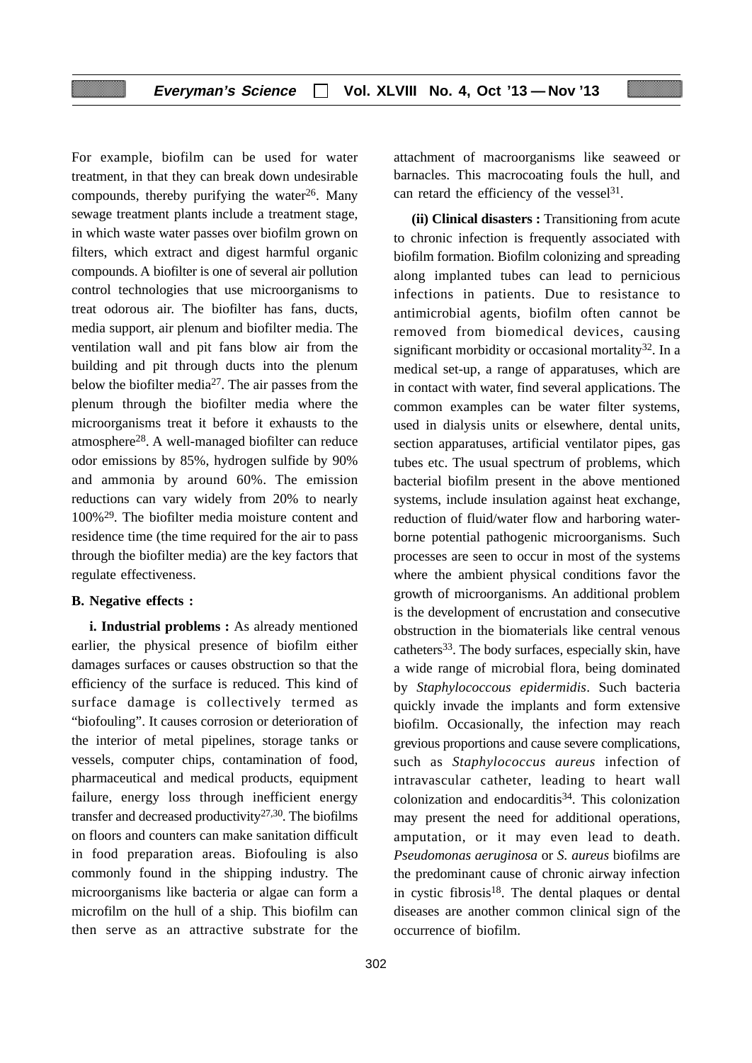For example, biofilm can be used for water treatment, in that they can break down undesirable compounds, thereby purifying the water[26]. Many sewage treatment plants include a treatment stage, in which waste water passes over biofilm grown on filters, which extract and digest harmful organic compounds. A biofilter is one of several air pollution control technologies that use microorganisms to treat odorous air. The biofilter has fans, ducts, media support, air plenum and biofilter media. The ventilation wall and pit fans blow air from the building and pit through ducts into the plenum below the biofilter media[27]. The air passes from the plenum through the biofilter media where the microorganisms treat it before it exhausts to the atmosphere[28]. A well-managed biofilter can reduce odor emissions by 85%, hydrogen sulfide by 90% and ammonia by around 60%. The emission reductions can vary widely from 20% to nearly 100%[29]. The biofilter media moisture content and residence time (the time required for the air to pass through the biofilter media) are the key factors that regulate effectiveness.

**B. Negative effects :**

**i. Industrial problems :** As already mentioned earlier, the physical presence of biofilm either damages surfaces or causes obstruction so that the efficiency of the surface is reduced. This kind of surface damage is collectively termed as "biofouling". It causes corrosion or deterioration of the interior of metal pipelines, storage tanks or vessels, computer chips, contamination of food, pharmaceutical and medical products, equipment failure, energy loss through inefficient energy transfer and decreased productivity[27,30]. The biofilms on floors and counters can make sanitation difficult in food preparation areas. Biofouling is also commonly found in the shipping industry. The microorganisms like bacteria or algae can form a microfilm on the hull of a ship. This biofilm can then serve as an attractive substrate for the attachment of macroorganisms like seaweed or barnacles. This macrocoating fouls the hull, and can retard the efficiency of the vessel[31].

**(ii) Clinical disasters :** Transitioning from acute to chronic infection is frequently associated with biofilm formation. Biofilm colonizing and spreading along implanted tubes can lead to pernicious infections in patients. Due to resistance to antimicrobial agents, biofilm often cannot be removed from biomedical devices, causing significant morbidity or occasional mortality[32]. In a medical set-up, a range of apparatuses, which are in contact with water, find several applications. The common examples can be water filter systems, used in dialysis units or elsewhere, dental units, section apparatuses, artificial ventilator pipes, gas tubes etc. The usual spectrum of problems, which bacterial biofilm present in the above mentioned systems, include insulation against heat exchange, reduction of fluid/water flow and harboring water-borne potential pathogenic microorganisms. Such processes are seen to occur in most of the systems where the ambient physical conditions favor the growth of microorganisms. An additional problem is the development of encrustation and consecutive obstruction in the biomaterials like central venous catheters[33]. The body surfaces, especially skin, have a wide range of microbial flora, being dominated by *Staphylococcous epidermidis*. Such bacteria quickly invade the implants and form extensive biofilm. Occasionally, the infection may reach grevious proportions and cause severe complications, such as *Staphylococcus aureus* infection of intravascular catheter, leading to heart wall colonization and endocarditis[34]. This colonization may present the need for additional operations, amputation, or it may even lead to death. *Pseudomonas aeruginosa* or *S. aureus* biofilms are the predominant cause of chronic airway infection in cystic fibrosis[18]. The dental plaques or dental diseases are another common clinical sign of the occurrence of biofilm.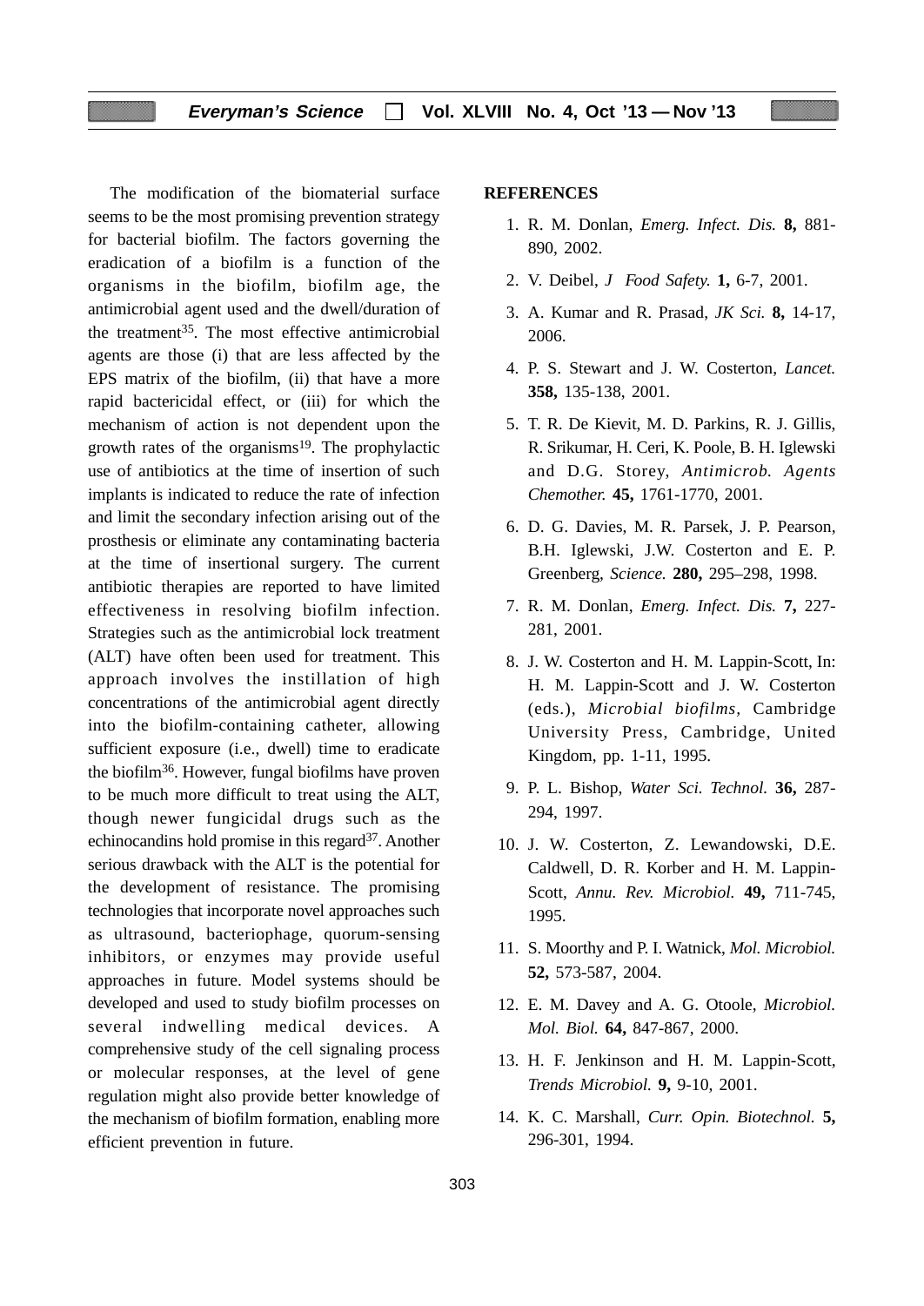The modification of the biomaterial surface seems to be the most promising prevention strategy for bacterial biofilm. The factors governing the eradication of a biofilm is a function of the organisms in the biofilm, biofilm age, the antimicrobial agent used and the dwell/duration of the treatment[35]. The most effective antimicrobial agents are those (i) that are less affected by the EPS matrix of the biofilm, (ii) that have a more rapid bactericidal effect, or (iii) for which the mechanism of action is not dependent upon the growth rates of the organisms[19]. The prophylactic use of antibiotics at the time of insertion of such implants is indicated to reduce the rate of infection and limit the secondary infection arising out of the prosthesis or eliminate any contaminating bacteria at the time of insertional surgery. The current antibiotic therapies are reported to have limited effectiveness in resolving biofilm infection. Strategies such as the antimicrobial lock treatment (ALT) have often been used for treatment. This approach involves the instillation of high concentrations of the antimicrobial agent directly into the biofilm-containing catheter, allowing sufficient exposure (i.e., dwell) time to eradicate the biofilm[36]. However, fungal biofilms have proven to be much more difficult to treat using the ALT, though newer fungicidal drugs such as the echinocandins hold promise in this regard[37]. Another serious drawback with the ALT is the potential for the development of resistance. The promising technologies that incorporate novel approaches such as ultrasound, bacteriophage, quorum-sensing inhibitors, or enzymes may provide useful approaches in future. Model systems should be developed and used to study biofilm processes on several indwelling medical devices. A comprehensive study of the cell signaling process or molecular responses, at the level of gene regulation might also provide better knowledge of the mechanism of biofilm formation, enabling more efficient prevention in future.

## REFERENCES

1. R. M. Donlan, *Emerg. Infect. Dis.* **8,** 881-890, 2002.
2. V. Deibel, *J Food Safety.* **1,** 6-7, 2001.
3. A. Kumar and R. Prasad, *JK Sci.* **8,** 14-17, 2006.
4. P. S. Stewart and J. W. Costerton, *Lancet.* **358,** 135-138, 2001.
5. T. R. De Kievit, M. D. Parkins, R. J. Gillis, R. Srikumar, H. Ceri, K. Poole, B. H. Iglewski and D.G. Storey, *Antimicrob. Agents Chemother.* **45,** 1761-1770, 2001.
6. D. G. Davies, M. R. Parsek, J. P. Pearson, B.H. Iglewski, J.W. Costerton and E. P. Greenberg, *Science.* **280,** 295–298, 1998.
7. R. M. Donlan, *Emerg. Infect. Dis.* **7,** 227-281, 2001.
8. J. W. Costerton and H. M. Lappin-Scott, In: H. M. Lappin-Scott and J. W. Costerton (eds.), *Microbial biofilms,* Cambridge University Press, Cambridge, United Kingdom, pp. 1-11, 1995.
9. P. L. Bishop, *Water Sci. Technol.* **36,** 287-294, 1997.
10. J. W. Costerton, Z. Lewandowski, D.E. Caldwell, D. R. Korber and H. M. Lappin-Scott, *Annu. Rev. Microbiol.* **49,** 711-745, 1995.
11. S. Moorthy and P. I. Watnick, *Mol. Microbiol.* **52,** 573-587, 2004.
12. E. M. Davey and A. G. Otoole, *Microbiol. Mol. Biol.* **64,** 847-867, 2000.
13. H. F. Jenkinson and H. M. Lappin-Scott, *Trends Microbiol.* **9,** 9-10, 2001.
14. K. C. Marshall, *Curr. Opin. Biotechnol.* **5,** 296-301, 1994.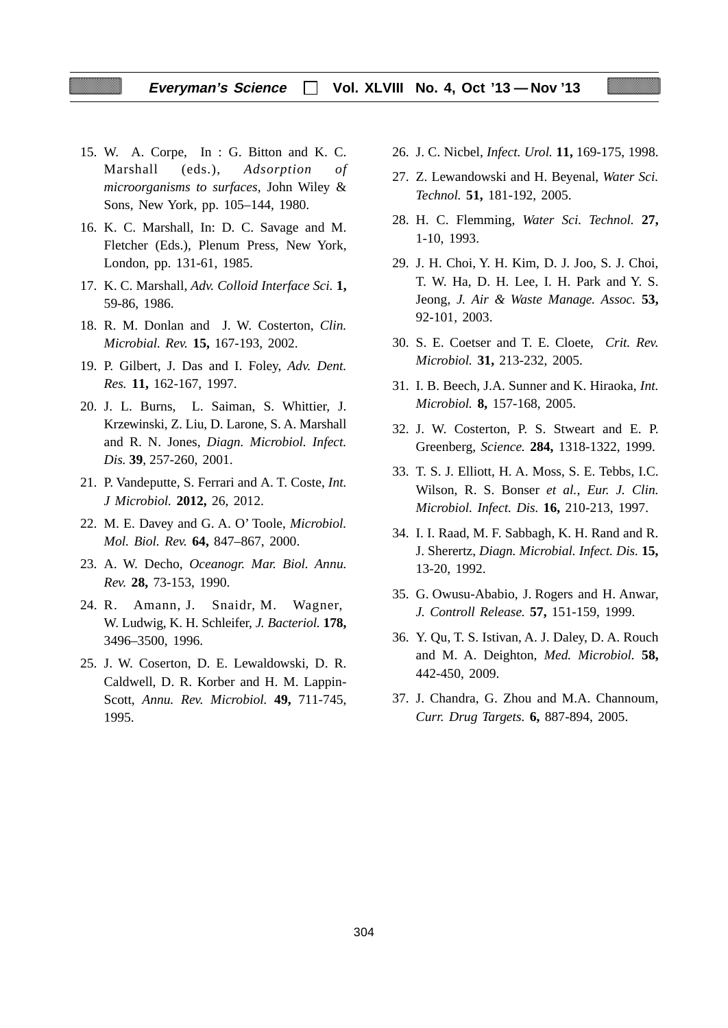15. W. A. Corpe, In : G. Bitton and K. C. Marshall (eds.), *Adsorption of microorganisms to surfaces*, John Wiley & Sons, New York, pp. 105–144, 1980.
16. K. C. Marshall, In: D. C. Savage and M. Fletcher (Eds.), Plenum Press, New York, London, pp. 131-61, 1985.
17. K. C. Marshall, *Adv. Colloid Interface Sci.* **1,** 59-86, 1986.
18. R. M. Donlan and J. W. Costerton, *Clin. Microbial. Rev.* **15,** 167-193, 2002.
19. P. Gilbert, J. Das and I. Foley, *Adv. Dent. Res.* **11,** 162-167, 1997.
20. J. L. Burns, L. Saiman, S. Whittier, J. Krzewinski, Z. Liu, D. Larone, S. A. Marshall and R. N. Jones, *Diagn. Microbiol. Infect. Dis.* **39**, 257-260, 2001.
21. P. Vandeputte, S. Ferrari and A. T. Coste, *Int. J Microbiol.* **2012,** 26, 2012.
22. M. E. Davey and G. A. O' Toole, *Microbiol. Mol. Biol. Rev.* **64,** 847–867, 2000.
23. A. W. Decho, *Oceanogr. Mar. Biol. Annu. Rev.* **28,** 73-153, 1990.
24. R. Amann, J. Snaidr, M. Wagner, W. Ludwig, K. H. Schleifer, *J. Bacteriol.* **178,** 3496–3500, 1996.
25. J. W. Coserton, D. E. Lewaldowski, D. R. Caldwell, D. R. Korber and H. M. Lappin-Scott, *Annu. Rev. Microbiol.* **49,** 711-745, 1995.
26. J. C. Nicbel, *Infect. Urol.* **11,** 169-175, 1998.
27. Z. Lewandowski and H. Beyenal, *Water Sci. Technol.* **51,** 181-192, 2005.
28. H. C. Flemming, *Water Sci. Technol.* **27,** 1-10, 1993.
29. J. H. Choi, Y. H. Kim, D. J. Joo, S. J. Choi, T. W. Ha, D. H. Lee, I. H. Park and Y. S. Jeong, *J. Air & Waste Manage. Assoc.* **53,** 92-101, 2003.
30. S. E. Coetser and T. E. Cloete, *Crit. Rev. Microbiol.* **31,** 213-232, 2005.
31. I. B. Beech, J.A. Sunner and K. Hiraoka, *Int. Microbiol.* **8,** 157-168, 2005.
32. J. W. Costerton, P. S. Stweart and E. P. Greenberg, *Science.* **284,** 1318-1322, 1999.
33. T. S. J. Elliott, H. A. Moss, S. E. Tebbs, I.C. Wilson, R. S. Bonser *et al.*, *Eur. J. Clin. Microbiol. Infect. Dis.* **16,** 210-213, 1997.
34. I. I. Raad, M. F. Sabbagh, K. H. Rand and R. J. Sherertz, *Diagn. Microbial. Infect. Dis.* **15,** 13-20, 1992.
35. G. Owusu-Ababio, J. Rogers and H. Anwar, *J. Controll Release.* **57,** 151-159, 1999.
36. Y. Qu, T. S. Istivan, A. J. Daley, D. A. Rouch and M. A. Deighton, *Med. Microbiol.* **58,** 442-450, 2009.
37. J. Chandra, G. Zhou and M.A. Channoum, *Curr. Drug Targets.* **6,** 887-894, 2005.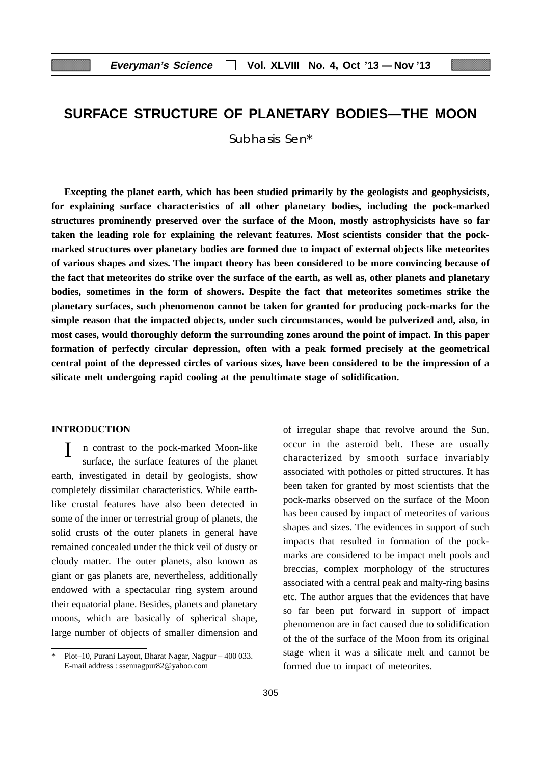# SURFACE STRUCTURE OF PLANETARY BODIES—THE MOON

Subhasis Sen*

**Excepting the planet earth, which has been studied primarily by the geologists and geophysicists, for explaining surface characteristics of all other planetary bodies, including the pock-marked structures prominently preserved over the surface of the Moon, mostly astrophysicists have so far taken the leading role for explaining the relevant features. Most scientists consider that the pock-marked structures over planetary bodies are formed due to impact of external objects like meteorites of various shapes and sizes. The impact theory has been considered to be more convincing because of the fact that meteorites do strike over the surface of the earth, as well as, other planets and planetary bodies, sometimes in the form of showers. Despite the fact that meteorites sometimes strike the planetary surfaces, such phenomenon cannot be taken for granted for producing pock-marks for the simple reason that the impacted objects, under such circumstances, would be pulverized and, also, in most cases, would thoroughly deform the surrounding zones around the point of impact. In this paper formation of perfectly circular depression, often with a peak formed precisely at the geometrical central point of the depressed circles of various sizes, have been considered to be the impression of a silicate melt undergoing rapid cooling at the penultimate stage of solidification.**

## INTRODUCTION

In contrast to the pock-marked Moon-like surface, the surface features of the planet earth, investigated in detail by geologists, show completely dissimilar characteristics. While earth-like crustal features have also been detected in some of the inner or terrestrial group of planets, the solid crusts of the outer planets in general have remained concealed under the thick veil of dusty or cloudy matter. The outer planets, also known as giant or gas planets are, nevertheless, additionally endowed with a spectacular ring system around their equatorial plane. Besides, planets and planetary moons, which are basically of spherical shape, large number of objects of smaller dimension and of irregular shape that revolve around the Sun, occur in the asteroid belt. These are usually characterized by smooth surface invariably associated with potholes or pitted structures. It has been taken for granted by most scientists that the pock-marks observed on the surface of the Moon has been caused by impact of meteorites of various shapes and sizes. The evidences in support of such impacts that resulted in formation of the pock-marks are considered to be impact melt pools and breccias, complex morphology of the structures associated with a central peak and malty-ring basins etc. The author argues that the evidences that have so far been put forward in support of impact phenomenon are in fact caused due to solidification of the of the surface of the Moon from its original stage when it was a silicate melt and cannot be formed due to impact of meteorites.

---

\* Plot–10, Purani Layout, Bharat Nagar, Nagpur – 400 033. E-mail address : ssennagpur82@yahoo.com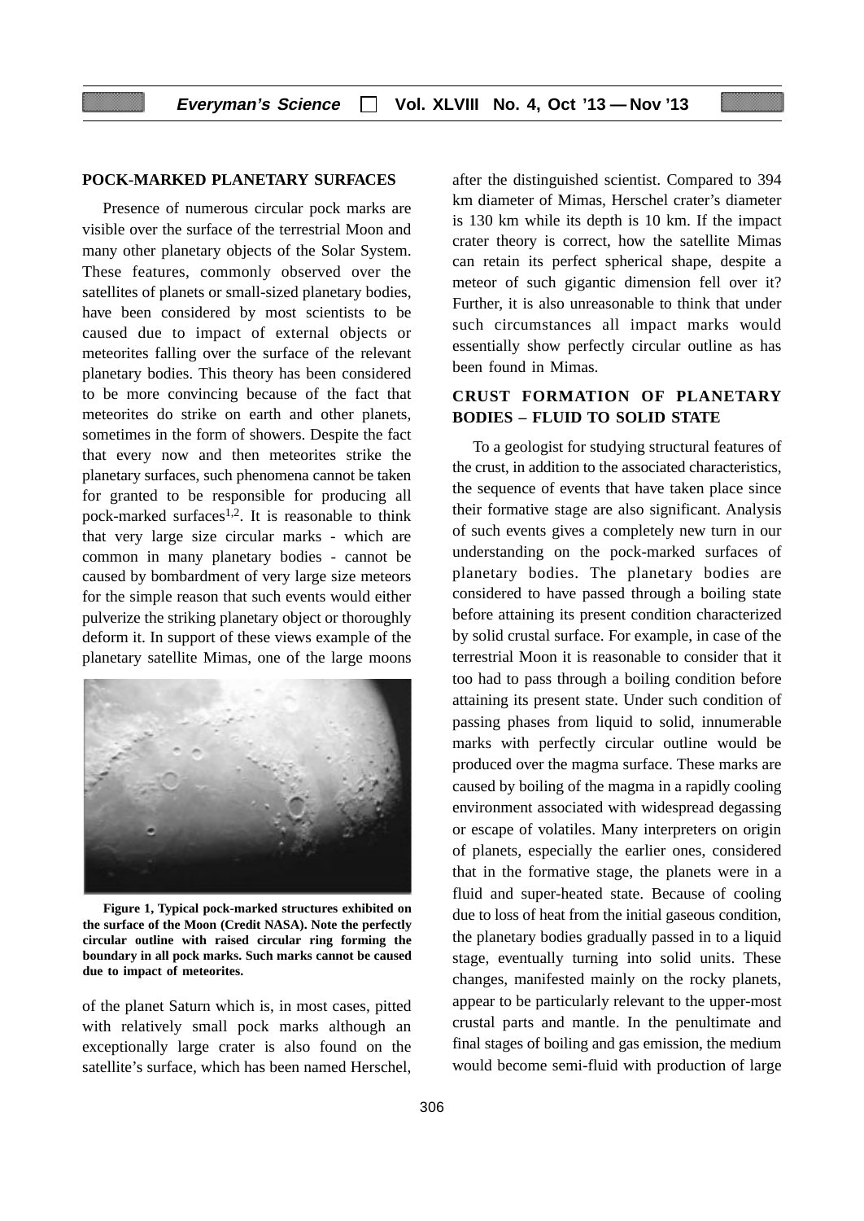## POCK-MARKED PLANETARY SURFACES

Presence of numerous circular pock marks are visible over the surface of the terrestrial Moon and many other planetary objects of the Solar System. These features, commonly observed over the satellites of planets or small-sized planetary bodies, have been considered by most scientists to be caused due to impact of external objects or meteorites falling over the surface of the relevant planetary bodies. This theory has been considered to be more convincing because of the fact that meteorites do strike on earth and other planets, sometimes in the form of showers. Despite the fact that every now and then meteorites strike the planetary surfaces, such phenomena cannot be taken for granted to be responsible for producing all pock-marked surfaces[1,2]. It is reasonable to think that very large size circular marks - which are common in many planetary bodies - cannot be caused by bombardment of very large size meteors for the simple reason that such events would either pulverize the striking planetary object or thoroughly deform it. In support of these views example of the planetary satellite Mimas, one of the large moons of the planet Saturn which is, in most cases, pitted with relatively small pock marks although an exceptionally large crater is also found on the satellite's surface, which has been named Herschel, after the distinguished scientist. Compared to 394 km diameter of Mimas, Herschel crater's diameter is 130 km while its depth is 10 km. If the impact crater theory is correct, how the satellite Mimas can retain its perfect spherical shape, despite a meteor of such gigantic dimension fell over it? Further, it is also unreasonable to think that under such circumstances all impact marks would essentially show perfectly circular outline as has been found in Mimas.

**Figure 1, Typical pock-marked structures exhibited on the surface of the Moon (Credit NASA). Note the perfectly circular outline with raised circular ring forming the boundary in all pock marks. Such marks cannot be caused due to impact of meteorites.**

## CRUST FORMATION OF PLANETARY BODIES – FLUID TO SOLID STATE

To a geologist for studying structural features of the crust, in addition to the associated characteristics, the sequence of events that have taken place since their formative stage are also significant. Analysis of such events gives a completely new turn in our understanding on the pock-marked surfaces of planetary bodies. The planetary bodies are considered to have passed through a boiling state before attaining its present condition characterized by solid crustal surface. For example, in case of the terrestrial Moon it is reasonable to consider that it too had to pass through a boiling condition before attaining its present state. Under such condition of passing phases from liquid to solid, innumerable marks with perfectly circular outline would be produced over the magma surface. These marks are caused by boiling of the magma in a rapidly cooling environment associated with widespread degassing or escape of volatiles. Many interpreters on origin of planets, especially the earlier ones, considered that in the formative stage, the planets were in a fluid and super-heated state. Because of cooling due to loss of heat from the initial gaseous condition, the planetary bodies gradually passed in to a liquid stage, eventually turning into solid units. These changes, manifested mainly on the rocky planets, appear to be particularly relevant to the upper-most crustal parts and mantle. In the penultimate and final stages of boiling and gas emission, the medium would become semi-fluid with production of large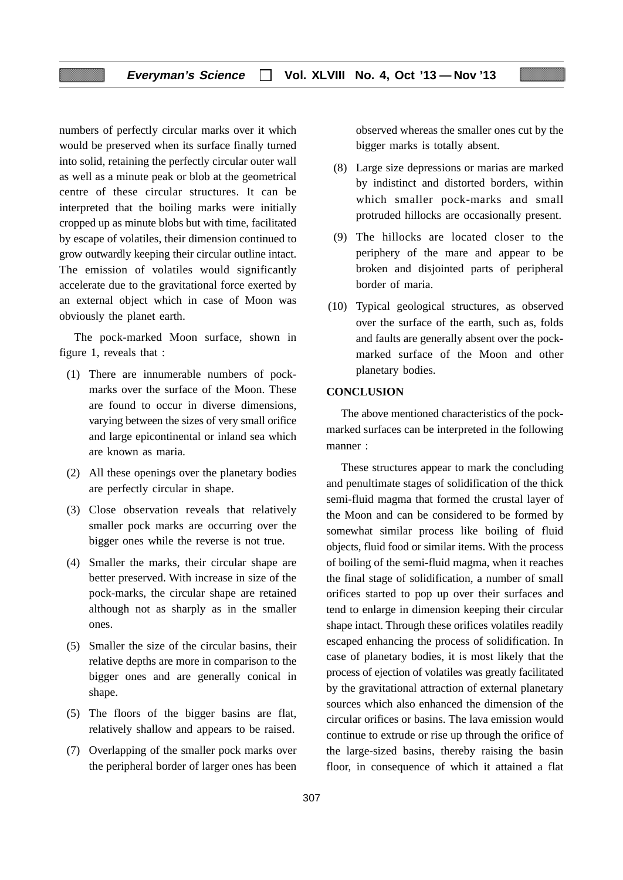numbers of perfectly circular marks over it which would be preserved when its surface finally turned into solid, retaining the perfectly circular outer wall as well as a minute peak or blob at the geometrical centre of these circular structures. It can be interpreted that the boiling marks were initially cropped up as minute blobs but with time, facilitated by escape of volatiles, their dimension continued to grow outwardly keeping their circular outline intact. The emission of volatiles would significantly accelerate due to the gravitational force exerted by an external object which in case of Moon was obviously the planet earth.

The pock-marked Moon surface, shown in figure 1, reveals that :

(1) There are innumerable numbers of pock-marks over the surface of the Moon. These are found to occur in diverse dimensions, varying between the sizes of very small orifice and large epicontinental or inland sea which are known as maria.

(2) All these openings over the planetary bodies are perfectly circular in shape.

(3) Close observation reveals that relatively smaller pock marks are occurring over the bigger ones while the reverse is not true.

(4) Smaller the marks, their circular shape are better preserved. With increase in size of the pock-marks, the circular shape are retained although not as sharply as in the smaller ones.

(5) Smaller the size of the circular basins, their relative depths are more in comparison to the bigger ones and are generally conical in shape.

(5) The floors of the bigger basins are flat, relatively shallow and appears to be raised.

(7) Overlapping of the smaller pock marks over the peripheral border of larger ones has been observed whereas the smaller ones cut by the bigger marks is totally absent.

(8) Large size depressions or marias are marked by indistinct and distorted borders, within which smaller pock-marks and small protruded hillocks are occasionally present.

(9) The hillocks are located closer to the periphery of the mare and appear to be broken and disjointed parts of peripheral border of maria.

(10) Typical geological structures, as observed over the surface of the earth, such as, folds and faults are generally absent over the pock-marked surface of the Moon and other planetary bodies.

**CONCLUSION**

The above mentioned characteristics of the pock-marked surfaces can be interpreted in the following manner :

These structures appear to mark the concluding and penultimate stages of solidification of the thick semi-fluid magma that formed the crustal layer of the Moon and can be considered to be formed by somewhat similar process like boiling of fluid objects, fluid food or similar items. With the process of boiling of the semi-fluid magma, when it reaches the final stage of solidification, a number of small orifices started to pop up over their surfaces and tend to enlarge in dimension keeping their circular shape intact. Through these orifices volatiles readily escaped enhancing the process of solidification. In case of planetary bodies, it is most likely that the process of ejection of volatiles was greatly facilitated by the gravitational attraction of external planetary sources which also enhanced the dimension of the circular orifices or basins. The lava emission would continue to extrude or rise up through the orifice of the large-sized basins, thereby raising the basin floor, in consequence of which it attained a flat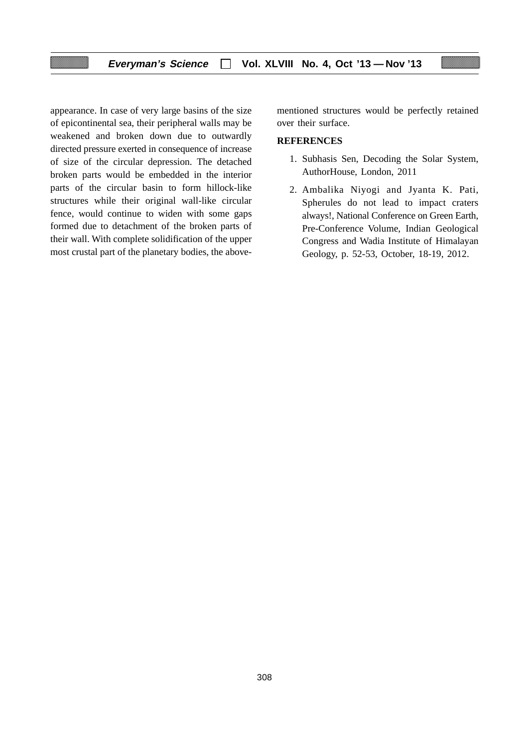appearance. In case of very large basins of the size of epicontinental sea, their peripheral walls may be weakened and broken down due to outwardly directed pressure exerted in consequence of increase of size of the circular depression. The detached broken parts would be embedded in the interior parts of the circular basin to form hillock-like structures while their original wall-like circular fence, would continue to widen with some gaps formed due to detachment of the broken parts of their wall. With complete solidification of the upper most crustal part of the planetary bodies, the above-mentioned structures would be perfectly retained over their surface.

**REFERENCES**

1. Subhasis Sen, Decoding the Solar System, AuthorHouse, London, 2011
2. Ambalika Niyogi and Jyanta K. Pati, Spherules do not lead to impact craters always!, National Conference on Green Earth, Pre-Conference Volume, Indian Geological Congress and Wadia Institute of Himalayan Geology, p. 52-53, October, 18-19, 2012.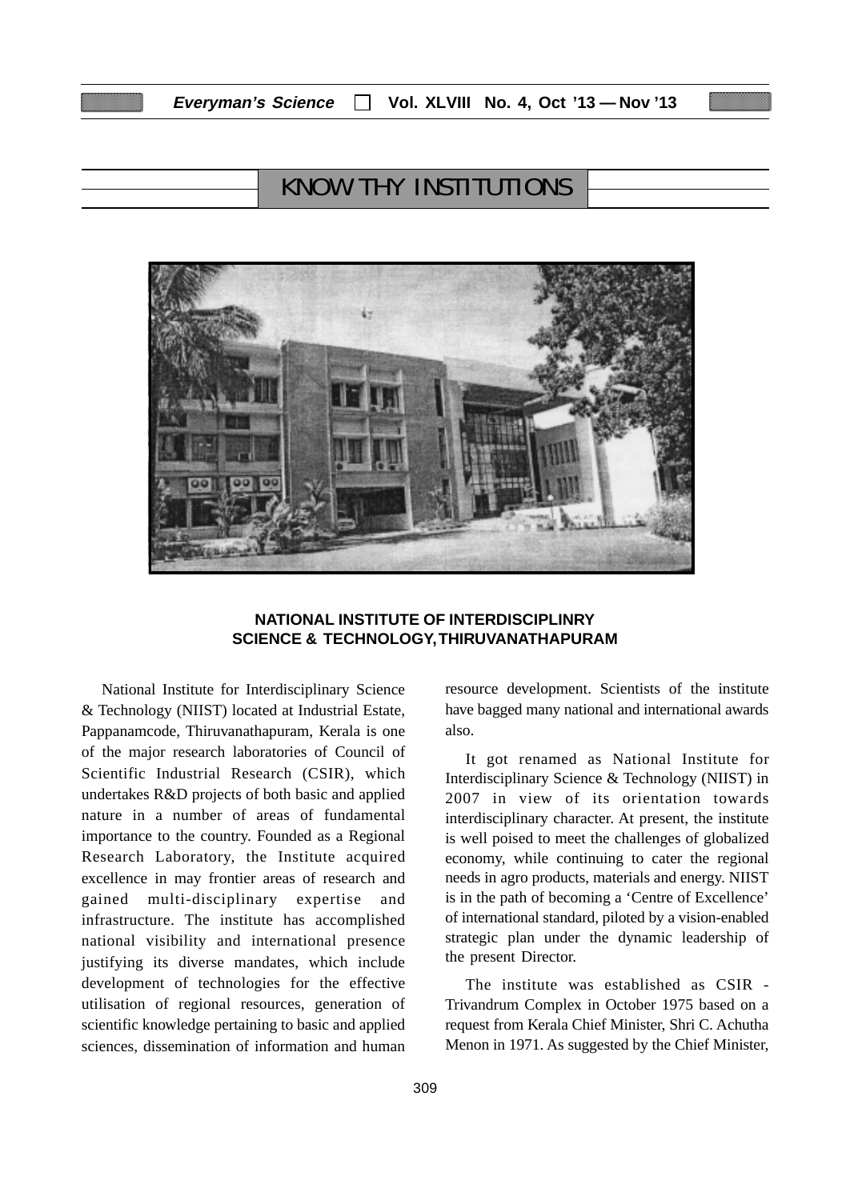## KNOW THY INSTITUTIONS

### NATIONAL INSTITUTE OF INTERDISCIPLINRY SCIENCE & TECHNOLOGY, THIRUVANATHAPURAM

National Institute for Interdisciplinary Science & Technology (NIIST) located at Industrial Estate, Pappanamcode, Thiruvanathapuram, Kerala is one of the major research laboratories of Council of Scientific Industrial Research (CSIR), which undertakes R&D projects of both basic and applied nature in a number of areas of fundamental importance to the country. Founded as a Regional Research Laboratory, the Institute acquired excellence in may frontier areas of research and gained multi-disciplinary expertise and infrastructure. The institute has accomplished national visibility and international presence justifying its diverse mandates, which include development of technologies for the effective utilisation of regional resources, generation of scientific knowledge pertaining to basic and applied sciences, dissemination of information and human resource development. Scientists of the institute have bagged many national and international awards also.

It got renamed as National Institute for Interdisciplinary Science & Technology (NIIST) in 2007 in view of its orientation towards interdisciplinary character. At present, the institute is well poised to meet the challenges of globalized economy, while continuing to cater the regional needs in agro products, materials and energy. NIIST is in the path of becoming a 'Centre of Excellence' of international standard, piloted by a vision-enabled strategic plan under the dynamic leadership of the present Director.

The institute was established as CSIR - Trivandrum Complex in October 1975 based on a request from Kerala Chief Minister, Shri C. Achutha Menon in 1971. As suggested by the Chief Minister,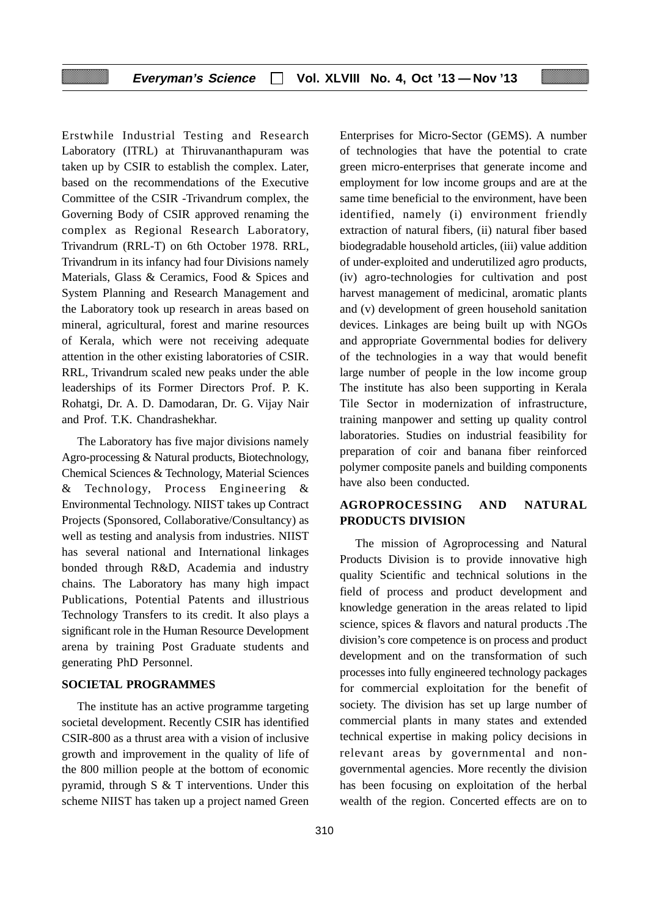Erstwhile Industrial Testing and Research Laboratory (ITRL) at Thiruvananthapuram was taken up by CSIR to establish the complex. Later, based on the recommendations of the Executive Committee of the CSIR -Trivandrum complex, the Governing Body of CSIR approved renaming the complex as Regional Research Laboratory, Trivandrum (RRL-T) on 6th October 1978. RRL, Trivandrum in its infancy had four Divisions namely Materials, Glass & Ceramics, Food & Spices and System Planning and Research Management and the Laboratory took up research in areas based on mineral, agricultural, forest and marine resources of Kerala, which were not receiving adequate attention in the other existing laboratories of CSIR. RRL, Trivandrum scaled new peaks under the able leaderships of its Former Directors Prof. P. K. Rohatgi, Dr. A. D. Damodaran, Dr. G. Vijay Nair and Prof. T.K. Chandrashekhar.

The Laboratory has five major divisions namely Agro-processing & Natural products, Biotechnology, Chemical Sciences & Technology, Material Sciences & Technology, Process Engineering & Environmental Technology. NIIST takes up Contract Projects (Sponsored, Collaborative/Consultancy) as well as testing and analysis from industries. NIIST has several national and International linkages bonded through R&D, Academia and industry chains. The Laboratory has many high impact Publications, Potential Patents and illustrious Technology Transfers to its credit. It also plays a significant role in the Human Resource Development arena by training Post Graduate students and generating PhD Personnel.

## SOCIETAL PROGRAMMES

The institute has an active programme targeting societal development. Recently CSIR has identified CSIR-800 as a thrust area with a vision of inclusive growth and improvement in the quality of life of the 800 million people at the bottom of economic pyramid, through S & T interventions. Under this scheme NIIST has taken up a project named Green Enterprises for Micro-Sector (GEMS). A number of technologies that have the potential to crate green micro-enterprises that generate income and employment for low income groups and are at the same time beneficial to the environment, have been identified, namely (i) environment friendly extraction of natural fibers, (ii) natural fiber based biodegradable household articles, (iii) value addition of under-exploited and underutilized agro products, (iv) agro-technologies for cultivation and post harvest management of medicinal, aromatic plants and (v) development of green household sanitation devices. Linkages are being built up with NGOs and appropriate Governmental bodies for delivery of the technologies in a way that would benefit large number of people in the low income group The institute has also been supporting in Kerala Tile Sector in modernization of infrastructure, training manpower and setting up quality control laboratories. Studies on industrial feasibility for preparation of coir and banana fiber reinforced polymer composite panels and building components have also been conducted.

## AGROPROCESSING AND NATURAL PRODUCTS DIVISION

The mission of Agroprocessing and Natural Products Division is to provide innovative high quality Scientific and technical solutions in the field of process and product development and knowledge generation in the areas related to lipid science, spices & flavors and natural products .The division's core competence is on process and product development and on the transformation of such processes into fully engineered technology packages for commercial exploitation for the benefit of society. The division has set up large number of commercial plants in many states and extended technical expertise in making policy decisions in relevant areas by governmental and non-governmental agencies. More recently the division has been focusing on exploitation of the herbal wealth of the region. Concerted effects are on to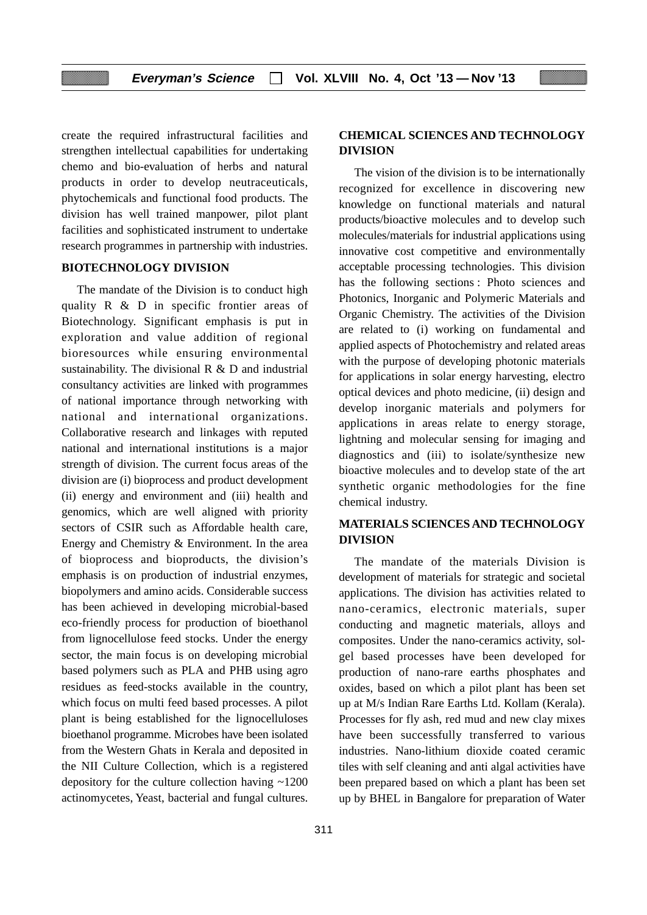create the required infrastructural facilities and strengthen intellectual capabilities for undertaking chemo and bio-evaluation of herbs and natural products in order to develop neutraceuticals, phytochemicals and functional food products. The division has well trained manpower, pilot plant facilities and sophisticated instrument to undertake research programmes in partnership with industries.

## BIOTECHNOLOGY DIVISION

The mandate of the Division is to conduct high quality R & D in specific frontier areas of Biotechnology. Significant emphasis is put in exploration and value addition of regional bioresources while ensuring environmental sustainability. The divisional R & D and industrial consultancy activities are linked with programmes of national importance through networking with national and international organizations. Collaborative research and linkages with reputed national and international institutions is a major strength of division. The current focus areas of the division are (i) bioprocess and product development (ii) energy and environment and (iii) health and genomics, which are well aligned with priority sectors of CSIR such as Affordable health care, Energy and Chemistry & Environment. In the area of bioprocess and bioproducts, the division's emphasis is on production of industrial enzymes, biopolymers and amino acids. Considerable success has been achieved in developing microbial-based eco-friendly process for production of bioethanol from lignocellulose feed stocks. Under the energy sector, the main focus is on developing microbial based polymers such as PLA and PHB using agro residues as feed-stocks available in the country, which focus on multi feed based processes. A pilot plant is being established for the lignocelluloses bioethanol programme. Microbes have been isolated from the Western Ghats in Kerala and deposited in the NII Culture Collection, which is a registered depository for the culture collection having ~1200 actinomycetes, Yeast, bacterial and fungal cultures.

## CHEMICAL SCIENCES AND TECHNOLOGY DIVISION

The vision of the division is to be internationally recognized for excellence in discovering new knowledge on functional materials and natural products/bioactive molecules and to develop such molecules/materials for industrial applications using innovative cost competitive and environmentally acceptable processing technologies. This division has the following sections : Photo sciences and Photonics, Inorganic and Polymeric Materials and Organic Chemistry. The activities of the Division are related to (i) working on fundamental and applied aspects of Photochemistry and related areas with the purpose of developing photonic materials for applications in solar energy harvesting, electro optical devices and photo medicine, (ii) design and develop inorganic materials and polymers for applications in areas relate to energy storage, lightning and molecular sensing for imaging and diagnostics and (iii) to isolate/synthesize new bioactive molecules and to develop state of the art synthetic organic methodologies for the fine chemical industry.

## MATERIALS SCIENCES AND TECHNOLOGY DIVISION

The mandate of the materials Division is development of materials for strategic and societal applications. The division has activities related to nano-ceramics, electronic materials, super conducting and magnetic materials, alloys and composites. Under the nano-ceramics activity, sol-gel based processes have been developed for production of nano-rare earths phosphates and oxides, based on which a pilot plant has been set up at M/s Indian Rare Earths Ltd. Kollam (Kerala). Processes for fly ash, red mud and new clay mixes have been successfully transferred to various industries. Nano-lithium dioxide coated ceramic tiles with self cleaning and anti algal activities have been prepared based on which a plant has been set up by BHEL in Bangalore for preparation of Water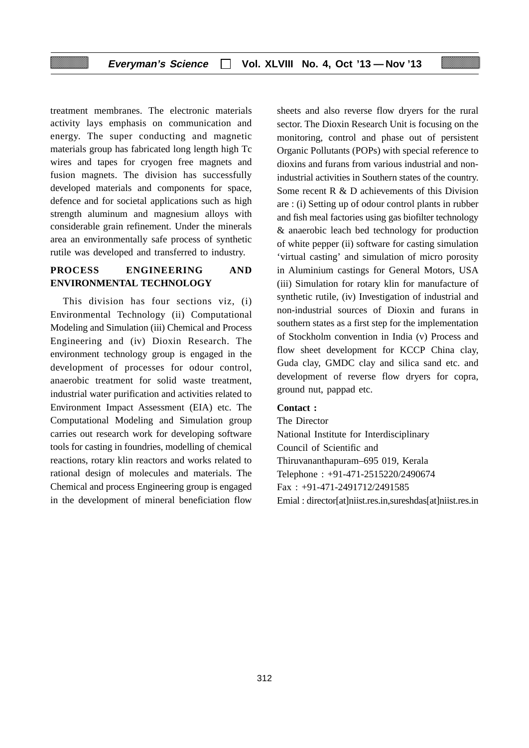treatment membranes. The electronic materials activity lays emphasis on communication and energy. The super conducting and magnetic materials group has fabricated long length high Tc wires and tapes for cryogen free magnets and fusion magnets. The division has successfully developed materials and components for space, defence and for societal applications such as high strength aluminum and magnesium alloys with considerable grain refinement. Under the minerals area an environmentally safe process of synthetic rutile was developed and transferred to industry.

## PROCESS ENGINEERING AND ENVIRONMENTAL TECHNOLOGY

This division has four sections viz, (i) Environmental Technology (ii) Computational Modeling and Simulation (iii) Chemical and Process Engineering and (iv) Dioxin Research. The environment technology group is engaged in the development of processes for odour control, anaerobic treatment for solid waste treatment, industrial water purification and activities related to Environment Impact Assessment (EIA) etc. The Computational Modeling and Simulation group carries out research work for developing software tools for casting in foundries, modelling of chemical reactions, rotary klin reactors and works related to rational design of molecules and materials. The Chemical and process Engineering group is engaged in the development of mineral beneficiation flow sheets and also reverse flow dryers for the rural sector. The Dioxin Research Unit is focusing on the monitoring, control and phase out of persistent Organic Pollutants (POPs) with special reference to dioxins and furans from various industrial and non-industrial activities in Southern states of the country. Some recent R & D achievements of this Division are : (i) Setting up of odour control plants in rubber and fish meal factories using gas biofilter technology & anaerobic leach bed technology for production of white pepper (ii) software for casting simulation 'virtual casting' and simulation of micro porosity in Aluminium castings for General Motors, USA (iii) Simulation for rotary klin for manufacture of synthetic rutile, (iv) Investigation of industrial and non-industrial sources of Dioxin and furans in southern states as a first step for the implementation of Stockholm convention in India (v) Process and flow sheet development for KCCP China clay, Guda clay, GMDC clay and silica sand etc. and development of reverse flow dryers for copra, ground nut, pappad etc.

**Contact :**

The Director
National Institute for Interdisciplinary
Council of Scientific and
Thiruvananthapuram–695 019, Kerala
Telephone : +91-471-2515220/2490674
Fax : +91-471-2491712/2491585
Emial : director[at]niist.res.in,sureshdas[at]niist.res.in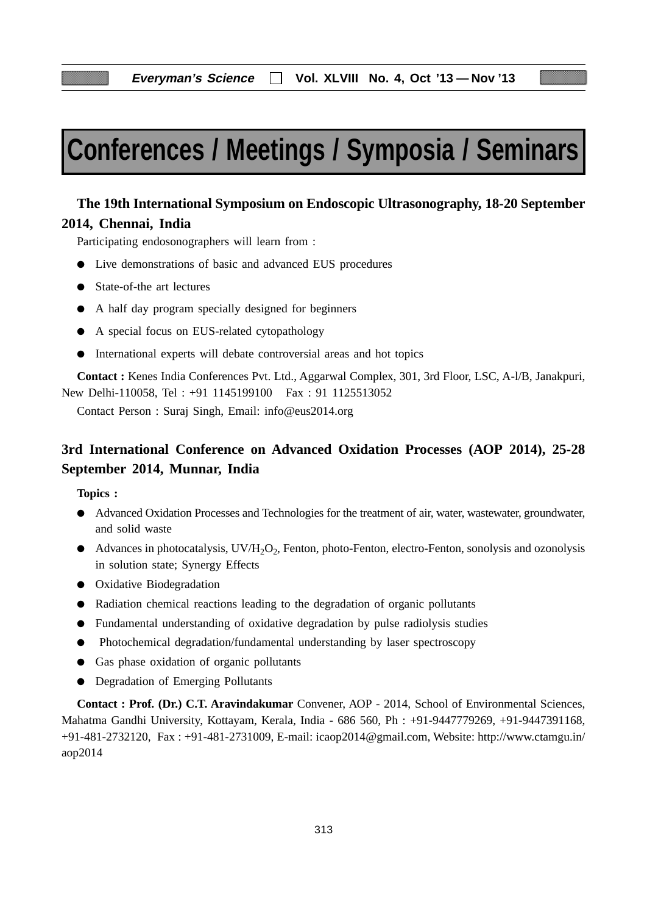# Conferences / Meetings / Symposia / Seminars

**The 19th International Symposium on Endoscopic Ultrasonography, 18-20 September 2014, Chennai, India**

Participating endosonographers will learn from :

- Live demonstrations of basic and advanced EUS procedures
- State-of-the art lectures
- A half day program specially designed for beginners
- A special focus on EUS-related cytopathology
- International experts will debate controversial areas and hot topics

**Contact :** Kenes India Conferences Pvt. Ltd., Aggarwal Complex, 301, 3rd Floor, LSC, A-l/B, Janakpuri, New Delhi-110058, Tel : +91 1145199100   Fax : 91 1125513052

Contact Person : Suraj Singh, Email: info@eus2014.org

**3rd International Conference on Advanced Oxidation Processes (AOP 2014), 25-28 September 2014, Munnar, India**

**Topics :**

- Advanced Oxidation Processes and Technologies for the treatment of air, water, wastewater, groundwater, and solid waste
- Advances in photocatalysis, UV/$H_2O_2$, Fenton, photo-Fenton, electro-Fenton, sonolysis and ozonolysis in solution state; Synergy Effects
- Oxidative Biodegradation
- Radiation chemical reactions leading to the degradation of organic pollutants
- Fundamental understanding of oxidative degradation by pulse radiolysis studies
- Photochemical degradation/fundamental understanding by laser spectroscopy
- Gas phase oxidation of organic pollutants
- Degradation of Emerging Pollutants

**Contact : Prof. (Dr.) C.T. Aravindakumar** Convener, AOP - 2014, School of Environmental Sciences, Mahatma Gandhi University, Kottayam, Kerala, India - 686 560, Ph : +91-9447779269, +91-9447391168, +91-481-2732120, Fax : +91-481-2731009, E-mail: icaop2014@gmail.com, Website: http://www.ctamgu.in/aop2014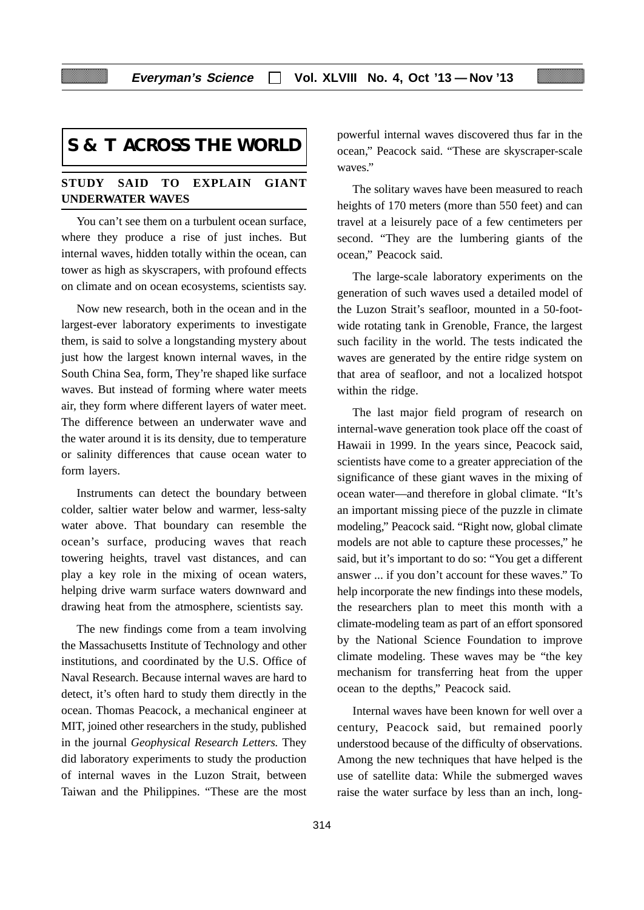# S & T ACROSS THE WORLD

## STUDY SAID TO EXPLAIN GIANT UNDERWATER WAVES

You can't see them on a turbulent ocean surface, where they produce a rise of just inches. But internal waves, hidden totally within the ocean, can tower as high as skyscrapers, with profound effects on climate and on ocean ecosystems, scientists say.

Now new research, both in the ocean and in the largest-ever laboratory experiments to investigate them, is said to solve a longstanding mystery about just how the largest known internal waves, in the South China Sea, form, They're shaped like surface waves. But instead of forming where water meets air, they form where different layers of water meet. The difference between an underwater wave and the water around it is its density, due to temperature or salinity differences that cause ocean water to form layers.

Instruments can detect the boundary between colder, saltier water below and warmer, less-salty water above. That boundary can resemble the ocean's surface, producing waves that reach towering heights, travel vast distances, and can play a key role in the mixing of ocean waters, helping drive warm surface waters downward and drawing heat from the atmosphere, scientists say.

The new findings come from a team involving the Massachusetts Institute of Technology and other institutions, and coordinated by the U.S. Office of Naval Research. Because internal waves are hard to detect, it's often hard to study them directly in the ocean. Thomas Peacock, a mechanical engineer at MIT, joined other researchers in the study, published in the journal *Geophysical Research Letters.* They did laboratory experiments to study the production of internal waves in the Luzon Strait, between Taiwan and the Philippines. "These are the most powerful internal waves discovered thus far in the ocean," Peacock said. "These are skyscraper-scale waves."

The solitary waves have been measured to reach heights of 170 meters (more than 550 feet) and can travel at a leisurely pace of a few centimeters per second. "They are the lumbering giants of the ocean," Peacock said.

The large-scale laboratory experiments on the generation of such waves used a detailed model of the Luzon Strait's seafloor, mounted in a 50-foot-wide rotating tank in Grenoble, France, the largest such facility in the world. The tests indicated the waves are generated by the entire ridge system on that area of seafloor, and not a localized hotspot within the ridge.

The last major field program of research on internal-wave generation took place off the coast of Hawaii in 1999. In the years since, Peacock said, scientists have come to a greater appreciation of the significance of these giant waves in the mixing of ocean water—and therefore in global climate. "It's an important missing piece of the puzzle in climate modeling," Peacock said. "Right now, global climate models are not able to capture these processes," he said, but it's important to do so: "You get a different answer ... if you don't account for these waves." To help incorporate the new findings into these models, the researchers plan to meet this month with a climate-modeling team as part of an effort sponsored by the National Science Foundation to improve climate modeling. These waves may be "the key mechanism for transferring heat from the upper ocean to the depths," Peacock said.

Internal waves have been known for well over a century, Peacock said, but remained poorly understood because of the difficulty of observations. Among the new techniques that have helped is the use of satellite data: While the submerged waves raise the water surface by less than an inch, long-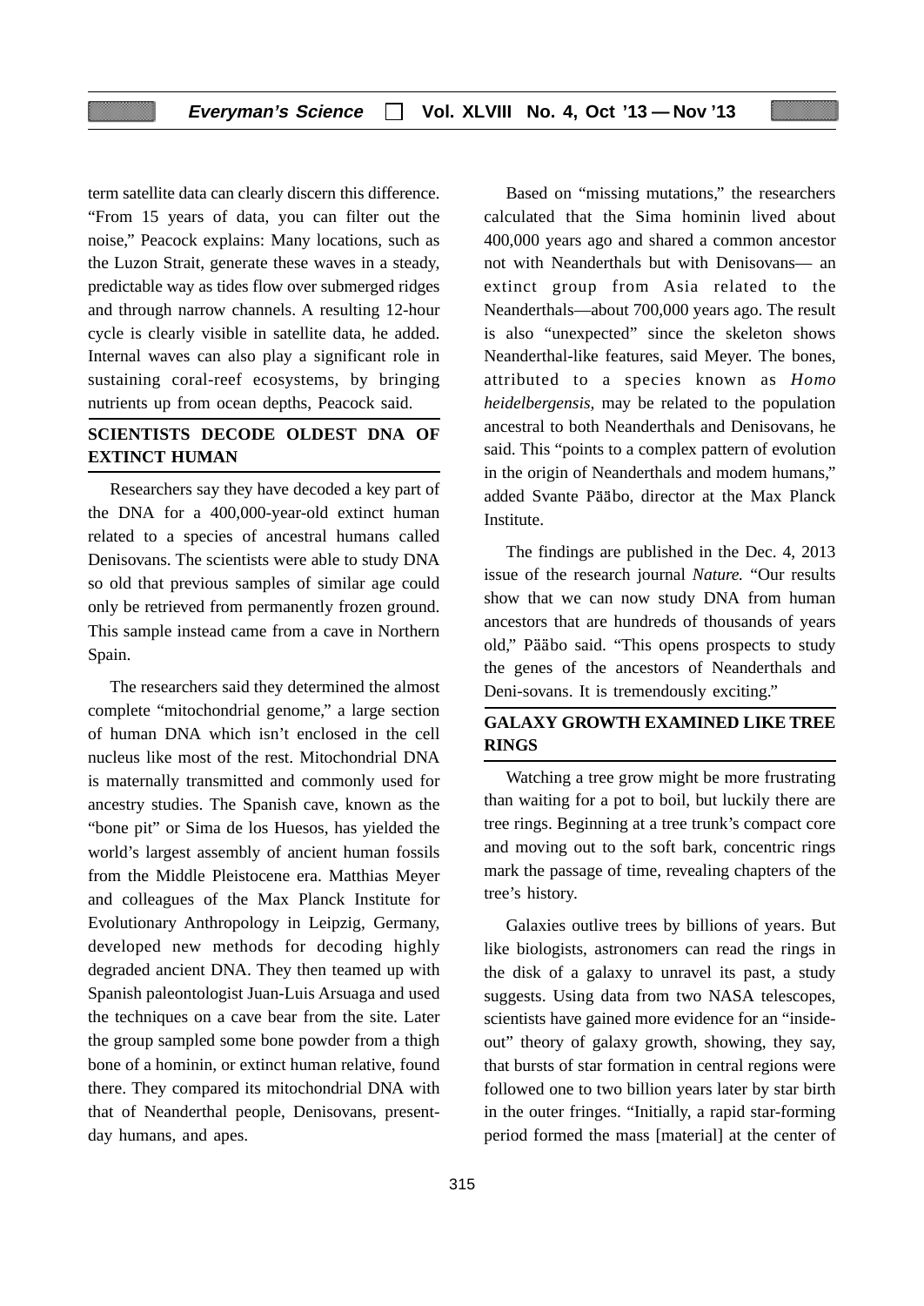term satellite data can clearly discern this difference. "From 15 years of data, you can filter out the noise," Peacock explains: Many locations, such as the Luzon Strait, generate these waves in a steady, predictable way as tides flow over submerged ridges and through narrow channels. A resulting 12-hour cycle is clearly visible in satellite data, he added. Internal waves can also play a significant role in sustaining coral-reef ecosystems, by bringing nutrients up from ocean depths, Peacock said.

## SCIENTISTS DECODE OLDEST DNA OF EXTINCT HUMAN

Researchers say they have decoded a key part of the DNA for a 400,000-year-old extinct human related to a species of ancestral humans called Denisovans. The scientists were able to study DNA so old that previous samples of similar age could only be retrieved from permanently frozen ground. This sample instead came from a cave in Northern Spain.

The researchers said they determined the almost complete "mitochondrial genome," a large section of human DNA which isn't enclosed in the cell nucleus like most of the rest. Mitochondrial DNA is maternally transmitted and commonly used for ancestry studies. The Spanish cave, known as the "bone pit" or Sima de los Huesos, has yielded the world's largest assembly of ancient human fossils from the Middle Pleistocene era. Matthias Meyer and colleagues of the Max Planck Institute for Evolutionary Anthropology in Leipzig, Germany, developed new methods for decoding highly degraded ancient DNA. They then teamed up with Spanish paleontologist Juan-Luis Arsuaga and used the techniques on a cave bear from the site. Later the group sampled some bone powder from a thigh bone of a hominin, or extinct human relative, found there. They compared its mitochondrial DNA with that of Neanderthal people, Denisovans, present-day humans, and apes.

Based on "missing mutations," the researchers calculated that the Sima hominin lived about 400,000 years ago and shared a common ancestor not with Neanderthals but with Denisovans— an extinct group from Asia related to the Neanderthals—about 700,000 years ago. The result is also "unexpected" since the skeleton shows Neanderthal-like features, said Meyer. The bones, attributed to a species known as *Homo heidelbergensis,* may be related to the population ancestral to both Neanderthals and Denisovans, he said. This "points to a complex pattern of evolution in the origin of Neanderthals and modem humans," added Svante Pääbo, director at the Max Planck Institute.

The findings are published in the Dec. 4, 2013 issue of the research journal *Nature.* "Our results show that we can now study DNA from human ancestors that are hundreds of thousands of years old," Pääbo said. "This opens prospects to study the genes of the ancestors of Neanderthals and Deni-sovans. It is tremendously exciting."

## GALAXY GROWTH EXAMINED LIKE TREE RINGS

Watching a tree grow might be more frustrating than waiting for a pot to boil, but luckily there are tree rings. Beginning at a tree trunk's compact core and moving out to the soft bark, concentric rings mark the passage of time, revealing chapters of the tree's history.

Galaxies outlive trees by billions of years. But like biologists, astronomers can read the rings in the disk of a galaxy to unravel its past, a study suggests. Using data from two NASA telescopes, scientists have gained more evidence for an "inside-out" theory of galaxy growth, showing, they say, that bursts of star formation in central regions were followed one to two billion years later by star birth in the outer fringes. "Initially, a rapid star-forming period formed the mass [material] at the center of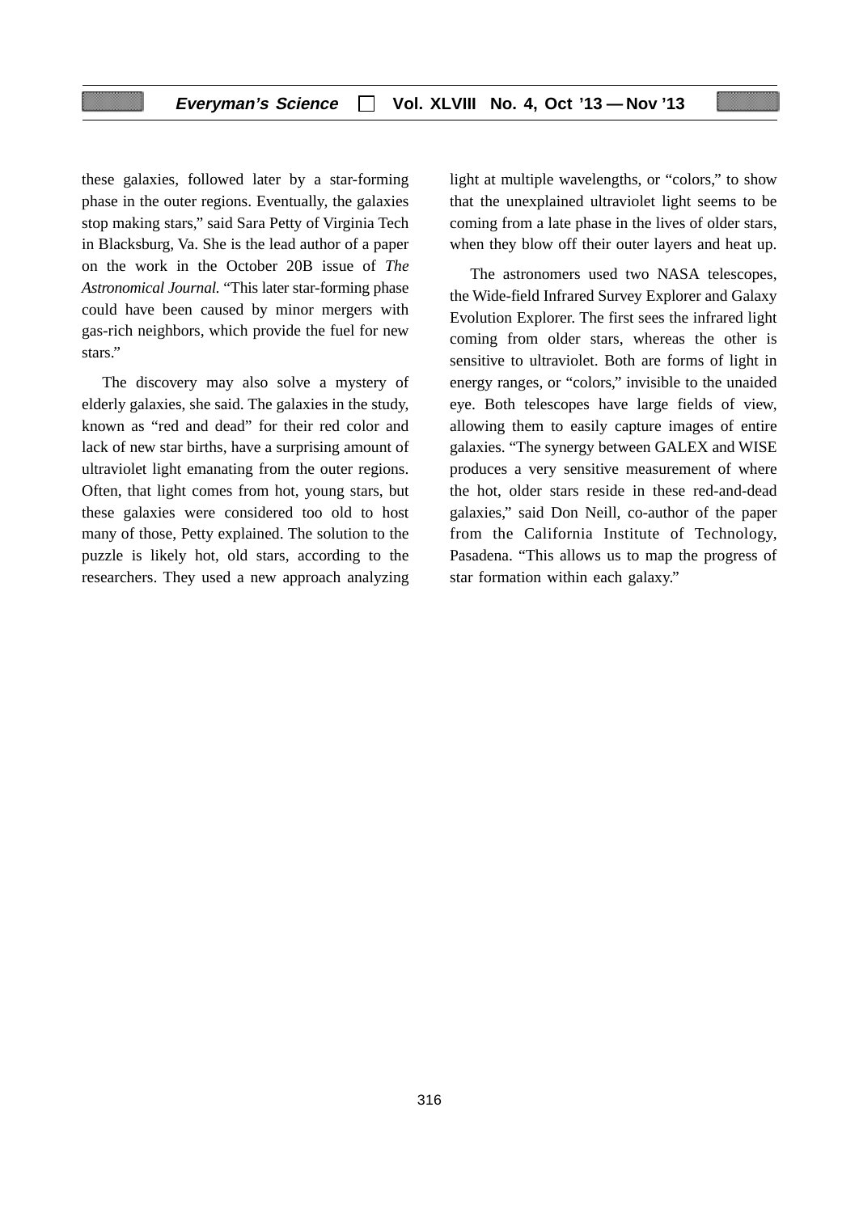these galaxies, followed later by a star-forming phase in the outer regions. Eventually, the galaxies stop making stars," said Sara Petty of Virginia Tech in Blacksburg, Va. She is the lead author of a paper on the work in the October 20B issue of *The Astronomical Journal.* "This later star-forming phase could have been caused by minor mergers with gas-rich neighbors, which provide the fuel for new stars."

The discovery may also solve a mystery of elderly galaxies, she said. The galaxies in the study, known as "red and dead" for their red color and lack of new star births, have a surprising amount of ultraviolet light emanating from the outer regions. Often, that light comes from hot, young stars, but these galaxies were considered too old to host many of those, Petty explained. The solution to the puzzle is likely hot, old stars, according to the researchers. They used a new approach analyzing light at multiple wavelengths, or "colors," to show that the unexplained ultraviolet light seems to be coming from a late phase in the lives of older stars, when they blow off their outer layers and heat up.

The astronomers used two NASA telescopes, the Wide-field Infrared Survey Explorer and Galaxy Evolution Explorer. The first sees the infrared light coming from older stars, whereas the other is sensitive to ultraviolet. Both are forms of light in energy ranges, or "colors," invisible to the unaided eye. Both telescopes have large fields of view, allowing them to easily capture images of entire galaxies. "The synergy between GALEX and WISE produces a very sensitive measurement of where the hot, older stars reside in these red-and-dead galaxies," said Don Neill, co-author of the paper from the California Institute of Technology, Pasadena. "This allows us to map the progress of star formation within each galaxy."